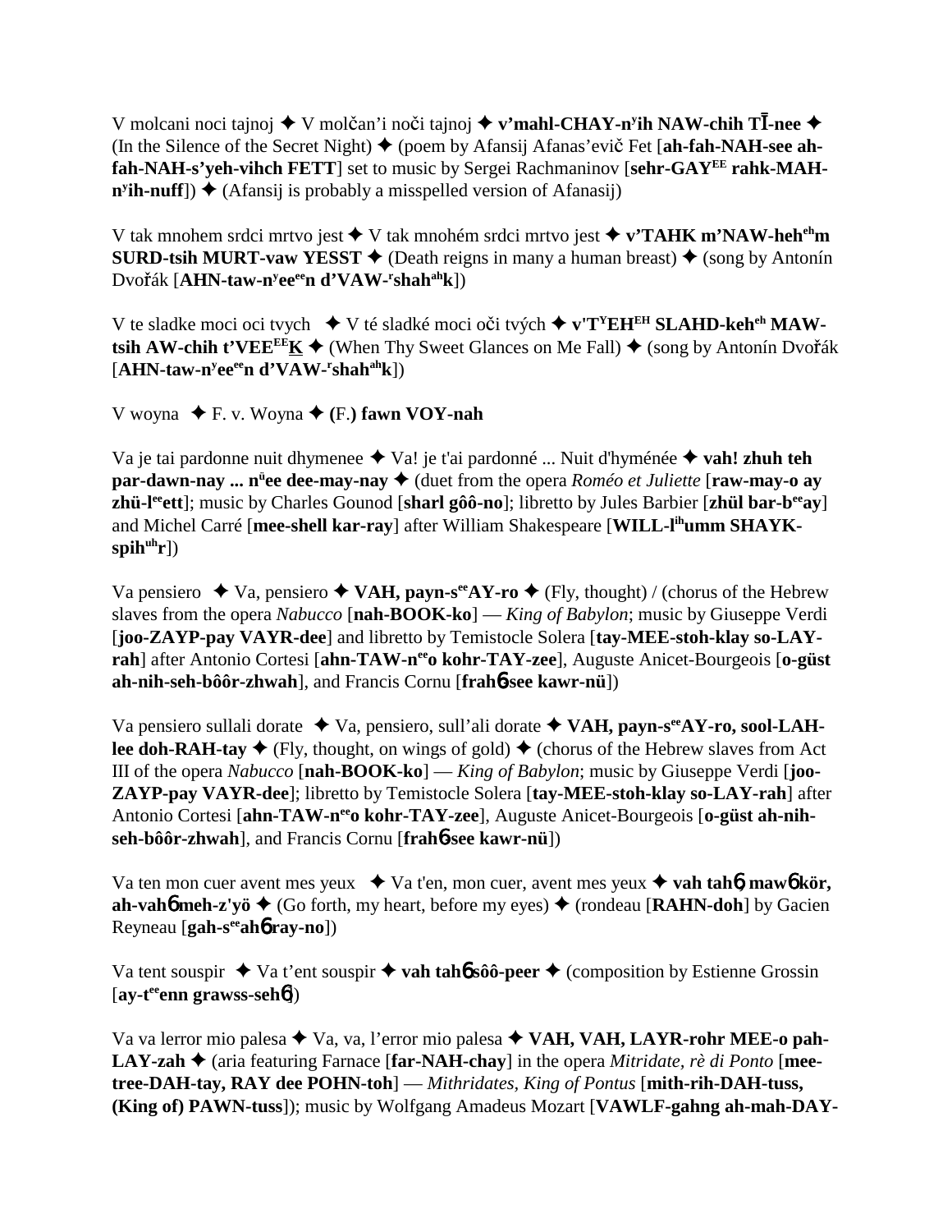V molcani noci tajnoj ✦ V molčan'i noči tajnoj ✦ **v'mahl-CHAY-n^y^ih NAW-chih TĪ-nee** ✦ (In the Silence of the Secret Night) ✦ (poem by Afansij Afanas'evič Fet [**ah-fah-NAH-see ah-fah-NAH-s'yeh-vihch FETT**] set to music by Sergei Rachmaninov [**sehr-GAY^EE^ rahk-MAH-n^y^ih-nuff**]) ✦ (Afansij is probably a misspelled version of Afanasij)

V tak mnohem srdci mrtvo jest ✦ V tak mnohém srdci mrtvo jest ✦ **v'TAHK m'NAW-heh^eh^m SURD-tsih MURT-vaw YESST** ✦ (Death reigns in many a human breast) ✦ (song by Antonín Dvořák [**AHN-taw-n^y^ee^ee^n d'VAW-^r^shah^ah^k**])

V te sladke moci oci tvych ✦ V té sladké moci oči tvých ✦ **v'T^Y^EH^EH^ SLAHD-keh^eh^ MAW-tsih AW-chih t'VEE^EE^K** ✦ (When Thy Sweet Glances on Me Fall) ✦ (song by Antonín Dvořák [**AHN-taw-n^y^ee^ee^n d'VAW-^r^shah^ah^k**])

V woyna ✦ F. v. Woyna ✦ **(F.) fawn VOY-nah**

Va je tai pardonne nuit dhymenee ✦ Va! je t'ai pardonné ... Nuit d'hyménée ✦ **vah! zhuh teh par-dawn-nay ... n^ü^ee dee-may-nay** ✦ (duet from the opera *Roméo et Juliette* [**raw-may-o ay zhü-l^ee^ett**]; music by Charles Gounod [**sharl gôô-no**]; libretto by Jules Barbier [**zhül bar-b^ee^ay**] and Michel Carré [**mee-shell kar-ray**] after William Shakespeare [**WILL-l^ih^umm SHAYK-spih^uh^r**])

Va pensiero ✦ Va, pensiero ✦ **VAH, payn-s^ee^AY-ro** ✦ (Fly, thought) / (chorus of the Hebrew slaves from the opera *Nabucco* [**nah-BOOK-ko**] — *King of Babylon*; music by Giuseppe Verdi [**joo-ZAYP-pay VAYR-dee**] and libretto by Temistocle Solera [**tay-MEE-stoh-klay so-LAY-rah**] after Antonio Cortesi [**ahn-TAW-n^ee^o kohr-TAY-zee**], Auguste Anicet-Bourgeois [**o-güst ah-nih-seh-bôôr-zhwah**], and Francis Cornu [**frahɳ-see kawr-nü**])

Va pensiero sullali dorate ✦ Va, pensiero, sull'ali dorate ✦ **VAH, payn-s^ee^AY-ro, sool-LAH-lee doh-RAH-tay** ✦ (Fly, thought, on wings of gold) ✦ (chorus of the Hebrew slaves from Act III of the opera *Nabucco* [**nah-BOOK-ko**] — *King of Babylon*; music by Giuseppe Verdi [**joo-ZAYP-pay VAYR-dee**]; libretto by Temistocle Solera [**tay-MEE-stoh-klay so-LAY-rah**] after Antonio Cortesi [**ahn-TAW-n^ee^o kohr-TAY-zee**], Auguste Anicet-Bourgeois [**o-güst ah-nih-seh-bôôr-zhwah**], and Francis Cornu [**frahɳ-see kawr-nü**])

Va ten mon cuer avent mes yeux ✦ Va t'en, mon cuer, avent mes yeux ✦ **vah tahɳ, mawɳ kör, ah-vahɳ meh-z'yö** ✦ (Go forth, my heart, before my eyes) ✦ (rondeau [**RAHN-doh**] by Gacien Reyneau [**gah-s^ee^ahɳ ray-no**])

Va tent souspir ✦ Va t'ent souspir ✦ **vah tahɳ sôô-peer** ✦ (composition by Estienne Grossin [**ay-t^ee^enn grawss-sehɳ**])

Va va lerror mio palesa ✦ Va, va, l'error mio palesa ✦ **VAH, VAH, LAYR-rohr MEE-o pah-LAY-zah** ✦ (aria featuring Farnace [**far-NAH-chay**] in the opera *Mitridate, rè di Ponto* [**mee-tree-DAH-tay, RAY dee POHN-toh**] — *Mithridates, King of Pontus* [**mith-rih-DAH-tuss, (King of) PAWN-tuss**]); music by Wolfgang Amadeus Mozart [**VAWLF-gahng ah-mah-DAY-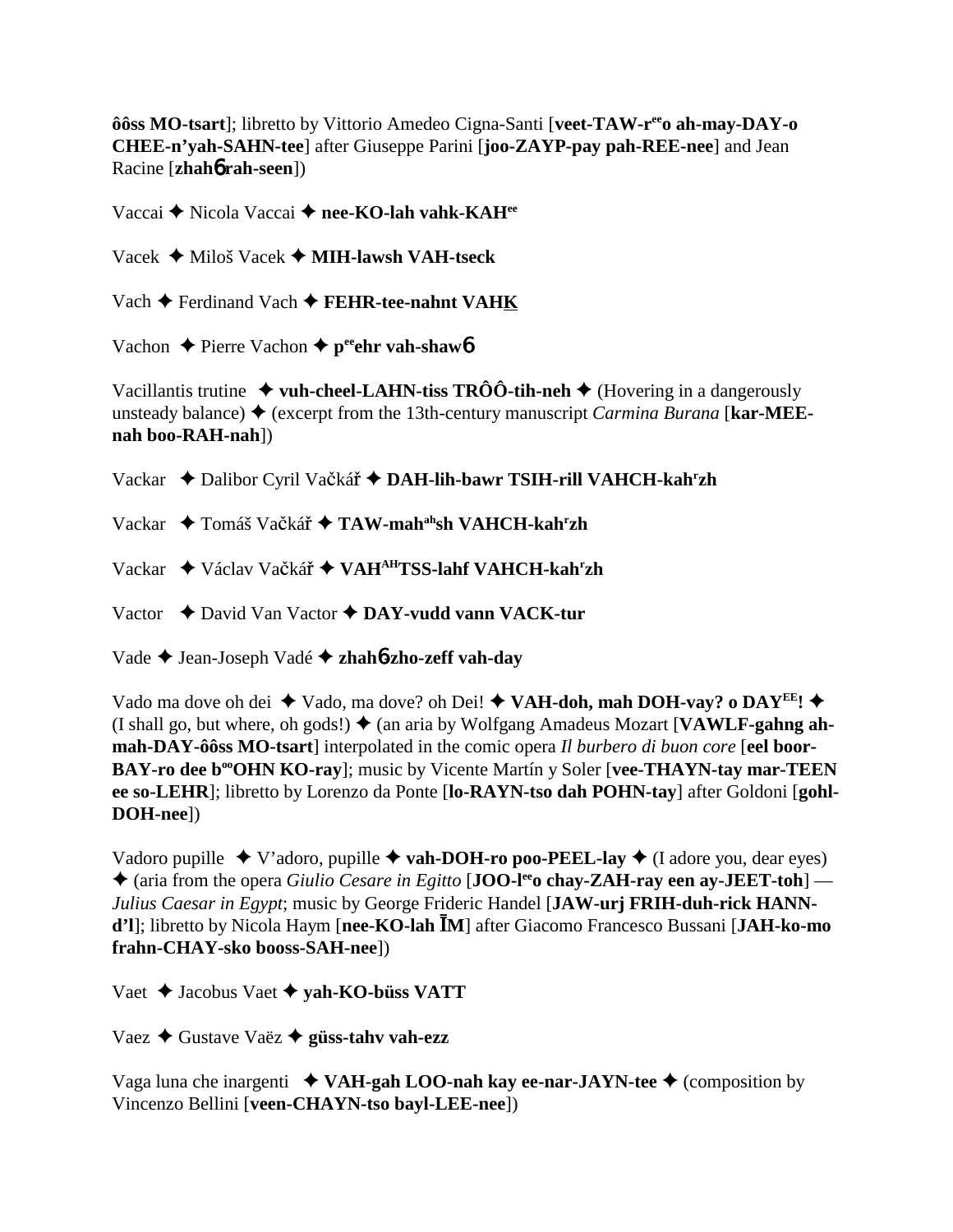**ôôss MO-tsart**]; libretto by Vittorio Amedeo Cigna-Santi [**veet-TAW-r**ee**o ah-may-DAY-o CHEE-n'yah-SAHN-tee**] after Giuseppe Parini [**joo-ZAYP-pay pah-REE-nee**] and Jean Racine [**zhah**6 **rah-seen**])

Vaccai ✦ Nicola Vaccai ✦ **nee-KO-lah vahk-KAH**ee

Vacek ✦ Miloš Vacek ✦ **MIH-lawsh VAH-tseck**

Vach ✦ Ferdinand Vach ✦ **FEHR-tee-nahnt VAHK**

Vachon ✦ Pierre Vachon ✦ **p**ee**ehr vah-shaw**6

Vacillantis trutine ✦ **vuh-cheel-LAHN-tiss TRÔÔ-tih-neh** ✦ (Hovering in a dangerously unsteady balance) ✦ (excerpt from the 13th-century manuscript *Carmina Burana* [**kar-MEE-nah boo-RAH-nah**])

Vackar ✦ Dalibor Cyril Vačkář ✦ **DAH-lih-bawr TSIH-rill VAHCH-kah**r**zh**

Vackar ✦ Tomáš Vačkář ✦ **TAW-mah**ah**sh VAHCH-kah**r**zh**

Vackar ✦ Václav Vačkář ✦ **VAH**AH**TSS-lahf VAHCH-kah**r**zh**

Vactor ✦ David Van Vactor ✦ **DAY-vudd vann VACK-tur**

Vade ✦ Jean-Joseph Vadé ✦ **zhah**6 **zho-zeff vah-day**

Vado ma dove oh dei ✦ Vado, ma dove? oh Dei! ✦ **VAH-doh, mah DOH-vay? o DAY**EE**!** ✦ (I shall go, but where, oh gods!) ✦ (an aria by Wolfgang Amadeus Mozart [**VAWLF-gahng ah-mah-DAY-ôôss MO-tsart**] interpolated in the comic opera *Il burbero di buon core* [**eel boor-BAY-ro dee b**oo**OHN KO-ray**]; music by Vicente Martín y Soler [**vee-THAYN-tay mar-TEEN ee so-LEHR**]; libretto by Lorenzo da Ponte [**lo-RAYN-tso dah POHN-tay**] after Goldoni [**gohl-DOH-nee**])

Vadoro pupille ✦ V'adoro, pupille ✦ **vah-DOH-ro poo-PEEL-lay** ✦ (I adore you, dear eyes) ✦ (aria from the opera *Giulio Cesare in Egitto* [**JOO-l**ee**o chay-ZAH-ray een ay-JEET-toh**] — *Julius Caesar in Egypt*; music by George Frideric Handel [**JAW-urj FRIH-duh-rick HANN-d'l**]; libretto by Nicola Haym [**nee-KO-lah ĪM**] after Giacomo Francesco Bussani [**JAH-ko-mo frahn-CHAY-sko booss-SAH-nee**])

Vaet ✦ Jacobus Vaet ✦ **yah-KO-büss VATT**

Vaez ✦ Gustave Vaëz ✦ **güss-tahv vah-ezz**

Vaga luna che inargenti ✦ **VAH-gah LOO-nah kay ee-nar-JAYN-tee** ✦ (composition by Vincenzo Bellini [**veen-CHAYN-tso bayl-LEE-nee**])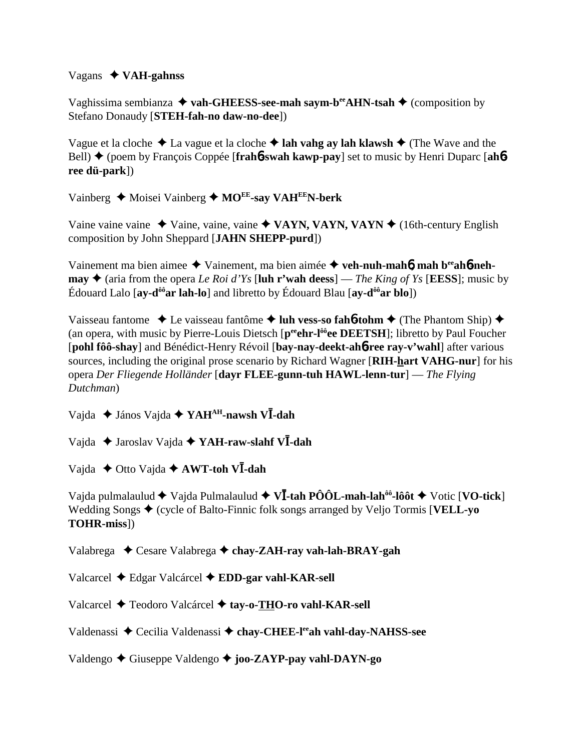Vagans ✦ **VAH-gahnss**

Vaghissima sembianza ✦ **vah-GHEESS-see-mah saym-b^ee^AHN-tsah** ✦ (composition by Stefano Donaudy [**STEH-fah-no daw-no-dee**])

Vague et la cloche ✦ La vague et la cloche ✦ **lah vahg ay lah klawsh** ✦ (The Wave and the Bell) ✦ (poem by François Coppée [**frahɳ-swah kawp-pay**] set to music by Henri Duparc [**ahɳ-ree dü-park**])

Vainberg ✦ Moisei Vainberg ✦ **MO^EE^-say VAH^EE^N-berk**

Vaine vaine vaine ✦ Vaine, vaine, vaine ✦ **VAYN, VAYN, VAYN** ✦ (16th-century English composition by John Sheppard [**JAHN SHEPP-purd**])

Vainement ma bien aimee ✦ Vainement, ma bien aimée ✦ **veh-nuh-mahɳ, mah b^ee^ahɳ-neh-may** ✦ (aria from the opera *Le Roi d'Ys* [**luh r'wah deess**] — *The King of Ys* [**EESS**]; music by Édouard Lalo [**ay-d^ôô^ar lah-lo**] and libretto by Édouard Blau [**ay-d^ôô^ar blo**])

Vaisseau fantome ✦ Le vaisseau fantôme ✦ **luh vess-so fahɳ-tohm** ✦ (The Phantom Ship) ✦ (an opera, with music by Pierre-Louis Dietsch [**p^ee^ehr-l^ôô^ee DEETSH**]; libretto by Paul Foucher [**pohl fôô-shay**] and Bénédict-Henry Révoil [**bay-nay-deekt-ahɳ-ree ray-v'wahl**] after various sources, including the original prose scenario by Richard Wagner [**RIH-hart VAHG-nur**] for his opera *Der Fliegende Holländer* [**dayr FLEE-gunn-tuh HAWL-lenn-tur**] — *The Flying Dutchman*)

Vajda ✦ János Vajda ✦ **YAH^AH^-nawsh VĪ-dah**

Vajda ✦ Jaroslav Vajda ✦ **YAH-raw-slahf VĪ-dah**

Vajda ✦ Otto Vajda ✦ **AWT-toh VĪ-dah**

Vajda pulmalaulud ✦ Vajda Pulmalaulud ✦ **VĪ-tah PÔÔL-mah-lah^ôô^-lôôt** ✦ Votic [**VO-tick**] Wedding Songs ✦ (cycle of Balto-Finnic folk songs arranged by Veljo Tormis [**VELL-yo TOHR-miss**])

Valabrega ✦ Cesare Valabrega ✦ **chay-ZAH-ray vah-lah-BRAY-gah**

Valcarcel ✦ Edgar Valcárcel ✦ **EDD-gar vahl-KAR-sell**

Valcarcel ✦ Teodoro Valcárcel ✦ **tay-o-THO-ro vahl-KAR-sell**

Valdenassi ✦ Cecilia Valdenassi ✦ **chay-CHEE-l^ee^ah vahl-day-NAHSS-see**

Valdengo ✦ Giuseppe Valdengo ✦ **joo-ZAYP-pay vahl-DAYN-go**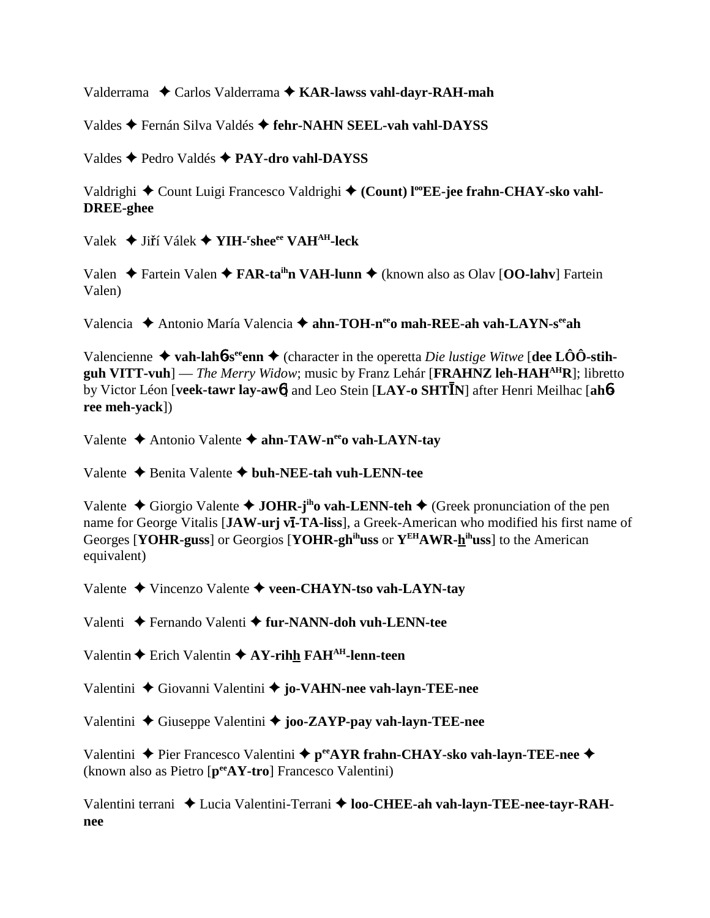Valderrama ✦ Carlos Valderrama ✦ **KAR-lawss vahl-dayr-RAH-mah**

Valdes ✦ Fernán Silva Valdés ✦ **fehr-NAHN SEEL-vah vahl-DAYSS**

Valdes ✦ Pedro Valdés ✦ **PAY-dro vahl-DAYSS**

Valdrighi ✦ Count Luigi Francesco Valdrighi ✦ **(Count) l[oo]EE-jee frahn-CHAY-sko vahl-DREE-ghee**

Valek ✦ Jiří Válek ✦ **YIH-[r]shee[ee] VAH[AH]-leck**

Valen ✦ Fartein Valen ✦ **FAR-ta[ih]n VAH-lunn** ✦ (known also as Olav [**OO-lahv**] Fartein Valen)

Valencia ✦ Antonio María Valencia ✦ **ahn-TOH-n[ee]o mah-REE-ah vah-LAYN-s[ee]ah**

Valencienne ✦ **vah-lah6-s[ee]enn** ✦ (character in the operetta *Die lustige Witwe* [**dee LÔÔ-stih-guh VITT-vuh**] — *The Merry Widow*; music by Franz Lehár [**FRAHNZ leh-HAH[AH]R**]; libretto by Victor Léon [**veek-tawr lay-aw6**] and Leo Stein [**LAY-o SHTĪN**] after Henri Meilhac [**ah6-ree meh-yack**])

Valente ✦ Antonio Valente ✦ **ahn-TAW-n[ee]o vah-LAYN-tay**

Valente ✦ Benita Valente ✦ **buh-NEE-tah vuh-LENN-tee**

Valente ✦ Giorgio Valente ✦ **JOHR-j[ih]o vah-LENN-teh** ✦ (Greek pronunciation of the pen name for George Vitalis [**JAW-urj vī-TA-liss**], a Greek-American who modified his first name of Georges [**YOHR-guss**] or Georgios [**YOHR-gh[ih]uss** or **Y[EH]AWR-h[ih]uss**] to the American equivalent)

Valente ✦ Vincenzo Valente ✦ **veen-CHAYN-tso vah-LAYN-tay**

Valenti ✦ Fernando Valenti ✦ **fur-NANN-doh vuh-LENN-tee**

Valentin ✦ Erich Valentin ✦ **AY-rihh FAH[AH]-lenn-teen**

Valentini ✦ Giovanni Valentini ✦ **jo-VAHN-nee vah-layn-TEE-nee**

Valentini ✦ Giuseppe Valentini ✦ **joo-ZAYP-pay vah-layn-TEE-nee**

Valentini ✦ Pier Francesco Valentini ✦ **p[ee]AYR frahn-CHAY-sko vah-layn-TEE-nee** ✦ (known also as Pietro [**p[ee]AY-tro**] Francesco Valentini)

Valentini terrani ✦ Lucia Valentini-Terrani ✦ **loo-CHEE-ah vah-layn-TEE-nee-tayr-RAH-nee**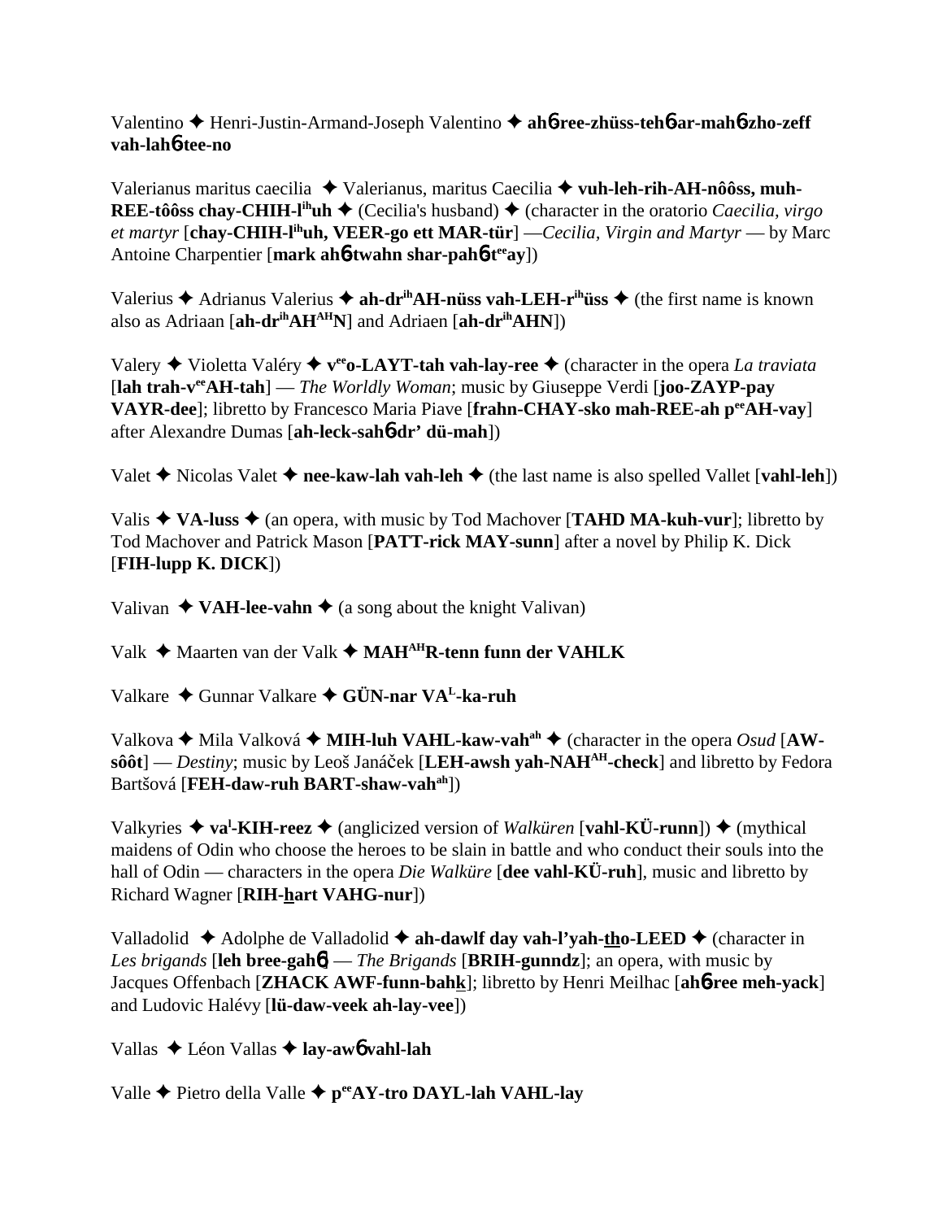Valentino ✦ Henri-Justin-Armand-Joseph Valentino ✦ **ahɶ-ree-zhüss-tehɶ-ar-mahɶ-zho-zeff vah-lahɶ-tee-no**

Valerianus maritus caecilia ✦ Valerianus, maritus Caecilia ✦ **vuh-leh-rih-AH-nôôss, muh-REE-tôôss chay-CHIH-l^ih^uh** ✦ (Cecilia's husband) ✦ (character in the oratorio *Caecilia, virgo et martyr* [**chay-CHIH-l^ih^uh, VEER-go ett MAR-tür**] —*Cecilia, Virgin and Martyr* — by Marc Antoine Charpentier [**mark ahɶ-twahn shar-pahɶ-t^ee^ay**])

Valerius ✦ Adrianus Valerius ✦ **ah-dr^ih^AH-nüss vah-LEH-r^ih^üss** ✦ (the first name is known also as Adriaan [**ah-dr^ih^AH^AH^N**] and Adriaen [**ah-dr^ih^AHN**])

Valery ✦ Violetta Valéry ✦ **v^ee^o-LAYT-tah vah-lay-ree** ✦ (character in the opera *La traviata* [**lah trah-v^ee^AH-tah**] — *The Worldly Woman*; music by Giuseppe Verdi [**joo-ZAYP-pay VAYR-dee**]; libretto by Francesco Maria Piave [**frahn-CHAY-sko mah-REE-ah p^ee^AH-vay**] after Alexandre Dumas [**ah-leck-sahɶ-dr' dü-mah**])

Valet ✦ Nicolas Valet ✦ **nee-kaw-lah vah-leh** ✦ (the last name is also spelled Vallet [**vahl-leh**])

Valis ✦ **VA-luss** ✦ (an opera, with music by Tod Machover [**TAHD MA-kuh-vur**]; libretto by Tod Machover and Patrick Mason [**PATT-rick MAY-sunn**] after a novel by Philip K. Dick [**FIH-lupp K. DICK**])

Valivan ✦ **VAH-lee-vahn** ✦ (a song about the knight Valivan)

Valk ✦ Maarten van der Valk ✦ **MAH^AH^R-tenn funn der VAHLK**

Valkare ✦ Gunnar Valkare ✦ **GÜN-nar VA^L^-ka-ruh**

Valkova ✦ Mila Valková ✦ **MIH-luh VAHL-kaw-vah^ah^** ✦ (character in the opera *Osud* [**AW-sôôt**] — *Destiny*; music by Leoš Janáček [**LEH-awsh yah-NAH^AH^-check**] and libretto by Fedora Bartšová [**FEH-daw-ruh BART-shaw-vah^ah^**])

Valkyries ✦ **va^l^-KIH-reez** ✦ (anglicized version of *Walküren* [**vahl-KÜ-runn**]) ✦ (mythical maidens of Odin who choose the heroes to be slain in battle and who conduct their souls into the hall of Odin — characters in the opera *Die Walküre* [**dee vahl-KÜ-ruh**], music and libretto by Richard Wagner [**RIH-hart VAHG-nur**])

Valladolid ✦ Adolphe de Valladolid ✦ **ah-dawlf day vah-l'yah-tho-LEED** ✦ (character in *Les brigands* [**leh bree-gahɶ**] — *The Brigands* [**BRIH-gunndz**]; an opera, with music by Jacques Offenbach [**ZHACK AWF-funn-bahk**]; libretto by Henri Meilhac [**ahɶ-ree meh-yack**] and Ludovic Halévy [**lü-daw-veek ah-lay-vee**])

Vallas ✦ Léon Vallas ✦ **lay-awɶ vahl-lah**

Valle ✦ Pietro della Valle ✦ **p^ee^AY-tro DAYL-lah VAHL-lay**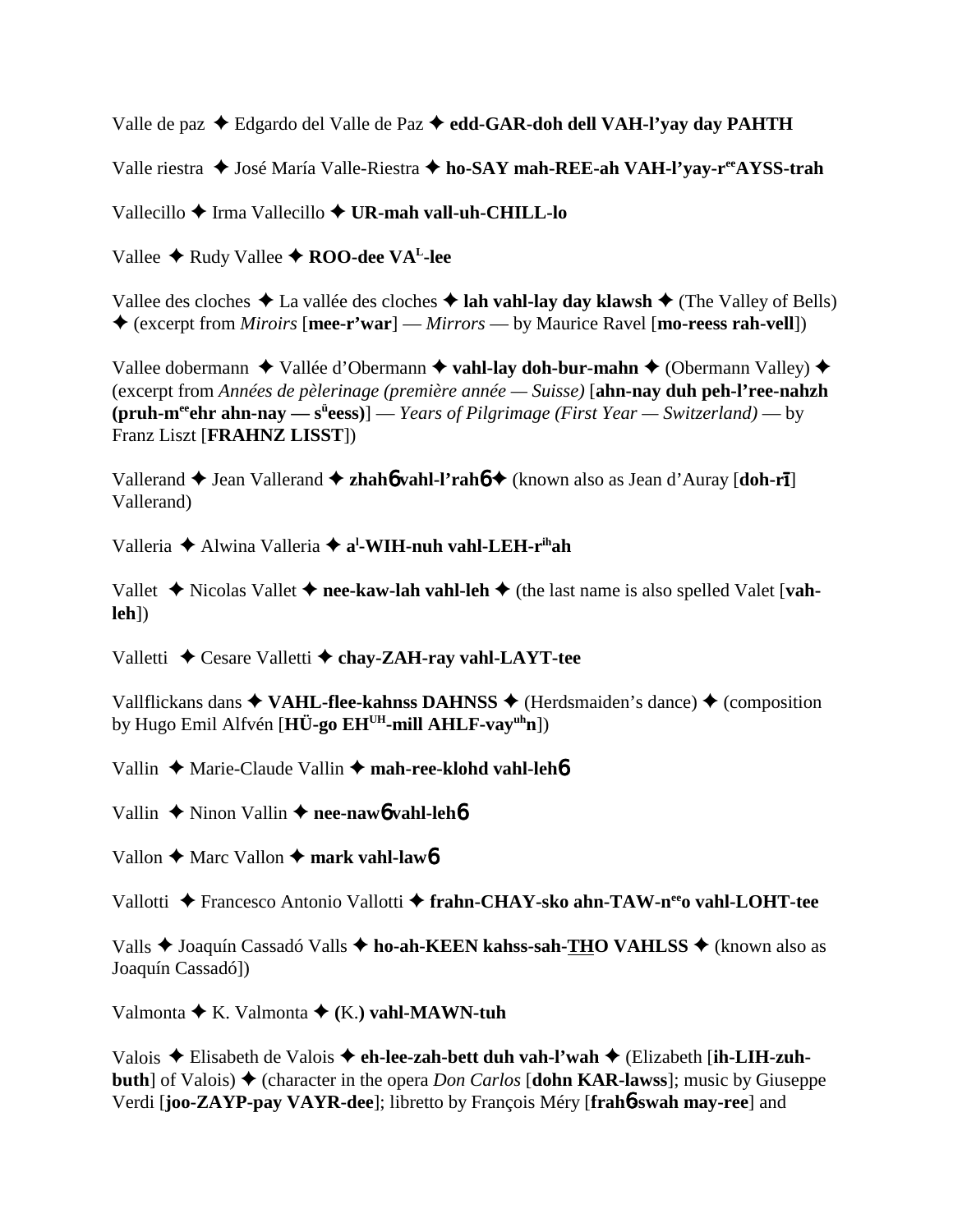Valle de paz ✦ Edgardo del Valle de Paz ✦ **edd-GAR-doh dell VAH-l'yay day PAHTH**

Valle riestra ✦ José María Valle-Riestra ✦ **ho-SAY mah-REE-ah VAH-l'yay-r[ee]AYSS-trah**

Vallecillo ✦ Irma Vallecillo ✦ **UR-mah vall-uh-CHILL-lo**

Vallee ✦ Rudy Vallee ✦ **ROO-dee VA[L]-lee**

Vallee des cloches ✦ La vallée des cloches ✦ **lah vahl-lay day klawsh** ✦ (The Valley of Bells) ✦ (excerpt from *Miroirs* [**mee-r'war**] — *Mirrors* — by Maurice Ravel [**mo-reess rah-vell**])

Vallee dobermann ✦ Vallée d'Obermann ✦ **vahl-lay doh-bur-mahn** ✦ (Obermann Valley) ✦ (excerpt from *Années de pèlerinage (première année — Suisse)* [**ahn-nay duh peh-l'ree-nahzh (pruh-m[ee]ehr ahn-nay — s[ü]eess)**] — *Years of Pilgrimage (First Year — Switzerland)* — by Franz Liszt [**FRAHNZ LISST**])

Vallerand ✦ Jean Vallerand ✦ **zhahɓ vahl-l'rahɓ** ✦ (known also as Jean d'Auray [**doh-rī**] Vallerand)

Valleria ✦ Alwina Valleria ✦ **a[l]-WIH-nuh vahl-LEH-r[ih]ah**

Vallet ✦ Nicolas Vallet ✦ **nee-kaw-lah vahl-leh** ✦ (the last name is also spelled Valet [**vah-leh**])

Valletti ✦ Cesare Valletti ✦ **chay-ZAH-ray vahl-LAYT-tee**

Vallflickans dans ✦ **VAHL-flee-kahnss DAHNSS** ✦ (Herdsmaiden's dance) ✦ (composition by Hugo Emil Alfvén [**HÜ-go EH[UH]-mill AHLF-vay[uh]n**])

Vallin ✦ Marie-Claude Vallin ✦ **mah-ree-klohd vahl-lehɓ**

Vallin ✦ Ninon Vallin ✦ **nee-nawɓ vahl-lehɓ**

Vallon ✦ Marc Vallon ✦ **mark vahl-lawɓ**

Vallotti ✦ Francesco Antonio Vallotti ✦ **frahn-CHAY-sko ahn-TAW-n[ee]o vahl-LOHT-tee**

Valls ✦ Joaquín Cassadó Valls ✦ **ho-ah-KEEN kahss-sah-THO VAHLSS** ✦ (known also as Joaquín Cassadó])

Valmonta ✦ K. Valmonta ✦ **(K.) vahl-MAWN-tuh**

Valois ✦ Elisabeth de Valois ✦ **eh-lee-zah-bett duh vah-l'wah** ✦ (Elizabeth [**ih-LIH-zuh-buth**] of Valois) ✦ (character in the opera *Don Carlos* [**dohn KAR-lawss**]; music by Giuseppe Verdi [**joo-ZAYP-pay VAYR-dee**]; libretto by François Méry [**frahɓ swah may-ree**] and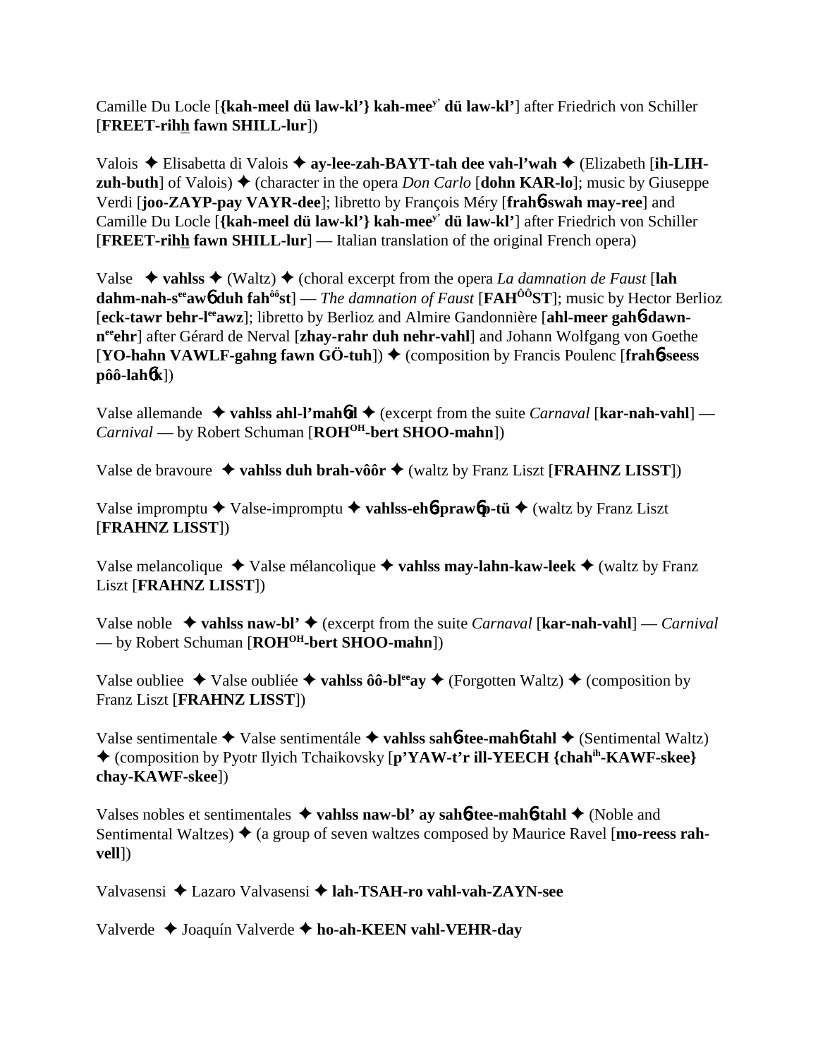Camille Du Locle [**{kah-meel dü law-kl'} kah-mee^y' dü law-kl'**] after Friedrich von Schiller [**FREET-rihh fawn SHILL-lur**])

Valois ✦ Elisabetta di Valois ✦ **ay-lee-zah-BAYT-tah dee vah-l'wah** ✦ (Elizabeth [**ih-LIH-zuh-buth**] of Valois) ✦ (character in the opera *Don Carlo* [**dohn KAR-lo**]; music by Giuseppe Verdi [**joo-ZAYP-pay VAYR-dee**]; libretto by François Méry [**frah6-swah may-ree**] and Camille Du Locle [**{kah-meel dü law-kl'} kah-mee^y' dü law-kl'**] after Friedrich von Schiller [**FREET-rihh fawn SHILL-lur**] — Italian translation of the original French opera)

Valse ✦ **vahlss** ✦ (Waltz) ✦ (choral excerpt from the opera *La damnation de Faust* [**lah dahm-nah-s^ee aw6 duh fah^ôô st**] — *The damnation of Faust* [**FAH^ÔÔ ST**]; music by Hector Berlioz [**eck-tawr behr-l^ee awz**]; libretto by Berlioz and Almire Gandonnière [**ahl-meer gah6-dawn-n^ee ehr**] after Gérard de Nerval [**zhay-rahr duh nehr-vahl**] and Johann Wolfgang von Goethe [**YO-hahn VAWLF-gahng fawn GÖ-tuh**]) ✦ (composition by Francis Poulenc [**frah6-seess pôô-lah6k**])

Valse allemande ✦ **vahlss ahl-l'mah6d** ✦ (excerpt from the suite *Carnaval* [**kar-nah-vahl**] — *Carnival* — by Robert Schuman [**ROH^OH-bert SHOO-mahn**])

Valse de bravoure ✦ **vahlss duh brah-vôôr** ✦ (waltz by Franz Liszt [**FRAHNZ LISST**])

Valse impromptu ✦ Valse-impromptu ✦ **vahlss-eh6-praw6p-tü** ✦ (waltz by Franz Liszt [**FRAHNZ LISST**])

Valse melancolique ✦ Valse mélancolique ✦ **vahlss may-lahn-kaw-leek** ✦ (waltz by Franz Liszt [**FRAHNZ LISST**])

Valse noble ✦ **vahlss naw-bl'** ✦ (excerpt from the suite *Carnaval* [**kar-nah-vahl**] — *Carnival* — by Robert Schuman [**ROH^OH-bert SHOO-mahn**])

Valse oubliee ✦ Valse oubliée ✦ **vahlss ôô-bl^ee ay** ✦ (Forgotten Waltz) ✦ (composition by Franz Liszt [**FRAHNZ LISST**])

Valse sentimentale ✦ Valse sentimentále ✦ **vahlss sah6-tee-mah6-tahl** ✦ (Sentimental Waltz) ✦ (composition by Pyotr Ilyich Tchaikovsky [**p'YAW-t'r ill-YEECH {chah^ih-KAWF-skee} chay-KAWF-skee**])

Valses nobles et sentimentales ✦ **vahlss naw-bl' ay sah6-tee-mah6-tahl** ✦ (Noble and Sentimental Waltzes) ✦ (a group of seven waltzes composed by Maurice Ravel [**mo-reess rah-vell**])

Valvasensi ✦ Lazaro Valvasensi ✦ **lah-TSAH-ro vahl-vah-ZAYN-see**

Valverde ✦ Joaquín Valverde ✦ **ho-ah-KEEN vahl-VEHR-day**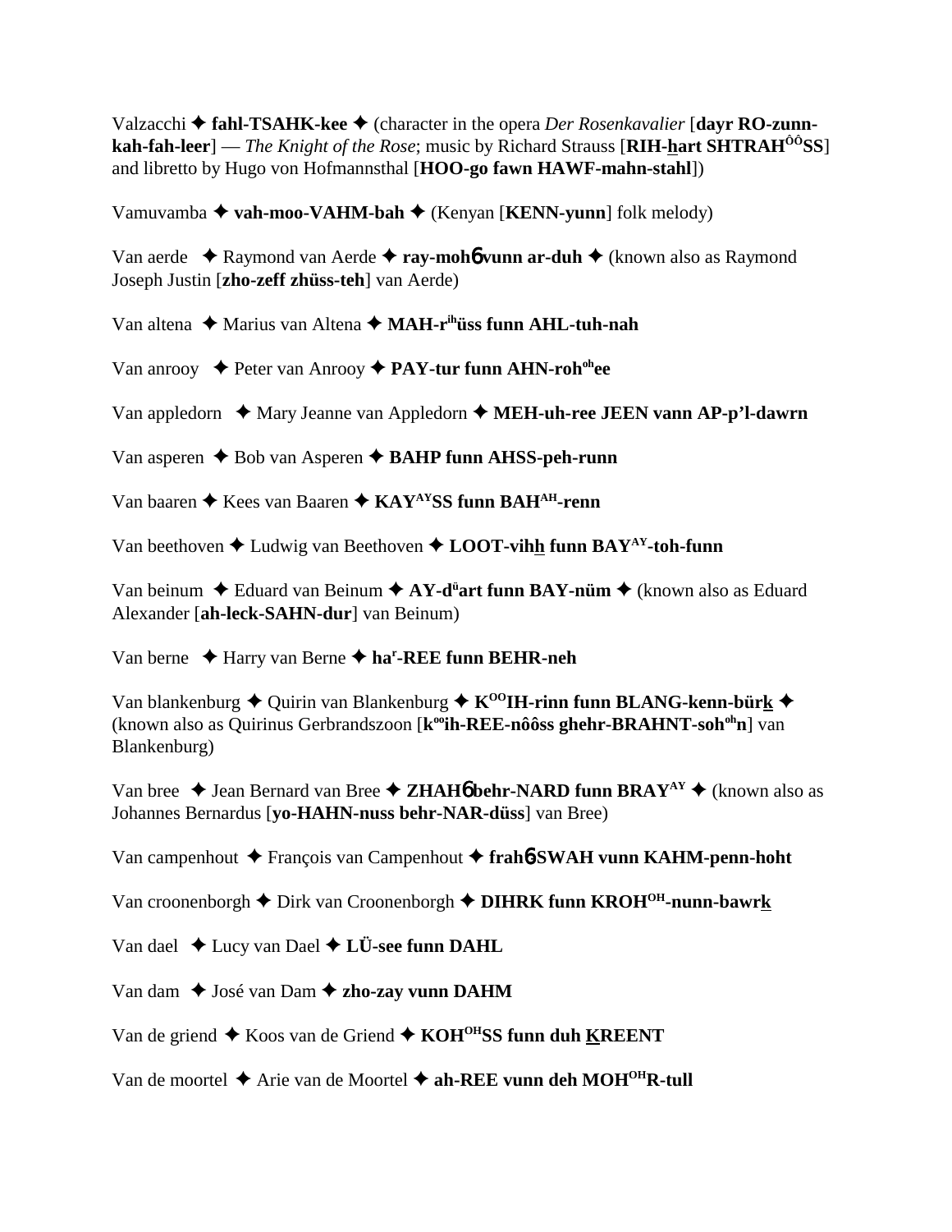Valzacchi ✦ **fahl-TSAHK-kee** ✦ (character in the opera *Der Rosenkavalier* [**dayr RO-zunn-kah-fah-leer**] — *The Knight of the Rose*; music by Richard Strauss [**RIH-hart SHTRAH$^{ÔÔ}$SS**] and libretto by Hugo von Hofmannsthal [**HOO-go fawn HAWF-mahn-stahl**])

Vamuvamba ✦ **vah-moo-VAHM-bah** ✦ (Kenyan [**KENN-yunn**] folk melody)

Van aerde ✦ Raymond van Aerde ✦ **ray-mohɓ vunn ar-duh** ✦ (known also as Raymond Joseph Justin [**zho-zeff zhüss-teh**] van Aerde)

Van altena ✦ Marius van Altena ✦ **MAH-r$^{ih}$üss funn AHL-tuh-nah**

Van anrooy ✦ Peter van Anrooy ✦ **PAY-tur funn AHN-roh$^{oh}$ee**

Van appledorn ✦ Mary Jeanne van Appledorn ✦ **MEH-uh-ree JEEN vann AP-p'l-dawrn**

Van asperen ✦ Bob van Asperen ✦ **BAHP funn AHSS-peh-runn**

Van baaren ✦ Kees van Baaren ✦ **KAY$^{AY}$SS funn BAH$^{AH}$-renn**

Van beethoven ✦ Ludwig van Beethoven ✦ **LOOT-vihh funn BAY$^{AY}$-toh-funn**

Van beinum ✦ Eduard van Beinum ✦ **AY-d$^{ü}$art funn BAY-nüm** ✦ (known also as Eduard Alexander [**ah-leck-SAHN-dur**] van Beinum)

Van berne ✦ Harry van Berne ✦ **ha$^{r}$-REE funn BEHR-neh**

Van blankenburg ✦ Quirin van Blankenburg ✦ **K$^{OO}$IH-rinn funn BLANG-kenn-bürk** ✦ (known also as Quirinus Gerbrandszoon [**k$^{oo}$ih-REE-nôôss ghehr-BRAHNT-soh$^{oh}$n**] van Blankenburg)

Van bree ✦ Jean Bernard van Bree ✦ **ZHAHɓ behr-NARD funn BRAY$^{AY}$** ✦ (known also as Johannes Bernardus [**yo-HAHN-nuss behr-NAR-düss**] van Bree)

Van campenhout ✦ François van Campenhout ✦ **frahɓ-SWAH vunn KAHM-penn-hoht**

Van croonenborgh ✦ Dirk van Croonenborgh ✦ **DIHRK funn KROH$^{OH}$-nunn-bawrk**

Van dael ✦ Lucy van Dael ✦ **LÜ-see funn DAHL**

Van dam ✦ José van Dam ✦ **zho-zay vunn DAHM**

Van de griend ✦ Koos van de Griend ✦ **KOH$^{OH}$SS funn duh KREENT**

Van de moortel ✦ Arie van de Moortel ✦ **ah-REE vunn deh MOH$^{OH}$R-tull**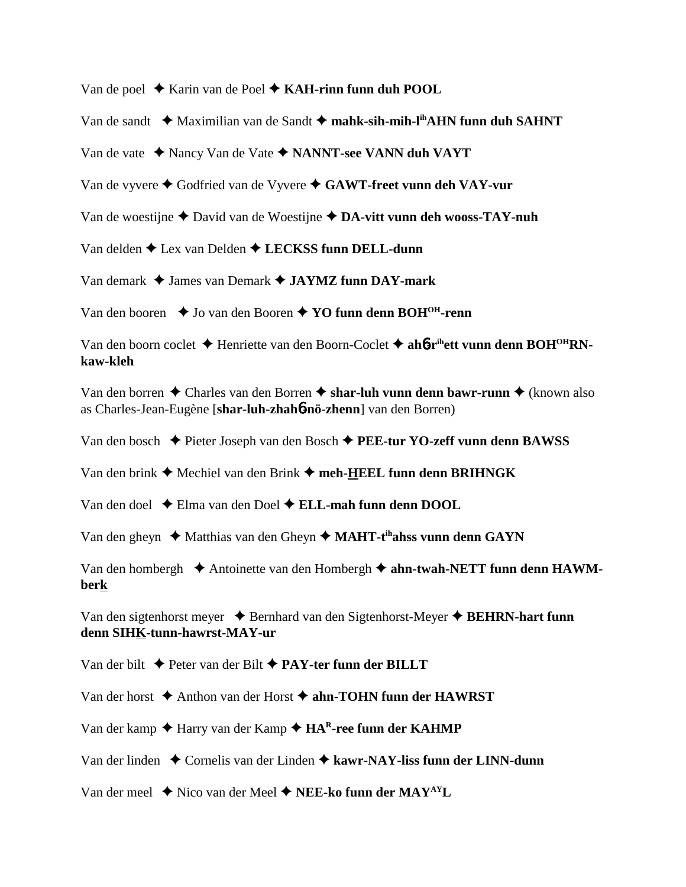Van de poel ✦ Karin van de Poel ✦ **KAH-rinn funn duh POOL**

Van de sandt ✦ Maximilian van de Sandt ✦ **mahk-sih-mih-l$^{ih}$AHN funn duh SAHNT**

Van de vate ✦ Nancy Van de Vate ✦ **NANNT-see VANN duh VAYT**

Van de vyvere ✦ Godfried van de Vyvere ✦ **GAWT-freet vunn deh VAY-vur**

Van de woestijne ✦ David van de Woestijne ✦ **DA-vitt vunn deh wooss-TAY-nuh**

Van delden ✦ Lex van Delden ✦ **LECKSS funn DELL-dunn**

Van demark ✦ James van Demark ✦ **JAYMZ funn DAY-mark**

Van den booren ✦ Jo van den Booren ✦ **YO funn denn BOH$^{OH}$-renn**

Van den boorn coclet ✦ Henriette van den Boorn-Coclet ✦ **ahɓr$^{ih}$ett vunn denn BOH$^{OH}$RN-kaw-kleh**

Van den borren ✦ Charles van den Borren ✦ **shar-luh vunn denn bawr-runn** ✦ (known also as Charles-Jean-Eugène [**shar-luh-zhahɓnö-zhenn**] van den Borren)

Van den bosch ✦ Pieter Joseph van den Bosch ✦ **PEE-tur YO-zeff vunn denn BAWSS**

Van den brink ✦ Mechiel van den Brink ✦ **meh-<u>H</u>EEL funn denn BRIHNGK**

Van den doel ✦ Elma van den Doel ✦ **ELL-mah funn denn DOOL**

Van den gheyn ✦ Matthias van den Gheyn ✦ **MAHT-t$^{ih}$ahss vunn denn GAYN**

Van den hombergh ✦ Antoinette van den Hombergh ✦ **ahn-twah-NETT funn denn HAWM-ber<u>k</u>**

Van den sigtenhorst meyer ✦ Bernhard van den Sigtenhorst-Meyer ✦ **BEHRN-hart funn denn SIH<u>K</u>-tunn-hawrst-MAY-ur**

Van der bilt ✦ Peter van der Bilt ✦ **PAY-ter funn der BILLT**

Van der horst ✦ Anthon van der Horst ✦ **ahn-TOHN funn der HAWRST**

Van der kamp ✦ Harry van der Kamp ✦ **HA$^{R}$-ree funn der KAHMP**

Van der linden ✦ Cornelis van der Linden ✦ **kawr-NAY-liss funn der LINN-dunn**

Van der meel ✦ Nico van der Meel ✦ **NEE-ko funn der MAY$^{AY}$L**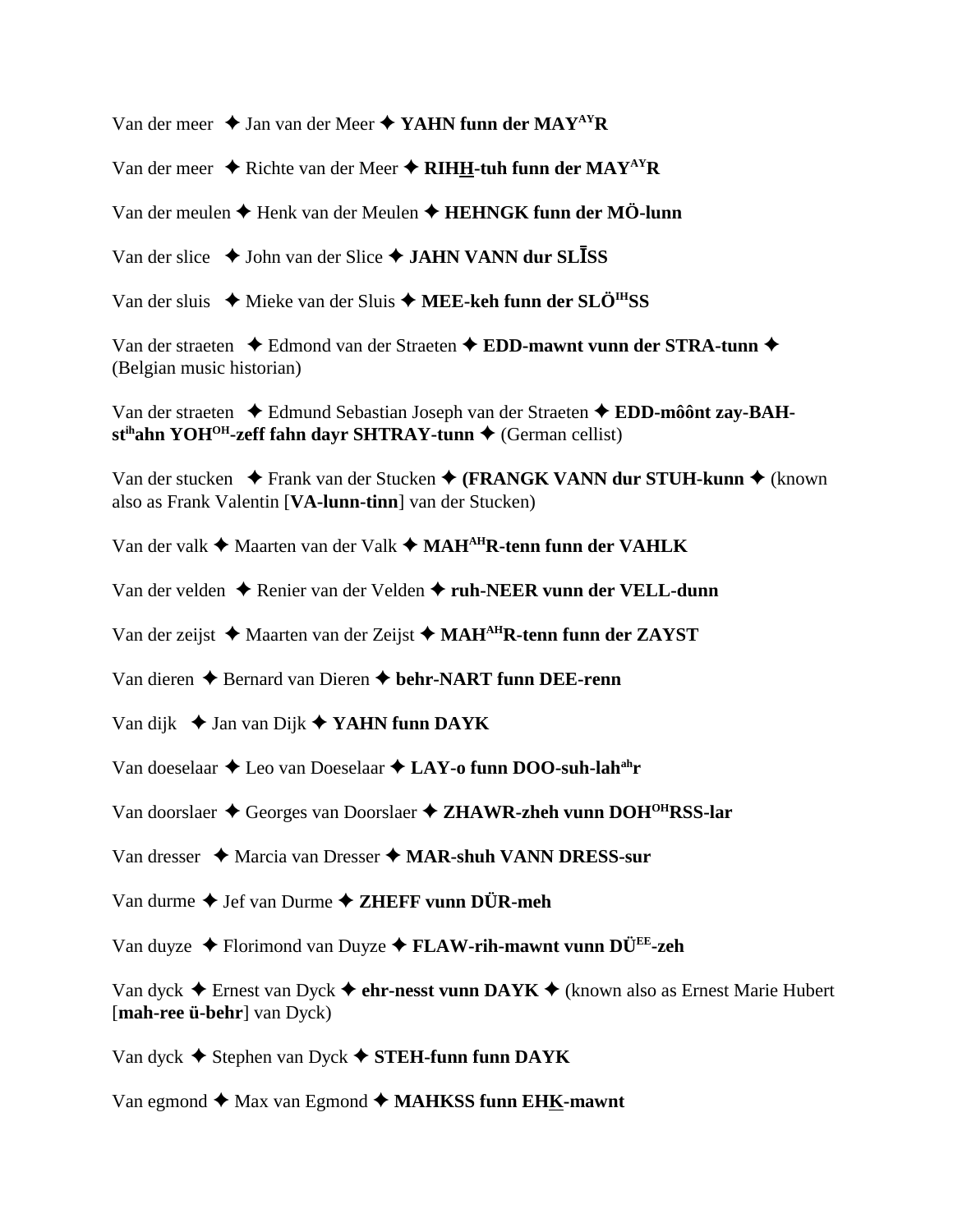Van der meer ✦ Jan van der Meer ✦ **YAHN funn der MAY[AY]R**

Van der meer ✦ Richte van der Meer ✦ **RIHH-tuh funn der MAY[AY]R**

Van der meulen ✦ Henk van der Meulen ✦ **HEHNGK funn der MÖ-lunn**

Van der slice ✦ John van der Slice ✦ **JAHN VANN dur SLĪSS**

Van der sluis ✦ Mieke van der Sluis ✦ **MEE-keh funn der SLÖ[IH]SS**

Van der straeten ✦ Edmond van der Straeten ✦ **EDD-mawnt vunn der STRA-tunn** ✦ (Belgian music historian)

Van der straeten ✦ Edmund Sebastian Joseph van der Straeten ✦ **EDD-môônt zay-BAH-st[ih]ahn YOH[OH]-zeff fahn dayr SHTRAY-tunn** ✦ (German cellist)

Van der stucken ✦ Frank van der Stucken ✦ **(FRANGK VANN dur STUH-kunn** ✦ (known also as Frank Valentin [**VA-lunn-tinn**] van der Stucken)

Van der valk ✦ Maarten van der Valk ✦ **MAH[AH]R-tenn funn der VAHLK**

Van der velden ✦ Renier van der Velden ✦ **ruh-NEER vunn der VELL-dunn**

Van der zeijst ✦ Maarten van der Zeijst ✦ **MAH[AH]R-tenn funn der ZAYST**

Van dieren ✦ Bernard van Dieren ✦ **behr-NART funn DEE-renn**

Van dijk ✦ Jan van Dijk ✦ **YAHN funn DAYK**

Van doeselaar ✦ Leo van Doeselaar ✦ **LAY-o funn DOO-suh-lah[ah]r**

Van doorslaer ✦ Georges van Doorslaer ✦ **ZHAWR-zheh vunn DOH[OH]RSS-lar**

Van dresser ✦ Marcia van Dresser ✦ **MAR-shuh VANN DRESS-sur**

Van durme ✦ Jef van Durme ✦ **ZHEFF vunn DÜR-meh**

Van duyze ✦ Florimond van Duyze ✦ **FLAW-rih-mawnt vunn DÜ[EE]-zeh**

Van dyck ✦ Ernest van Dyck ✦ **ehr-nesst vunn DAYK** ✦ (known also as Ernest Marie Hubert [**mah-ree ü-behr**] van Dyck)

Van dyck ✦ Stephen van Dyck ✦ **STEH-funn funn DAYK**

Van egmond ✦ Max van Egmond ✦ **MAHKSS funn EHK-mawnt**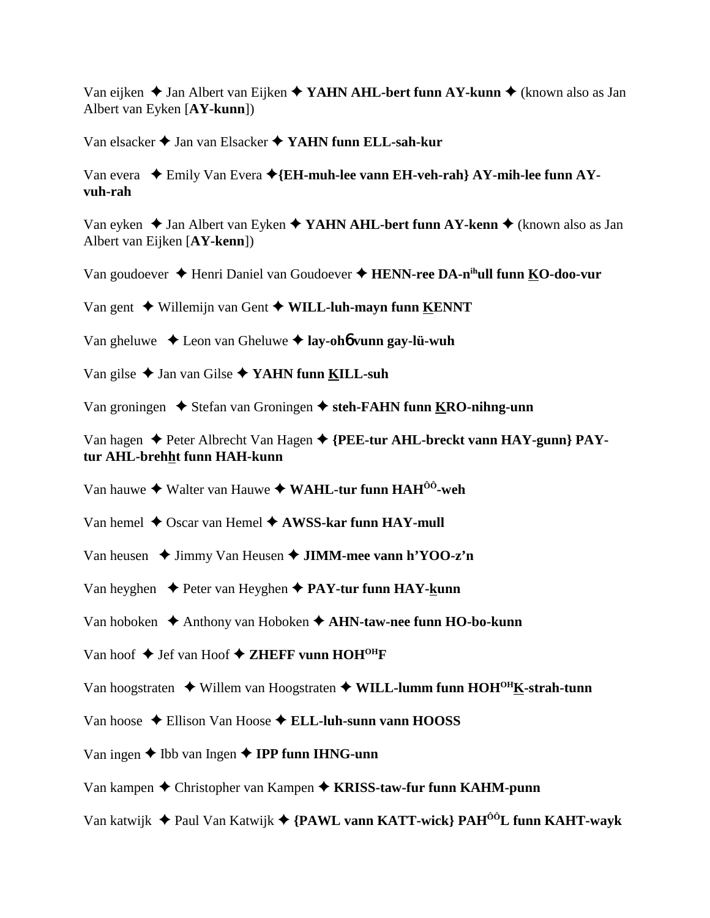Van eijken ✦ Jan Albert van Eijken ✦ **YAHN AHL-bert funn AY-kunn** ✦ (known also as Jan Albert van Eyken [**AY-kunn**])

Van elsacker ✦ Jan van Elsacker ✦ **YAHN funn ELL-sah-kur**

Van evera ✦ Emily Van Evera ✦**{EH-muh-lee vann EH-veh-rah} AY-mih-lee funn AY-vuh-rah**

Van eyken ✦ Jan Albert van Eyken ✦ **YAHN AHL-bert funn AY-kenn** ✦ (known also as Jan Albert van Eijken [**AY-kenn**])

Van goudoever ✦ Henri Daniel van Goudoever ✦ **HENN-ree DA-n[ih]ull funn KO-doo-vur**

Van gent ✦ Willemijn van Gent ✦ **WILL-luh-mayn funn KENNT**

Van gheluwe ✦ Leon van Gheluwe ✦ **lay-ohб vunn gay-lü-wuh**

Van gilse ✦ Jan van Gilse ✦ **YAHN funn KILL-suh**

Van groningen ✦ Stefan van Groningen ✦ **steh-FAHN funn KRO-nihng-unn**

Van hagen ✦ Peter Albrecht Van Hagen ✦ **{PEE-tur AHL-breckt vann HAY-gunn} PAY-tur AHL-brehht funn HAH-kunn**

Van hauwe ✦ Walter van Hauwe ✦ **WAHL-tur funn HAH[ôô]-weh**

Van hemel ✦ Oscar van Hemel ✦ **AWSS-kar funn HAY-mull**

Van heusen ✦ Jimmy Van Heusen ✦ **JIMM-mee vann h'YOO-z'n**

Van heyghen ✦ Peter van Heyghen ✦ **PAY-tur funn HAY-kunn**

Van hoboken ✦ Anthony van Hoboken ✦ **AHN-taw-nee funn HO-bo-kunn**

Van hoof ✦ Jef van Hoof ✦ **ZHEFF vunn HOH[OH]F**

Van hoogstraten ✦ Willem van Hoogstraten ✦ **WILL-lumm funn HOH[OH]K-strah-tunn**

Van hoose ✦ Ellison Van Hoose ✦ **ELL-luh-sunn vann HOOSS**

Van ingen ✦ Ibb van Ingen ✦ **IPP funn IHNG-unn**

Van kampen ✦ Christopher van Kampen ✦ **KRISS-taw-fur funn KAHM-punn**

Van katwijk ✦ Paul Van Katwijk ✦ **{PAWL vann KATT-wick} PAH[ôô]L funn KAHT-wayk**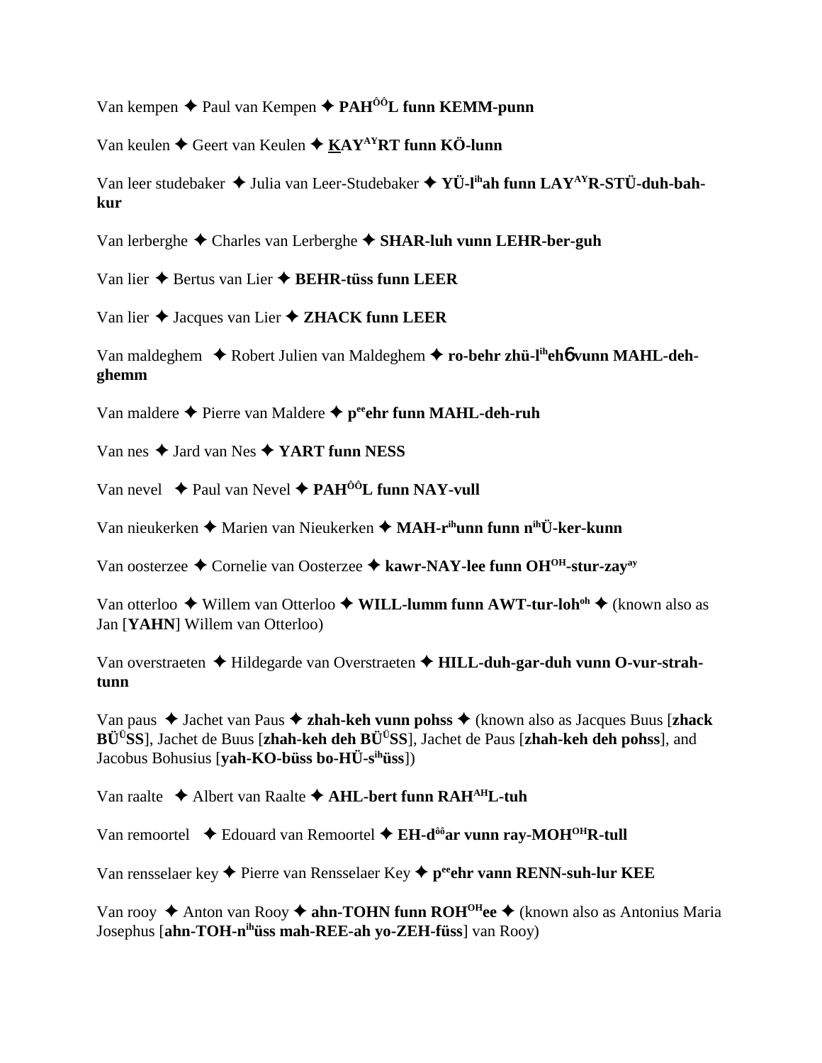Van kempen ✦ Paul van Kempen ✦ **PAH$^{ÔÔ}$L funn KEMM-punn**

Van keulen ✦ Geert van Keulen ✦ **KAY$^{AY}$RT funn KÖ-lunn**

Van leer studebaker ✦ Julia van Leer-Studebaker ✦ **YÜ-l$^{ih}$ah funn LAY$^{AY}$R-STÜ-duh-bah-kur**

Van lerberghe ✦ Charles van Lerberghe ✦ **SHAR-luh vunn LEHR-ber-guh**

Van lier ✦ Bertus van Lier ✦ **BEHR-tüss funn LEER**

Van lier ✦ Jacques van Lier ✦ **ZHACK funn LEER**

Van maldeghem ✦ Robert Julien van Maldeghem ✦ **ro-behr zhü-l$^{ih}$ehɓ vunn MAHL-deh-ghemm**

Van maldere ✦ Pierre van Maldere ✦ **p$^{ee}$ehr funn MAHL-deh-ruh**

Van nes ✦ Jard van Nes ✦ **YART funn NESS**

Van nevel ✦ Paul van Nevel ✦ **PAH$^{ÔÔ}$L funn NAY-vull**

Van nieukerken ✦ Marien van Nieukerken ✦ **MAH-r$^{ih}$unn funn n$^{ih}$Ü-ker-kunn**

Van oosterzee ✦ Cornelie van Oosterzee ✦ **kawr-NAY-lee funn OH$^{OH}$-stur-zay$^{ay}$**

Van otterloo ✦ Willem van Otterloo ✦ **WILL-lumm funn AWT-tur-loh$^{oh}$** ✦ (known also as Jan [**YAHN**] Willem van Otterloo)

Van overstraeten ✦ Hildegarde van Overstraeten ✦ **HILL-duh-gar-duh vunn O-vur-strah-tunn**

Van paus ✦ Jachet van Paus ✦ **zhah-keh vunn pohss** ✦ (known also as Jacques Buus [**zhack BÜ$^{Ü}$SS**], Jachet de Buus [**zhah-keh deh BÜ$^{Ü}$SS**], Jachet de Paus [**zhah-keh deh pohss**], and Jacobus Bohusius [**yah-KO-büss bo-HÜ-s$^{ih}$üss**])

Van raalte ✦ Albert van Raalte ✦ **AHL-bert funn RAH$^{AH}$L-tuh**

Van remoortel ✦ Edouard van Remoortel ✦ **EH-d$^{ôô}$ar vunn ray-MOH$^{OH}$R-tull**

Van rensselaer key ✦ Pierre van Rensselaer Key ✦ **p$^{ee}$ehr vann RENN-suh-lur KEE**

Van rooy ✦ Anton van Rooy ✦ **ahn-TOHN funn ROH$^{OH}$ee** ✦ (known also as Antonius Maria Josephus [**ahn-TOH-n$^{ih}$üss mah-REE-ah yo-ZEH-füss**] van Rooy)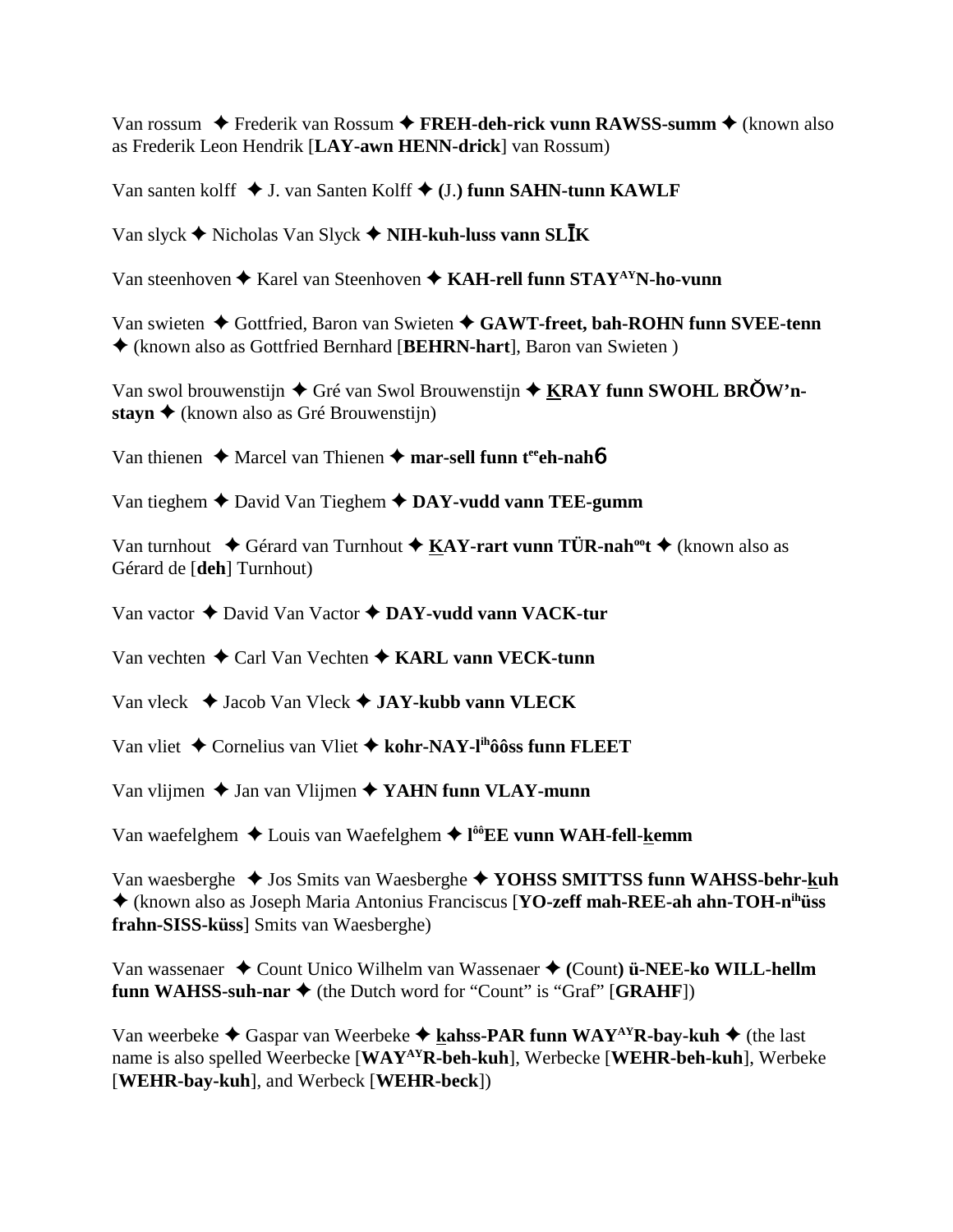Van rossum ✦ Frederik van Rossum ✦ **FREH-deh-rick vunn RAWSS-summ** ✦ (known also as Frederik Leon Hendrik [**LAY-awn HENN-drick**] van Rossum)

Van santen kolff ✦ J. van Santen Kolff ✦ **(**J.**) funn SAHN-tunn KAWLF**

Van slyck ✦ Nicholas Van Slyck ✦ **NIH-kuh-luss vann SLĪK**

Van steenhoven ✦ Karel van Steenhoven ✦ **KAH-rell funn STAY**[AY]**N-ho-vunn**

Van swieten ✦ Gottfried, Baron van Swieten ✦ **GAWT-freet, bah-ROHN funn SVEE-tenn** ✦ (known also as Gottfried Bernhard [**BEHRN-hart**], Baron van Swieten )

Van swol brouwenstijn ✦ Gré van Swol Brouwenstijn ✦ **KRAY funn SWOHL BRŎW'n-stayn** ✦ (known also as Gré Brouwenstijn)

Van thienen ✦ Marcel van Thienen ✦ **mar-sell funn t**[ee]**eh-nah**6

Van tieghem ✦ David Van Tieghem ✦ **DAY-vudd vann TEE-gumm**

Van turnhout ✦ Gérard van Turnhout ✦ **KAY-rart vunn TÜR-nah**[oo]**t** ✦ (known also as Gérard de [**deh**] Turnhout)

Van vactor ✦ David Van Vactor ✦ **DAY-vudd vann VACK-tur**

Van vechten ✦ Carl Van Vechten ✦ **KARL vann VECK-tunn**

Van vleck ✦ Jacob Van Vleck ✦ **JAY-kubb vann VLECK**

Van vliet ✦ Cornelius van Vliet ✦ **kohr-NAY-l**[ih]**ôôss funn FLEET**

Van vlijmen ✦ Jan van Vlijmen ✦ **YAHN funn VLAY-munn**

Van waefelghem ✦ Louis van Waefelghem ✦ **l**[ôô]**EE vunn WAH-fell-kemm**

Van waesberghe ✦ Jos Smits van Waesberghe ✦ **YOHSS SMITTSS funn WAHSS-behr-kuh** ✦ (known also as Joseph Maria Antonius Franciscus [**YO-zeff mah-REE-ah ahn-TOH-n**[ih]**üss frahn-SISS-küss**] Smits van Waesberghe)

Van wassenaer ✦ Count Unico Wilhelm van Wassenaer ✦ **(**Count**) ü-NEE-ko WILL-hellm funn WAHSS-suh-nar** ✦ (the Dutch word for "Count" is "Graf" [**GRAHF**])

Van weerbeke ✦ Gaspar van Weerbeke ✦ **kahss-PAR funn WAY**[AY]**R-bay-kuh** ✦ (the last name is also spelled Weerbecke [**WAY**[AY]**R-beh-kuh**], Werbecke [**WEHR-beh-kuh**], Werbeke [**WEHR-bay-kuh**], and Werbeck [**WEHR-beck**])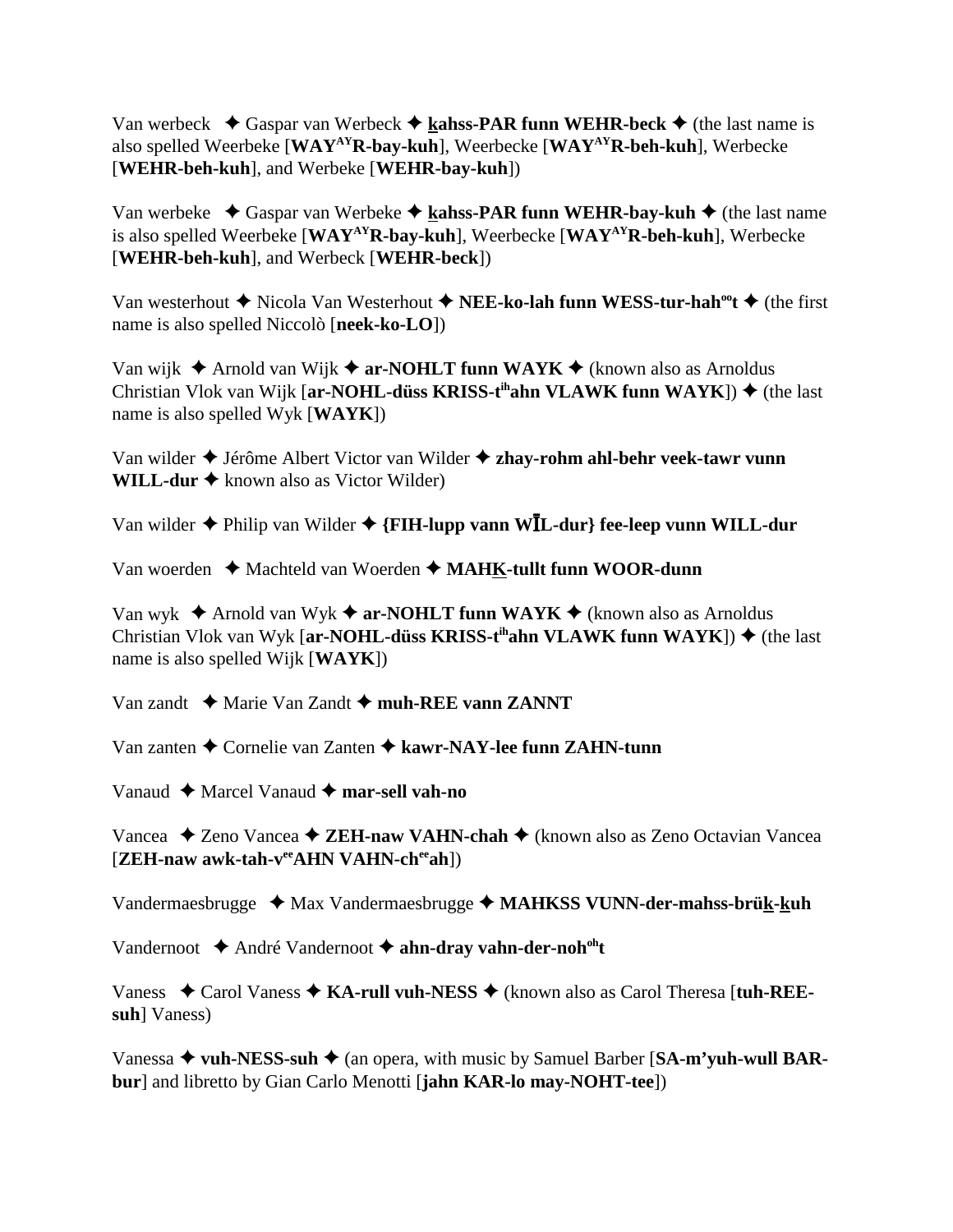Van werbeck ✦ Gaspar van Werbeck ✦ **kahss-PAR funn WEHR-beck** ✦ (the last name is also spelled Weerbeke [**WAY**[AY]**R-bay-kuh**], Weerbecke [**WAY**[AY]**R-beh-kuh**], Werbecke [**WEHR-beh-kuh**], and Werbeke [**WEHR-bay-kuh**])

Van werbeke ✦ Gaspar van Werbeke ✦ **kahss-PAR funn WEHR-bay-kuh** ✦ (the last name is also spelled Weerbeke [**WAY**[AY]**R-bay-kuh**], Weerbecke [**WAY**[AY]**R-beh-kuh**], Werbecke [**WEHR-beh-kuh**], and Werbeck [**WEHR-beck**])

Van westerhout ✦ Nicola Van Westerhout ✦ **NEE-ko-lah funn WESS-tur-hah**[oo]**t** ✦ (the first name is also spelled Niccolò [**neek-ko-LO**])

Van wijk ✦ Arnold van Wijk ✦ **ar-NOHLT funn WAYK** ✦ (known also as Arnoldus Christian Vlok van Wijk [**ar-NOHL-düss KRISS-t**[ih]**ahn VLAWK funn WAYK**]) ✦ (the last name is also spelled Wyk [**WAYK**])

Van wilder ✦ Jérôme Albert Victor van Wilder ✦ **zhay-rohm ahl-behr veek-tawr vunn WILL-dur** ✦ known also as Victor Wilder)

Van wilder ✦ Philip van Wilder ✦ **{FIH-lupp vann WĪL-dur} fee-leep vunn WILL-dur**

Van woerden ✦ Machteld van Woerden ✦ **MAHK-tullt funn WOOR-dunn**

Van wyk ✦ Arnold van Wyk ✦ **ar-NOHLT funn WAYK** ✦ (known also as Arnoldus Christian Vlok van Wyk [**ar-NOHL-düss KRISS-t**[ih]**ahn VLAWK funn WAYK**]) ✦ (the last name is also spelled Wijk [**WAYK**])

Van zandt ✦ Marie Van Zandt ✦ **muh-REE vann ZANNT**

Van zanten ✦ Cornelie van Zanten ✦ **kawr-NAY-lee funn ZAHN-tunn**

Vanaud ✦ Marcel Vanaud ✦ **mar-sell vah-no**

Vancea ✦ Zeno Vancea ✦ **ZEH-naw VAHN-chah** ✦ (known also as Zeno Octavian Vancea [**ZEH-naw awk-tah-v**[ee]**AHN VAHN-ch**[ee]**ah**])

Vandermaesbrugge ✦ Max Vandermaesbrugge ✦ **MAHKSS VUNN-der-mahss-brük-kuh**

Vandernoot ✦ André Vandernoot ✦ **ahn-dray vahn-der-noh**[oh]**t**

Vaness ✦ Carol Vaness ✦ **KA-rull vuh-NESS** ✦ (known also as Carol Theresa [**tuh-REE-suh**] Vaness)

Vanessa ✦ **vuh-NESS-suh** ✦ (an opera, with music by Samuel Barber [**SA-m'yuh-wull BAR-bur**] and libretto by Gian Carlo Menotti [**jahn KAR-lo may-NOHT-tee**])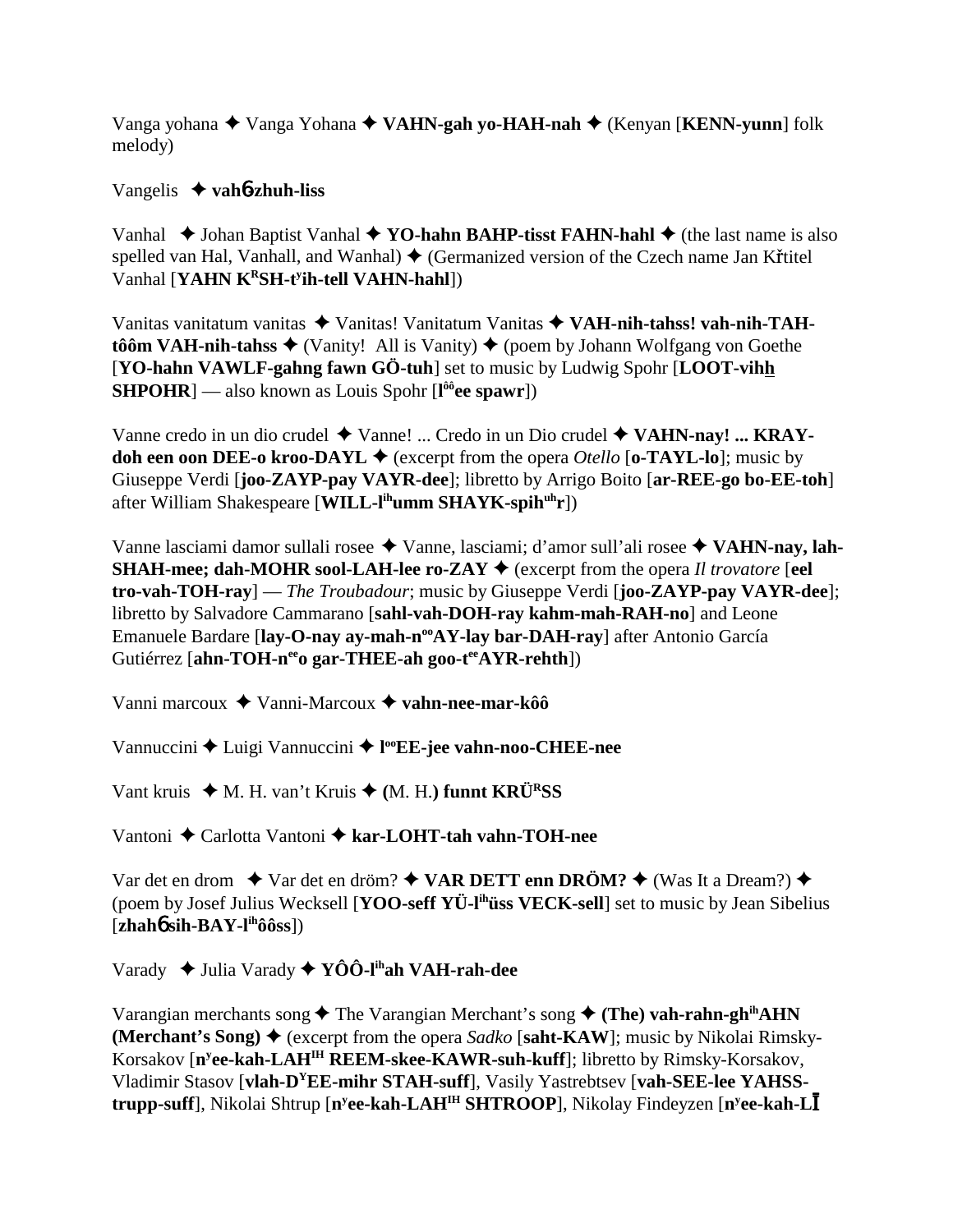Vanga yohana ✦ Vanga Yohana ✦ **VAHN-gah yo-HAH-nah** ✦ (Kenyan [**KENN-yunn**] folk melody)

Vangelis ✦ **vah6-zhuh-liss**

Vanhal ✦ Johan Baptist Vanhal ✦ **YO-hahn BAHP-tisst FAHN-hahl** ✦ (the last name is also spelled van Hal, Vanhall, and Wanhal) ✦ (Germanized version of the Czech name Jan Křtitel Vanhal [**YAHN K^R^SH-t^y^ih-tell VAHN-hahl**])

Vanitas vanitatum vanitas ✦ Vanitas! Vanitatum Vanitas ✦ **VAH-nih-tahss! vah-nih-TAH-tôôm VAH-nih-tahss** ✦ (Vanity! All is Vanity) ✦ (poem by Johann Wolfgang von Goethe [**YO-hahn VAWLF-gahng fawn GÖ-tuh**] set to music by Ludwig Spohr [**LOOT-vihh SHPOHR**] — also known as Louis Spohr [**l^ôô^ee spawr**])

Vanne credo in un dio crudel ✦ Vanne! ... Credo in un Dio crudel ✦ **VAHN-nay! ... KRAY-doh een oon DEE-o kroo-DAYL** ✦ (excerpt from the opera *Otello* [**o-TAYL-lo**]; music by Giuseppe Verdi [**joo-ZAYP-pay VAYR-dee**]; libretto by Arrigo Boito [**ar-REE-go bo-EE-toh**] after William Shakespeare [**WILL-l^ih^umm SHAYK-spih^uh^r**])

Vanne lasciami damor sullali rosee ✦ Vanne, lasciami; d'amor sull'ali rosee ✦ **VAHN-nay, lah-SHAH-mee; dah-MOHR sool-LAH-lee ro-ZAY** ✦ (excerpt from the opera *Il trovatore* [**eel tro-vah-TOH-ray**] — *The Troubadour*; music by Giuseppe Verdi [**joo-ZAYP-pay VAYR-dee**]; libretto by Salvadore Cammarano [**sahl-vah-DOH-ray kahm-mah-RAH-no**] and Leone Emanuele Bardare [**lay-O-nay ay-mah-n^oo^AY-lay bar-DAH-ray**] after Antonio García Gutiérrez [**ahn-TOH-n^ee^o gar-THEE-ah goo-t^ee^AYR-rehth**])

Vanni marcoux ✦ Vanni-Marcoux ✦ **vahn-nee-mar-kôô**

Vannuccini ✦ Luigi Vannuccini ✦ **l^oo^EE-jee vahn-noo-CHEE-nee**

Vant kruis ✦ M. H. van't Kruis ✦ **(**M. H.**) funnt KRÜ^R^SS**

Vantoni ✦ Carlotta Vantoni ✦ **kar-LOHT-tah vahn-TOH-nee**

Var det en drom ✦ Var det en dröm? ✦ **VAR DETT enn DRÖM?** ✦ (Was It a Dream?) ✦ (poem by Josef Julius Wecksell [**YOO-seff YÜ-l^ih^üss VECK-sell**] set to music by Jean Sibelius [**zhah6 sih-BAY-l^ih^ôôss**])

Varady ✦ Julia Varady ✦ **YÔÔ-l^ih^ah VAH-rah-dee**

Varangian merchants song ✦ The Varangian Merchant's song ✦ **(The) vah-rahn-gh^ih^AHN (Merchant's Song)** ✦ (excerpt from the opera *Sadko* [**saht-KAW**]; music by Nikolai Rimsky-Korsakov [**n^y^ee-kah-LAH^IH^ REEM-skee-KAWR-suh-kuff**]; libretto by Rimsky-Korsakov, Vladimir Stasov [**vlah-D^Y^EE-mihr STAH-suff**], Vasily Yastrebtsev [**vah-SEE-lee YAHSS-trupp-suff**], Nikolai Shtrup [**n^y^ee-kah-LAH^IH^ SHTROOP**], Nikolay Findeyzen [**n^y^ee-kah-LĪ**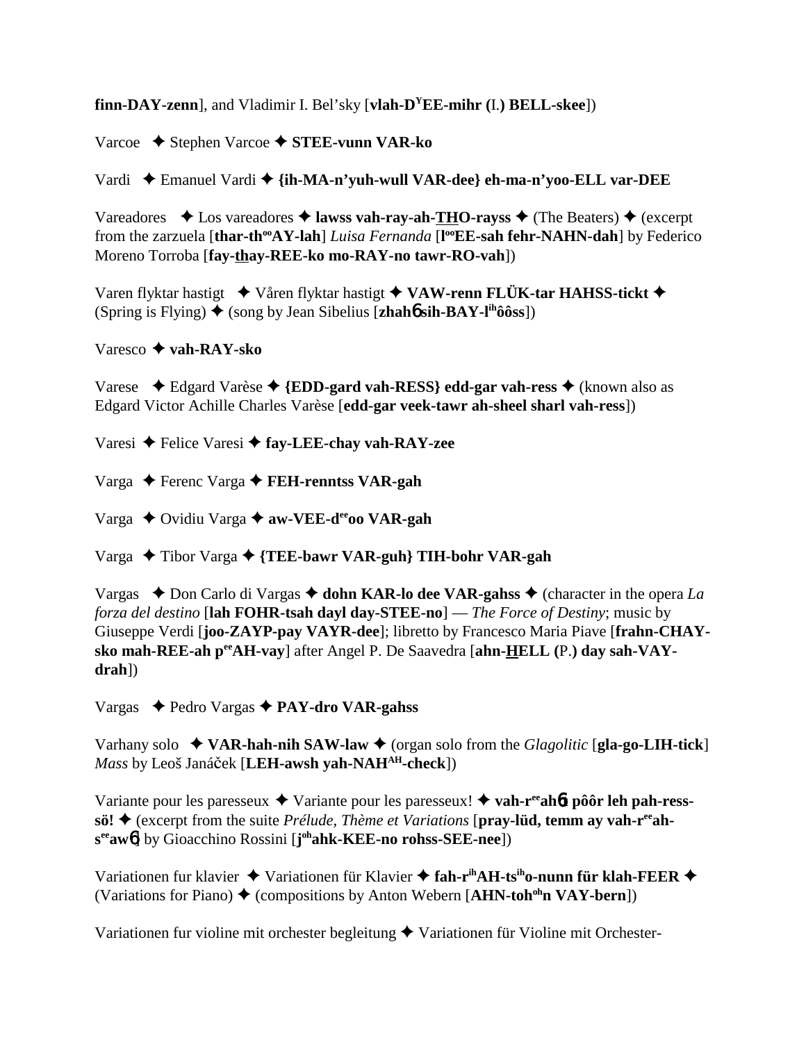**finn-DAY-zenn**], and Vladimir I. Bel'sky [**vlah-DYEE-mihr (**I.**) BELL-skee**])

Varcoe ✦ Stephen Varcoe ✦ **STEE-vunn VAR-ko**

Vardi ✦ Emanuel Vardi ✦ **{ih-MA-n'yuh-wull VAR-dee} eh-ma-n'yoo-ELL var-DEE**

Vareadores ✦ Los vareadores ✦ **lawss vah-ray-ah-THO-rayss** ✦ (The Beaters) ✦ (excerpt from the zarzuela [**thar-thooAY-lah**] *Luisa Fernanda* [**looEE-sah fehr-NAHN-dah**] by Federico Moreno Torroba [**fay-thay-REE-ko mo-RAY-no tawr-RO-vah**])

Varen flyktar hastigt ✦ Våren flyktar hastigt ✦ **VAW-renn FLÜK-tar HAHSS-tickt** ✦ (Spring is Flying) ✦ (song by Jean Sibelius [**zhahɓ sih-BAY-lihôôss**])

Varesco ✦ **vah-RAY-sko**

Varese ✦ Edgard Varèse ✦ **{EDD-gard vah-RESS} edd-gar vah-ress** ✦ (known also as Edgard Victor Achille Charles Varèse [**edd-gar veek-tawr ah-sheel sharl vah-ress**])

Varesi ✦ Felice Varesi ✦ **fay-LEE-chay vah-RAY-zee**

Varga ✦ Ferenc Varga ✦ **FEH-renntss VAR-gah**

Varga ✦ Ovidiu Varga ✦ **aw-VEE-deeoo VAR-gah**

Varga ✦ Tibor Varga ✦ **{TEE-bawr VAR-guh} TIH-bohr VAR-gah**

Vargas ✦ Don Carlo di Vargas ✦ **dohn KAR-lo dee VAR-gahss** ✦ (character in the opera *La forza del destino* [**lah FOHR-tsah dayl day-STEE-no**] — *The Force of Destiny*; music by Giuseppe Verdi [**joo-ZAYP-pay VAYR-dee**]; libretto by Francesco Maria Piave [**frahn-CHAY-sko mah-REE-ah peeAH-vay**] after Angel P. De Saavedra [**ahn-HELL (**P.**) day sah-VAY-drah**])

Vargas ✦ Pedro Vargas ✦ **PAY-dro VAR-gahss**

Varhany solo ✦ **VAR-hah-nih SAW-law** ✦ (organ solo from the *Glagolitic* [**gla-go-LIH-tick**] *Mass* by Leoš Janáček [**LEH-awsh yah-NAHAH-check**])

Variante pour les paresseux ✦ Variante pour les paresseux! ✦ **vah-reeahɓt pôôr leh pah-ress-sö!** ✦ (excerpt from the suite *Prélude, Thème et Variations* [**pray-lüd, temm ay vah-reeah-seeawɓ**] by Gioacchino Rossini [**johahk-KEE-no rohss-SEE-nee**])

Variationen fur klavier ✦ Variationen für Klavier ✦ **fah-rihAH-tsiho-nunn für klah-FEER** ✦ (Variations for Piano) ✦ (compositions by Anton Webern [**AHN-tohohn VAY-bern**])

Variationen fur violine mit orchester begleitung ✦ Variationen für Violine mit Orchester-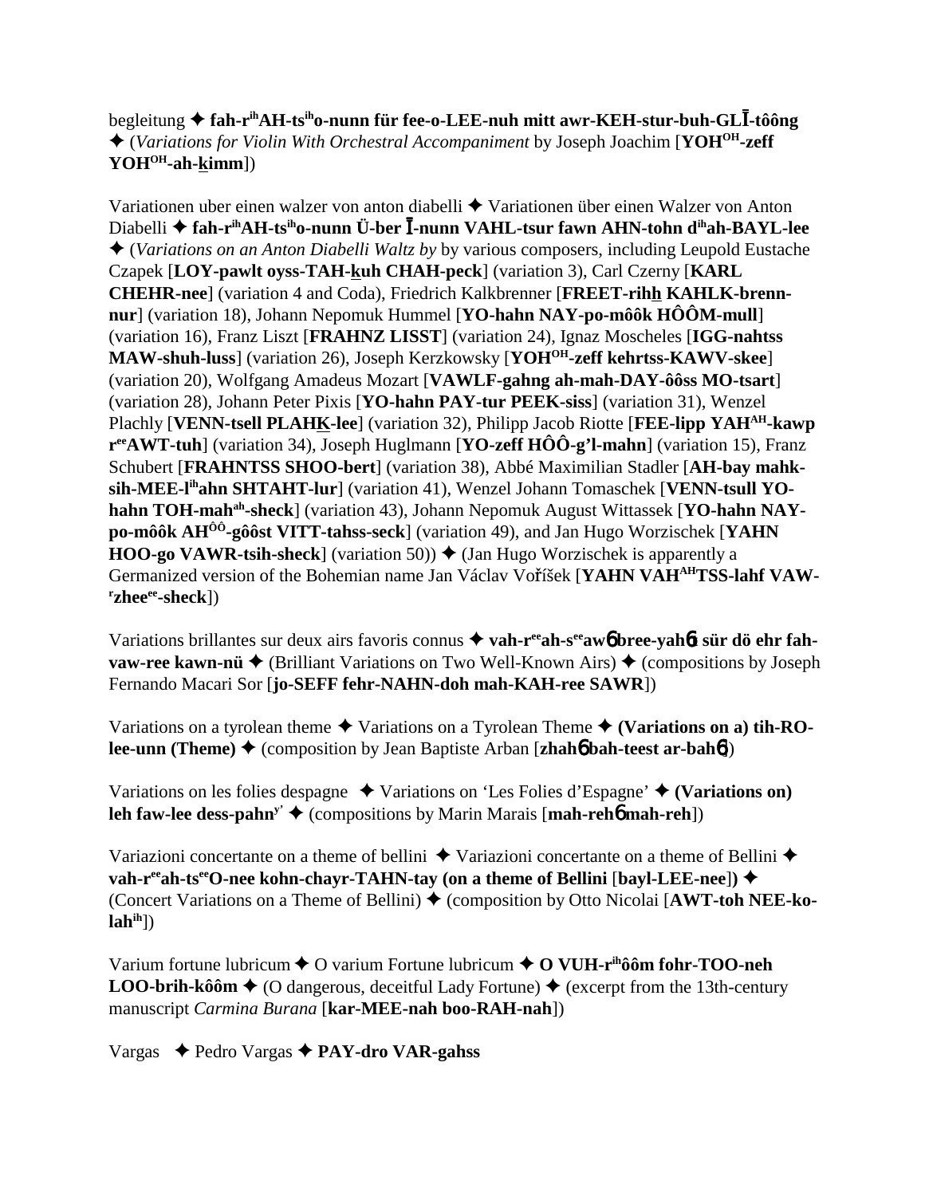begleitung ✦ **fah-r[ih]AH-ts[ih]o-nunn für fee-o-LEE-nuh mitt awr-KEH-stur-buh-GLĪ-tôông** ✦ (*Variations for Violin With Orchestral Accompaniment* by Joseph Joachim [**YOH[OH]-zeff YOH[OH]-ah-kimm**])

Variationen uber einen walzer von anton diabelli ✦ Variationen über einen Walzer von Anton Diabelli ✦ **fah-r[ih]AH-ts[ih]o-nunn Ü-ber Ī-nunn VAHL-tsur fawn AHN-tohn d[ih]ah-BAYL-lee** ✦ (*Variations on an Anton Diabelli Waltz by* by various composers, including Leupold Eustache Czapek [**LOY-pawlt oyss-TAH-kuh CHAH-peck**] (variation 3), Carl Czerny [**KARL CHEHR-nee**] (variation 4 and Coda), Friedrich Kalkbrenner [**FREET-rihh KAHLK-brenn-nur**] (variation 18), Johann Nepomuk Hummel [**YO-hahn NAY-po-môôk HÔÔM-mull**] (variation 16), Franz Liszt [**FRAHNZ LISST**] (variation 24), Ignaz Moscheles [**IGG-nahtss MAW-shuh-luss**] (variation 26), Joseph Kerzkowsky [**YOH[OH]-zeff kehrtss-KAWV-skee**] (variation 20), Wolfgang Amadeus Mozart [**VAWLF-gahng ah-mah-DAY-ôôss MO-tsart**] (variation 28), Johann Peter Pixis [**YO-hahn PAY-tur PEEK-siss**] (variation 31), Wenzel Plachly [**VENN-tsell PLAHK-lee**] (variation 32), Philipp Jacob Riotte [**FEE-lipp YAH[AH]-kawp r[ee]AWT-tuh**] (variation 34), Joseph Huglmann [**YO-zeff HÔÔ-g'l-mahn**] (variation 15), Franz Schubert [**FRAHNTSS SHOO-bert**] (variation 38), Abbé Maximilian Stadler [**AH-bay mahk-sih-MEE-l[ih]ahn SHTAHT-lur**] (variation 41), Wenzel Johann Tomaschek [**VENN-tsull YO-hahn TOH-mah[ah]-sheck**] (variation 43), Johann Nepomuk August Wittassek [**YO-hahn NAY-po-môôk AH[ÔÔ]-gôôst VITT-tahss-seck**] (variation 49), and Jan Hugo Worzischek [**YAHN HOO-go VAWR-tsih-sheck**] (variation 50)) ✦ (Jan Hugo Worzischek is apparently a Germanized version of the Bohemian name Jan Václav Voříšek [**YAHN VAH[AH]TSS-lahf VAW-[r]zhee[ee]-sheck**])

Variations brillantes sur deux airs favoris connus ✦ **vah-r[ee]ah-s[ee]awɥ bree-yahɥt sür dö ehr fah-vaw-ree kawn-nü** ✦ (Brilliant Variations on Two Well-Known Airs) ✦ (compositions by Joseph Fernando Macari Sor [**jo-SEFF fehr-NAHN-doh mah-KAH-ree SAWR**])

Variations on a tyrolean theme ✦ Variations on a Tyrolean Theme ✦ **(Variations on a) tih-RO-lee-unn (Theme)** ✦ (composition by Jean Baptiste Arban [**zhahɥ bah-teest ar-bahɥ**])

Variations on les folies despagne ✦ Variations on 'Les Folies d'Espagne' ✦ **(Variations on) leh faw-lee dess-pahn[y']** ✦ (compositions by Marin Marais [**mah-rehɥ mah-reh**])

Variazioni concertante on a theme of bellini ✦ Variazioni concertante on a theme of Bellini ✦ **vah-r[ee]ah-ts[ee]O-nee kohn-chayr-TAHN-tay (on a theme of Bellini [bayl-LEE-nee])** ✦ (Concert Variations on a Theme of Bellini) ✦ (composition by Otto Nicolai [**AWT-toh NEE-ko-lah[ih]**])

Varium fortune lubricum ✦ O varium Fortune lubricum ✦ **O VUH-r[ih]ôôm fohr-TOO-neh LOO-brih-kôôm** ✦ (O dangerous, deceitful Lady Fortune) ✦ (excerpt from the 13th-century manuscript *Carmina Burana* [**kar-MEE-nah boo-RAH-nah**])

Vargas ✦ Pedro Vargas ✦ **PAY-dro VAR-gahss**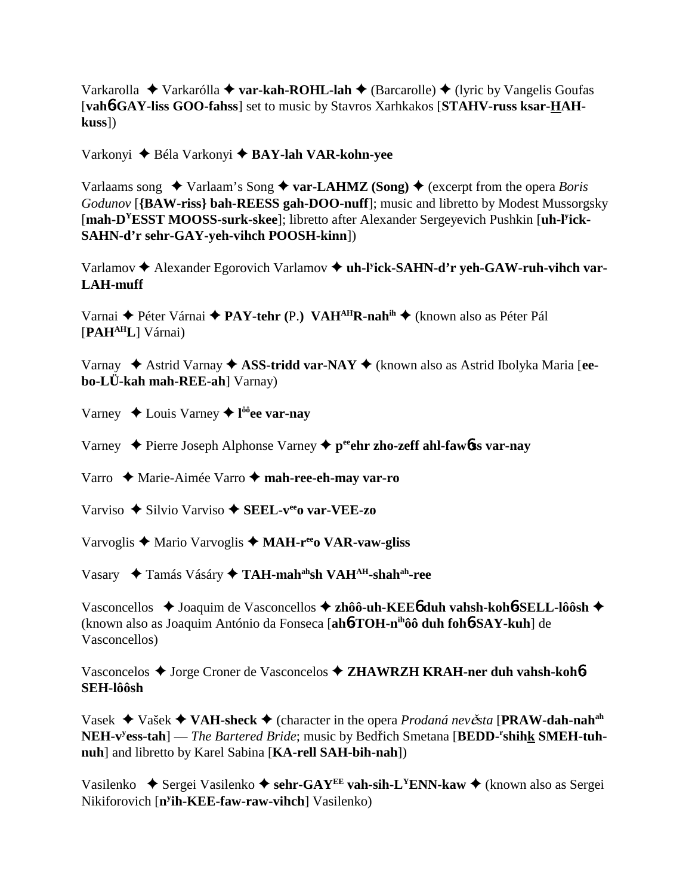Varkarolla ✦ Varkarólla ✦ **var-kah-ROHL-lah** ✦ (Barcarolle) ✦ (lyric by Vangelis Goufas [**vah6-GAY-liss GOO-fahss**] set to music by Stavros Xarhkakos [**STAHV-russ ksar-HAH-kuss**])

Varkonyi ✦ Béla Varkonyi ✦ **BAY-lah VAR-kohn-yee**

Varlaams song ✦ Varlaam's Song ✦ **var-LAHMZ (Song)** ✦ (excerpt from the opera *Boris Godunov* [**{BAW-riss} bah-REESS gah-DOO-nuff**]; music and libretto by Modest Mussorgsky [**mah-D$^{Y}$ESST MOOSS-surk-skee**]; libretto after Alexander Sergeyevich Pushkin [**uh-l$^{y}$ick-SAHN-d'r sehr-GAY-yeh-vihch POOSH-kinn**])

Varlamov ✦ Alexander Egorovich Varlamov ✦ **uh-l$^{y}$ick-SAHN-d'r yeh-GAW-ruh-vihch var-LAH-muff**

Varnai ✦ Péter Várnai ✦ **PAY-tehr (P.) VAH$^{AH}$R-nah$^{ih}$** ✦ (known also as Péter Pál [**PAH$^{AH}$L**] Várnai)

Varnay ✦ Astrid Varnay ✦ **ASS-tridd var-NAY** ✦ (known also as Astrid Ibolyka Maria [**ee-bo-LÜ-kah mah-REE-ah**] Varnay)

Varney ✦ Louis Varney ✦ **l$^{ôô}$ee var-nay**

Varney ✦ Pierre Joseph Alphonse Varney ✦ **p$^{ee}$ehr zho-zeff ahl-faw6ss var-nay**

Varro ✦ Marie-Aimée Varro ✦ **mah-ree-eh-may var-ro**

Varviso ✦ Silvio Varviso ✦ **SEEL-v$^{ee}$o var-VEE-zo**

Varvoglis ✦ Mario Varvoglis ✦ **MAH-r$^{ee}$o VAR-vaw-gliss**

Vasary ✦ Tamás Vásáry ✦ **TAH-mah$^{ah}$sh VAH$^{AH}$-shah$^{ah}$-ree**

Vasconcellos ✦ Joaquim de Vasconcellos ✦ **zhôô-uh-KEE6 duh vahsh-koh6-SELL-lôôsh** ✦ (known also as Joaquim António da Fonseca [**ah6-TOH-n$^{ih}$ôô duh foh6-SAY-kuh**] de Vasconcellos)

Vasconcelos ✦ Jorge Croner de Vasconcelos ✦ **ZHAWRZH KRAH-ner duh vahsh-koh6-SEH-lôôsh**

Vasek ✦ Vašek ✦ **VAH-sheck** ✦ (character in the opera *Prodaná nevěsta* [**PRAW-dah-nah$^{ah}$ NEH-v$^{y}$ess-tah**] — *The Bartered Bride*; music by Bedřich Smetana [**BEDD-$^{r}$shihk SMEH-tuh-nuh**] and libretto by Karel Sabina [**KA-rell SAH-bih-nah**])

Vasilenko ✦ Sergei Vasilenko ✦ **sehr-GAY$^{EE}$ vah-sih-L$^{Y}$ENN-kaw** ✦ (known also as Sergei Nikiforovich [**n$^{y}$ih-KEE-faw-raw-vihch**] Vasilenko)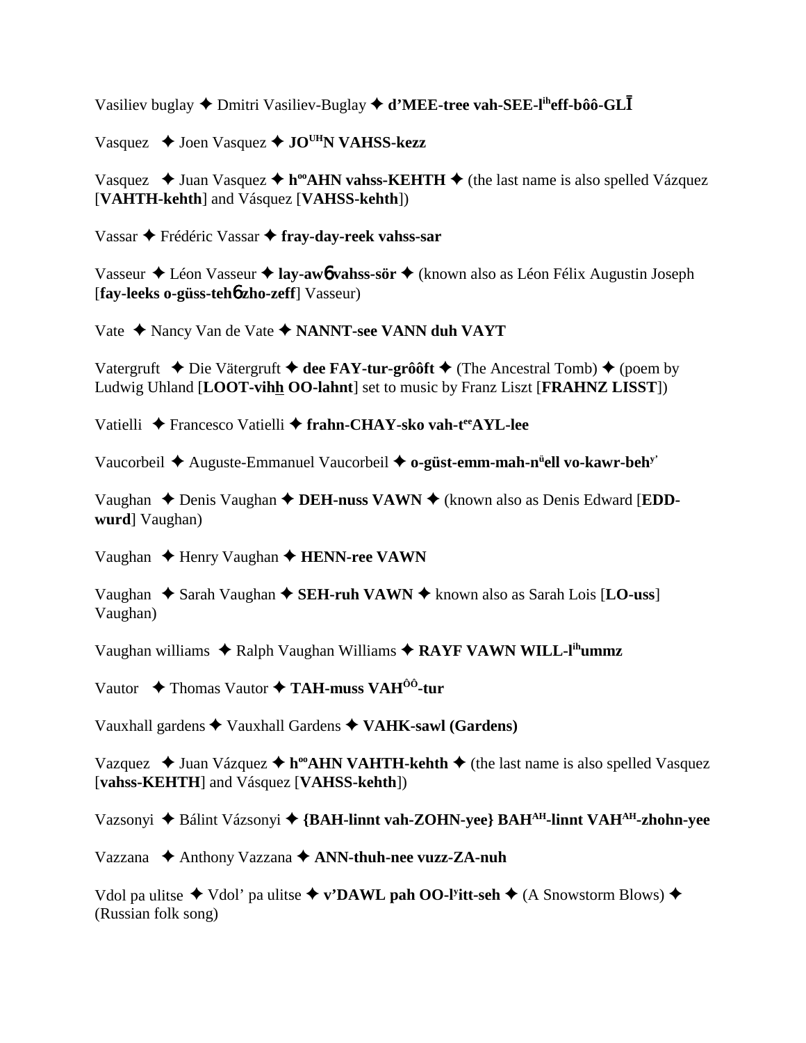Vasiliev buglay ✦ Dmitri Vasiliev-Buglay ✦ **d'MEE-tree vah-SEE-l[ih]eff-bôô-GLĪ**

Vasquez ✦ Joen Vasquez ✦ **JO[UH]N VAHSS-kezz**

Vasquez ✦ Juan Vasquez ✦ **h[oo]AHN vahss-KEHTH** ✦ (the last name is also spelled Vázquez [**VAHTH-kehth**] and Vásquez [**VAHSS-kehth**])

Vassar ✦ Frédéric Vassar ✦ **fray-day-reek vahss-sar**

Vasseur ✦ Léon Vasseur ✦ **lay-awɓ vahss-sör** ✦ (known also as Léon Félix Augustin Joseph [**fay-leeks o-güss-tehɓ zho-zeff**] Vasseur)

Vate ✦ Nancy Van de Vate ✦ **NANNT-see VANN duh VAYT**

Vatergruft ✦ Die Vätergruft ✦ **dee FAY-tur-grôôft** ✦ (The Ancestral Tomb) ✦ (poem by Ludwig Uhland [**LOOT-vihh OO-lahnt**] set to music by Franz Liszt [**FRAHNZ LISST**])

Vatielli ✦ Francesco Vatielli ✦ **frahn-CHAY-sko vah-t[ee]AYL-lee**

Vaucorbeil ✦ Auguste-Emmanuel Vaucorbeil ✦ **o-güst-emm-mah-n[ü]ell vo-kawr-beh[y']**

Vaughan ✦ Denis Vaughan ✦ **DEH-nuss VAWN** ✦ (known also as Denis Edward [**EDD-wurd**] Vaughan)

Vaughan ✦ Henry Vaughan ✦ **HENN-ree VAWN**

Vaughan ✦ Sarah Vaughan ✦ **SEH-ruh VAWN** ✦ known also as Sarah Lois [**LO-uss**] Vaughan)

Vaughan williams ✦ Ralph Vaughan Williams ✦ **RAYF VAWN WILL-l[ih]ummz**

Vautor ✦ Thomas Vautor ✦ **TAH-muss VAH[ÔÔ]-tur**

Vauxhall gardens ✦ Vauxhall Gardens ✦ **VAHK-sawl (Gardens)**

Vazquez ✦ Juan Vázquez ✦ **h[oo]AHN VAHTH-kehth** ✦ (the last name is also spelled Vasquez [**vahss-KEHTH**] and Vásquez [**VAHSS-kehth**])

Vazsonyi ✦ Bálint Vázsonyi ✦ **{BAH-linnt vah-ZOHN-yee} BAH[AH]-linnt VAH[AH]-zhohn-yee**

Vazzana ✦ Anthony Vazzana ✦ **ANN-thuh-nee vuzz-ZA-nuh**

Vdol pa ulitse ✦ Vdol' pa ulitse ✦ **v'DAWL pah OO-l[y]itt-seh** ✦ (A Snowstorm Blows) ✦ (Russian folk song)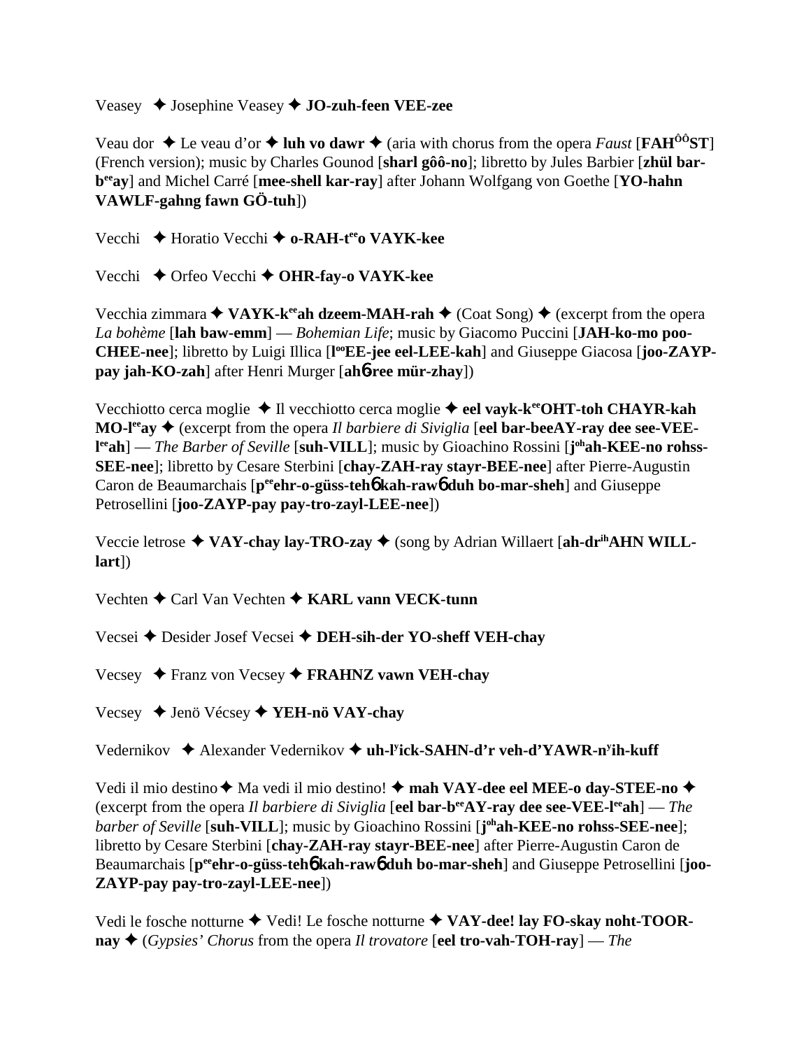Veasey ✦ Josephine Veasey ✦ **JO-zuh-feen VEE-zee**

Veau dor ✦ Le veau d'or ✦ **luh vo dawr** ✦ (aria with chorus from the opera *Faust* [**FAH$^{ÔÔ}$ST**] (French version); music by Charles Gounod [**sharl gôô-no**]; libretto by Jules Barbier [**zhül bar-b$^{ee}$ay**] and Michel Carré [**mee-shell kar-ray**] after Johann Wolfgang von Goethe [**YO-hahn VAWLF-gahng fawn GÖ-tuh**])

Vecchi ✦ Horatio Vecchi ✦ **o-RAH-t$^{ee}$o VAYK-kee**

Vecchi ✦ Orfeo Vecchi ✦ **OHR-fay-o VAYK-kee**

Vecchia zimmara ✦ **VAYK-k$^{ee}$ah dzeem-MAH-rah** ✦ (Coat Song) ✦ (excerpt from the opera *La bohème* [**lah baw-emm**] — *Bohemian Life*; music by Giacomo Puccini [**JAH-ko-mo poo-CHEE-nee**]; libretto by Luigi Illica [**l$^{oo}$EE-jee eel-LEE-kah**] and Giuseppe Giacosa [**joo-ZAYP-pay jah-KO-zah**] after Henri Murger [**ahɓ-ree mür-zhay**])

Vecchiotto cerca moglie ✦ Il vecchiotto cerca moglie ✦ **eel vayk-k$^{ee}$OHT-toh CHAYR-kah MO-l$^{ee}$ay** ✦ (excerpt from the opera *Il barbiere di Siviglia* [**eel bar-beeAY-ray dee see-VEE-l$^{ee}$ah**] — *The Barber of Seville* [**suh-VILL**]; music by Gioachino Rossini [**j$^{oh}$ah-KEE-no rohss-SEE-nee**]; libretto by Cesare Sterbini [**chay-ZAH-ray stayr-BEE-nee**] after Pierre-Augustin Caron de Beaumarchais [**p$^{ee}$ehr-o-güss-tehɓ kah-rawɓ duh bo-mar-sheh**] and Giuseppe Petrosellini [**joo-ZAYP-pay pay-tro-zayl-LEE-nee**])

Veccie letrose ✦ **VAY-chay lay-TRO-zay** ✦ (song by Adrian Willaert [**ah-dr$^{ih}$AHN WILL-lart**])

Vechten ✦ Carl Van Vechten ✦ **KARL vann VECK-tunn**

Vecsei ✦ Desider Josef Vecsei ✦ **DEH-sih-der YO-sheff VEH-chay**

Vecsey ✦ Franz von Vecsey ✦ **FRAHNZ vawn VEH-chay**

Vecsey ✦ Jenö Vécsey ✦ **YEH-nö VAY-chay**

Vedernikov ✦ Alexander Vedernikov ✦ **uh-l$^{y}$ick-SAHN-d'r veh-d'YAWR-n$^{y}$ih-kuff**

Vedi il mio destino ✦ Ma vedi il mio destino! ✦ **mah VAY-dee eel MEE-o day-STEE-no** ✦ (excerpt from the opera *Il barbiere di Siviglia* [**eel bar-b$^{ee}$AY-ray dee see-VEE-l$^{ee}$ah**] — *The barber of Seville* [**suh-VILL**]; music by Gioachino Rossini [**j$^{oh}$ah-KEE-no rohss-SEE-nee**]; libretto by Cesare Sterbini [**chay-ZAH-ray stayr-BEE-nee**] after Pierre-Augustin Caron de Beaumarchais [**p$^{ee}$ehr-o-güss-tehɓ kah-rawɓ duh bo-mar-sheh**] and Giuseppe Petrosellini [**joo-ZAYP-pay pay-tro-zayl-LEE-nee**])

Vedi le fosche notturne ✦ Vedi! Le fosche notturne ✦ **VAY-dee! lay FO-skay noht-TOOR-nay** ✦ (*Gypsies' Chorus* from the opera *Il trovatore* [**eel tro-vah-TOH-ray**] — *The*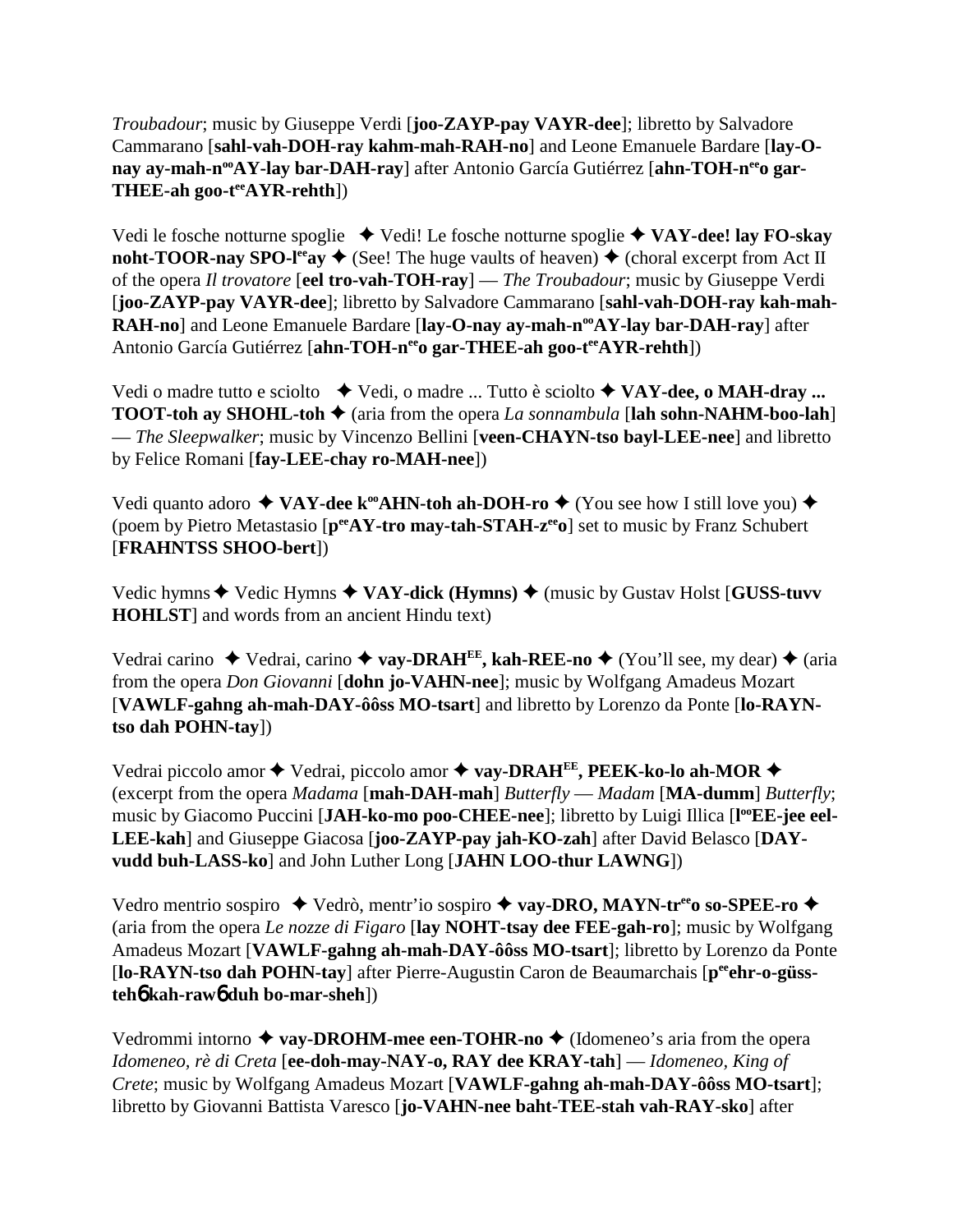*Troubadour*; music by Giuseppe Verdi [**joo-ZAYP-pay VAYR-dee**]; libretto by Salvadore Cammarano [**sahl-vah-DOH-ray kahm-mah-RAH-no**] and Leone Emanuele Bardare [**lay-O-nay ay-mah-n$^{oo}$AY-lay bar-DAH-ray**] after Antonio García Gutiérrez [**ahn-TOH-n$^{ee}$o gar-THEE-ah goo-t$^{ee}$AYR-rehth**])

Vedi le fosche notturne spoglie ✦ Vedi! Le fosche notturne spoglie ✦ **VAY-dee! lay FO-skay noht-TOOR-nay SPO-l$^{ee}$ay** ✦ (See! The huge vaults of heaven) ✦ (choral excerpt from Act II of the opera *Il trovatore* [**eel tro-vah-TOH-ray**] — *The Troubadour*; music by Giuseppe Verdi [**joo-ZAYP-pay VAYR-dee**]; libretto by Salvadore Cammarano [**sahl-vah-DOH-ray kah-mah-RAH-no**] and Leone Emanuele Bardare [**lay-O-nay ay-mah-n$^{oo}$AY-lay bar-DAH-ray**] after Antonio García Gutiérrez [**ahn-TOH-n$^{ee}$o gar-THEE-ah goo-t$^{ee}$AYR-rehth**])

Vedi o madre tutto e sciolto ✦ Vedi, o madre ... Tutto è sciolto ✦ **VAY-dee, o MAH-dray ... TOOT-toh ay SHOHL-toh** ✦ (aria from the opera *La sonnambula* [**lah sohn-NAHM-boo-lah**] — *The Sleepwalker*; music by Vincenzo Bellini [**veen-CHAYN-tso bayl-LEE-nee**] and libretto by Felice Romani [**fay-LEE-chay ro-MAH-nee**])

Vedi quanto adoro ✦ **VAY-dee k$^{oo}$AHN-toh ah-DOH-ro** ✦ (You see how I still love you) ✦ (poem by Pietro Metastasio [**p$^{ee}$AY-tro may-tah-STAH-z$^{ee}$o**] set to music by Franz Schubert [**FRAHNTSS SHOO-bert**])

Vedic hymns ✦ Vedic Hymns ✦ **VAY-dick (Hymns)** ✦ (music by Gustav Holst [**GUSS-tuvv HOHLST**] and words from an ancient Hindu text)

Vedrai carino ✦ Vedrai, carino ✦ **vay-DRAH$^{EE}$, kah-REE-no** ✦ (You'll see, my dear) ✦ (aria from the opera *Don Giovanni* [**dohn jo-VAHN-nee**]; music by Wolfgang Amadeus Mozart [**VAWLF-gahng ah-mah-DAY-ôôss MO-tsart**] and libretto by Lorenzo da Ponte [**lo-RAYN-tso dah POHN-tay**])

Vedrai piccolo amor ✦ Vedrai, piccolo amor ✦ **vay-DRAH$^{EE}$, PEEK-ko-lo ah-MOR** ✦ (excerpt from the opera *Madama* [**mah-DAH-mah**] *Butterfly* — *Madam* [**MA-dumm**] *Butterfly*; music by Giacomo Puccini [**JAH-ko-mo poo-CHEE-nee**]; libretto by Luigi Illica [**l$^{oo}$EE-jee eel-LEE-kah**] and Giuseppe Giacosa [**joo-ZAYP-pay jah-KO-zah**] after David Belasco [**DAY-vudd buh-LASS-ko**] and John Luther Long [**JAHN LOO-thur LAWNG**])

Vedro mentrio sospiro ✦ Vedrò, mentr'io sospiro ✦ **vay-DRO, MAYN-tr$^{ee}$o so-SPEE-ro** ✦ (aria from the opera *Le nozze di Figaro* [**lay NOHT-tsay dee FEE-gah-ro**]; music by Wolfgang Amadeus Mozart [**VAWLF-gahng ah-mah-DAY-ôôss MO-tsart**]; libretto by Lorenzo da Ponte [**lo-RAYN-tso dah POHN-tay**] after Pierre-Augustin Caron de Beaumarchais [**p$^{ee}$ehr-o-güss-teh� kah-raw� duh bo-mar-sheh**])

Vedrommi intorno ✦ **vay-DROHM-mee een-TOHR-no** ✦ (Idomeneo's aria from the opera *Idomeneo, rè di Creta* [**ee-doh-may-NAY-o, RAY dee KRAY-tah**] — *Idomeneo, King of Crete*; music by Wolfgang Amadeus Mozart [**VAWLF-gahng ah-mah-DAY-ôôss MO-tsart**]; libretto by Giovanni Battista Varesco [**jo-VAHN-nee baht-TEE-stah vah-RAY-sko**] after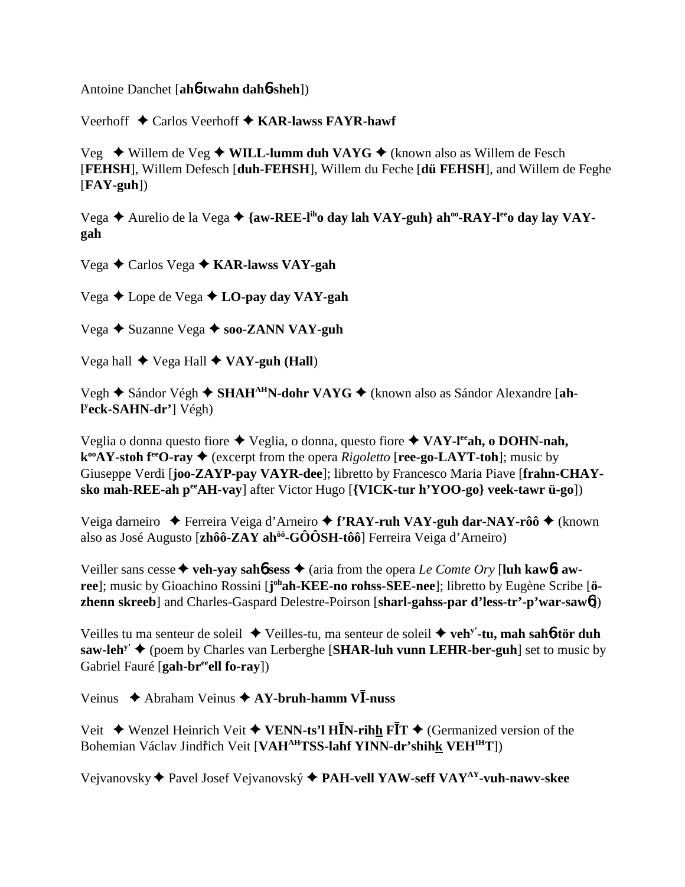Antoine Danchet [**ah6-twahn dah6-sheh**])

Veerhoff ✦ Carlos Veerhoff ✦ **KAR-lawss FAYR-hawf**

Veg ✦ Willem de Veg ✦ **WILL-lumm duh VAYG** ✦ (known also as Willem de Fesch [**FEHSH**], Willem Defesch [**duh-FEHSH**], Willem du Feche [**dü FEHSH**], and Willem de Feghe [**FAY-guh**])

Vega ✦ Aurelio de la Vega ✦ **{aw-REE-l^ih^o day lah VAY-guh} ah^oo^-RAY-l^ee^o day lay VAY-gah**

Vega ✦ Carlos Vega ✦ **KAR-lawss VAY-gah**

Vega ✦ Lope de Vega ✦ **LO-pay day VAY-gah**

Vega ✦ Suzanne Vega ✦ **soo-ZANN VAY-guh**

Vega hall ✦ Vega Hall ✦ **VAY-guh (Hall**)

Vegh ✦ Sándor Végh ✦ **SHAH^AH^N-dohr VAYG** ✦ (known also as Sándor Alexandre [**ah-l^y^eck-SAHN-dr'**] Végh)

Veglia o donna questo fiore ✦ Veglia, o donna, questo fiore ✦ **VAY-l^ee^ah, o DOHN-nah, k^oo^AY-stoh f^ee^O-ray** ✦ (excerpt from the opera *Rigoletto* [**ree-go-LAYT-toh**]; music by Giuseppe Verdi [**joo-ZAYP-pay VAYR-dee**]; libretto by Francesco Maria Piave [**frahn-CHAY-sko mah-REE-ah p^ee^AH-vay**] after Victor Hugo [**{VICK-tur h'YOO-go} veek-tawr ü-go**])

Veiga darneiro ✦ Ferreira Veiga d'Arneiro ✦ **f'RAY-ruh VAY-guh dar-NAY-rôô** ✦ (known also as José Augusto [**zhôô-ZAY ah^ôô^-GÔÔSH-tôô**] Ferreira Veiga d'Arneiro)

Veiller sans cesse ✦ **veh-yay sah6 sess** ✦ (aria from the opera *Le Comte Ory* [**luh kaw6t aw-ree**]; music by Gioachino Rossini [**j^oh^ah-KEE-no rohss-SEE-nee**]; libretto by Eugène Scribe [**ö-zhenn skreeb**] and Charles-Gaspard Delestre-Poirson [**sharl-gahss-par d'less-tr'-p'war-saw6**])

Veilles tu ma senteur de soleil ✦ Veilles-tu, ma senteur de soleil ✦ **veh^y'^-tu, mah sah6-tör duh saw-leh^y'^** ✦ (poem by Charles van Lerberghe [**SHAR-luh vunn LEHR-ber-guh**] set to music by Gabriel Fauré [**gah-br^ee^ell fo-ray**])

Veinus ✦ Abraham Veinus ✦ **AY-bruh-hamm VĪ-nuss**

Veit ✦ Wenzel Heinrich Veit ✦ **VENN-ts'l HĪN-rihh FĪT** ✦ (Germanized version of the Bohemian Václav Jindřich Veit [**VAH^AH^TSS-lahf YINN-dr'shihk VEH^IH^T**])

Vejvanovsky ✦ Pavel Josef Vejvanovský ✦ **PAH-vell YAW-seff VAY^AY^-vuh-nawv-skee**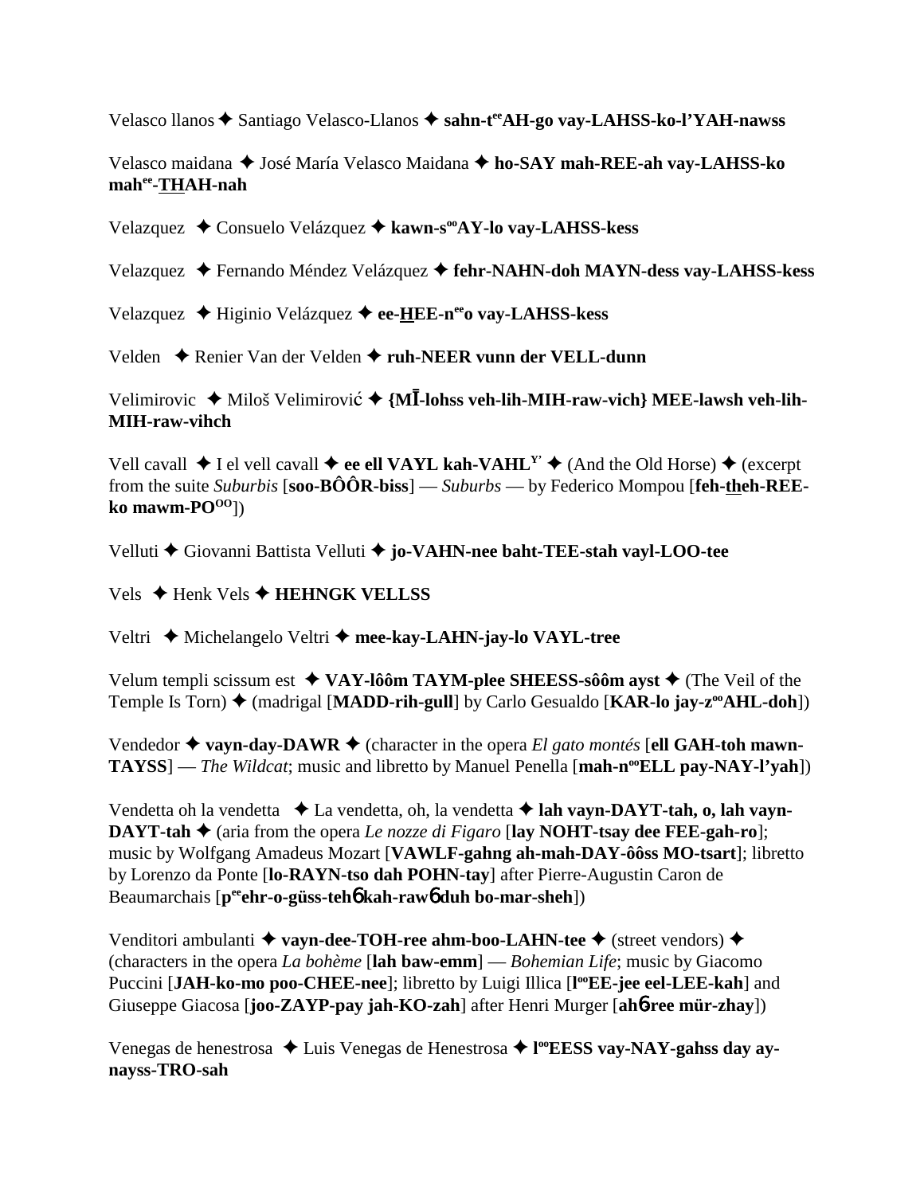Velasco llanos ✦ Santiago Velasco-Llanos ✦ **sahn-t[ee]AH-go vay-LAHSS-ko-l'YAH-nawss**

Velasco maidana ✦ José María Velasco Maidana ✦ **ho-SAY mah-REE-ah vay-LAHSS-ko mah[ee]-THAH-nah**

Velazquez ✦ Consuelo Velázquez ✦ **kawn-s[oo]AY-lo vay-LAHSS-kess**

Velazquez ✦ Fernando Méndez Velázquez ✦ **fehr-NAHN-doh MAYN-dess vay-LAHSS-kess**

Velazquez ✦ Higinio Velázquez ✦ **ee-HEE-n[ee]o vay-LAHSS-kess**

Velden ✦ Renier Van der Velden ✦ **ruh-NEER vunn der VELL-dunn**

Velimirovic ✦ Miloš Velimirović ✦ **{MĪ-lohss veh-lih-MIH-raw-vich} MEE-lawsh veh-lih-MIH-raw-vihch**

Vell cavall ✦ I el vell cavall ✦ **ee ell VAYL kah-VAHL[Y']** ✦ (And the Old Horse) ✦ (excerpt from the suite *Suburbis* [**soo-BÔÔR-biss**] — *Suburbs* — by Federico Mompou [**feh-theh-REE-ko mawm-PO[OO]**])

Velluti ✦ Giovanni Battista Velluti ✦ **jo-VAHN-nee baht-TEE-stah vayl-LOO-tee**

Vels ✦ Henk Vels ✦ **HEHNGK VELLSS**

Veltri ✦ Michelangelo Veltri ✦ **mee-kay-LAHN-jay-lo VAYL-tree**

Velum templi scissum est ✦ **VAY-lôôm TAYM-plee SHEESS-sôôm ayst** ✦ (The Veil of the Temple Is Torn) ✦ (madrigal [**MADD-rih-gull**] by Carlo Gesualdo [**KAR-lo jay-z[oo]AHL-doh**])

Vendedor ✦ **vayn-day-DAWR** ✦ (character in the opera *El gato montés* [**ell GAH-toh mawn-TAYSS**] — *The Wildcat*; music and libretto by Manuel Penella [**mah-n[oo]ELL pay-NAY-l'yah**])

Vendetta oh la vendetta ✦ La vendetta, oh, la vendetta ✦ **lah vayn-DAYT-tah, o, lah vayn-DAYT-tah** ✦ (aria from the opera *Le nozze di Figaro* [**lay NOHT-tsay dee FEE-gah-ro**]; music by Wolfgang Amadeus Mozart [**VAWLF-gahng ah-mah-DAY-ôôss MO-tsart**]; libretto by Lorenzo da Ponte [**lo-RAYN-tso dah POHN-tay**] after Pierre-Augustin Caron de Beaumarchais [**p[ee]ehr-o-güss-tehɓ kah-rawɓ duh bo-mar-sheh**])

Venditori ambulanti ✦ **vayn-dee-TOH-ree ahm-boo-LAHN-tee** ✦ (street vendors) ✦ (characters in the opera *La bohème* [**lah baw-emm**] — *Bohemian Life*; music by Giacomo Puccini [**JAH-ko-mo poo-CHEE-nee**]; libretto by Luigi Illica [**l[oo]EE-jee eel-LEE-kah**] and Giuseppe Giacosa [**joo-ZAYP-pay jah-KO-zah**] after Henri Murger [**ahɓ-ree mür-zhay**])

Venegas de henestrosa ✦ Luis Venegas de Henestrosa ✦ **l[oo]EESS vay-NAY-gahss day ay-nayss-TRO-sah**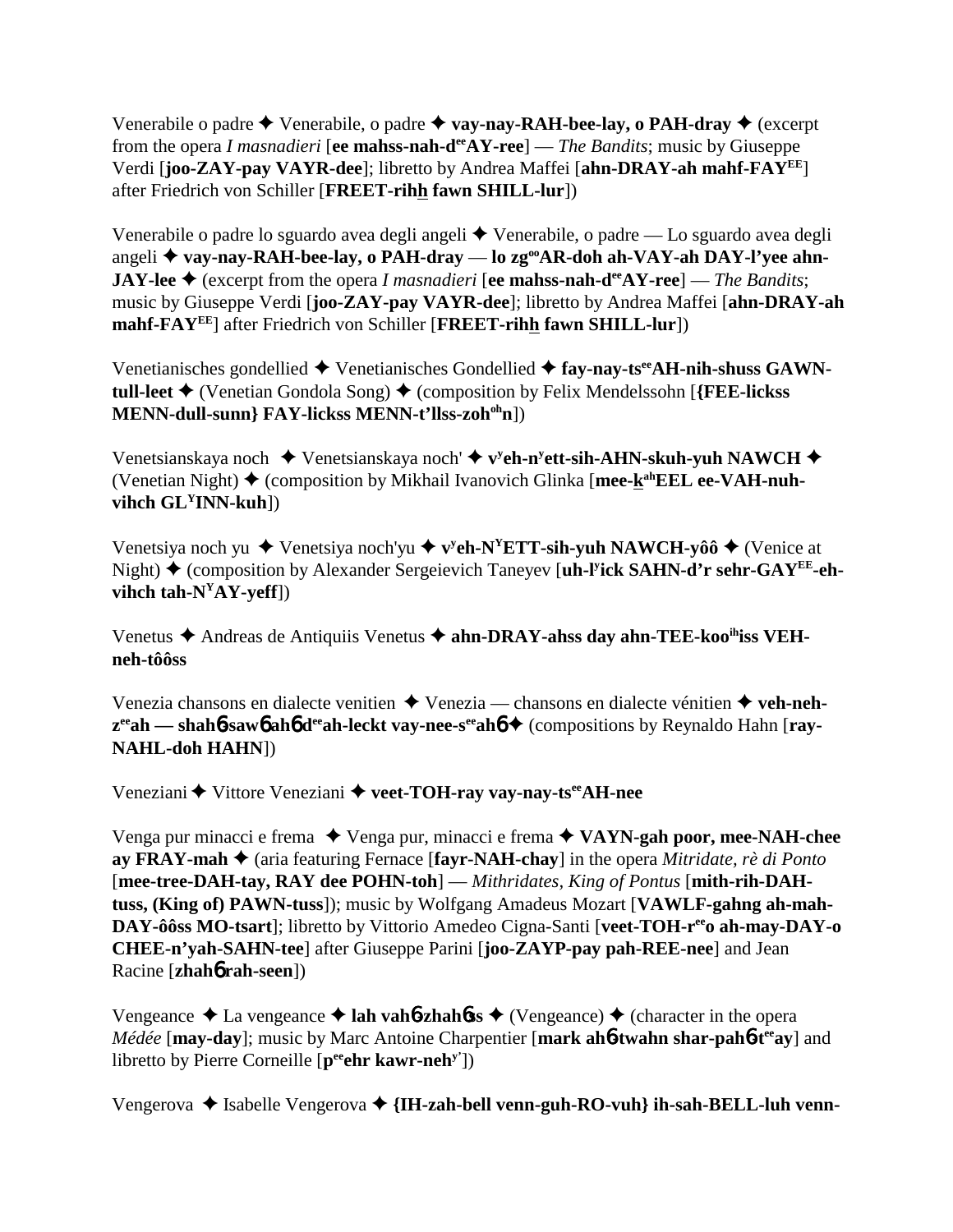Venerabile o padre ✦ Venerabile, o padre ✦ **vay-nay-RAH-bee-lay, o PAH-dray** ✦ (excerpt from the opera *I masnadieri* [**ee mahss-nah-d^ee^AY-ree**] — *The Bandits*; music by Giuseppe Verdi [**joo-ZAY-pay VAYR-dee**]; libretto by Andrea Maffei [**ahn-DRAY-ah mahf-FAY^EE^**] after Friedrich von Schiller [**FREET-rihh fawn SHILL-lur**])

Venerabile o padre lo sguardo avea degli angeli ✦ Venerabile, o padre — Lo sguardo avea degli angeli ✦ **vay-nay-RAH-bee-lay, o PAH-dray** — **lo zg^oo^AR-doh ah-VAY-ah DAY-l'yee ahn-JAY-lee** ✦ (excerpt from the opera *I masnadieri* [**ee mahss-nah-d^ee^AY-ree**] — *The Bandits*; music by Giuseppe Verdi [**joo-ZAY-pay VAYR-dee**]; libretto by Andrea Maffei [**ahn-DRAY-ah mahf-FAY^EE^**] after Friedrich von Schiller [**FREET-rihh fawn SHILL-lur**])

Venetianisches gondellied ✦ Venetianisches Gondellied ✦ **fay-nay-ts^ee^AH-nih-shuss GAWN-tull-leet** ✦ (Venetian Gondola Song) ✦ (composition by Felix Mendelssohn [**{FEE-lickss MENN-dull-sunn} FAY-lickss MENN-t'llss-zoh^oh^n**])

Venetsianskaya noch ✦ Venetsianskaya noch' ✦ **v^y^eh-n^y^ett-sih-AHN-skuh-yuh NAWCH** ✦ (Venetian Night) ✦ (composition by Mikhail Ivanovich Glinka [**mee-k^ah^EEL ee-VAH-nuh-vihch GL^Y^INN-kuh**])

Venetsiya noch yu ✦ Venetsiya noch'yu ✦ **v^y^eh-N^Y^ETT-sih-yuh NAWCH-yôô** ✦ (Venice at Night) ✦ (composition by Alexander Sergeievich Taneyev [**uh-l^y^ick SAHN-d'r sehr-GAY^EE^-eh-vihch tah-N^Y^AY-yeff**])

Venetus ✦ Andreas de Antiquiis Venetus ✦ **ahn-DRAY-ahss day ahn-TEE-koo^ih^iss VEH-neh-tôôss**

Venezia chansons en dialecte venitien ✦ Venezia — chansons en dialecte vénitien ✦ **veh-neh-z^ee^ah — shahɓ-sawɓ ahɓ d^ee^ah-leckt vay-nee-s^ee^ahɓ** ✦ (compositions by Reynaldo Hahn [**ray-NAHL-doh HAHN**])

Veneziani ✦ Vittore Veneziani ✦ **veet-TOH-ray vay-nay-ts^ee^AH-nee**

Venga pur minacci e frema ✦ Venga pur, minacci e frema ✦ **VAYN-gah poor, mee-NAH-chee ay FRAY-mah** ✦ (aria featuring Fernace [**fayr-NAH-chay**] in the opera *Mitridate, rè di Ponto* [**mee-tree-DAH-tay, RAY dee POHN-toh**] — *Mithridates, King of Pontus* [**mith-rih-DAH-tuss, (King of) PAWN-tuss**]); music by Wolfgang Amadeus Mozart [**VAWLF-gahng ah-mah-DAY-ôôss MO-tsart**]; libretto by Vittorio Amedeo Cigna-Santi [**veet-TOH-r^ee^o ah-may-DAY-o CHEE-n'yah-SAHN-tee**] after Giuseppe Parini [**joo-ZAYP-pay pah-REE-nee**] and Jean Racine [**zhahɓ rah-seen**])

Vengeance ✦ La vengeance ✦ **lah vahɓ-zhahɓss** ✦ (Vengeance) ✦ (character in the opera *Médée* [**may-day**]; music by Marc Antoine Charpentier [**mark ahɓ-twahn shar-pahɓ-t^ee^ay**] and libretto by Pierre Corneille [**p^ee^ehr kawr-neh^y'^**])

Vengerova ✦ Isabelle Vengerova ✦ **{IH-zah-bell venn-guh-RO-vuh} ih-sah-BELL-luh venn-**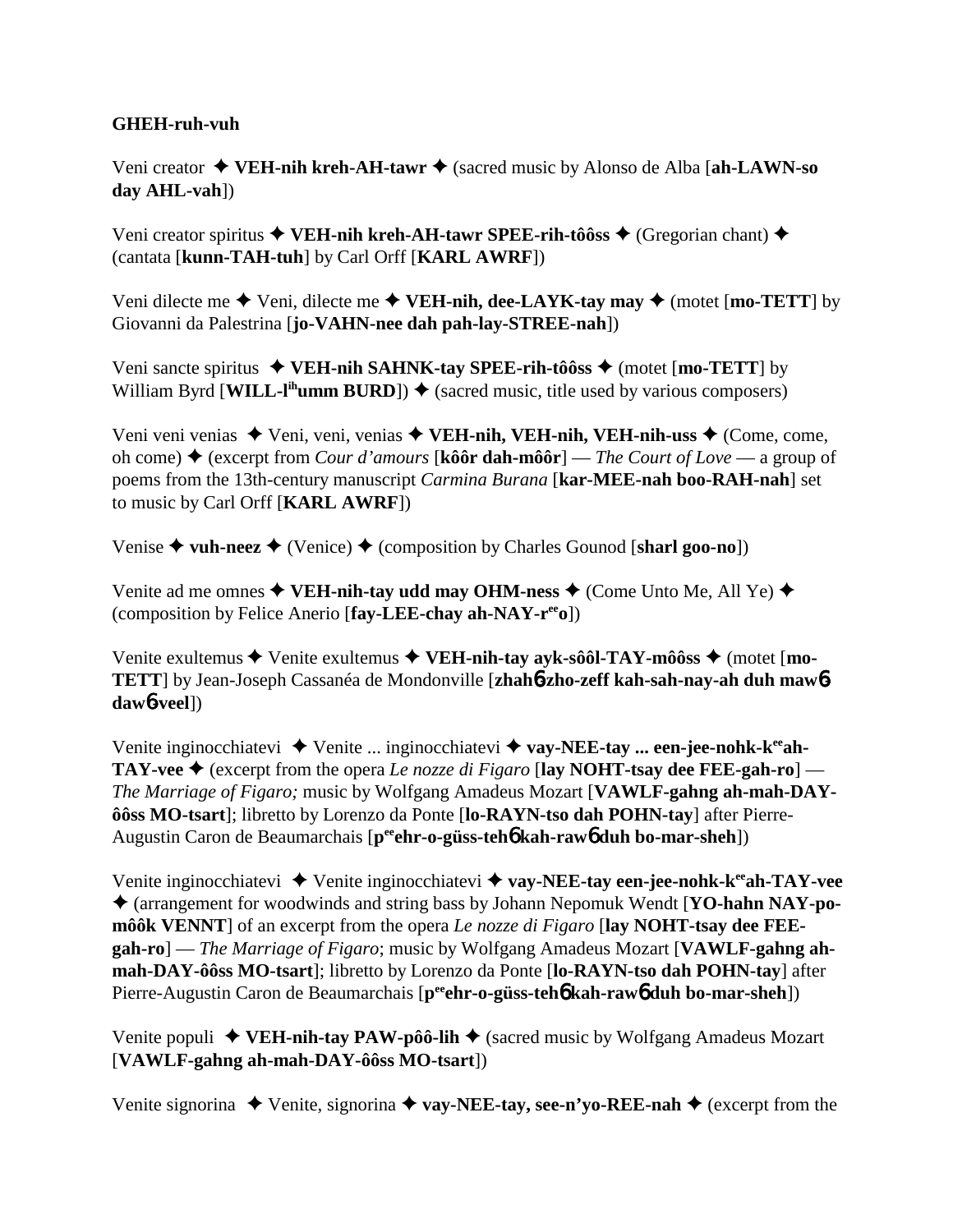**GHEH-ruh-vuh**

Veni creator ✦ **VEH-nih kreh-AH-tawr** ✦ (sacred music by Alonso de Alba [**ah-LAWN-so day AHL-vah**])

Veni creator spiritus ✦ **VEH-nih kreh-AH-tawr SPEE-rih-tôôss** ✦ (Gregorian chant) ✦ (cantata [**kunn-TAH-tuh**] by Carl Orff [**KARL AWRF**])

Veni dilecte me ✦ Veni, dilecte me ✦ **VEH-nih, dee-LAYK-tay may** ✦ (motet [**mo-TETT**] by Giovanni da Palestrina [**jo-VAHN-nee dah pah-lay-STREE-nah**])

Veni sancte spiritus ✦ **VEH-nih SAHNK-tay SPEE-rih-tôôss** ✦ (motet [**mo-TETT**] by William Byrd [**WILL-l[ih]umm BURD**]) ✦ (sacred music, title used by various composers)

Veni veni venias ✦ Veni, veni, venias ✦ **VEH-nih, VEH-nih, VEH-nih-uss** ✦ (Come, come, oh come) ✦ (excerpt from *Cour d'amours* [**kôôr dah-môôr**] — *The Court of Love* — a group of poems from the 13th-century manuscript *Carmina Burana* [**kar-MEE-nah boo-RAH-nah**] set to music by Carl Orff [**KARL AWRF**])

Venise ✦ **vuh-neez** ✦ (Venice) ✦ (composition by Charles Gounod [**sharl goo-no**])

Venite ad me omnes ✦ **VEH-nih-tay udd may OHM-ness** ✦ (Come Unto Me, All Ye) ✦ (composition by Felice Anerio [**fay-LEE-chay ah-NAY-r[ee]o**])

Venite exultemus ✦ Venite exultemus ✦ **VEH-nih-tay ayk-sôôl-TAY-môôss** ✦ (motet [**mo-TETT**] by Jean-Joseph Cassanéa de Mondonville [**zhahб-zho-zeff kah-sah-nay-ah duh mawб-dawб-veel**])

Venite inginocchiatevi ✦ Venite ... inginocchiatevi ✦ **vay-NEE-tay ... een-jee-nohk-k[ee]ah-TAY-vee** ✦ (excerpt from the opera *Le nozze di Figaro* [**lay NOHT-tsay dee FEE-gah-ro**] — *The Marriage of Figaro;* music by Wolfgang Amadeus Mozart [**VAWLF-gahng ah-mah-DAY-ôôss MO-tsart**]; libretto by Lorenzo da Ponte [**lo-RAYN-tso dah POHN-tay**] after Pierre-Augustin Caron de Beaumarchais [**p[ee]ehr-o-güss-tehб kah-rawб duh bo-mar-sheh**])

Venite inginocchiatevi ✦ Venite inginocchiatevi ✦ **vay-NEE-tay een-jee-nohk-k[ee]ah-TAY-vee** ✦ (arrangement for woodwinds and string bass by Johann Nepomuk Wendt [**YO-hahn NAY-po-môôk VENNT**] of an excerpt from the opera *Le nozze di Figaro* [**lay NOHT-tsay dee FEE-gah-ro**] — *The Marriage of Figaro*; music by Wolfgang Amadeus Mozart [**VAWLF-gahng ah-mah-DAY-ôôss MO-tsart**]; libretto by Lorenzo da Ponte [**lo-RAYN-tso dah POHN-tay**] after Pierre-Augustin Caron de Beaumarchais [**p[ee]ehr-o-güss-tehб kah-rawб duh bo-mar-sheh**])

Venite populi ✦ **VEH-nih-tay PAW-pôô-lih** ✦ (sacred music by Wolfgang Amadeus Mozart [**VAWLF-gahng ah-mah-DAY-ôôss MO-tsart**])

Venite signorina ✦ Venite, signorina ✦ **vay-NEE-tay, see-n'yo-REE-nah** ✦ (excerpt from the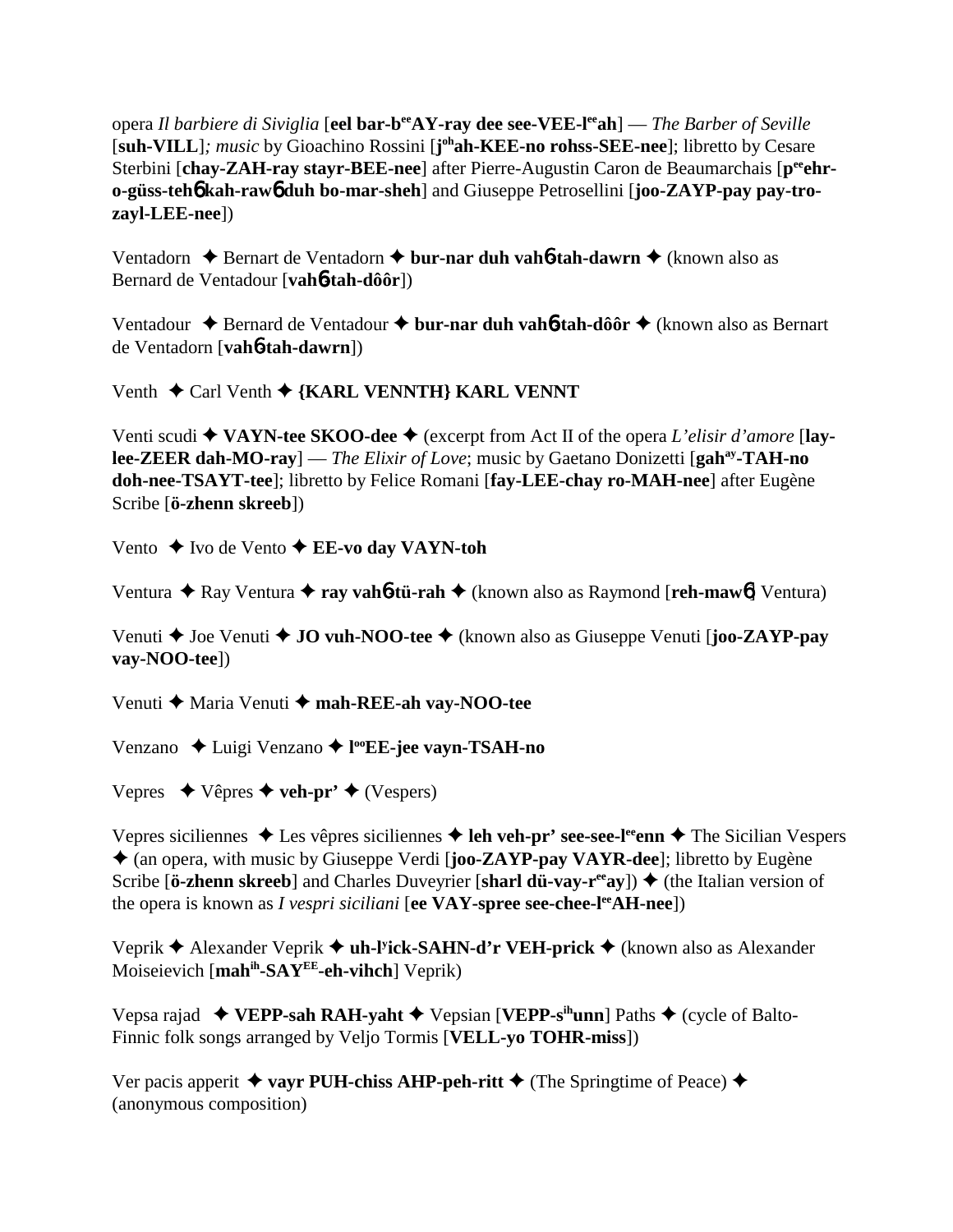opera *Il barbiere di Siviglia* [**eel bar-b**[ee]**AY-ray dee see-VEE-l**[ee]**ah**] — *The Barber of Seville* [**suh-VILL**]*; music* by Gioachino Rossini [**j**[oh]**ah-KEE-no rohss-SEE-nee**]; libretto by Cesare Sterbini [**chay-ZAH-ray stayr-BEE-nee**] after Pierre-Augustin Caron de Beaumarchais [**p**[ee]**ehr-o-güss-teh**6 **kah-raw**6 **duh bo-mar-sheh**] and Giuseppe Petrosellini [**joo-ZAYP-pay pay-tro-zayl-LEE-nee**])

Ventadorn ✦ Bernart de Ventadorn ✦ **bur-nar duh vah**6**-tah-dawrn** ✦ (known also as Bernard de Ventadour [**vah**6**-tah-dôôr**])

Ventadour ✦ Bernard de Ventadour ✦ **bur-nar duh vah**6**-tah-dôôr** ✦ (known also as Bernart de Ventadorn [**vah**6**-tah-dawrn**])

Venth ✦ Carl Venth ✦ **{KARL VENNTH} KARL VENNT**

Venti scudi ✦ **VAYN-tee SKOO-dee** ✦ (excerpt from Act II of the opera *L'elisir d'amore* [**lay-lee-ZEER dah-MO-ray**] — *The Elixir of Love*; music by Gaetano Donizetti [**gah**[ay]**-TAH-no doh-nee-TSAYT-tee**]; libretto by Felice Romani [**fay-LEE-chay ro-MAH-nee**] after Eugène Scribe [**ö-zhenn skreeb**])

Vento ✦ Ivo de Vento ✦ **EE-vo day VAYN-toh**

Ventura ✦ Ray Ventura ✦ **ray vah**6**-tü-rah** ✦ (known also as Raymond [**reh-maw**6] Ventura)

Venuti ✦ Joe Venuti ✦ **JO vuh-NOO-tee** ✦ (known also as Giuseppe Venuti [**joo-ZAYP-pay vay-NOO-tee**])

Venuti ✦ Maria Venuti ✦ **mah-REE-ah vay-NOO-tee**

Venzano ✦ Luigi Venzano ✦ **l**[oo]**EE-jee vayn-TSAH-no**

Vepres ✦ Vêpres ✦ **veh-pr'** ✦ (Vespers)

Vepres siciliennes ✦ Les vêpres siciliennes ✦ **leh veh-pr' see-see-l**[ee]**enn** ✦ The Sicilian Vespers ✦ (an opera, with music by Giuseppe Verdi [**joo-ZAYP-pay VAYR-dee**]; libretto by Eugène Scribe [**ö-zhenn skreeb**] and Charles Duveyrier [**sharl dü-vay-r**[ee]**ay**]) ✦ (the Italian version of the opera is known as *I vespri siciliani* [**ee VAY-spree see-chee-l**[ee]**AH-nee**])

Veprik ✦ Alexander Veprik ✦ **uh-l**[y]**ick-SAHN-d'r VEH-prick** ✦ (known also as Alexander Moiseievich [**mah**[ih]**-SAY**[EE]**-eh-vihch**] Veprik)

Vepsa rajad ✦ **VEPP-sah RAH-yaht** ✦ Vepsian [**VEPP-s**[ih]**unn**] Paths ✦ (cycle of Balto-Finnic folk songs arranged by Veljo Tormis [**VELL-yo TOHR-miss**])

Ver pacis apperit ✦ **vayr PUH-chiss AHP-peh-ritt** ✦ (The Springtime of Peace) ✦ (anonymous composition)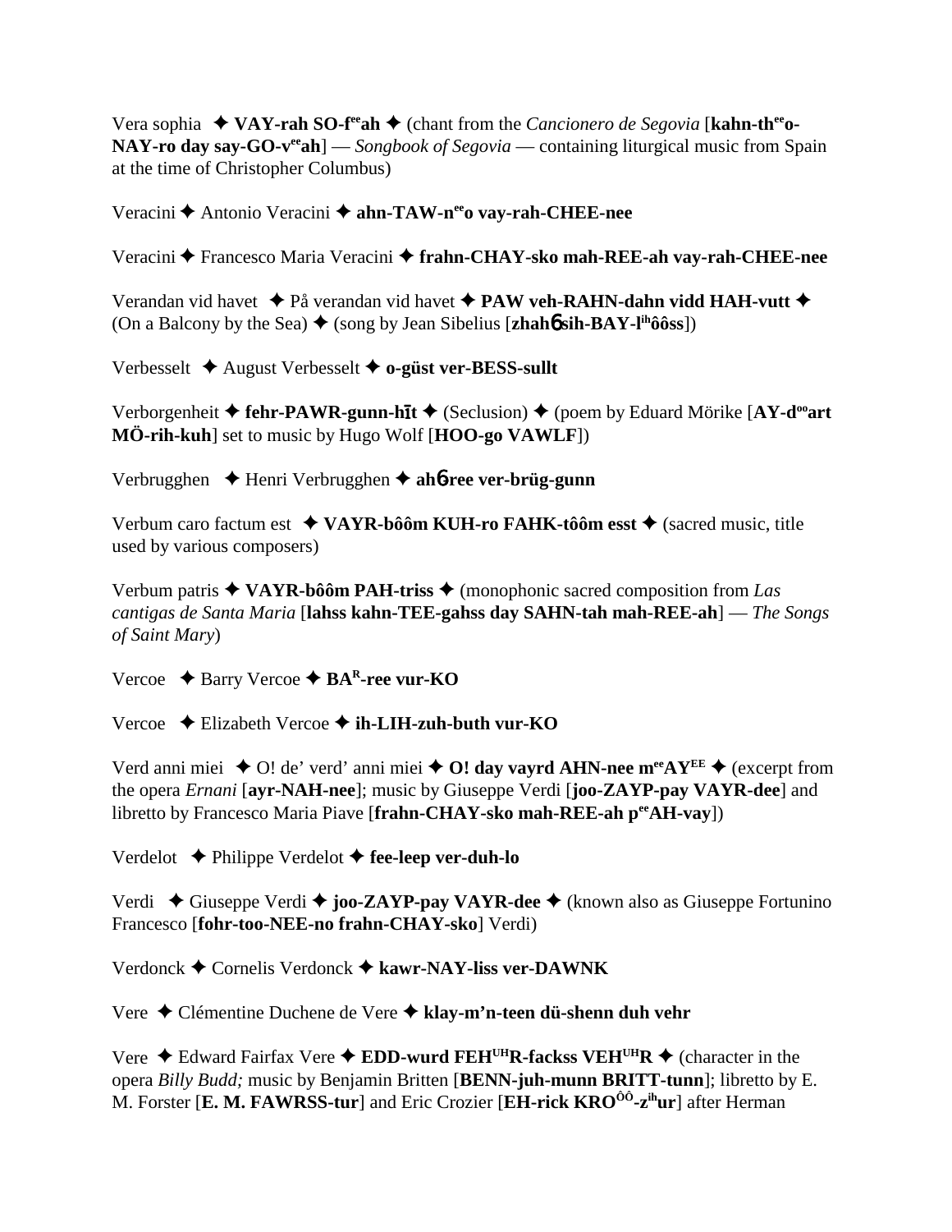Vera sophia ✦ **VAY-rah SO-f^ee^ah** ✦ (chant from the *Cancionero de Segovia* [**kahn-th^ee^o-NAY-ro day say-GO-v^ee^ah**] — *Songbook of Segovia* — containing liturgical music from Spain at the time of Christopher Columbus)

Veracini ✦ Antonio Veracini ✦ **ahn-TAW-n^ee^o vay-rah-CHEE-nee**

Veracini ✦ Francesco Maria Veracini ✦ **frahn-CHAY-sko mah-REE-ah vay-rah-CHEE-nee**

Verandan vid havet ✦ På verandan vid havet ✦ **PAW veh-RAHN-dahn vidd HAH-vutt** ✦ (On a Balcony by the Sea) ✦ (song by Jean Sibelius [**zhahɓ sih-BAY-l^ih^ôôss**])

Verbesselt ✦ August Verbesselt ✦ **o-güst ver-BESS-sullt**

Verborgenheit ✦ **fehr-PAWR-gunn-hīt** ✦ (Seclusion) ✦ (poem by Eduard Mörike [**AY-d^oo^art MÖ-rih-kuh**] set to music by Hugo Wolf [**HOO-go VAWLF**])

Verbrugghen ✦ Henri Verbrugghen ✦ **ahɓ-ree ver-brüg-gunn**

Verbum caro factum est ✦ **VAYR-bôôm KUH-ro FAHK-tôôm esst** ✦ (sacred music, title used by various composers)

Verbum patris ✦ **VAYR-bôôm PAH-triss** ✦ (monophonic sacred composition from *Las cantigas de Santa Maria* [**lahss kahn-TEE-gahss day SAHN-tah mah-REE-ah**] — *The Songs of Saint Mary*)

Vercoe ✦ Barry Vercoe ✦ **BA^R^-ree vur-KO**

Vercoe ✦ Elizabeth Vercoe ✦ **ih-LIH-zuh-buth vur-KO**

Verd anni miei ✦ O! de' verd' anni miei ✦ **O! day vayrd AHN-nee m^ee^AY^EE^** ✦ (excerpt from the opera *Ernani* [**ayr-NAH-nee**]; music by Giuseppe Verdi [**joo-ZAYP-pay VAYR-dee**] and libretto by Francesco Maria Piave [**frahn-CHAY-sko mah-REE-ah p^ee^AH-vay**])

Verdelot ✦ Philippe Verdelot ✦ **fee-leep ver-duh-lo**

Verdi ✦ Giuseppe Verdi ✦ **joo-ZAYP-pay VAYR-dee** ✦ (known also as Giuseppe Fortunino Francesco [**fohr-too-NEE-no frahn-CHAY-sko**] Verdi)

Verdonck ✦ Cornelis Verdonck ✦ **kawr-NAY-liss ver-DAWNK**

Vere ✦ Clémentine Duchene de Vere ✦ **klay-m'n-teen dü-shenn duh vehr**

Vere ✦ Edward Fairfax Vere ✦ **EDD-wurd FEH^UH^R-fackss VEH^UH^R** ✦ (character in the opera *Billy Budd;* music by Benjamin Britten [**BENN-juh-munn BRITT-tunn**]; libretto by E. M. Forster [**E. M. FAWRSS-tur**] and Eric Crozier [**EH-rick KRO^ÔÔ^-z^ih^ur**] after Herman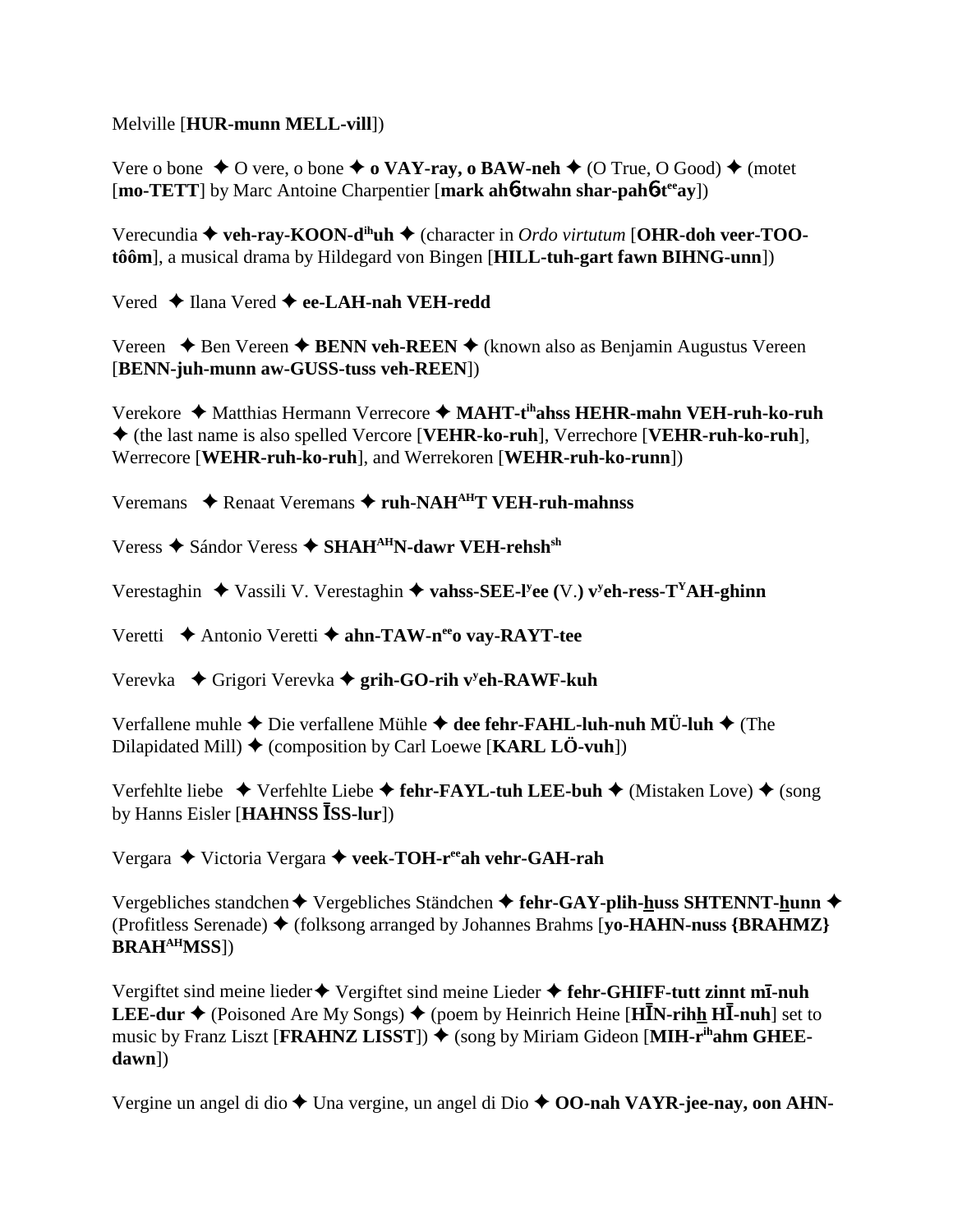Melville [**HUR-munn MELL-vill**])

Vere o bone ✦ O vere, o bone ✦ **o VAY-ray, o BAW-neh** ✦ (O True, O Good) ✦ (motet [**mo-TETT**] by Marc Antoine Charpentier [**mark ah6twahn shar-pah6t^ee^ay**])

Verecundia ✦ **veh-ray-KOON-d^ih^uh** ✦ (character in *Ordo virtutum* [**OHR-doh veer-TOO-tôôm**], a musical drama by Hildegard von Bingen [**HILL-tuh-gart fawn BIHNG-unn**])

Vered ✦ Ilana Vered ✦ **ee-LAH-nah VEH-redd**

Vereen ✦ Ben Vereen ✦ **BENN veh-REEN** ✦ (known also as Benjamin Augustus Vereen [**BENN-juh-munn aw-GUSS-tuss veh-REEN**])

Verekore ✦ Matthias Hermann Verrecore ✦ **MAHT-t^ih^ahss HEHR-mahn VEH-ruh-ko-ruh** ✦ (the last name is also spelled Vercore [**VEHR-ko-ruh**], Verrechore [**VEHR-ruh-ko-ruh**], Werrecore [**WEHR-ruh-ko-ruh**], and Werrekoren [**WEHR-ruh-ko-runn**])

Veremans ✦ Renaat Veremans ✦ **ruh-NAH^AH^T VEH-ruh-mahnss**

Veress ✦ Sándor Veress ✦ **SHAH^AH^N-dawr VEH-rehsh^sh^**

Verestaghin ✦ Vassili V. Verestaghin ✦ **vahss-SEE-l^y^ee (V.) v^y^eh-ress-T^Y^AH-ghinn**

Veretti ✦ Antonio Veretti ✦ **ahn-TAW-n^ee^o vay-RAYT-tee**

Verevka ✦ Grigori Verevka ✦ **grih-GO-rih v^y^eh-RAWF-kuh**

Verfallene muhle ✦ Die verfallene Mühle ✦ **dee fehr-FAHL-luh-nuh MÜ-luh** ✦ (The Dilapidated Mill) ✦ (composition by Carl Loewe [**KARL LÖ-vuh**])

Verfehlte liebe ✦ Verfehlte Liebe ✦ **fehr-FAYL-tuh LEE-buh** ✦ (Mistaken Love) ✦ (song by Hanns Eisler [**HAHNSS ĪSS-lur**])

Vergara ✦ Victoria Vergara ✦ **veek-TOH-r^ee^ah vehr-GAH-rah**

Vergebliches standchen ✦ Vergebliches Ständchen ✦ **fehr-GAY-plih-<u>h</u>uss SHTENNT-<u>h</u>unn** ✦ (Profitless Serenade) ✦ (folksong arranged by Johannes Brahms [**yo-HAHN-nuss {BRAHMZ} BRAH^AH^MSS**])

Vergiftet sind meine lieder ✦ Vergiftet sind meine Lieder ✦ **fehr-GHIFF-tutt zinnt mī-nuh LEE-dur** ✦ (Poisoned Are My Songs) ✦ (poem by Heinrich Heine [**HĪN-rih<u>h</u> HĪ-nuh**] set to music by Franz Liszt [**FRAHNZ LISST**]) ✦ (song by Miriam Gideon [**MIH-r^ih^ahm GHEE-dawn**])

Vergine un angel di dio ✦ Una vergine, un angel di Dio ✦ **OO-nah VAYR-jee-nay, oon AHN-**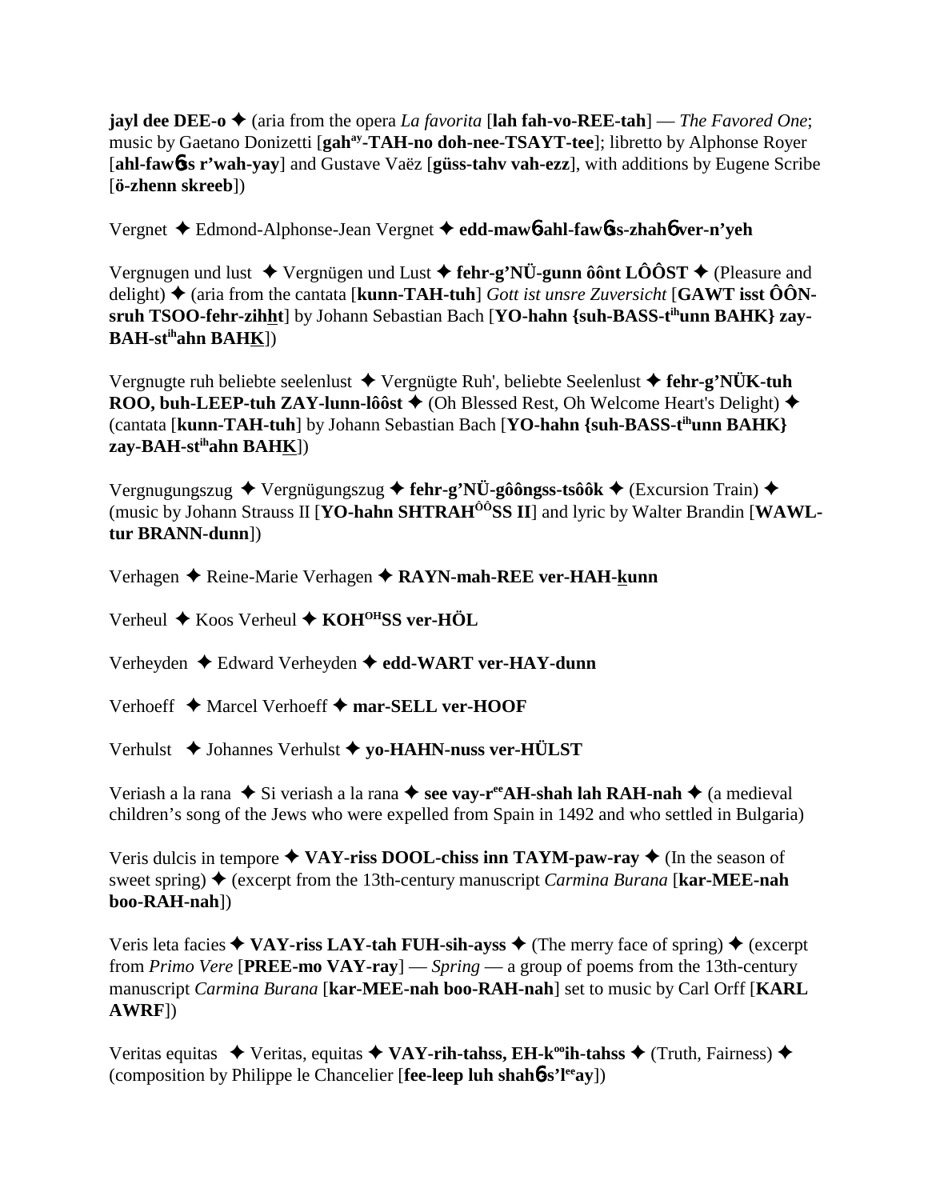**jayl dee DEE-o** ✦ (aria from the opera *La favorita* [**lah fah-vo-REE-tah**] — *The Favored One*; music by Gaetano Donizetti [**gah**[ay]**-TAH-no doh-nee-TSAYT-tee**]; libretto by Alphonse Royer [**ahl-faw6ss r'wah-yay**] and Gustave Vaëz [**güss-tahv vah-ezz**], with additions by Eugene Scribe [**ö-zhenn skreeb**])

Vergnet ✦ Edmond-Alphonse-Jean Vergnet ✦ **edd-maw6-ahl-faw6ss-zhah6 ver-n'yeh**

Vergnugen und lust ✦ Vergnügen und Lust ✦ **fehr-g'NÜ-gunn ôônt LÔÔST** ✦ (Pleasure and delight) ✦ (aria from the cantata [**kunn-TAH-tuh**] *Gott ist unsre Zuversicht* [**GAWT isst ÔÔN-sruh TSOO-fehr-zihht**] by Johann Sebastian Bach [**YO-hahn {suh-BASS-t**[ih]**unn BAHK} zay-BAH-st**[ih]**ahn BAHK**])

Vergnugte ruh beliebte seelenlust ✦ Vergnügte Ruh', beliebte Seelenlust ✦ **fehr-g'NÜK-tuh ROO, buh-LEEP-tuh ZAY-lunn-lôôst** ✦ (Oh Blessed Rest, Oh Welcome Heart's Delight) ✦ (cantata [**kunn-TAH-tuh**] by Johann Sebastian Bach [**YO-hahn {suh-BASS-t**[ih]**unn BAHK} zay-BAH-st**[ih]**ahn BAHK**])

Vergnugungszug ✦ Vergnügungszug ✦ **fehr-g'NÜ-gôôngss-tsôôk** ✦ (Excursion Train) ✦ (music by Johann Strauss II [**YO-hahn SHTRAH**[ÔÔ]**SS II**] and lyric by Walter Brandin [**WAWL-tur BRANN-dunn**])

Verhagen ✦ Reine-Marie Verhagen ✦ **RAYN-mah-REE ver-HAH-kunn**

Verheul ✦ Koos Verheul ✦ **KOH**[OH]**SS ver-HÖL**

Verheyden ✦ Edward Verheyden ✦ **edd-WART ver-HAY-dunn**

Verhoeff ✦ Marcel Verhoeff ✦ **mar-SELL ver-HOOF**

Verhulst ✦ Johannes Verhulst ✦ **yo-HAHN-nuss ver-HÜLST**

Veriash a la rana ✦ Si veriash a la rana ✦ **see vay-r**[ee]**AH-shah lah RAH-nah** ✦ (a medieval children's song of the Jews who were expelled from Spain in 1492 and who settled in Bulgaria)

Veris dulcis in tempore ✦ **VAY-riss DOOL-chiss inn TAYM-paw-ray** ✦ (In the season of sweet spring) ✦ (excerpt from the 13th-century manuscript *Carmina Burana* [**kar-MEE-nah boo-RAH-nah**])

Veris leta facies ✦ **VAY-riss LAY-tah FUH-sih-ayss** ✦ (The merry face of spring) ✦ (excerpt from *Primo Vere* [**PREE-mo VAY-ray**] — *Spring* — a group of poems from the 13th-century manuscript *Carmina Burana* [**kar-MEE-nah boo-RAH-nah**] set to music by Carl Orff [**KARL AWRF**])

Veritas equitas ✦ Veritas, equitas ✦ **VAY-rih-tahss, EH-k**[oo]**ih-tahss** ✦ (Truth, Fairness) ✦ (composition by Philippe le Chancelier [**fee-leep luh shah6ss'l**[ee]**ay**])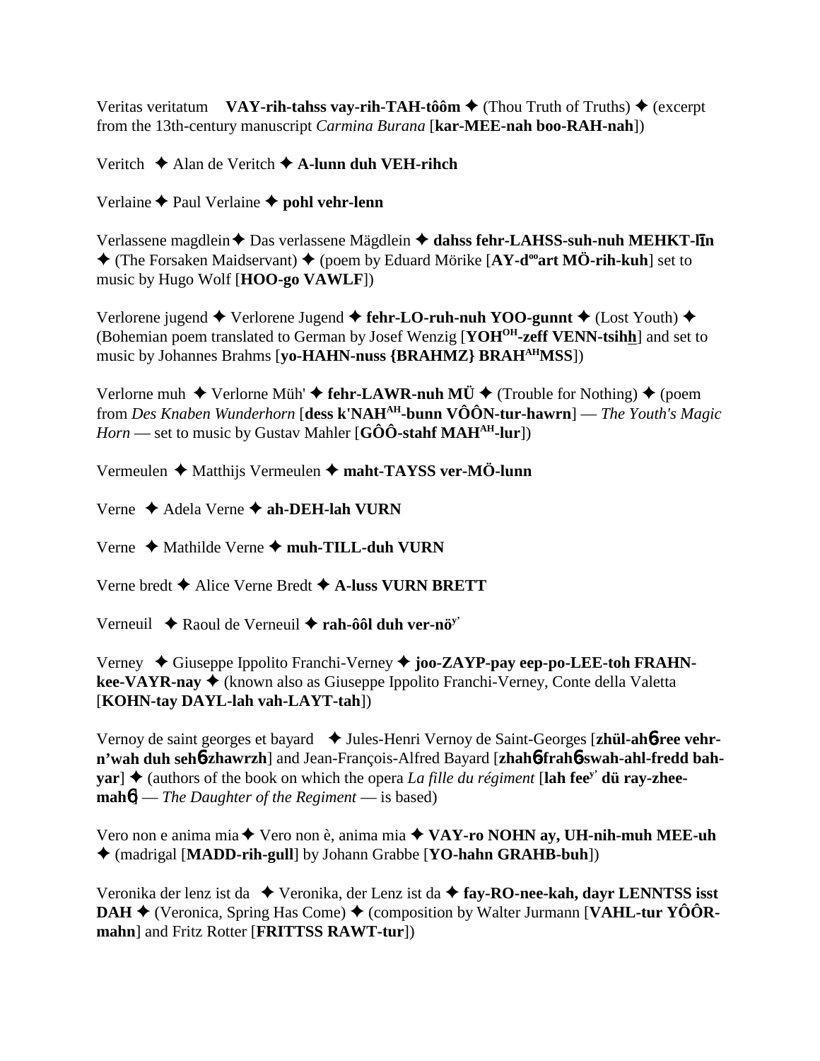Veritas veritatum **VAY-rih-tahss vay-rih-TAH-tôôm** ✦ (Thou Truth of Truths) ✦ (excerpt from the 13th-century manuscript *Carmina Burana* [**kar-MEE-nah boo-RAH-nah**])

Veritch ✦ Alan de Veritch ✦ **A-lunn duh VEH-rihch**

Verlaine ✦ Paul Verlaine ✦ **pohl vehr-lenn**

Verlassene magdlein ✦ Das verlassene Mägdlein ✦ **dahss fehr-LAHSS-suh-nuh MEHKT-līn** ✦ (The Forsaken Maidservant) ✦ (poem by Eduard Mörike [**AY-d^oo^art MÖ-rih-kuh**] set to music by Hugo Wolf [**HOO-go VAWLF**])

Verlorene jugend ✦ Verlorene Jugend ✦ **fehr-LO-ruh-nuh YOO-gunnt** ✦ (Lost Youth) ✦ (Bohemian poem translated to German by Josef Wenzig [**YOH^OH^-zeff VENN-tsihh**] and set to music by Johannes Brahms [**yo-HAHN-nuss {BRAHMZ} BRAH^AH^MSS**])

Verlorne muh ✦ Verlorne Müh' ✦ **fehr-LAWR-nuh MÜ** ✦ (Trouble for Nothing) ✦ (poem from *Des Knaben Wunderhorn* [**dess k'NAH^AH^-bunn VÔÔN-tur-hawrn**] — *The Youth's Magic Horn* — set to music by Gustav Mahler [**GÔÔ-stahf MAH^AH^-lur**])

Vermeulen ✦ Matthijs Vermeulen ✦ **maht-TAYSS ver-MÖ-lunn**

Verne ✦ Adela Verne ✦ **ah-DEH-lah VURN**

Verne ✦ Mathilde Verne ✦ **muh-TILL-duh VURN**

Verne bredt ✦ Alice Verne Bredt ✦ **A-luss VURN BRETT**

Verneuil ✦ Raoul de Verneuil ✦ **rah-ôôl duh ver-nö^y'^**

Verney ✦ Giuseppe Ippolito Franchi-Verney ✦ **joo-ZAYP-pay eep-po-LEE-toh FRAHN-kee-VAYR-nay** ✦ (known also as Giuseppe Ippolito Franchi-Verney, Conte della Valetta [**KOHN-tay DAYL-lah vah-LAYT-tah**])

Vernoy de saint georges et bayard ✦ Jules-Henri Vernoy de Saint-Georges [**zhül-ahɓ-ree vehr-n'wah duh sehɓ-zhawrzh**] and Jean-François-Alfred Bayard [**zhahɓ-frahɓ-swah-ahl-fredd bah-yar**] ✦ (authors of the book on which the opera *La fille du régiment* [**lah fee^y'^ dü ray-zhee-mahɓ**] — *The Daughter of the Regiment* — is based)

Vero non e anima mia ✦ Vero non è, anima mia ✦ **VAY-ro NOHN ay, UH-nih-muh MEE-uh** ✦ (madrigal [**MADD-rih-gull**] by Johann Grabbe [**YO-hahn GRAHB-buh**])

Veronika der lenz ist da ✦ Veronika, der Lenz ist da ✦ **fay-RO-nee-kah, dayr LENNTSS isst DAH** ✦ (Veronica, Spring Has Come) ✦ (composition by Walter Jurmann [**VAHL-tur YÔÔR-mahn**] and Fritz Rotter [**FRITTSS RAWT-tur**])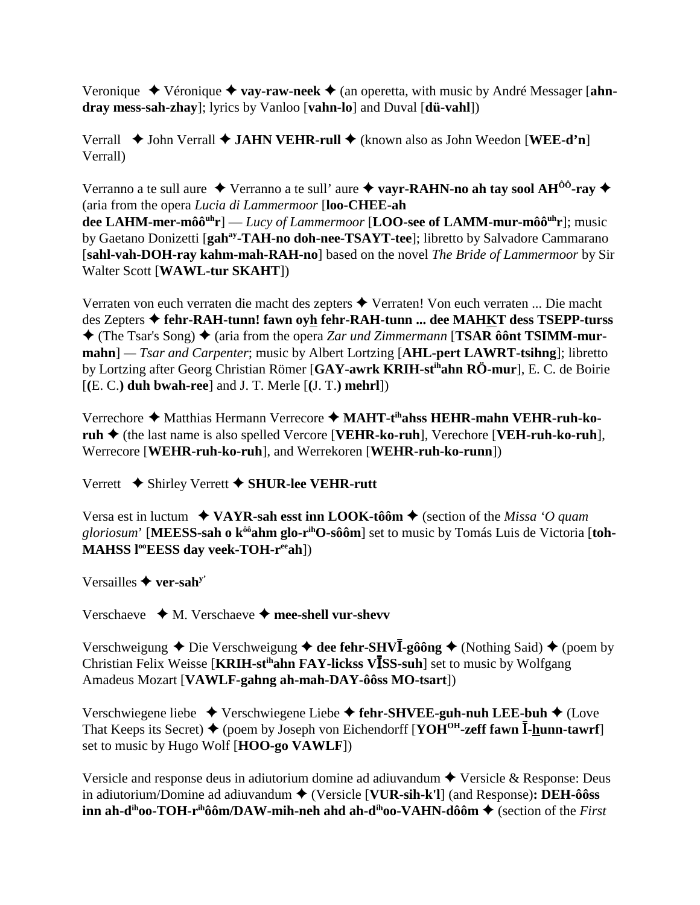Veronique ✦ Véronique ✦ **vay-raw-neek** ✦ (an operetta, with music by André Messager [**ahn-dray mess-sah-zhay**]; lyrics by Vanloo [**vahn-lo**] and Duval [**dü-vahl**])

Verrall ✦ John Verrall ✦ **JAHN VEHR-rull** ✦ (known also as John Weedon [**WEE-d'n**] Verrall)

Verranno a te sull aure ✦ Verranno a te sull' aure ✦ **vayr-RAHN-no ah tay sool AH**[ôô]**-ray** ✦ (aria from the opera *Lucia di Lammermoor* [**loo-CHEE-ah dee LAHM-mer-môô**[uh]**r**] — *Lucy of Lammermoor* [**LOO-see of LAMM-mur-môô**[uh]**r**]; music by Gaetano Donizetti [**gah**[ay]**-TAH-no doh-nee-TSAYT-tee**]; libretto by Salvadore Cammarano [**sahl-vah-DOH-ray kahm-mah-RAH-no**] based on the novel *The Bride of Lammermoor* by Sir Walter Scott [**WAWL-tur SKAHT**])

Verraten von euch verraten die macht des zepters ✦ Verraten! Von euch verraten ... Die macht des Zepters ✦ **fehr-RAH-tunn! fawn oyh̲ fehr-RAH-tunn ... dee MAHK̲T dess TSEPP-turss** ✦ (The Tsar's Song) ✦ (aria from the opera *Zar und Zimmermann* [**TSAR ôônt TSIMM-mur-mahn**] — *Tsar and Carpenter*; music by Albert Lortzing [**AHL-pert LAWRT-tsihng**]; libretto by Lortzing after Georg Christian Römer [**GAY-awrk KRIH-st**[ih]**ahn RÖ-mur**], E. C. de Boirie [**(**E. C.**) duh bwah-ree**] and J. T. Merle [**(**J. T.**) mehrl**])

Verrechore ✦ Matthias Hermann Verrecore ✦ **MAHT-t**[ih]**ahss HEHR-mahn VEHR-ruh-ko-ruh** ✦ (the last name is also spelled Vercore [**VEHR-ko-ruh**], Verechore [**VEH-ruh-ko-ruh**], Werrecore [**WEHR-ruh-ko-ruh**], and Werrekoren [**WEHR-ruh-ko-runn**])

Verrett ✦ Shirley Verrett ✦ **SHUR-lee VEHR-rutt**

Versa est in luctum ✦ **VAYR-sah esst inn LOOK-tôôm** ✦ (section of the *Missa 'O quam gloriosum'* [**MEESS-sah o k**[ôô]**ahm glo-r**[ih]**O-sôôm**] set to music by Tomás Luis de Victoria [**toh-MAHSS l**[oo]**EESS day veek-TOH-r**[ee]**ah**])

Versailles ✦ **ver-sah**[y']

Verschaeve ✦ M. Verschaeve ✦ **mee-shell vur-shevv**

Verschweigung ✦ Die Verschweigung ✦ **dee fehr-SHVĪ-gôông** ✦ (Nothing Said) ✦ (poem by Christian Felix Weisse [**KRIH-st**[ih]**ahn FAY-lickss VĪSS-suh**] set to music by Wolfgang Amadeus Mozart [**VAWLF-gahng ah-mah-DAY-ôôss MO-tsart**])

Verschwiegene liebe ✦ Verschwiegene Liebe ✦ **fehr-SHVEE-guh-nuh LEE-buh** ✦ (Love That Keeps its Secret) ✦ (poem by Joseph von Eichendorff [**YOH**[OH]**-zeff fawn Ī-h̲unn-tawrf**] set to music by Hugo Wolf [**HOO-go VAWLF**])

Versicle and response deus in adiutorium domine ad adiuvandum ✦ Versicle & Response: Deus in adiutorium/Domine ad adiuvandum ✦ (Versicle [**VUR-sih-k'l**] (and Response)**: DEH-ôôss inn ah-d**[ih]**oo-TOH-r**[ih]**ôôm/DAW-mih-neh ahd ah-d**[ih]**oo-VAHN-dôôm** ✦ (section of the *First*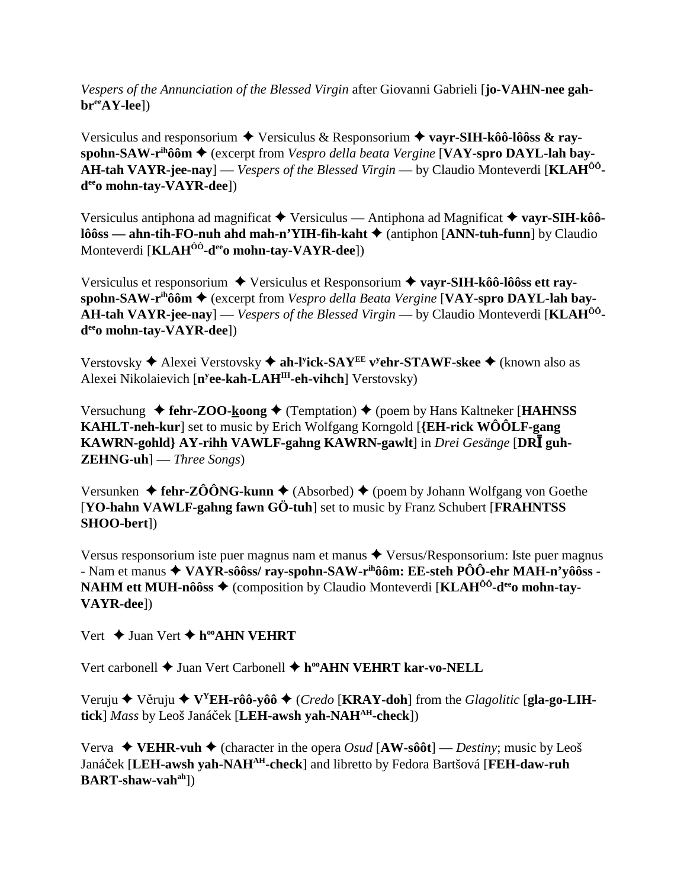*Vespers of the Annunciation of the Blessed Virgin* after Giovanni Gabrieli [**jo-VAHN-nee gah-br[ee]AY-lee**])

Versiculus and responsorium ✦ Versiculus & Responsorium ✦ **vayr-SIH-kôô-lôôss & ray-spohn-SAW-r[ih]ôôm** ✦ (excerpt from *Vespro della beata Vergine* [**VAY-spro DAYL-lah bay-AH-tah VAYR-jee-nay**] — *Vespers of the Blessed Virgin* — by Claudio Monteverdi [**KLAH[ôô]-d[ee]o mohn-tay-VAYR-dee**])

Versiculus antiphona ad magnificat ✦ Versiculus — Antiphona ad Magnificat ✦ **vayr-SIH-kôô-lôôss — ahn-tih-FO-nuh ahd mah-n'YIH-fih-kaht** ✦ (antiphon [**ANN-tuh-funn**] by Claudio Monteverdi [**KLAH[ôô]-d[ee]o mohn-tay-VAYR-dee**])

Versiculus et responsorium ✦ Versiculus et Responsorium ✦ **vayr-SIH-kôô-lôôss ett ray-spohn-SAW-r[ih]ôôm** ✦ (excerpt from *Vespro della Beata Vergine* [**VAY-spro DAYL-lah bay-AH-tah VAYR-jee-nay**] — *Vespers of the Blessed Virgin* — by Claudio Monteverdi [**KLAH[ôô]-d[ee]o mohn-tay-VAYR-dee**])

Verstovsky ✦ Alexei Verstovsky ✦ **ah-l[y]ick-SAY[EE] v[y]ehr-STAWF-skee** ✦ (known also as Alexei Nikolaievich [**n[y]ee-kah-LAH[IH]-eh-vihch**] Verstovsky)

Versuchung ✦ **fehr-ZOO-koong** ✦ (Temptation) ✦ (poem by Hans Kaltneker [**HAHNSS KAHLT-neh-kur**] set to music by Erich Wolfgang Korngold [**{EH-rick WÔÔLF-gang KAWRN-gohld} AY-rihh VAWLF-gahng KAWRN-gawlt**] in *Drei Gesänge* [**DRĪ guh-ZEHNG-uh**] — *Three Songs*)

Versunken ✦ **fehr-ZÔÔNG-kunn** ✦ (Absorbed) ✦ (poem by Johann Wolfgang von Goethe [**YO-hahn VAWLF-gahng fawn GÖ-tuh**] set to music by Franz Schubert [**FRAHNTSS SHOO-bert**])

Versus responsorium iste puer magnus nam et manus ✦ Versus/Responsorium: Iste puer magnus - Nam et manus ✦ **VAYR-sôôss/ ray-spohn-SAW-r[ih]ôôm: EE-steh PÔÔ-ehr MAH-n'yôôss - NAHM ett MUH-nôôss** ✦ (composition by Claudio Monteverdi [**KLAH[ôô]-d[ee]o mohn-tay-VAYR-dee**])

Vert ✦ Juan Vert ✦ **h[oo]AHN VEHRT**

Vert carbonell ✦ Juan Vert Carbonell ✦ **h[oo]AHN VEHRT kar-vo-NELL**

Veruju ✦ Věruju ✦ **V[Y]EH-rôô-yôô** ✦ (*Credo* [**KRAY-doh**] from the *Glagolitic* [**gla-go-LIH-tick**] *Mass* by Leoš Janáček [**LEH-awsh yah-NAH[AH]-check**])

Verva ✦ **VEHR-vuh** ✦ (character in the opera *Osud* [**AW-sôôt**] — *Destiny*; music by Leoš Janáček [**LEH-awsh yah-NAH[AH]-check**] and libretto by Fedora Bartšová [**FEH-daw-ruh BART-shaw-vah[ah]**])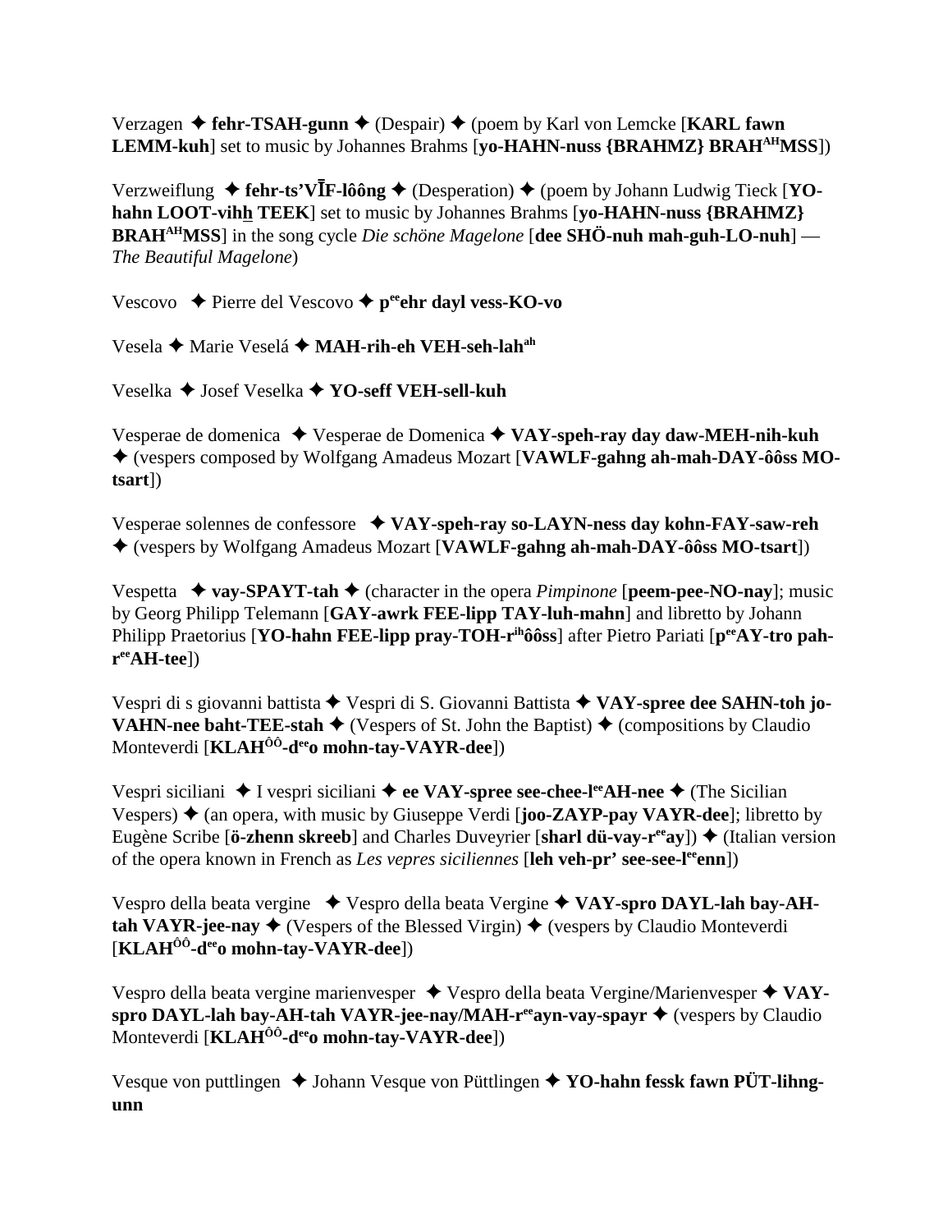Verzagen ✦ **fehr-TSAH-gunn** ✦ (Despair) ✦ (poem by Karl von Lemcke [**KARL fawn LEMM-kuh**] set to music by Johannes Brahms [**yo-HAHN-nuss {BRAHMZ} BRAH[AH]MSS**])

Verzweiflung ✦ **fehr-ts'V͞IF-lôông** ✦ (Desperation) ✦ (poem by Johann Ludwig Tieck [**YO-hahn LOOT-vihh TEEK**] set to music by Johannes Brahms [**yo-HAHN-nuss {BRAHMZ} BRAH[AH]MSS**] in the song cycle *Die schöne Magelone* [**dee SHÖ-nuh mah-guh-LO-nuh**] — *The Beautiful Magelone*)

Vescovo ✦ Pierre del Vescovo ✦ **p[ee]ehr dayl vess-KO-vo**

Vesela ✦ Marie Veselá ✦ **MAH-rih-eh VEH-seh-lah[ah]**

Veselka ✦ Josef Veselka ✦ **YO-seff VEH-sell-kuh**

Vesperae de domenica ✦ Vesperae de Domenica ✦ **VAY-speh-ray day daw-MEH-nih-kuh** ✦ (vespers composed by Wolfgang Amadeus Mozart [**VAWLF-gahng ah-mah-DAY-ôôss MO-tsart**])

Vesperae solennes de confessore ✦ **VAY-speh-ray so-LAYN-ness day kohn-FAY-saw-reh** ✦ (vespers by Wolfgang Amadeus Mozart [**VAWLF-gahng ah-mah-DAY-ôôss MO-tsart**])

Vespetta ✦ **vay-SPAYT-tah** ✦ (character in the opera *Pimpinone* [**peem-pee-NO-nay**]; music by Georg Philipp Telemann [**GAY-awrk FEE-lipp TAY-luh-mahn**] and libretto by Johann Philipp Praetorius [**YO-hahn FEE-lipp pray-TOH-r[ih]ôôss**] after Pietro Pariati [**p[ee]AY-tro pah-r[ee]AH-tee**])

Vespri di s giovanni battista ✦ Vespri di S. Giovanni Battista ✦ **VAY-spree dee SAHN-toh jo-VAHN-nee baht-TEE-stah** ✦ (Vespers of St. John the Baptist) ✦ (compositions by Claudio Monteverdi [**KLAH[ÔÔ]-d[ee]o mohn-tay-VAYR-dee**])

Vespri siciliani ✦ I vespri siciliani ✦ **ee VAY-spree see-chee-l[ee]AH-nee** ✦ (The Sicilian Vespers) ✦ (an opera, with music by Giuseppe Verdi [**joo-ZAYP-pay VAYR-dee**]; libretto by Eugène Scribe [**ö-zhenn skreeb**] and Charles Duveyrier [**sharl dü-vay-r[ee]ay**]) ✦ (Italian version of the opera known in French as *Les vepres siciliennes* [**leh veh-pr' see-see-l[ee]enn**])

Vespro della beata vergine ✦ Vespro della beata Vergine ✦ **VAY-spro DAYL-lah bay-AH-tah VAYR-jee-nay** ✦ (Vespers of the Blessed Virgin) ✦ (vespers by Claudio Monteverdi [**KLAH[ÔÔ]-d[ee]o mohn-tay-VAYR-dee**])

Vespro della beata vergine marienvesper ✦ Vespro della beata Vergine/Marienvesper ✦ **VAY-spro DAYL-lah bay-AH-tah VAYR-jee-nay/MAH-r[ee]ayn-vay-spayr** ✦ (vespers by Claudio Monteverdi [**KLAH[ÔÔ]-d[ee]o mohn-tay-VAYR-dee**])

Vesque von puttlingen ✦ Johann Vesque von Püttlingen ✦ **YO-hahn fessk fawn PÜT-lihng-unn**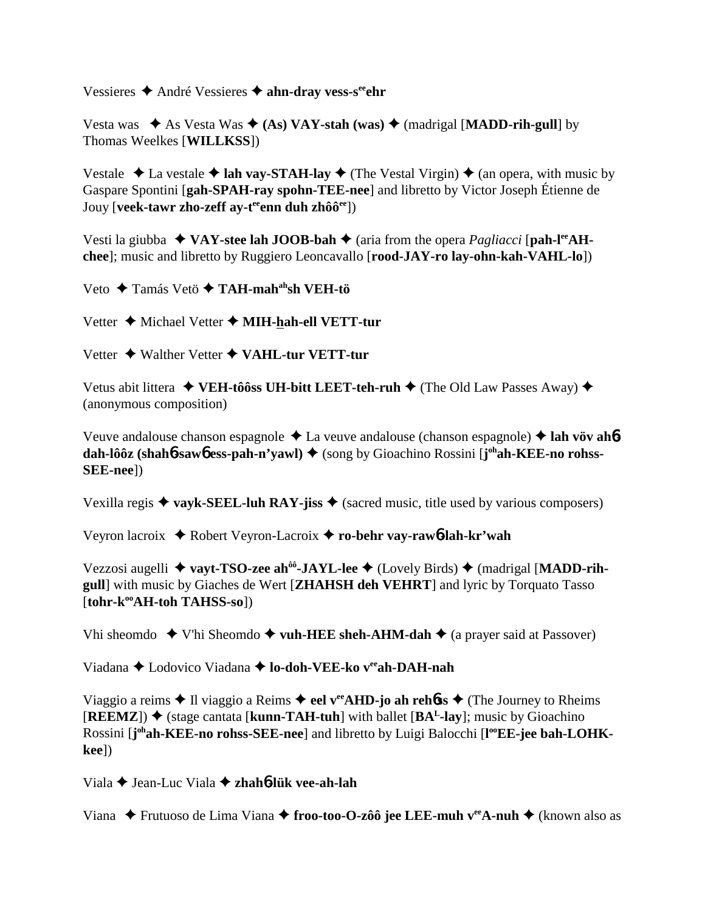Vessieres ✦ André Vessieres ✦ **ahn-dray vess-s^ee^ehr**

Vesta was ✦ As Vesta Was ✦ **(As) VAY-stah (was)** ✦ (madrigal [**MADD-rih-gull**] by Thomas Weelkes [**WILLKSS**])

Vestale ✦ La vestale ✦ **lah vay-STAH-lay** ✦ (The Vestal Virgin) ✦ (an opera, with music by Gaspare Spontini [**gah-SPAH-ray spohn-TEE-nee**] and libretto by Victor Joseph Étienne de Jouy [**veek-tawr zho-zeff ay-t^ee^enn duh zhôô^ee^**])

Vesti la giubba ✦ **VAY-stee lah JOOB-bah** ✦ (aria from the opera *Pagliacci* [**pah-l^ee^AH-chee**]; music and libretto by Ruggiero Leoncavallo [**rood-JAY-ro lay-ohn-kah-VAHL-lo**])

Veto ✦ Tamás Vetö ✦ **TAH-mah^ah^sh VEH-tö**

Vetter ✦ Michael Vetter ✦ **MIH-hah-ell VETT-tur**

Vetter ✦ Walther Vetter ✦ **VAHL-tur VETT-tur**

Vetus abit littera ✦ **VEH-tôôss UH-bitt LEET-teh-ruh** ✦ (The Old Law Passes Away) ✦ (anonymous composition)

Veuve andalouse chanson espagnole ✦ La veuve andalouse (chanson espagnole) ✦ **lah vöv ahб dah-lôôz (shahб-sawб ess-pah-n'yawl)** ✦ (song by Gioachino Rossini [**j^oh^ah-KEE-no rohss-SEE-nee**])

Vexilla regis ✦ **vayk-SEEL-luh RAY-jiss** ✦ (sacred music, title used by various composers)

Veyron lacroix ✦ Robert Veyron-Lacroix ✦ **ro-behr vay-rawб-lah-kr'wah**

Vezzosi augelli ✦ **vayt-TSO-zee ah^ôô^-JAYL-lee** ✦ (Lovely Birds) ✦ (madrigal [**MADD-rih-gull**] with music by Giaches de Wert [**ZHAHSH deh VEHRT**] and lyric by Torquato Tasso [**tohr-k^oo^AH-toh TAHSS-so**])

Vhi sheomdo ✦ V'hi Sheomdo ✦ **vuh-HEE sheh-AHM-dah** ✦ (a prayer said at Passover)

Viadana ✦ Lodovico Viadana ✦ **lo-doh-VEE-ko v^ee^ah-DAH-nah**

Viaggio a reims ✦ Il viaggio a Reims ✦ **eel v^ee^AHD-jo ah rehбss** ✦ (The Journey to Rheims [**REEMZ**]) ✦ (stage cantata [**kunn-TAH-tuh**] with ballet [**BA^L^-lay**]; music by Gioachino Rossini [**j^oh^ah-KEE-no rohss-SEE-nee**] and libretto by Luigi Balocchi [**l^oo^EE-jee bah-LOHK-kee**])

Viala ✦ Jean-Luc Viala ✦ **zhahб-lük vee-ah-lah**

Viana ✦ Frutuoso de Lima Viana ✦ **froo-too-O-zôô jee LEE-muh v^ee^A-nuh** ✦ (known also as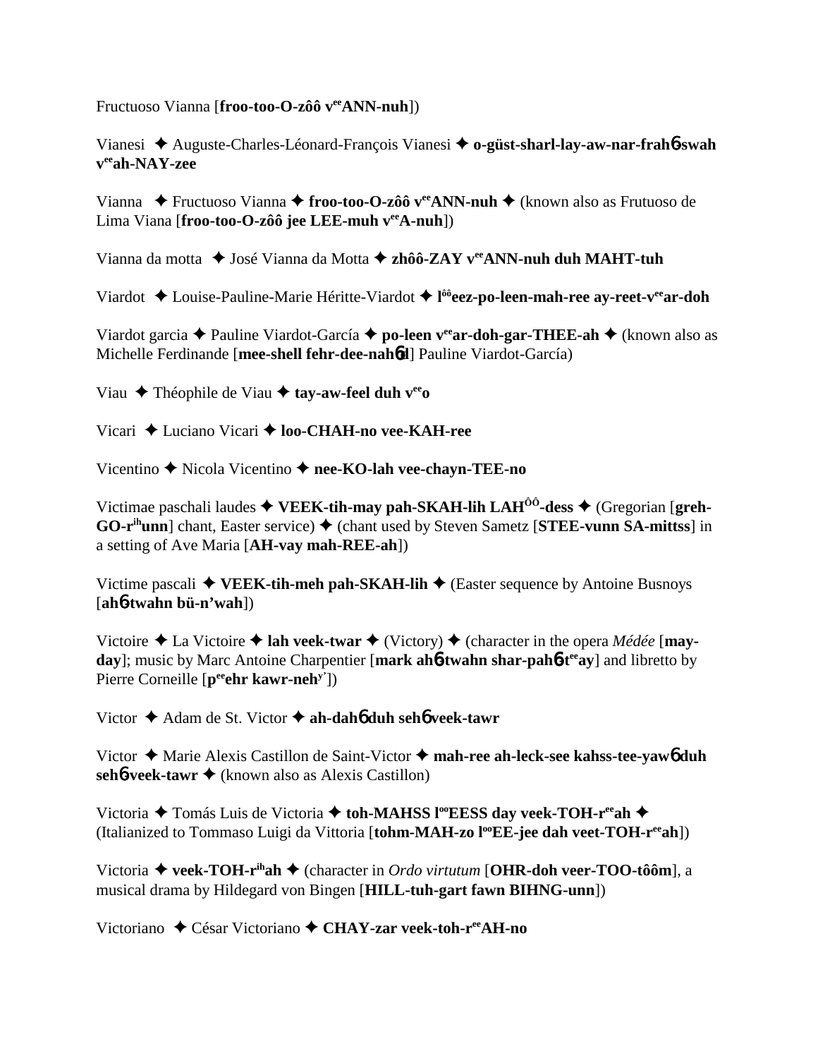Fructuoso Vianna [**froo-too-O-zôô veeANN-nuh**])

Vianesi ✦ Auguste-Charles-Léonard-François Vianesi ✦ **o-güst-sharl-lay-aw-nar-frah6-swah veeah-NAY-zee**

Vianna ✦ Fructuoso Vianna ✦ **froo-too-O-zôô veeANN-nuh** ✦ (known also as Frutuoso de Lima Viana [**froo-too-O-zôô jee LEE-muh veeA-nuh**])

Vianna da motta ✦ José Vianna da Motta ✦ **zhôô-ZAY veeANN-nuh duh MAHT-tuh**

Viardot ✦ Louise-Pauline-Marie Héritte-Viardot ✦ **lôôeez-po-leen-mah-ree ay-reet-veear-doh**

Viardot garcia ✦ Pauline Viardot-García ✦ **po-leen veear-doh-gar-THEE-ah** ✦ (known also as Michelle Ferdinande [**mee-shell fehr-dee-nah6d**] Pauline Viardot-García)

Viau ✦ Théophile de Viau ✦ **tay-aw-feel duh veeo**

Vicari ✦ Luciano Vicari ✦ **loo-CHAH-no vee-KAH-ree**

Vicentino ✦ Nicola Vicentino ✦ **nee-KO-lah vee-chayn-TEE-no**

Victimae paschali laudes ✦ **VEEK-tih-may pah-SKAH-lih LAHÔÔ-dess** ✦ (Gregorian [**greh-GO-rihunn**] chant, Easter service) ✦ (chant used by Steven Sametz [**STEE-vunn SA-mittss**] in a setting of Ave Maria [**AH-vay mah-REE-ah**])

Victime pascali ✦ **VEEK-tih-meh pah-SKAH-lih** ✦ (Easter sequence by Antoine Busnoys [**ah6-twahn bü-n'wah**])

Victoire ✦ La Victoire ✦ **lah veek-twar** ✦ (Victory) ✦ (character in the opera *Médée* [**may-day**]; music by Marc Antoine Charpentier [**mark ah6-twahn shar-pah6-teeay**] and libretto by Pierre Corneille [**peeehr kawr-nehy'**])

Victor ✦ Adam de St. Victor ✦ **ah-dah6 duh seh6 veek-tawr**

Victor ✦ Marie Alexis Castillon de Saint-Victor ✦ **mah-ree ah-leck-see kahss-tee-yaw6 duh seh6-veek-tawr** ✦ (known also as Alexis Castillon)

Victoria ✦ Tomás Luis de Victoria ✦ **toh-MAHSS lôôEESS day veek-TOH-reeah** ✦ (Italianized to Tommaso Luigi da Vittoria [**tohm-MAH-zo lôôEE-jee dah veet-TOH-reeah**])

Victoria ✦ **veek-TOH-rihah** ✦ (character in *Ordo virtutum* [**OHR-doh veer-TOO-tôôm**], a musical drama by Hildegard von Bingen [**HILL-tuh-gart fawn BIHNG-unn**])

Victoriano ✦ César Victoriano ✦ **CHAY-zar veek-toh-reeAH-no**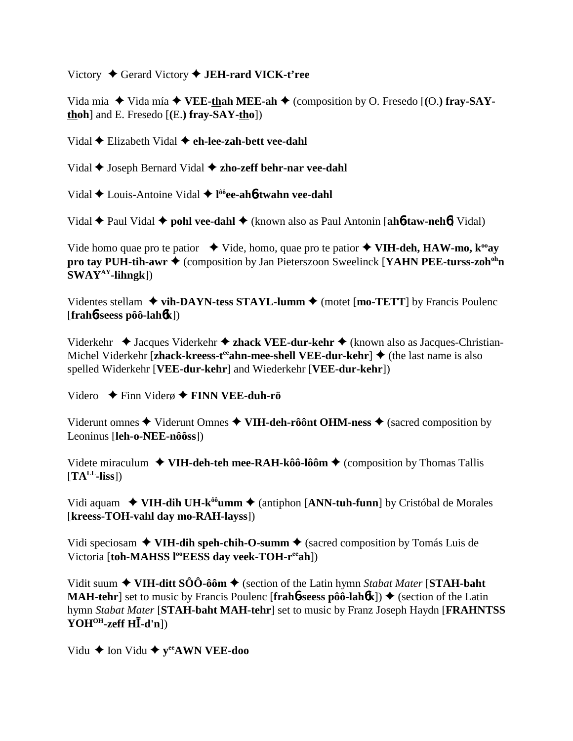Victory ✦ Gerard Victory ✦ **JEH-rard VICK-t'ree**

Vida mia ✦ Vida mía ✦ **VEE-thah MEE-ah** ✦ (composition by O. Fresedo [**(**O.**) fray-SAY-thoh**] and E. Fresedo [**(**E.**) fray-SAY-tho**])

Vidal ✦ Elizabeth Vidal ✦ **eh-lee-zah-bett vee-dahl**

Vidal ✦ Joseph Bernard Vidal ✦ **zho-zeff behr-nar vee-dahl**

Vidal ✦ Louis-Antoine Vidal ✦ **l**ôô**ee-ah**6**-twahn vee-dahl**

Vidal ✦ Paul Vidal ✦ **pohl vee-dahl** ✦ (known also as Paul Antonin [**ah**6**-taw-neh**6] Vidal)

Vide homo quae pro te patior ✦ Vide, homo, quae pro te patior ✦ **VIH-deh, HAW-mo, k**oo**ay pro tay PUH-tih-awr** ✦ (composition by Jan Pieterszoon Sweelinck [**YAHN PEE-turss-zoh**oh**n SWAY**AY**-lihngk**])

Videntes stellam ✦ **vih-DAYN-tess STAYL-lumm** ✦ (motet [**mo-TETT**] by Francis Poulenc [**frah**6**-seess pôô-lah**6**k**])

Viderkehr ✦ Jacques Viderkehr ✦ **zhack VEE-dur-kehr** ✦ (known also as Jacques-Christian-Michel Viderkehr [**zhack-kreess-t**ee**ahn-mee-shell VEE-dur-kehr**] ✦ (the last name is also spelled Widerkehr [**VEE-dur-kehr**] and Wiederkehr [**VEE-dur-kehr**])

Videro ✦ Finn Viderø ✦ **FINN VEE-duh-rö**

Viderunt omnes ✦ Viderunt Omnes ✦ **VIH-deh-rôônt OHM-ness** ✦ (sacred composition by Leoninus [**leh-o-NEE-nôôss**])

Videte miraculum ✦ **VIH-deh-teh mee-RAH-kôô-lôôm** ✦ (composition by Thomas Tallis [**TA**LL**-liss**])

Vidi aquam ✦ **VIH-dih UH-k**ôô**umm** ✦ (antiphon [**ANN-tuh-funn**] by Cristóbal de Morales [**kreess-TOH-vahl day mo-RAH-layss**])

Vidi speciosam ✦ **VIH-dih speh-chih-O-summ** ✦ (sacred composition by Tomás Luis de Victoria [**toh-MAHSS l**oo**EESS day veek-TOH-r**ee**ah**])

Vidit suum ✦ **VIH-ditt SÔÔ-ôôm** ✦ (section of the Latin hymn *Stabat Mater* [**STAH-baht MAH-tehr**] set to music by Francis Poulenc [**frah**6**-seess pôô-lah**6**k**]) ✦ (section of the Latin hymn *Stabat Mater* [**STAH-baht MAH-tehr**] set to music by Franz Joseph Haydn [**FRAHNTSS YOH**OH**-zeff HĪ-d'n**])

Vidu ✦ Ion Vidu ✦ **y**ee**AWN VEE-doo**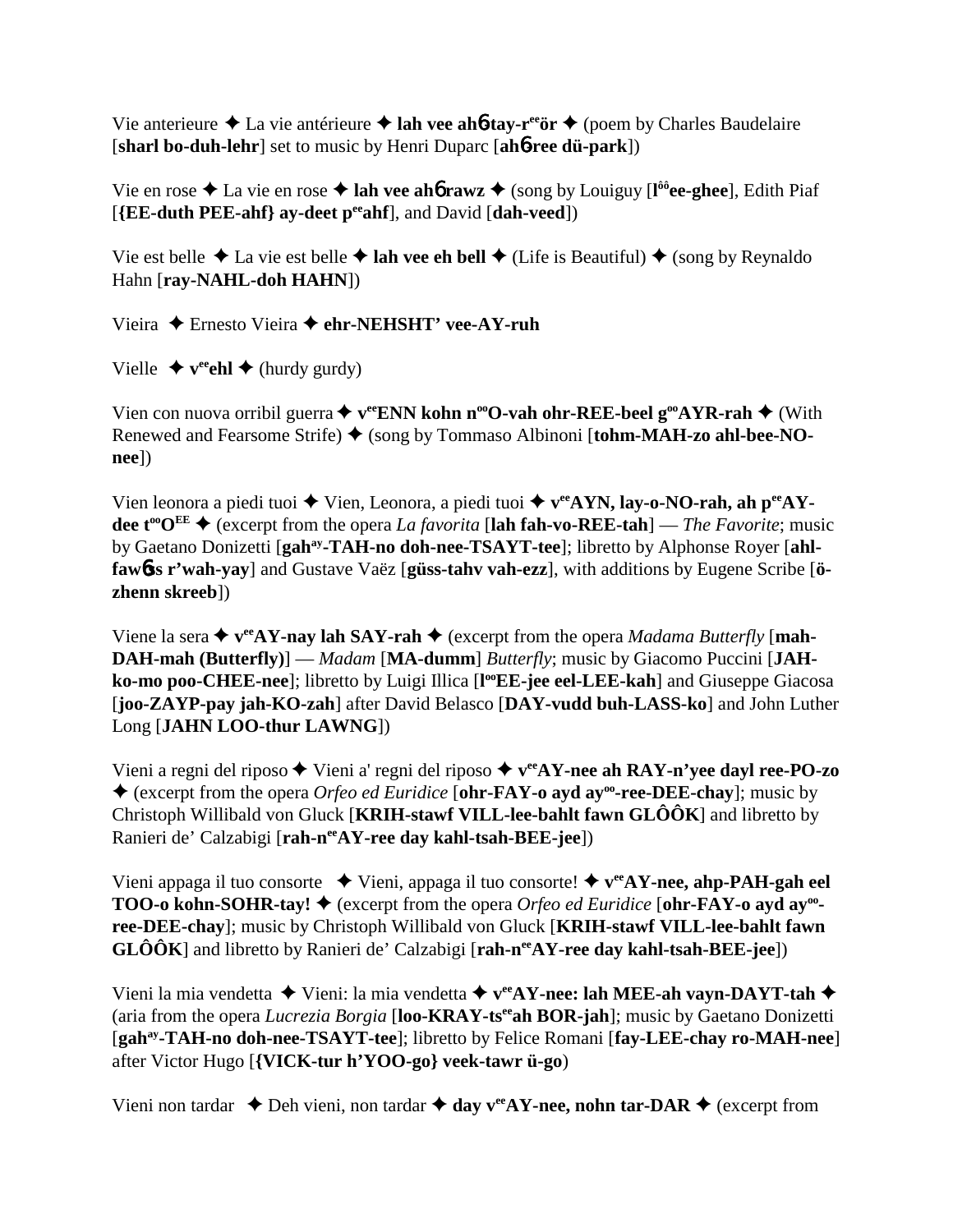Vie anterieure ✦ La vie antérieure ✦ **lah vee ahɓ-tay-r<sup>ee</sup>ör** ✦ (poem by Charles Baudelaire [**sharl bo-duh-lehr**] set to music by Henri Duparc [**ahɓ-ree dü-park**])

Vie en rose ✦ La vie en rose ✦ **lah vee ahɓ rawz** ✦ (song by Louiguy [**l<sup>ôô</sup>ee-ghee**], Edith Piaf [**{EE-duth PEE-ahf} ay-deet p<sup>ee</sup>ahf**], and David [**dah-veed**])

Vie est belle ✦ La vie est belle ✦ **lah vee eh bell** ✦ (Life is Beautiful) ✦ (song by Reynaldo Hahn [**ray-NAHL-doh HAHN**])

Vieira ✦ Ernesto Vieira ✦ **ehr-NEHSHT' vee-AY-ruh**

Vielle ✦ **v<sup>ee</sup>ehl** ✦ (hurdy gurdy)

Vien con nuova orribil guerra ✦ **v<sup>ee</sup>ENN kohn n<sup>oo</sup>O-vah ohr-REE-beel g<sup>oo</sup>AYR-rah** ✦ (With Renewed and Fearsome Strife) ✦ (song by Tommaso Albinoni [**tohm-MAH-zo ahl-bee-NO-nee**])

Vien leonora a piedi tuoi ✦ Vien, Leonora, a piedi tuoi ✦ **v<sup>ee</sup>AYN, lay-o-NO-rah, ah p<sup>ee</sup>AY-dee t<sup>oo</sup>O<sup>EE</sup>** ✦ (excerpt from the opera *La favorita* [**lah fah-vo-REE-tah**] — *The Favorite*; music by Gaetano Donizetti [**gah<sup>ay</sup>-TAH-no doh-nee-TSAYT-tee**]; libretto by Alphonse Royer [**ahl-fawɓss r'wah-yay**] and Gustave Vaëz [**güss-tahv vah-ezz**], with additions by Eugene Scribe [**ö-zhenn skreeb**])

Viene la sera ✦ **v<sup>ee</sup>AY-nay lah SAY-rah** ✦ (excerpt from the opera *Madama Butterfly* [**mah-DAH-mah (Butterfly)**] — *Madam* [**MA-dumm**] *Butterfly*; music by Giacomo Puccini [**JAH-ko-mo poo-CHEE-nee**]; libretto by Luigi Illica [**l<sup>oo</sup>EE-jee eel-LEE-kah**] and Giuseppe Giacosa [**joo-ZAYP-pay jah-KO-zah**] after David Belasco [**DAY-vudd buh-LASS-ko**] and John Luther Long [**JAHN LOO-thur LAWNG**])

Vieni a regni del riposo ✦ Vieni a' regni del riposo ✦ **v<sup>ee</sup>AY-nee ah RAY-n'yee dayl ree-PO-zo** ✦ (excerpt from the opera *Orfeo ed Euridice* [**ohr-FAY-o ayd ay<sup>oo</sup>-ree-DEE-chay**]; music by Christoph Willibald von Gluck [**KRIH-stawf VILL-lee-bahlt fawn GLÔÔK**] and libretto by Ranieri de' Calzabigi [**rah-n<sup>ee</sup>AY-ree day kahl-tsah-BEE-jee**])

Vieni appaga il tuo consorte ✦ Vieni, appaga il tuo consorte! ✦ **v<sup>ee</sup>AY-nee, ahp-PAH-gah eel TOO-o kohn-SOHR-tay!** ✦ (excerpt from the opera *Orfeo ed Euridice* [**ohr-FAY-o ayd ay<sup>oo</sup>-ree-DEE-chay**]; music by Christoph Willibald von Gluck [**KRIH-stawf VILL-lee-bahlt fawn GLÔÔK**] and libretto by Ranieri de' Calzabigi [**rah-n<sup>ee</sup>AY-ree day kahl-tsah-BEE-jee**])

Vieni la mia vendetta ✦ Vieni: la mia vendetta ✦ **v<sup>ee</sup>AY-nee: lah MEE-ah vayn-DAYT-tah** ✦ (aria from the opera *Lucrezia Borgia* [**loo-KRAY-ts<sup>ee</sup>ah BOR-jah**]; music by Gaetano Donizetti [**gah<sup>ay</sup>-TAH-no doh-nee-TSAYT-tee**]; libretto by Felice Romani [**fay-LEE-chay ro-MAH-nee**] after Victor Hugo [**{VICK-tur h'YOO-go} veek-tawr ü-go**)

Vieni non tardar ✦ Deh vieni, non tardar ✦ **day v<sup>ee</sup>AY-nee, nohn tar-DAR** ✦ (excerpt from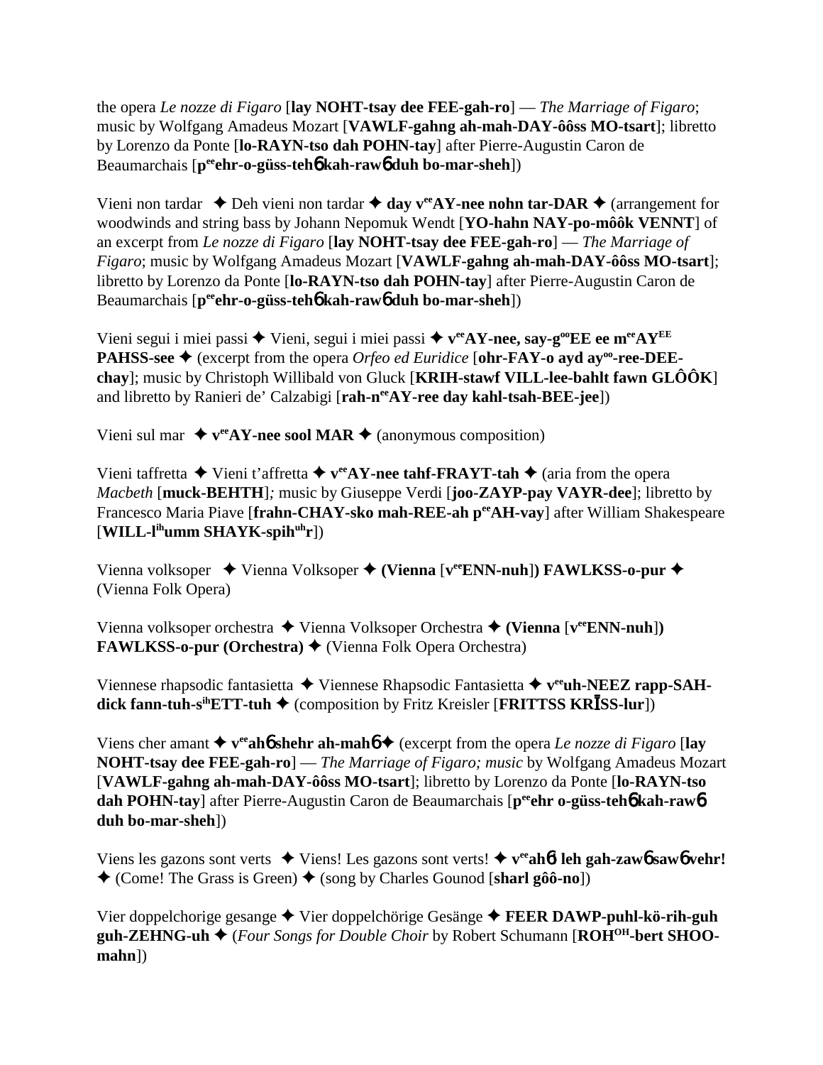the opera *Le nozze di Figaro* [**lay NOHT-tsay dee FEE-gah-ro**] — *The Marriage of Figaro*; music by Wolfgang Amadeus Mozart [**VAWLF-gahng ah-mah-DAY-ôôss MO-tsart**]; libretto by Lorenzo da Ponte [**lo-RAYN-tso dah POHN-tay**] after Pierre-Augustin Caron de Beaumarchais [**p**ee**ehr-o-güss-teh**6 **kah-raw**6 **duh bo-mar-sheh**])

Vieni non tardar ✦ Deh vieni non tardar ✦ **day v**ee**AY-nee nohn tar-DAR** ✦ (arrangement for woodwinds and string bass by Johann Nepomuk Wendt [**YO-hahn NAY-po-môôk VENNT**] of an excerpt from *Le nozze di Figaro* [**lay NOHT-tsay dee FEE-gah-ro**] — *The Marriage of Figaro*; music by Wolfgang Amadeus Mozart [**VAWLF-gahng ah-mah-DAY-ôôss MO-tsart**]; libretto by Lorenzo da Ponte [**lo-RAYN-tso dah POHN-tay**] after Pierre-Augustin Caron de Beaumarchais [**p**ee**ehr-o-güss-teh**6 **kah-raw**6 **duh bo-mar-sheh**])

Vieni segui i miei passi ✦ Vieni, segui i miei passi ✦ **v**ee**AY-nee, say-g**oo**EE ee m**ee**AY**EE **PAHSS-see** ✦ (excerpt from the opera *Orfeo ed Euridice* [**ohr-FAY-o ayd ay**oo**-ree-DEE-chay**]; music by Christoph Willibald von Gluck [**KRIH-stawf VILL-lee-bahlt fawn GLÔÔK**] and libretto by Ranieri de' Calzabigi [**rah-n**ee**AY-ree day kahl-tsah-BEE-jee**])

Vieni sul mar ✦ **v**ee**AY-nee sool MAR** ✦ (anonymous composition)

Vieni taffretta ✦ Vieni t'affretta ✦ **v**ee**AY-nee tahf-FRAYT-tah** ✦ (aria from the opera *Macbeth* [**muck-BEHTH**]; music by Giuseppe Verdi [**joo-ZAYP-pay VAYR-dee**]; libretto by Francesco Maria Piave [**frahn-CHAY-sko mah-REE-ah p**ee**AH-vay**] after William Shakespeare [**WILL-l**ih**umm SHAYK-spih**uh**r**])

Vienna volksoper ✦ Vienna Volksoper ✦ **(Vienna** [**v**ee**ENN-nuh**]**) FAWLKSS-o-pur** ✦ (Vienna Folk Opera)

Vienna volksoper orchestra ✦ Vienna Volksoper Orchestra ✦ **(Vienna** [**v**ee**ENN-nuh**]**) FAWLKSS-o-pur (Orchestra)** ✦ (Vienna Folk Opera Orchestra)

Viennese rhapsodic fantasietta ✦ Viennese Rhapsodic Fantasietta ✦ **v**ee**uh-NEEZ rapp-SAH-dick fann-tuh-s**ih**ETT-tuh** ✦ (composition by Fritz Kreisler [**FRITTSS KRĪSS-lur**])

Viens cher amant ✦ **v**ee**ah**6 **shehr ah-mah**6 ✦ (excerpt from the opera *Le nozze di Figaro* [**lay NOHT-tsay dee FEE-gah-ro**] — *The Marriage of Figaro; music* by Wolfgang Amadeus Mozart [**VAWLF-gahng ah-mah-DAY-ôôss MO-tsart**]; libretto by Lorenzo da Ponte [**lo-RAYN-tso dah POHN-tay**] after Pierre-Augustin Caron de Beaumarchais [**p**ee**ehr o-güss-teh**6 **kah-raw**6 **duh bo-mar-sheh**])

Viens les gazons sont verts ✦ Viens! Les gazons sont verts! ✦ **v**ee**ah**6**! leh gah-zaw**6 **saw**6 **vehr!** ✦ (Come! The Grass is Green) ✦ (song by Charles Gounod [**sharl gôô-no**])

Vier doppelchorige gesange ✦ Vier doppelchörige Gesänge ✦ **FEER DAWP-puhl-kö-rih-guh guh-ZEHNG-uh** ✦ (*Four Songs for Double Choir* by Robert Schumann [**ROH**OH**-bert SHOO-mahn**])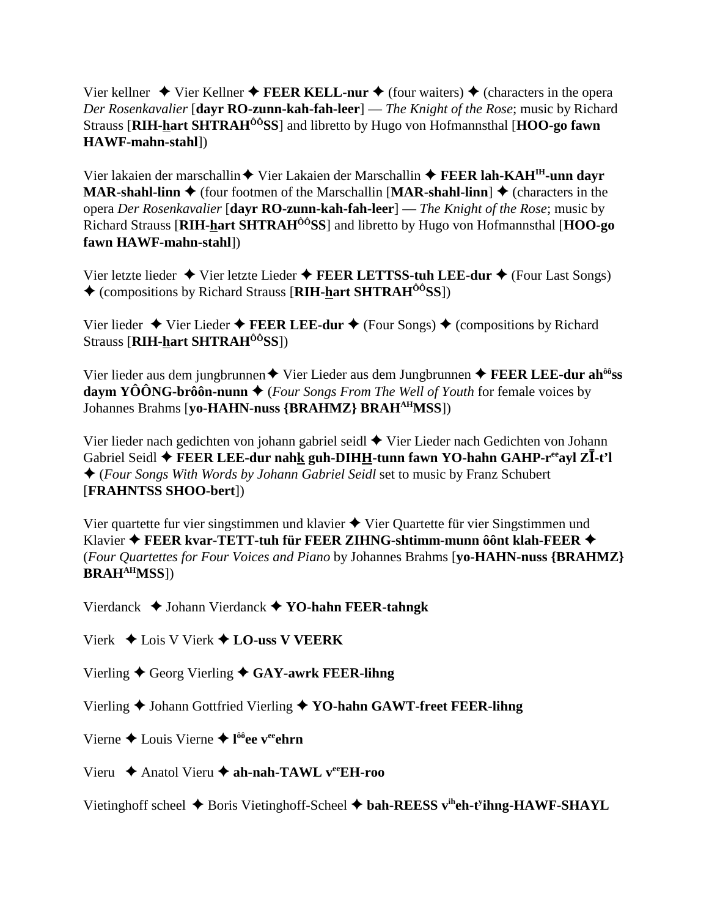Vier kellner ✦ Vier Kellner ✦ **FEER KELL-nur** ✦ (four waiters) ✦ (characters in the opera *Der Rosenkavalier* [**dayr RO-zunn-kah-fah-leer**] — *The Knight of the Rose*; music by Richard Strauss [**RIH-hart SHTRAHÔÔSS**] and libretto by Hugo von Hofmannsthal [**HOO-go fawn HAWF-mahn-stahl**])

Vier lakaien der marschallin ✦ Vier Lakaien der Marschallin ✦ **FEER lah-KAHIH-unn dayr MAR-shahl-linn** ✦ (four footmen of the Marschallin [**MAR-shahl-linn**] ✦ (characters in the opera *Der Rosenkavalier* [**dayr RO-zunn-kah-fah-leer**] — *The Knight of the Rose*; music by Richard Strauss [**RIH-hart SHTRAHÔÔSS**] and libretto by Hugo von Hofmannsthal [**HOO-go fawn HAWF-mahn-stahl**])

Vier letzte lieder ✦ Vier letzte Lieder ✦ **FEER LETTSS-tuh LEE-dur** ✦ (Four Last Songs) ✦ (compositions by Richard Strauss [**RIH-hart SHTRAHÔÔSS**])

Vier lieder ✦ Vier Lieder ✦ **FEER LEE-dur** ✦ (Four Songs) ✦ (compositions by Richard Strauss [**RIH-hart SHTRAHÔÔSS**])

Vier lieder aus dem jungbrunnen ✦ Vier Lieder aus dem Jungbrunnen ✦ **FEER LEE-dur ahôôss daym YÔÔNG-brôôn-nunn** ✦ (*Four Songs From The Well of Youth* for female voices by Johannes Brahms [**yo-HAHN-nuss {BRAHMZ} BRAHAHMSS**])

Vier lieder nach gedichten von johann gabriel seidl ✦ Vier Lieder nach Gedichten von Johann Gabriel Seidl ✦ **FEER LEE-dur nahk guh-DIHH-tunn fawn YO-hahn GAHP-reeayl ZĪ-t'l** ✦ (*Four Songs With Words by Johann Gabriel Seidl* set to music by Franz Schubert [**FRAHNTSS SHOO-bert**])

Vier quartette fur vier singstimmen und klavier ✦ Vier Quartette für vier Singstimmen und Klavier ✦ **FEER kvar-TETT-tuh für FEER ZIHNG-shtimm-munn ôônt klah-FEER** ✦ (*Four Quartettes for Four Voices and Piano* by Johannes Brahms [**yo-HAHN-nuss {BRAHMZ} BRAHAHMSS**])

Vierdanck ✦ Johann Vierdanck ✦ **YO-hahn FEER-tahngk**

Vierk ✦ Lois V Vierk ✦ **LO-uss V VEERK**

Vierling ✦ Georg Vierling ✦ **GAY-awrk FEER-lihng**

Vierling ✦ Johann Gottfried Vierling ✦ **YO-hahn GAWT-freet FEER-lihng**

Vierne ✦ Louis Vierne ✦ **lôôee veeehrn**

Vieru ✦ Anatol Vieru ✦ **ah-nah-TAWL veeEH-roo**

Vietinghoff scheel ✦ Boris Vietinghoff-Scheel ✦ **bah-REESS viheh-tyihng-HAWF-SHAYL**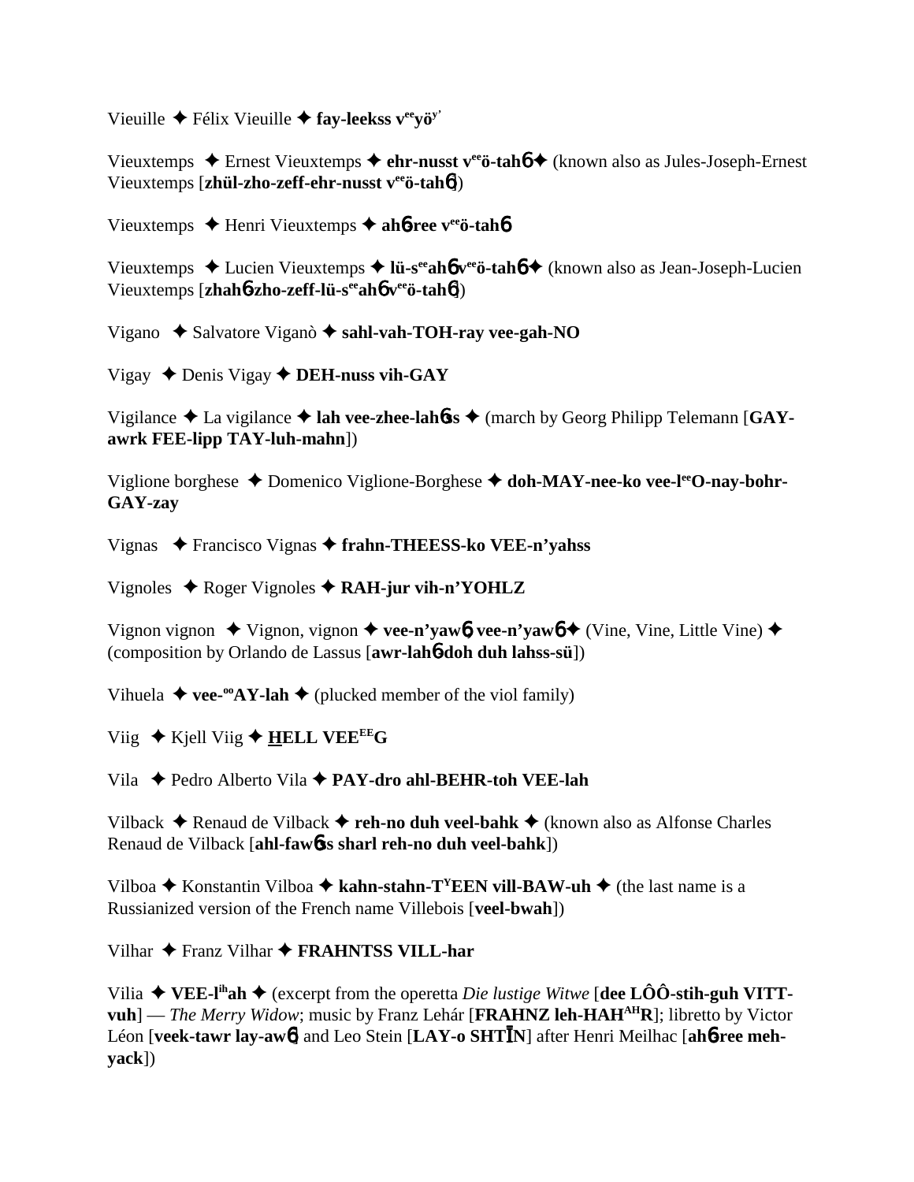Vieuille ✦ Félix Vieuille ✦ **fay-leekss v**ee**yö**y'

Vieuxtemps ✦ Ernest Vieuxtemps ✦ **ehr-nusst v**ee**ö-tah**6 ✦ (known also as Jules-Joseph-Ernest Vieuxtemps [**zhül-zho-zeff-ehr-nusst v**ee**ö-tah**6])

Vieuxtemps ✦ Henri Vieuxtemps ✦ **ah**6**-ree v**ee**ö-tah**6

Vieuxtemps ✦ Lucien Vieuxtemps ✦ **lü-s**ee**ah**6 **v**ee**ö-tah**6 ✦ (known also as Jean-Joseph-Lucien Vieuxtemps [**zhah**6**-zho-zeff-lü-s**ee**ah**6 **v**ee**ö-tah**6])

Vigano ✦ Salvatore Viganò ✦ **sahl-vah-TOH-ray vee-gah-NO**

Vigay ✦ Denis Vigay ✦ **DEH-nuss vih-GAY**

Vigilance ✦ La vigilance ✦ **lah vee-zhee-lah**6**ss** ✦ (march by Georg Philipp Telemann [**GAY-awrk FEE-lipp TAY-luh-mahn**])

Viglione borghese ✦ Domenico Viglione-Borghese ✦ **doh-MAY-nee-ko vee-l**ee**O-nay-bohr-GAY-zay**

Vignas ✦ Francisco Vignas ✦ **frahn-THEESS-ko VEE-n'yahss**

Vignoles ✦ Roger Vignoles ✦ **RAH-jur vih-n'YOHLZ**

Vignon vignon ✦ Vignon, vignon ✦ **vee-n'yaw**6**, vee-n'yaw**6 ✦ (Vine, Vine, Little Vine) ✦ (composition by Orlando de Lassus [**awr-lah**6**-doh duh lahss-sü**])

Vihuela ✦ **vee-**oo**AY-lah** ✦ (plucked member of the viol family)

Viig ✦ Kjell Viig ✦ **HELL VEE**EE**G**

Vila ✦ Pedro Alberto Vila ✦ **PAY-dro ahl-BEHR-toh VEE-lah**

Vilback ✦ Renaud de Vilback ✦ **reh-no duh veel-bahk** ✦ (known also as Alfonse Charles Renaud de Vilback [**ahl-faw**6**ss sharl reh-no duh veel-bahk**])

Vilboa ✦ Konstantin Vilboa ✦ **kahn-stahn-T**Y**EEN vill-BAW-uh** ✦ (the last name is a Russianized version of the French name Villebois [**veel-bwah**])

Vilhar ✦ Franz Vilhar ✦ **FRAHNTSS VILL-har**

Vilia ✦ **VEE-l**ih**ah** ✦ (excerpt from the operetta *Die lustige Witwe* [**dee LÔÔ-stih-guh VITT-vuh**] — *The Merry Widow*; music by Franz Lehár [**FRAHNZ leh-HAH**AH**R**]; libretto by Victor Léon [**veek-tawr lay-aw**6] and Leo Stein [**LAY-o SHTĪN**] after Henri Meilhac [**ah**6**-ree meh-yack**])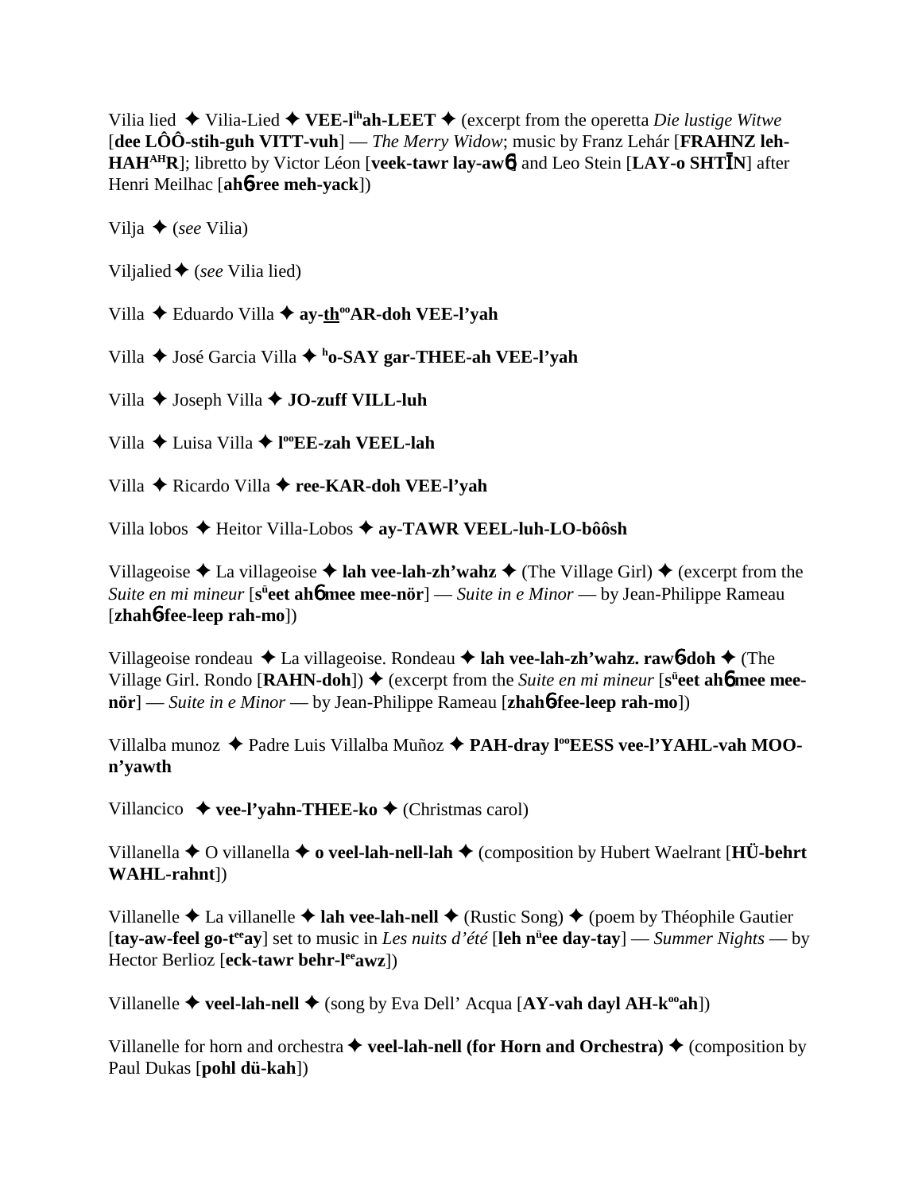Vilia lied ✦ Vilia-Lied ✦ **VEE-l^ih^ah-LEET** ✦ (excerpt from the operetta *Die lustige Witwe* [**dee LÔÔ-stih-guh VITT-vuh**] — *The Merry Widow*; music by Franz Lehár [**FRAHNZ leh-HAH^AH^R**]; libretto by Victor Léon [**veek-tawr lay-awɴ**] and Leo Stein [**LAY-o SHTĪN**] after Henri Meilhac [**ahɴ-ree meh-yack**])

Vilja ✦ (*see* Vilia)

Viljalied ✦ (*see* Vilia lied)

Villa ✦ Eduardo Villa ✦ **ay-th^oo^AR-doh VEE-l'yah**

Villa ✦ José Garcia Villa ✦ **^h^o-SAY gar-THEE-ah VEE-l'yah**

Villa ✦ Joseph Villa ✦ **JO-zuff VILL-luh**

Villa ✦ Luisa Villa ✦ **l^oo^EE-zah VEEL-lah**

Villa ✦ Ricardo Villa ✦ **ree-KAR-doh VEE-l'yah**

Villa lobos ✦ Heitor Villa-Lobos ✦ **ay-TAWR VEEL-luh-LO-bôôsh**

Villageoise ✦ La villageoise ✦ **lah vee-lah-zh'wahz** ✦ (The Village Girl) ✦ (excerpt from the *Suite en mi mineur* [**s^ü^eet ahɴ mee mee-nör**] — *Suite in e Minor* — by Jean-Philippe Rameau [**zhahɴ-fee-leep rah-mo**])

Villageoise rondeau ✦ La villageoise. Rondeau ✦ **lah vee-lah-zh'wahz. rawɴ-doh** ✦ (The Village Girl. Rondo [**RAHN-doh**]) ✦ (excerpt from the *Suite en mi mineur* [**s^ü^eet ahɴ mee mee-nör**] — *Suite in e Minor* — by Jean-Philippe Rameau [**zhahɴ-fee-leep rah-mo**])

Villalba munoz ✦ Padre Luis Villalba Muñoz ✦ **PAH-dray l^oo^EESS vee-l'YAHL-vah MOO-n'yawth**

Villancico ✦ **vee-l'yahn-THEE-ko** ✦ (Christmas carol)

Villanella ✦ O villanella ✦ **o veel-lah-nell-lah** ✦ (composition by Hubert Waelrant [**HÜ-behrt WAHL-rahnt**])

Villanelle ✦ La villanelle ✦ **lah vee-lah-nell** ✦ (Rustic Song) ✦ (poem by Théophile Gautier [**tay-aw-feel go-t^ee^ay**] set to music in *Les nuits d'été* [**leh n^ü^ee day-tay**] — *Summer Nights* — by Hector Berlioz [**eck-tawr behr-l^ee^awz**])

Villanelle ✦ **veel-lah-nell** ✦ (song by Eva Dell' Acqua [**AY-vah dayl AH-k^oo^ah**])

Villanelle for horn and orchestra ✦ **veel-lah-nell (for Horn and Orchestra)** ✦ (composition by Paul Dukas [**pohl dü-kah**])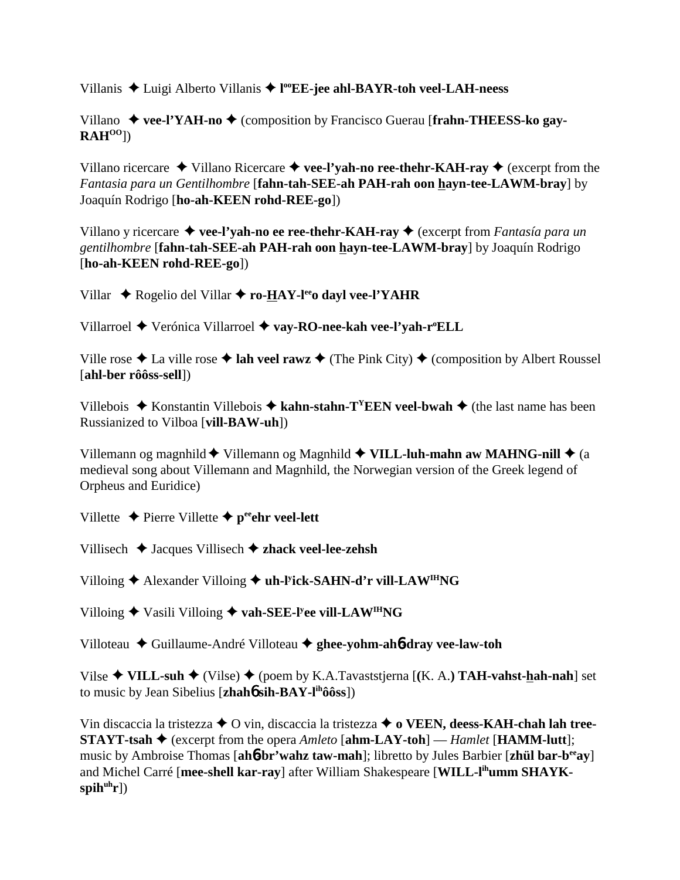Villanis ✦ Luigi Alberto Villanis ✦ **l^oo^EE-jee ahl-BAYR-toh veel-LAH-neess**

Villano ✦ **vee-l'YAH-no** ✦ (composition by Francisco Guerau [**frahn-THEESS-ko gay-RAH^OO^**])

Villano ricercare ✦ Villano Ricercare ✦ **vee-l'yah-no ree-thehr-KAH-ray** ✦ (excerpt from the *Fantasia para un Gentilhombre* [**fahn-tah-SEE-ah PAH-rah oon hayn-tee-LAWM-bray**] by Joaquín Rodrigo [**ho-ah-KEEN rohd-REE-go**])

Villano y ricercare ✦ **vee-l'yah-no ee ree-thehr-KAH-ray** ✦ (excerpt from *Fantasía para un gentilhombre* [**fahn-tah-SEE-ah PAH-rah oon hayn-tee-LAWM-bray**] by Joaquín Rodrigo [**ho-ah-KEEN rohd-REE-go**])

Villar ✦ Rogelio del Villar ✦ **ro-HAY-l^ee^o dayl vee-l'YAHR**

Villarroel ✦ Verónica Villarroel ✦ **vay-RO-nee-kah vee-l'yah-r^o^ELL**

Ville rose ✦ La ville rose ✦ **lah veel rawz** ✦ (The Pink City) ✦ (composition by Albert Roussel [**ahl-ber rôôss-sell**])

Villebois ✦ Konstantin Villebois ✦ **kahn-stahn-T^Y^EEN veel-bwah** ✦ (the last name has been Russianized to Vilboa [**vill-BAW-uh**])

Villemann og magnhild ✦ Villemann og Magnhild ✦ **VILL-luh-mahn aw MAHNG-nill** ✦ (a medieval song about Villemann and Magnhild, the Norwegian version of the Greek legend of Orpheus and Euridice)

Villette ✦ Pierre Villette ✦ **p^ee^ehr veel-lett**

Villisech ✦ Jacques Villisech ✦ **zhack veel-lee-zehsh**

Villoing ✦ Alexander Villoing ✦ **uh-l^y^ick-SAHN-d'r vill-LAW^IH^NG**

Villoing ✦ Vasili Villoing ✦ **vah-SEE-l^y^ee vill-LAW^IH^NG**

Villoteau ✦ Guillaume-André Villoteau ✦ **ghee-yohm-ahn-dray vee-law-toh**

Vilse ✦ **VILL-suh** ✦ (Vilse) ✦ (poem by K.A.Tavaststjerna [**(K. A.) TAH-vahst-hah-nah**] set to music by Jean Sibelius [**zhahn sih-BAY-l^ih^ôôss**])

Vin discaccia la tristezza ✦ O vin, discaccia la tristezza ✦ **o VEEN, deess-KAH-chah lah tree-STAYT-tsah** ✦ (excerpt from the opera *Amleto* [**ahm-LAY-toh**] — *Hamlet* [**HAMM-lutt**]; music by Ambroise Thomas [**ahn-br'wahz taw-mah**]; libretto by Jules Barbier [**zhül bar-b^ee^ay**] and Michel Carré [**mee-shell kar-ray**] after William Shakespeare [**WILL-l^ih^umm SHAYK-spih^uh^r**])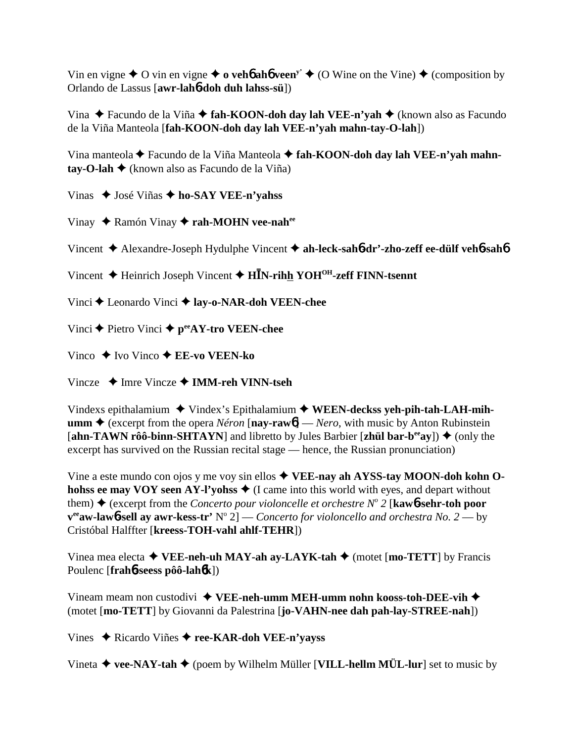Vin en vigne ✦ O vin en vigne ✦ **o veh6 ah6 veen**[y'] ✦ (O Wine on the Vine) ✦ (composition by Orlando de Lassus [**awr-lah6-doh duh lahss-sü**])

Vina ✦ Facundo de la Viña ✦ **fah-KOON-doh day lah VEE-n'yah** ✦ (known also as Facundo de la Viña Manteola [**fah-KOON-doh day lah VEE-n'yah mahn-tay-O-lah**])

Vina manteola ✦ Facundo de la Viña Manteola ✦ **fah-KOON-doh day lah VEE-n'yah mahn-tay-O-lah** ✦ (known also as Facundo de la Viña)

Vinas ✦ José Viñas ✦ **ho-SAY VEE-n'yahss**

Vinay ✦ Ramón Vinay ✦ **rah-MOHN vee-nah**[ee]

Vincent ✦ Alexandre-Joseph Hydulphe Vincent ✦ **ah-leck-sah6-dr'-zho-zeff ee-dülf veh6-sah6**

Vincent ✦ Heinrich Joseph Vincent ✦ **HĪN-rihh YOH**[OH]**-zeff FINN-tsennt**

Vinci ✦ Leonardo Vinci ✦ **lay-o-NAR-doh VEEN-chee**

Vinci ✦ Pietro Vinci ✦ **p**[ee]**AY-tro VEEN-chee**

Vinco ✦ Ivo Vinco ✦ **EE-vo VEEN-ko**

Vincze ✦ Imre Vincze ✦ **IMM-reh VINN-tseh**

Vindexs epithalamium ✦ Vindex's Epithalamium ✦ **WEEN-deckss yeh-pih-tah-LAH-mih-umm** ✦ (excerpt from the opera *Néron* [**nay-raw6**] — *Nero*, with music by Anton Rubinstein [**ahn-TAWN rôô-binn-SHTAYN**] and libretto by Jules Barbier [**zhül bar-b**[ee]**ay**]) ✦ (only the excerpt has survived on the Russian recital stage — hence, the Russian pronunciation)

Vine a este mundo con ojos y me voy sin ellos ✦ **VEE-nay ah AYSS-tay MOON-doh kohn O-hohss ee may VOY seen AY-l'yohss** ✦ (I came into this world with eyes, and depart without them) ✦ (excerpt from the *Concerto pour violoncelle et orchestre N*[o] *2* [**kaw6-sehr-toh poor v**[ee]**aw-law6-sell ay awr-kess-tr'** N[o] 2] — *Concerto for violoncello and orchestra No. 2* — by Cristóbal Halffter [**kreess-TOH-vahl ahlf-TEHR**])

Vinea mea electa ✦ **VEE-neh-uh MAY-ah ay-LAYK-tah** ✦ (motet [**mo-TETT**] by Francis Poulenc [**frah6-seess pôô-lah6k**])

Vineam meam non custodivi ✦ **VEE-neh-umm MEH-umm nohn kooss-toh-DEE-vih** ✦ (motet [**mo-TETT**] by Giovanni da Palestrina [**jo-VAHN-nee dah pah-lay-STREE-nah**])

Vines ✦ Ricardo Viñes ✦ **ree-KAR-doh VEE-n'yayss**

Vineta ✦ **vee-NAY-tah** ✦ (poem by Wilhelm Müller [**VILL-hellm MÜL-lur**] set to music by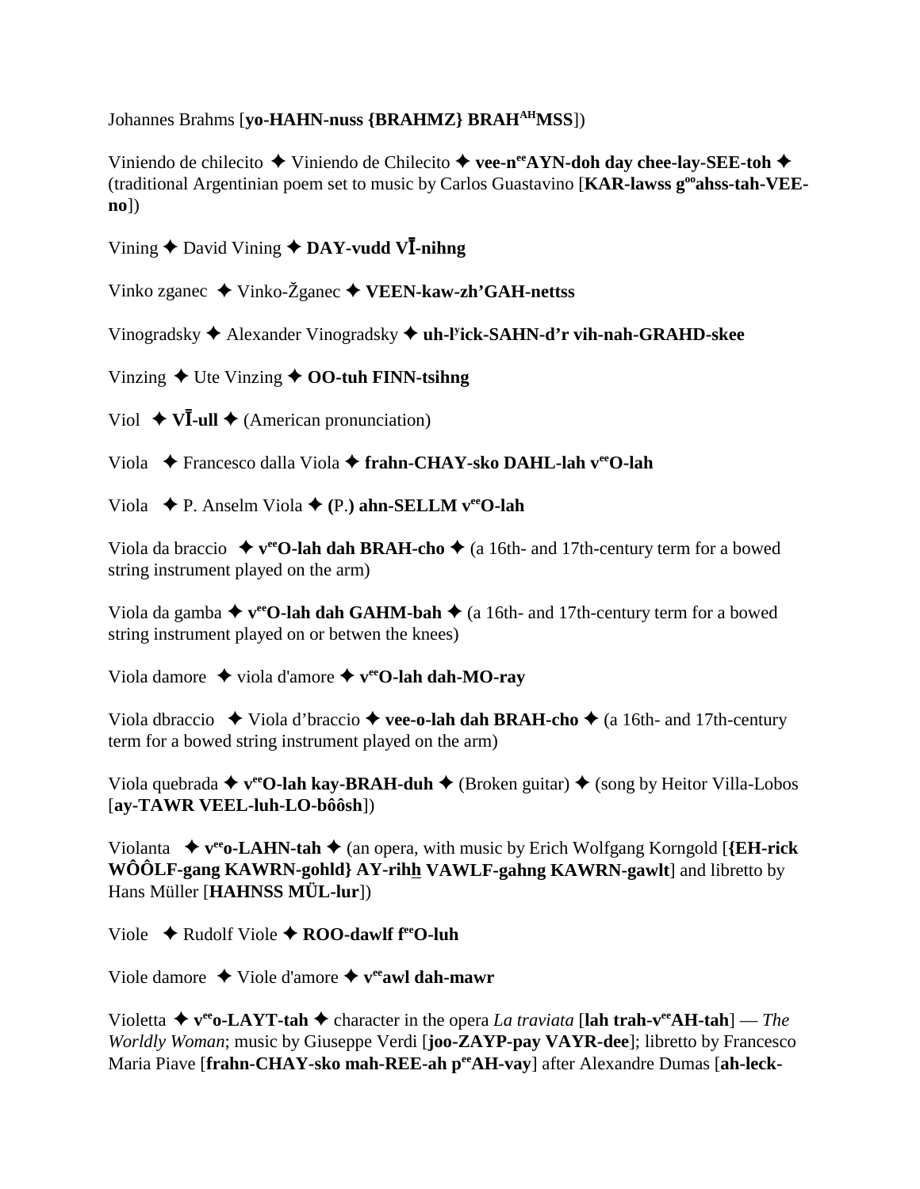Johannes Brahms [**yo-HAHN-nuss {BRAHMZ} BRAHAHMSS**])

Viniendo de chilecito ✦ Viniendo de Chilecito ✦ **vee-neeAYN-doh day chee-lay-SEE-toh** ✦ (traditional Argentinian poem set to music by Carlos Guastavino [**KAR-lawss gooahss-tah-VEE-no**])

Vining ✦ David Vining ✦ **DAY-vudd VĪ-nihng**

Vinko zganec ✦ Vinko-Žganec ✦ **VEEN-kaw-zh'GAH-nettss**

Vinogradsky ✦ Alexander Vinogradsky ✦ **uh-lyick-SAHN-d'r vih-nah-GRAHD-skee**

Vinzing ✦ Ute Vinzing ✦ **OO-tuh FINN-tsihng**

Viol ✦ **VĪ-ull** ✦ (American pronunciation)

Viola ✦ Francesco dalla Viola ✦ **frahn-CHAY-sko DAHL-lah veeO-lah**

Viola ✦ P. Anselm Viola ✦ **(**P.**) ahn-SELLM veeO-lah**

Viola da braccio ✦ **veeO-lah dah BRAH-cho** ✦ (a 16th- and 17th-century term for a bowed string instrument played on the arm)

Viola da gamba ✦ **veeO-lah dah GAHM-bah** ✦ (a 16th- and 17th-century term for a bowed string instrument played on or betwen the knees)

Viola damore ✦ viola d'amore ✦ **veeO-lah dah-MO-ray**

Viola dbraccio ✦ Viola d'braccio ✦ **vee-o-lah dah BRAH-cho** ✦ (a 16th- and 17th-century term for a bowed string instrument played on the arm)

Viola quebrada ✦ **veeO-lah kay-BRAH-duh** ✦ (Broken guitar) ✦ (song by Heitor Villa-Lobos [**ay-TAWR VEEL-luh-LO-bôôsh**])

Violanta ✦ **veeo-LAHN-tah** ✦ (an opera, with music by Erich Wolfgang Korngold [**{EH-rick WÔÔLF-gang KAWRN-gohld} AY-rihh VAWLF-gahng KAWRN-gawlt**] and libretto by Hans Müller [**HAHNSS MÜL-lur**])

Viole ✦ Rudolf Viole ✦ **ROO-dawlf feeO-luh**

Viole damore ✦ Viole d'amore ✦ **veeawl dah-mawr**

Violetta ✦ **veeo-LAYT-tah** ✦ character in the opera *La traviata* [**lah trah-veeAH-tah**] — *The Worldly Woman*; music by Giuseppe Verdi [**joo-ZAYP-pay VAYR-dee**]; libretto by Francesco Maria Piave [**frahn-CHAY-sko mah-REE-ah peeAH-vay**] after Alexandre Dumas [**ah-leck-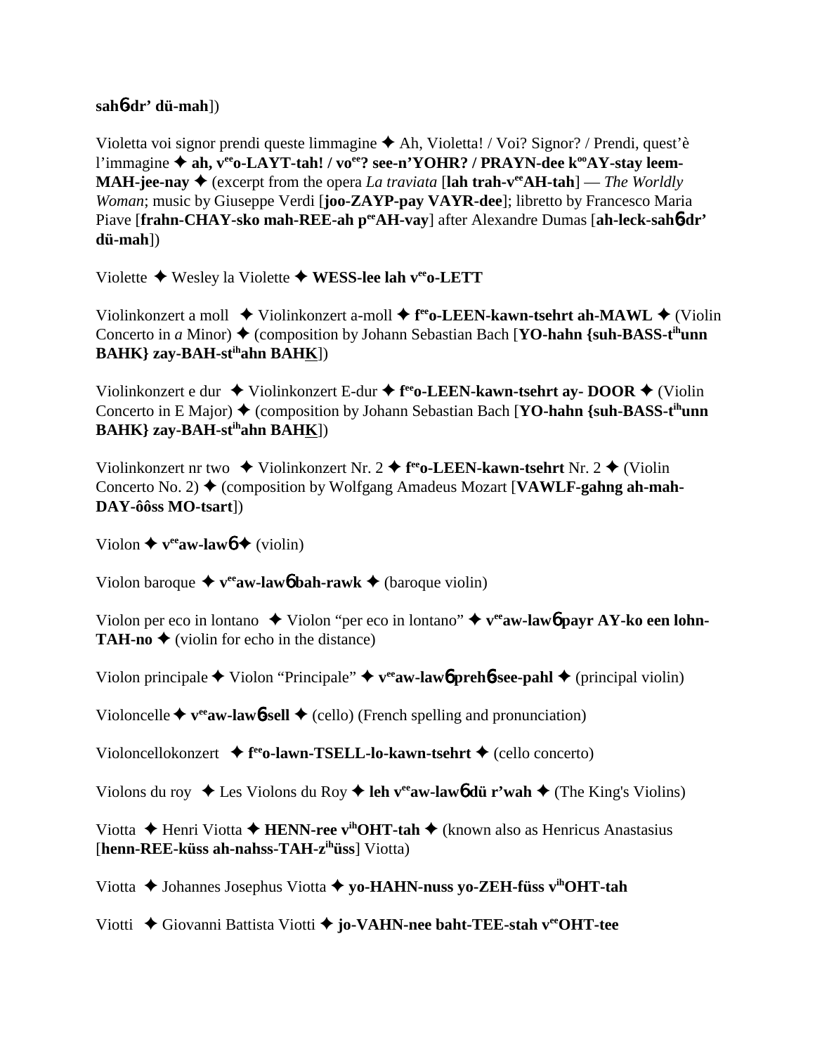**sah**6 **dr' dü-mah**])

Violetta voi signor prendi queste limmagine ✦ Ah, Violetta! / Voi? Signor? / Prendi, quest'è l'immagine ✦ **ah, v**ee**o-LAYT-tah! / vo**ee**? see-n'YOHR? / PRAYN-dee k**oo**AY-stay leem-MAH-jee-nay** ✦ (excerpt from the opera *La traviata* [**lah trah-v**ee**AH-tah**] — *The Worldly Woman*; music by Giuseppe Verdi [**joo-ZAYP-pay VAYR-dee**]; libretto by Francesco Maria Piave [**frahn-CHAY-sko mah-REE-ah p**ee**AH-vay**] after Alexandre Dumas [**ah-leck-sah**6 **dr' dü-mah**])

Violette ✦ Wesley la Violette ✦ **WESS-lee lah v**ee**o-LETT**

Violinkonzert a moll ✦ Violinkonzert a-moll ✦ **f**ee**o-LEEN-kawn-tsehrt ah-MAWL** ✦ (Violin Concerto in *a* Minor) ✦ (composition by Johann Sebastian Bach [**YO-hahn {suh-BASS-t**ih**unn BAHK} zay-BAH-st**ih**ahn BAHK**])

Violinkonzert e dur ✦ Violinkonzert E-dur ✦ **f**ee**o-LEEN-kawn-tsehrt ay- DOOR** ✦ (Violin Concerto in E Major) ✦ (composition by Johann Sebastian Bach [**YO-hahn {suh-BASS-t**ih**unn BAHK} zay-BAH-st**ih**ahn BAHK**])

Violinkonzert nr two ✦ Violinkonzert Nr. 2 ✦ **f**ee**o-LEEN-kawn-tsehrt** Nr. 2 ✦ (Violin Concerto No. 2) ✦ (composition by Wolfgang Amadeus Mozart [**VAWLF-gahng ah-mah-DAY-ôôss MO-tsart**])

Violon ✦ **v**ee**aw-law**6 ✦ (violin)

Violon baroque ✦ **v**ee**aw-law**6 **bah-rawk** ✦ (baroque violin)

Violon per eco in lontano ✦ Violon "per eco in lontano" ✦ **v**ee**aw-law**6 **payr AY-ko een lohn-TAH-no** ✦ (violin for echo in the distance)

Violon principale ✦ Violon "Principale" ✦ **v**ee**aw-law**6 **preh**6**-see-pahl** ✦ (principal violin)

Violoncelle ✦ **v**ee**aw-law**6**-sell** ✦ (cello) (French spelling and pronunciation)

Violoncellokonzert ✦ **f**ee**o-lawn-TSELL-lo-kawn-tsehrt** ✦ (cello concerto)

Violons du roy ✦ Les Violons du Roy ✦ **leh v**ee**aw-law**6 **dü r'wah** ✦ (The King's Violins)

Viotta ✦ Henri Viotta ✦ **HENN-ree v**ih**OHT-tah** ✦ (known also as Henricus Anastasius [**henn-REE-küss ah-nahss-TAH-z**ih**üss**] Viotta)

Viotta ✦ Johannes Josephus Viotta ✦ **yo-HAHN-nuss yo-ZEH-füss v**ih**OHT-tah**

Viotti ✦ Giovanni Battista Viotti ✦ **jo-VAHN-nee baht-TEE-stah v**ee**OHT-tee**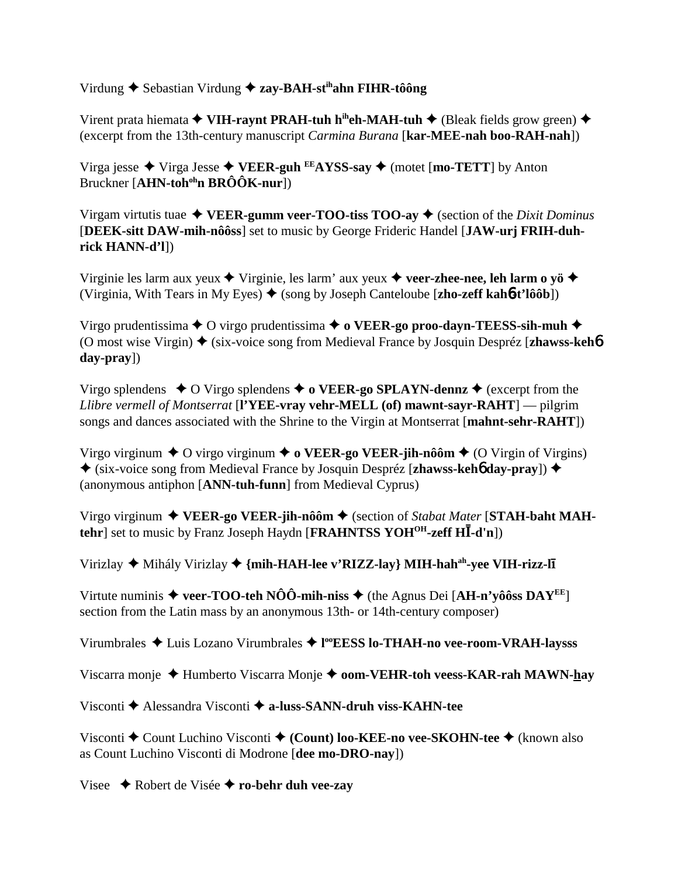Virdung ✦ Sebastian Virdung ✦ **zay-BAH-st^ih^ahn FIHR-tôông**

Virent prata hiemata ✦ **VIH-raynt PRAH-tuh h^ih^eh-MAH-tuh** ✦ (Bleak fields grow green) ✦ (excerpt from the 13th-century manuscript *Carmina Burana* [**kar-MEE-nah boo-RAH-nah**])

Virga jesse ✦ Virga Jesse ✦ **VEER-guh ^EE^AYSS-say** ✦ (motet [**mo-TETT**] by Anton Bruckner [**AHN-toh^oh^n BRÔÔK-nur**])

Virgam virtutis tuae ✦ **VEER-gumm veer-TOO-tiss TOO-ay** ✦ (section of the *Dixit Dominus* [**DEEK-sitt DAW-mih-nôôss**] set to music by George Frideric Handel [**JAW-urj FRIH-duh-rick HANN-d'l**])

Virginie les larm aux yeux ✦ Virginie, les larm' aux yeux ✦ **veer-zhee-nee, leh larm o yö** ✦ (Virginia, With Tears in My Eyes) ✦ (song by Joseph Canteloube [**zho-zeff kah6t'lôôb**])

Virgo prudentissima ✦ O virgo prudentissima ✦ **o VEER-go proo-dayn-TEESS-sih-muh** ✦ (O most wise Virgin) ✦ (six-voice song from Medieval France by Josquin Despréz [**zhawss-keh6 day-pray**])

Virgo splendens ✦ O Virgo splendens ✦ **o VEER-go SPLAYN-dennz** ✦ (excerpt from the *Llibre vermell of Montserrat* [**l'YEE-vray vehr-MELL (of) mawnt-sayr-RAHT**] — pilgrim songs and dances associated with the Shrine to the Virgin at Montserrat [**mahnt-sehr-RAHT**])

Virgo virginum ✦ O virgo virginum ✦ **o VEER-go VEER-jih-nôôm** ✦ (O Virgin of Virgins) ✦ (six-voice song from Medieval France by Josquin Despréz [**zhawss-keh6 day-pray**]) ✦ (anonymous antiphon [**ANN-tuh-funn**] from Medieval Cyprus)

Virgo virginum ✦ **VEER-go VEER-jih-nôôm** ✦ (section of *Stabat Mater* [**STAH-baht MAH-tehr**] set to music by Franz Joseph Haydn [**FRAHNTSS YOH^OH^-zeff HĪ-d'n**])

Virizlay ✦ Mihály Virizlay ✦ **{mih-HAH-lee v'RIZZ-lay} MIH-hah^ah^-yee VIH-rizz-lī**

Virtute numinis ✦ **veer-TOO-teh NÔÔ-mih-niss** ✦ (the Agnus Dei [**AH-n'yôôss DAY^EE^**] section from the Latin mass by an anonymous 13th- or 14th-century composer)

Virumbrales ✦ Luis Lozano Virumbrales ✦ **l^oo^EESS lo-THAH-no vee-room-VRAH-laysss**

Viscarra monje ✦ Humberto Viscarra Monje ✦ **oom-VEHR-toh veess-KAR-rah MAWN-hay**

Visconti ✦ Alessandra Visconti ✦ **a-luss-SANN-druh viss-KAHN-tee**

Visconti ✦ Count Luchino Visconti ✦ **(Count) loo-KEE-no vee-SKOHN-tee** ✦ (known also as Count Luchino Visconti di Modrone [**dee mo-DRO-nay**])

Visee ✦ Robert de Visée ✦ **ro-behr duh vee-zay**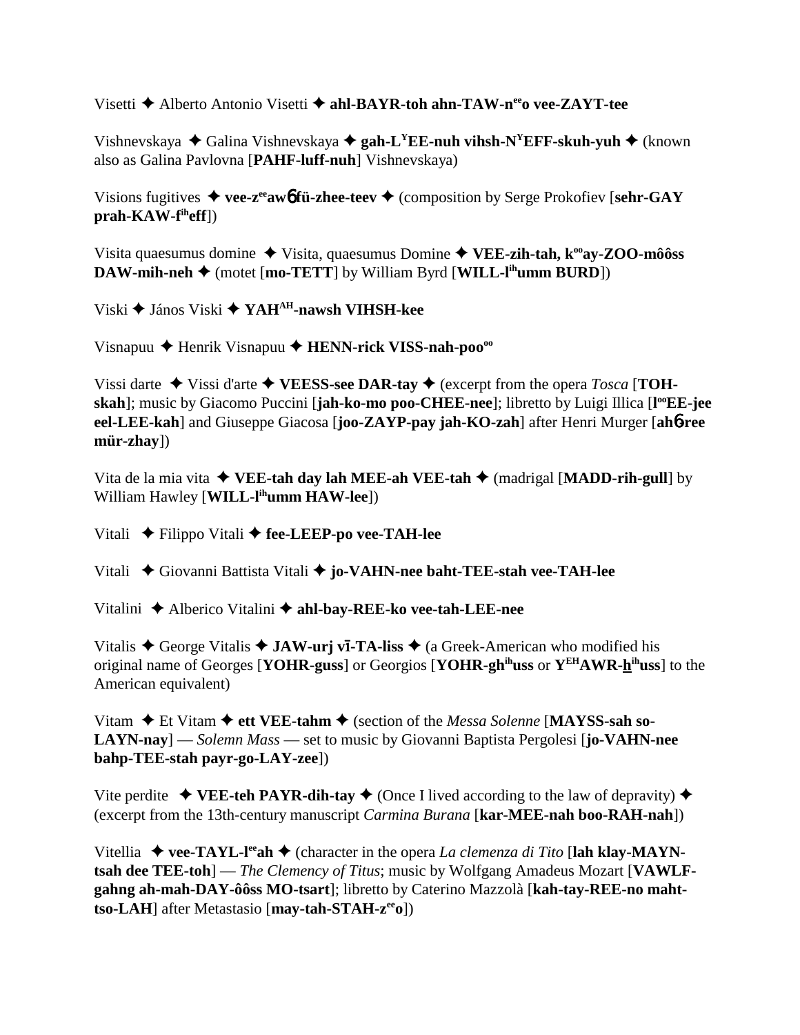Visetti ✦ Alberto Antonio Visetti ✦ **ahl-BAYR-toh ahn-TAW-n[ee]o vee-ZAYT-tee**

Vishnevskaya ✦ Galina Vishnevskaya ✦ **gah-L[Y]EE-nuh vihsh-N[Y]EFF-skuh-yuh** ✦ (known also as Galina Pavlovna [**PAHF-luff-nuh**] Vishnevskaya)

Visions fugitives ✦ **vee-z[ee]awɓ fü-zhee-teev** ✦ (composition by Serge Prokofiev [**sehr-GAY prah-KAW-f[ih]eff**])

Visita quaesumus domine ✦ Visita, quaesumus Domine ✦ **VEE-zih-tah, k[oo]ay-ZOO-môôss DAW-mih-neh** ✦ (motet [**mo-TETT**] by William Byrd [**WILL-l[ih]umm BURD**])

Viski ✦ János Viski ✦ **YAH[AH]-nawsh VIHSH-kee**

Visnapuu ✦ Henrik Visnapuu ✦ **HENN-rick VISS-nah-poo[oo]**

Vissi darte ✦ Vissi d'arte ✦ **VEESS-see DAR-tay** ✦ (excerpt from the opera *Tosca* [**TOH-skah**]; music by Giacomo Puccini [**jah-ko-mo poo-CHEE-nee**]; libretto by Luigi Illica [**l[oo]EE-jee eel-LEE-kah**] and Giuseppe Giacosa [**joo-ZAYP-pay jah-KO-zah**] after Henri Murger [**ahɓ-ree mür-zhay**])

Vita de la mia vita ✦ **VEE-tah day lah MEE-ah VEE-tah** ✦ (madrigal [**MADD-rih-gull**] by William Hawley [**WILL-l[ih]umm HAW-lee**])

Vitali ✦ Filippo Vitali ✦ **fee-LEEP-po vee-TAH-lee**

Vitali ✦ Giovanni Battista Vitali ✦ **jo-VAHN-nee baht-TEE-stah vee-TAH-lee**

Vitalini ✦ Alberico Vitalini ✦ **ahl-bay-REE-ko vee-tah-LEE-nee**

Vitalis ✦ George Vitalis ✦ **JAW-urj vī-TA-liss** ✦ (a Greek-American who modified his original name of Georges [**YOHR-guss**] or Georgios [**YOHR-gh[ih]uss** or **Y[EH]AWR-h[ih]uss**] to the American equivalent)

Vitam ✦ Et Vitam ✦ **ett VEE-tahm** ✦ (section of the *Messa Solenne* [**MAYSS-sah so-LAYN-nay**] — *Solemn Mass* — set to music by Giovanni Baptista Pergolesi [**jo-VAHN-nee bahp-TEE-stah payr-go-LAY-zee**])

Vite perdite ✦ **VEE-teh PAYR-dih-tay** ✦ (Once I lived according to the law of depravity) ✦ (excerpt from the 13th-century manuscript *Carmina Burana* [**kar-MEE-nah boo-RAH-nah**])

Vitellia ✦ **vee-TAYL-l[ee]ah** ✦ (character in the opera *La clemenza di Tito* [**lah klay-MAYN-tsah dee TEE-toh**] — *The Clemency of Titus*; music by Wolfgang Amadeus Mozart [**VAWLF-gahng ah-mah-DAY-ôôss MO-tsart**]; libretto by Caterino Mazzolà [**kah-tay-REE-no maht-tso-LAH**] after Metastasio [**may-tah-STAH-z[ee]o**])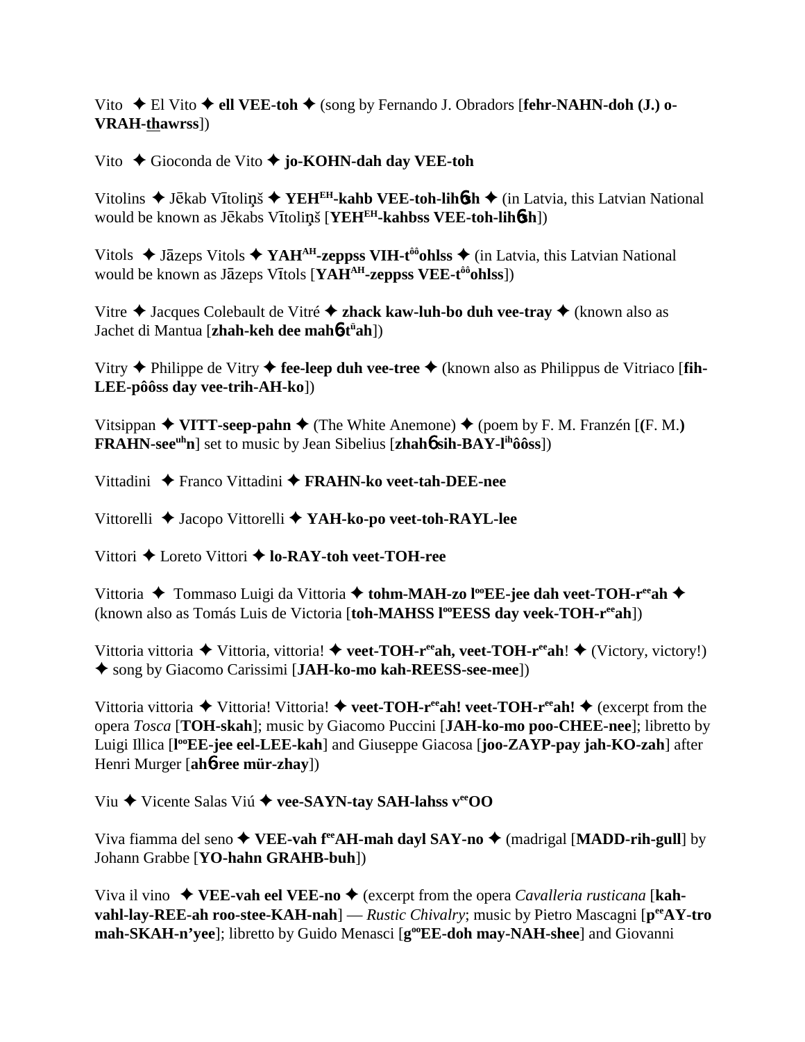Vito ✦ El Vito ✦ **ell VEE-toh** ✦ (song by Fernando J. Obradors [**fehr-NAHN-doh (J.) o-VRAH-thawrss**])

Vito ✦ Gioconda de Vito ✦ **jo-KOHN-dah day VEE-toh**

Vitolins ✦ Jēkab Vītoliņš ✦ **YEH$^{EH}$-kahb VEE-toh-lihɲsh** ✦ (in Latvia, this Latvian National would be known as Jēkabs Vītoliņš [**YEH$^{EH}$-kahbss VEE-toh-lihɲsh**])

Vitols ✦ Jāzeps Vitols ✦ **YAH$^{AH}$-zeppss VIH-t$^{ôô}$ohlss** ✦ (in Latvia, this Latvian National would be known as Jāzeps Vītols [**YAH$^{AH}$-zeppss VEE-t$^{ôô}$ohlss**])

Vitre ✦ Jacques Colebault de Vitré ✦ **zhack kaw-luh-bo duh vee-tray** ✦ (known also as Jachet di Mantua [**zhah-keh dee mahɲ-t$^{ü}$ah**])

Vitry ✦ Philippe de Vitry ✦ **fee-leep duh vee-tree** ✦ (known also as Philippus de Vitriaco [**fih-LEE-pôôss day vee-trih-AH-ko**])

Vitsippan ✦ **VITT-seep-pahn** ✦ (The White Anemone) ✦ (poem by F. M. Franzén [**(F. M.) FRAHN-see$^{uh}$n**] set to music by Jean Sibelius [**zhahɲ sih-BAY-l$^{ih}$ôôss**])

Vittadini ✦ Franco Vittadini ✦ **FRAHN-ko veet-tah-DEE-nee**

Vittorelli ✦ Jacopo Vittorelli ✦ **YAH-ko-po veet-toh-RAYL-lee**

Vittori ✦ Loreto Vittori ✦ **lo-RAY-toh veet-TOH-ree**

Vittoria ✦ Tommaso Luigi da Vittoria ✦ **tohm-MAH-zo l$^{oo}$EE-jee dah veet-TOH-r$^{ee}$ah** ✦ (known also as Tomás Luis de Victoria [**toh-MAHSS l$^{oo}$EESS day veek-TOH-r$^{ee}$ah**])

Vittoria vittoria ✦ Vittoria, vittoria! ✦ **veet-TOH-r$^{ee}$ah, veet-TOH-r$^{ee}$ah**! ✦ (Victory, victory!) ✦ song by Giacomo Carissimi [**JAH-ko-mo kah-REESS-see-mee**])

Vittoria vittoria ✦ Vittoria! Vittoria! ✦ **veet-TOH-r$^{ee}$ah! veet-TOH-r$^{ee}$ah!** ✦ (excerpt from the opera *Tosca* [**TOH-skah**]; music by Giacomo Puccini [**JAH-ko-mo poo-CHEE-nee**]; libretto by Luigi Illica [**l$^{oo}$EE-jee eel-LEE-kah**] and Giuseppe Giacosa [**joo-ZAYP-pay jah-KO-zah**] after Henri Murger [**ahɲ-ree mür-zhay**])

Viu ✦ Vicente Salas Viú ✦ **vee-SAYN-tay SAH-lahss v$^{ee}$OO**

Viva fiamma del seno ✦ **VEE-vah f$^{ee}$AH-mah dayl SAY-no** ✦ (madrigal [**MADD-rih-gull**] by Johann Grabbe [**YO-hahn GRAHB-buh**])

Viva il vino ✦ **VEE-vah eel VEE-no** ✦ (excerpt from the opera *Cavalleria rusticana* [**kah-vahl-lay-REE-ah roo-stee-KAH-nah**] — *Rustic Chivalry*; music by Pietro Mascagni [**p$^{ee}$AY-tro mah-SKAH-n'yee**]; libretto by Guido Menasci [**g$^{oo}$EE-doh may-NAH-shee**] and Giovanni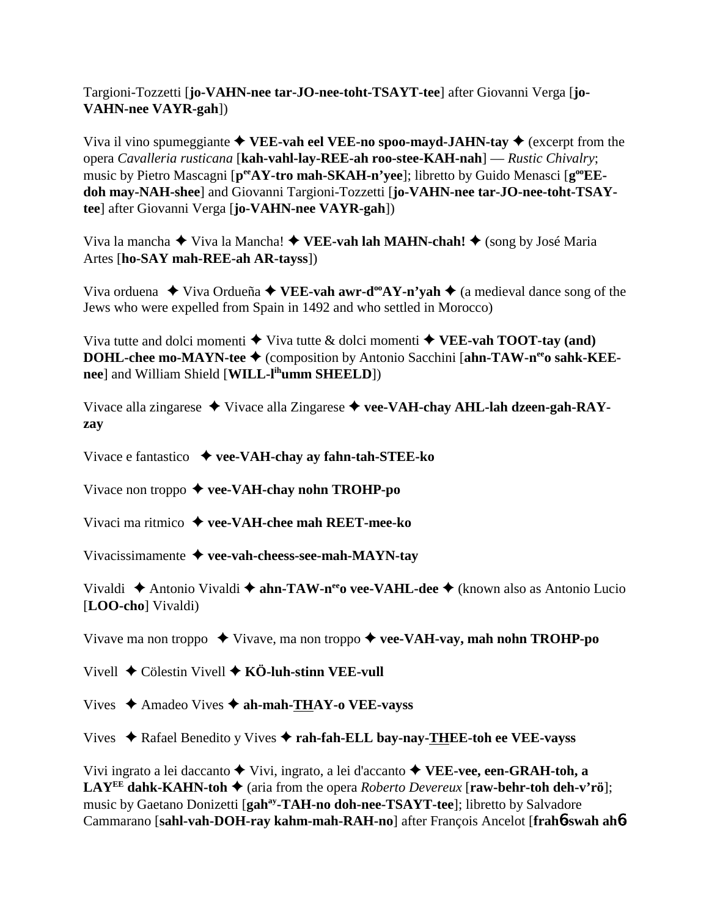Targioni-Tozzetti [**jo-VAHN-nee tar-JO-nee-toht-TSAYT-tee**] after Giovanni Verga [**jo-VAHN-nee VAYR-gah**])

Viva il vino spumeggiante ✦ **VEE-vah eel VEE-no spoo-mayd-JAHN-tay** ✦ (excerpt from the opera *Cavalleria rusticana* [**kah-vahl-lay-REE-ah roo-stee-KAH-nah**] — *Rustic Chivalry*; music by Pietro Mascagni [**p**[ee]**AY-tro mah-SKAH-n'yee**]; libretto by Guido Menasci [**g**[oo]**EE-doh may-NAH-shee**] and Giovanni Targioni-Tozzetti [**jo-VAHN-nee tar-JO-nee-toht-TSAY-tee**] after Giovanni Verga [**jo-VAHN-nee VAYR-gah**])

Viva la mancha ✦ Viva la Mancha! ✦ **VEE-vah lah MAHN-chah!** ✦ (song by José Maria Artes [**ho-SAY mah-REE-ah AR-tayss**])

Viva orduena ✦ Viva Ordueña ✦ **VEE-vah awr-d**[oo]**AY-n'yah** ✦ (a medieval dance song of the Jews who were expelled from Spain in 1492 and who settled in Morocco)

Viva tutte and dolci momenti ✦ Viva tutte & dolci momenti ✦ **VEE-vah TOOT-tay (and) DOHL-chee mo-MAYN-tee** ✦ (composition by Antonio Sacchini [**ahn-TAW-n**[ee]**o sahk-KEE-nee**] and William Shield [**WILL-l**[ih]**umm SHEELD**])

Vivace alla zingarese ✦ Vivace alla Zingarese ✦ **vee-VAH-chay AHL-lah dzeen-gah-RAY-zay**

Vivace e fantastico ✦ **vee-VAH-chay ay fahn-tah-STEE-ko**

Vivace non troppo ✦ **vee-VAH-chay nohn TROHP-po**

Vivaci ma ritmico ✦ **vee-VAH-chee mah REET-mee-ko**

Vivacissimamente ✦ **vee-vah-cheess-see-mah-MAYN-tay**

Vivaldi ✦ Antonio Vivaldi ✦ **ahn-TAW-n**[ee]**o vee-VAHL-dee** ✦ (known also as Antonio Lucio [**LOO-cho**] Vivaldi)

Vivave ma non troppo ✦ Vivave, ma non troppo ✦ **vee-VAH-vay, mah nohn TROHP-po**

Vivell ✦ Cölestin Vivell ✦ **KÖ-luh-stinn VEE-vull**

Vives ✦ Amadeo Vives ✦ **ah-mah-THAY-o VEE-vayss**

Vives ✦ Rafael Benedito y Vives ✦ **rah-fah-ELL bay-nay-THEE-toh ee VEE-vayss**

Vivi ingrato a lei daccanto ✦ Vivi, ingrato, a lei d'accanto ✦ **VEE-vee, een-GRAH-toh, a LAY**[EE]**dahk-KAHN-toh** ✦ (aria from the opera *Roberto Devereux* [**raw-behr-toh deh-v'rö**]; music by Gaetano Donizetti [**gah**[ay]**-TAH-no doh-nee-TSAYT-tee**]; libretto by Salvadore Cammarano [**sahl-vah-DOH-ray kahm-mah-RAH-no**] after François Ancelot [**frah6swah ah6**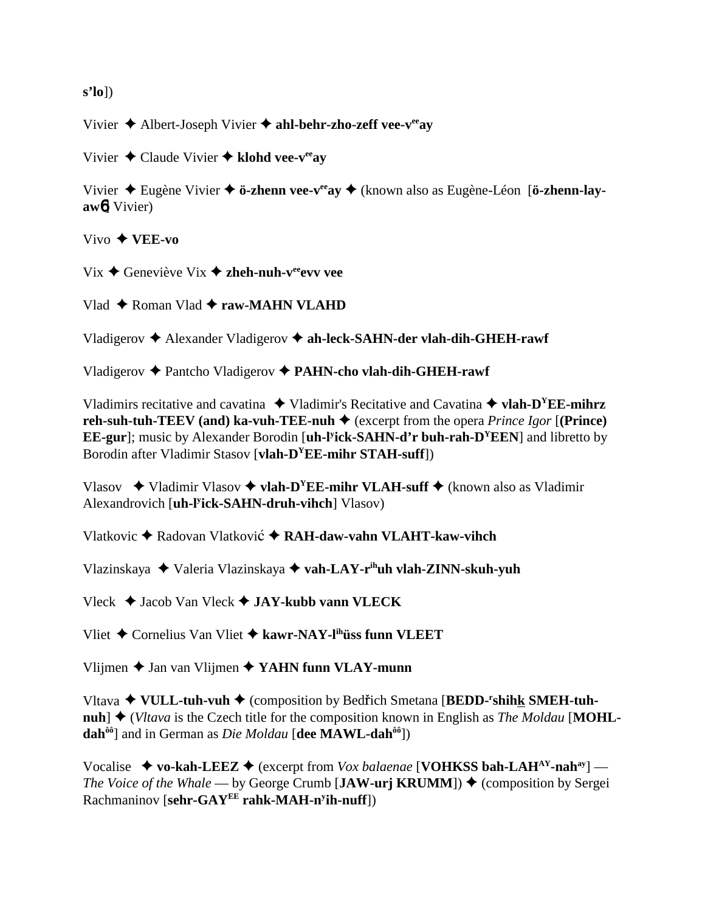**s'lo**])

Vivier ✦ Albert-Joseph Vivier ✦ **ahl-behr-zho-zeff vee-v^ee^ay**

Vivier ✦ Claude Vivier ✦ **klohd vee-v^ee^ay**

Vivier ✦ Eugène Vivier ✦ **ö-zhenn vee-v^ee^ay** ✦ (known also as Eugène-Léon [**ö-zhenn-lay-awɓ**] Vivier)

Vivo ✦ **VEE-vo**

Vix ✦ Geneviève Vix ✦ **zheh-nuh-v^ee^evv vee**

Vlad ✦ Roman Vlad ✦ **raw-MAHN VLAHD**

Vladigerov ✦ Alexander Vladigerov ✦ **ah-leck-SAHN-der vlah-dih-GHEH-rawf**

Vladigerov ✦ Pantcho Vladigerov ✦ **PAHN-cho vlah-dih-GHEH-rawf**

Vladimirs recitative and cavatina ✦ Vladimir's Recitative and Cavatina ✦ **vlah-D^Y^EE-mihrz reh-suh-tuh-TEEV (and) ka-vuh-TEE-nuh** ✦ (excerpt from the opera *Prince Igor* [**(Prince) EE-gur**]; music by Alexander Borodin [**uh-l^y^ick-SAHN-d'r buh-rah-D^Y^EEN**] and libretto by Borodin after Vladimir Stasov [**vlah-D^Y^EE-mihr STAH-suff**])

Vlasov ✦ Vladimir Vlasov ✦ **vlah-D^Y^EE-mihr VLAH-suff** ✦ (known also as Vladimir Alexandrovich [**uh-l^y^ick-SAHN-druh-vihch**] Vlasov)

Vlatkovic ✦ Radovan Vlatković ✦ **RAH-daw-vahn VLAHT-kaw-vihch**

Vlazinskaya ✦ Valeria Vlazinskaya ✦ **vah-LAY-r^ih^uh vlah-ZINN-skuh-yuh**

Vleck ✦ Jacob Van Vleck ✦ **JAY-kubb vann VLECK**

Vliet ✦ Cornelius Van Vliet ✦ **kawr-NAY-l^ih^üss funn VLEET**

Vlijmen ✦ Jan van Vlijmen ✦ **YAHN funn VLAY-munn**

Vltava ✦ **VULL-tuh-vuh** ✦ (composition by Bedřich Smetana [**BEDD-^r^shihk SMEH-tuh-nuh**] ✦ (*Vltava* is the Czech title for the composition known in English as *The Moldau* [**MOHL-dah^ôô^**] and in German as *Die Moldau* [**dee MAWL-dah^ôô^**])

Vocalise ✦ **vo-kah-LEEZ** ✦ (excerpt from *Vox balaenae* [**VOHKSS bah-LAH^AY^-nah^ay^**] — *The Voice of the Whale* — by George Crumb [**JAW-urj KRUMM**]) ✦ (composition by Sergei Rachmaninov [**sehr-GAY^EE^ rahk-MAH-n^y^ih-nuff**])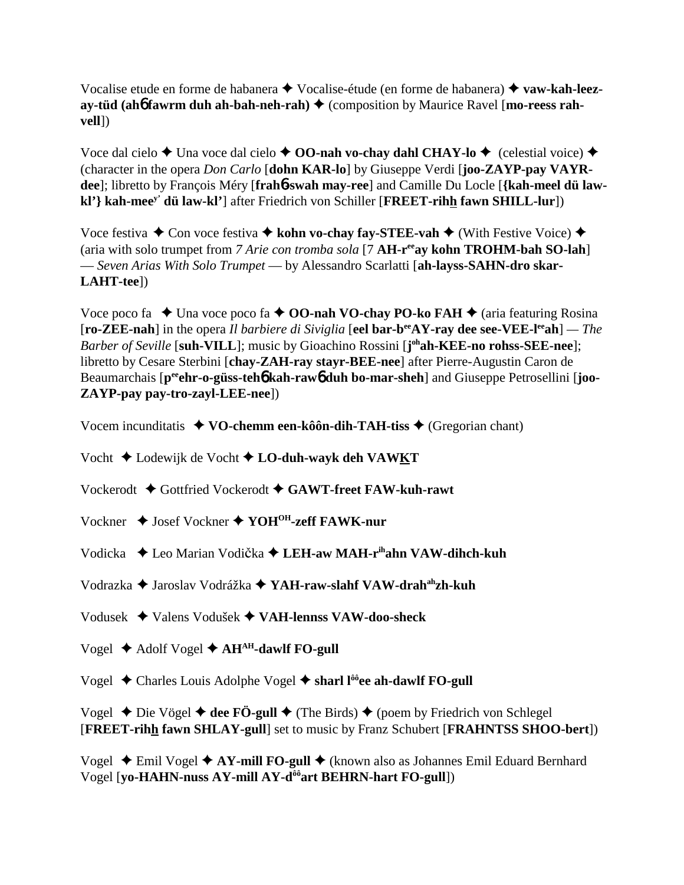Vocalise etude en forme de habanera ✦ Vocalise-étude (en forme de habanera) ✦ **vaw-kah-leez-ay-tüd (ahɓ fawrm duh ah-bah-neh-rah)** ✦ (composition by Maurice Ravel [**mo-reess rah-vell**])

Voce dal cielo ✦ Una voce dal cielo ✦ **OO-nah vo-chay dahl CHAY-lo** ✦ (celestial voice) ✦ (character in the opera *Don Carlo* [**dohn KAR-lo**] by Giuseppe Verdi [**joo-ZAYP-pay VAYR-dee**]; libretto by François Méry [**frahɓ-swah may-ree**] and Camille Du Locle [**{kah-meel dü law-kl'} kah-mee$^{y'}$ dü law-kl'**] after Friedrich von Schiller [**FREET-rihh fawn SHILL-lur**])

Voce festiva ✦ Con voce festiva ✦ **kohn vo-chay fay-STEE-vah** ✦ (With Festive Voice) ✦ (aria with solo trumpet from *7 Arie con tromba sola* [7 **AH-r$^{ee}$ay kohn TROHM-bah SO-lah**] — *Seven Arias With Solo Trumpet* — by Alessandro Scarlatti [**ah-layss-SAHN-dro skar-LAHT-tee**])

Voce poco fa ✦ Una voce poco fa ✦ **OO-nah VO-chay PO-ko FAH** ✦ (aria featuring Rosina [**ro-ZEE-nah**] in the opera *Il barbiere di Siviglia* [**eel bar-b$^{ee}$AY-ray dee see-VEE-l$^{ee}$ah**] — *The Barber of Seville* [**suh-VILL**]; music by Gioachino Rossini [**j$^{oh}$ah-KEE-no rohss-SEE-nee**]; libretto by Cesare Sterbini [**chay-ZAH-ray stayr-BEE-nee**] after Pierre-Augustin Caron de Beaumarchais [**p$^{ee}$ehr-o-güss-tehɓ kah-rawɓ duh bo-mar-sheh**] and Giuseppe Petrosellini [**joo-ZAYP-pay pay-tro-zayl-LEE-nee**])

Vocem incunditatis ✦ **VO-chemm een-kôôn-dih-TAH-tiss** ✦ (Gregorian chant)

Vocht ✦ Lodewijk de Vocht ✦ **LO-duh-wayk deh VAWKT**

Vockerodt ✦ Gottfried Vockerodt ✦ **GAWT-freet FAW-kuh-rawt**

Vockner ✦ Josef Vockner ✦ **YOH$^{OH}$-zeff FAWK-nur**

Vodicka ✦ Leo Marian Vodička ✦ **LEH-aw MAH-r$^{ih}$ahn VAW-dihch-kuh**

Vodrazka ✦ Jaroslav Vodrážka ✦ **YAH-raw-slahf VAW-drah$^{ah}$zh-kuh**

Vodusek ✦ Valens Vodušek ✦ **VAH-lennss VAW-doo-sheck**

Vogel ✦ Adolf Vogel ✦ **AH$^{AH}$-dawlf FO-gull**

Vogel ✦ Charles Louis Adolphe Vogel ✦ **sharl l$^{ôô}$ee ah-dawlf FO-gull**

Vogel ✦ Die Vögel ✦ **dee FÖ-gull** ✦ (The Birds) ✦ (poem by Friedrich von Schlegel [**FREET-rihh fawn SHLAY-gull**] set to music by Franz Schubert [**FRAHNTSS SHOO-bert**])

Vogel ✦ Emil Vogel ✦ **AY-mill FO-gull** ✦ (known also as Johannes Emil Eduard Bernhard Vogel [**yo-HAHN-nuss AY-mill AY-d$^{ôô}$art BEHRN-hart FO-gull**])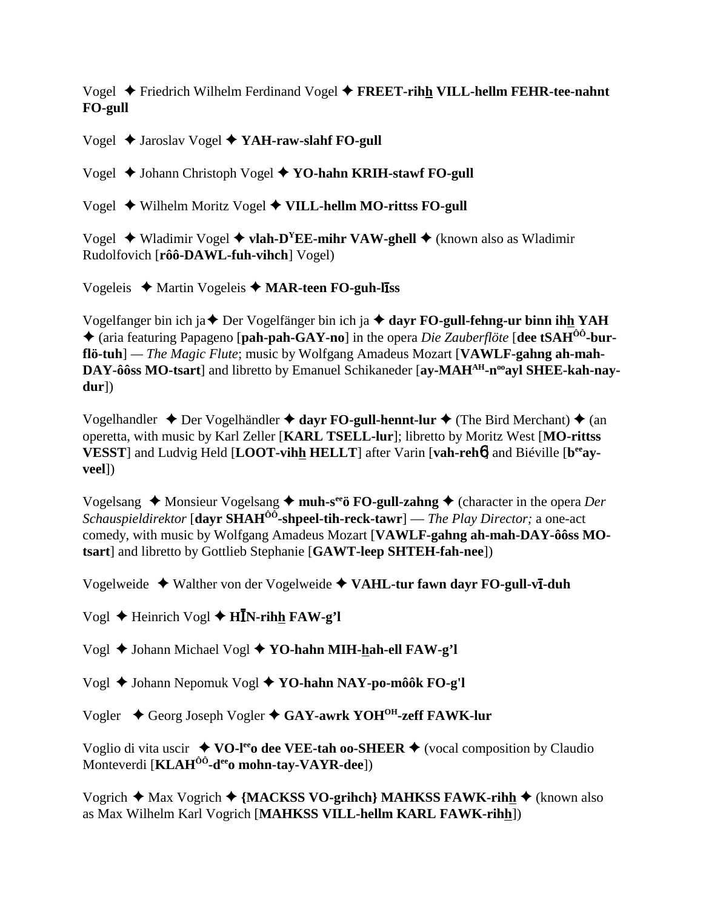Vogel ✦ Friedrich Wilhelm Ferdinand Vogel ✦ **FREET-rihh VILL-hellm FEHR-tee-nahnt FO-gull**

Vogel ✦ Jaroslav Vogel ✦ **YAH-raw-slahf FO-gull**

Vogel ✦ Johann Christoph Vogel ✦ **YO-hahn KRIH-stawf FO-gull**

Vogel ✦ Wilhelm Moritz Vogel ✦ **VILL-hellm MO-rittss FO-gull**

Vogel ✦ Wladimir Vogel ✦ **vlah-D[Y]EE-mihr VAW-ghell** ✦ (known also as Wladimir Rudolfovich [**rôô-DAWL-fuh-vihch**] Vogel)

Vogeleis ✦ Martin Vogeleis ✦ **MAR-teen FO-guh-līss**

Vogelfanger bin ich ja ✦ Der Vogelfänger bin ich ja ✦ **dayr FO-gull-fehng-ur binn ihh YAH** ✦ (aria featuring Papageno [**pah-pah-GAY-no**] in the opera *Die Zauberflöte* [**dee tSAH[ÔÔ]-bur-flö-tuh**] — *The Magic Flute*; music by Wolfgang Amadeus Mozart [**VAWLF-gahng ah-mah-DAY-ôôss MO-tsart**] and libretto by Emanuel Schikaneder [**ay-MAH[AH]-n[oo]ayl SHEE-kah-nay-dur**])

Vogelhandler ✦ Der Vogelhändler ✦ **dayr FO-gull-hennt-lur** ✦ (The Bird Merchant) ✦ (an operetta, with music by Karl Zeller [**KARL TSELL-lur**]; libretto by Moritz West [**MO-rittss VESST**] and Ludvig Held [**LOOT-vihh HELLT**] after Varin [**vah-rehб**] and Biéville [**b[ee]ay-veel**])

Vogelsang ✦ Monsieur Vogelsang ✦ **muh-s[ee]ö FO-gull-zahng** ✦ (character in the opera *Der Schauspieldirektor* [**dayr SHAH[ÔÔ]-shpeel-tih-reck-tawr**] — *The Play Director;* a one-act comedy, with music by Wolfgang Amadeus Mozart [**VAWLF-gahng ah-mah-DAY-ôôss MO-tsart**] and libretto by Gottlieb Stephanie [**GAWT-leep SHTEH-fah-nee**])

Vogelweide ✦ Walther von der Vogelweide ✦ **VAHL-tur fawn dayr FO-gull-vī-duh**

Vogl ✦ Heinrich Vogl ✦ **HĪN-rihh FAW-g'l**

Vogl ✦ Johann Michael Vogl ✦ **YO-hahn MIH-hah-ell FAW-g'l**

Vogl ✦ Johann Nepomuk Vogl ✦ **YO-hahn NAY-po-môôk FO-g'l**

Vogler ✦ Georg Joseph Vogler ✦ **GAY-awrk YOH[OH]-zeff FAWK-lur**

Voglio di vita uscir ✦ **VO-l[ee]o dee VEE-tah oo-SHEER** ✦ (vocal composition by Claudio Monteverdi [**KLAH[ÔÔ]-d[ee]o mohn-tay-VAYR-dee**])

Vogrich ✦ Max Vogrich ✦ **{MACKSS VO-grihch} MAHKSS FAWK-rihh** ✦ (known also as Max Wilhelm Karl Vogrich [**MAHKSS VILL-hellm KARL FAWK-rihh**])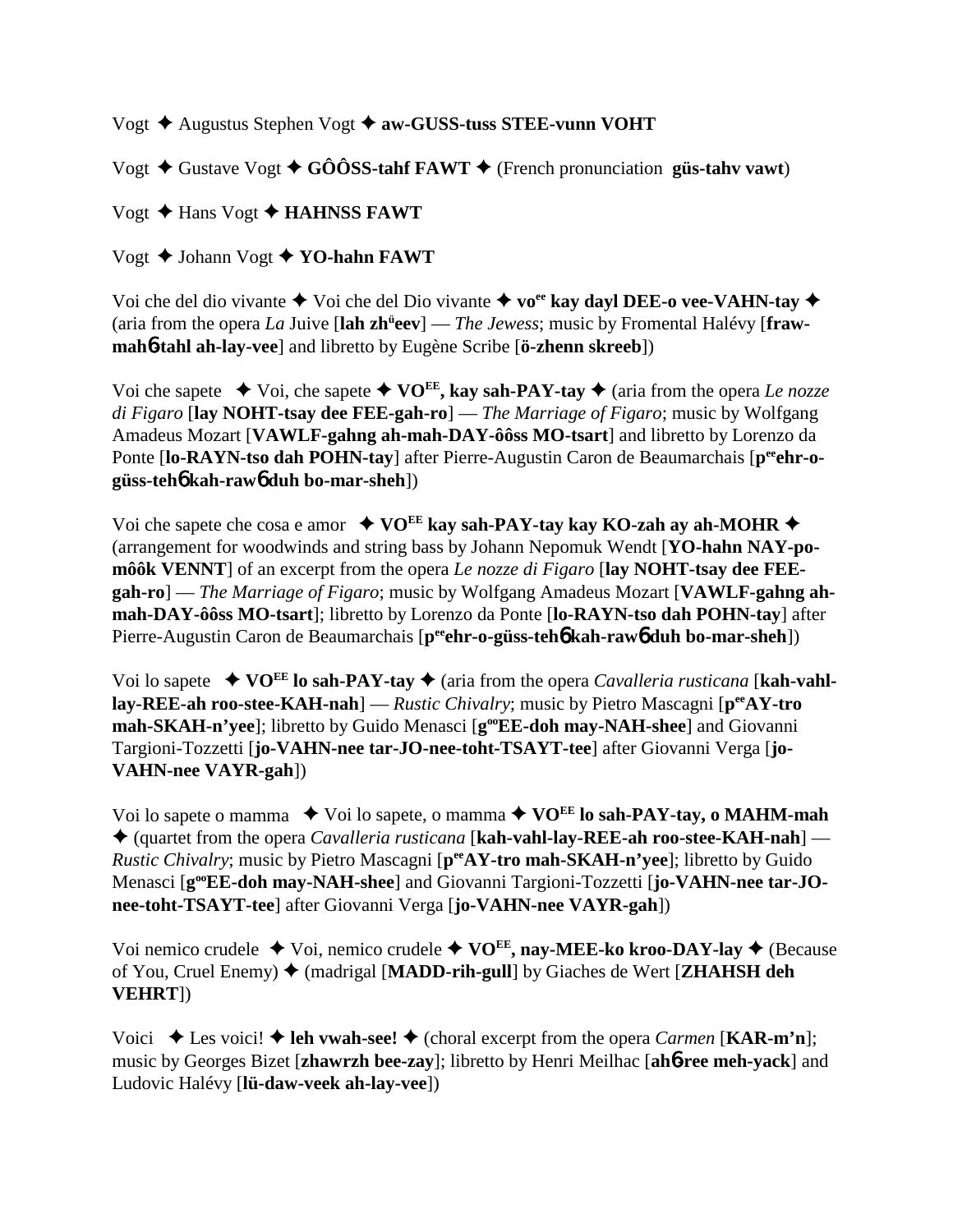Vogt ✦ Augustus Stephen Vogt ✦ **aw-GUSS-tuss STEE-vunn VOHT**

Vogt ✦ Gustave Vogt ✦ **GÔÔSS-tahf FAWT** ✦ (French pronunciation **güs-tahv vawt**)

Vogt ✦ Hans Vogt ✦ **HAHNSS FAWT**

Vogt ✦ Johann Vogt ✦ **YO-hahn FAWT**

Voi che del dio vivante ✦ Voi che del Dio vivante ✦ **vo[ee] kay dayl DEE-o vee-VAHN-tay** ✦ (aria from the opera *La* Juive [**lah zh[ü]eev**] — *The Jewess*; music by Fromental Halévy [**fraw-mahɓ-tahl ah-lay-vee**] and libretto by Eugène Scribe [**ö-zhenn skreeb**])

Voi che sapete ✦ Voi, che sapete ✦ **VO[EE], kay sah-PAY-tay** ✦ (aria from the opera *Le nozze di Figaro* [**lay NOHT-tsay dee FEE-gah-ro**] — *The Marriage of Figaro*; music by Wolfgang Amadeus Mozart [**VAWLF-gahng ah-mah-DAY-ôôss MO-tsart**] and libretto by Lorenzo da Ponte [**lo-RAYN-tso dah POHN-tay**] after Pierre-Augustin Caron de Beaumarchais [**p[ee]ehr-o-güss-tehɓ kah-rawɓ duh bo-mar-sheh**])

Voi che sapete che cosa e amor ✦ **VO[EE] kay sah-PAY-tay kay KO-zah ay ah-MOHR** ✦ (arrangement for woodwinds and string bass by Johann Nepomuk Wendt [**YO-hahn NAY-po-môôk VENNT**] of an excerpt from the opera *Le nozze di Figaro* [**lay NOHT-tsay dee FEE-gah-ro**] — *The Marriage of Figaro*; music by Wolfgang Amadeus Mozart [**VAWLF-gahng ah-mah-DAY-ôôss MO-tsart**]; libretto by Lorenzo da Ponte [**lo-RAYN-tso dah POHN-tay**] after Pierre-Augustin Caron de Beaumarchais [**p[ee]ehr-o-güss-tehɓ kah-rawɓ duh bo-mar-sheh**])

Voi lo sapete ✦ **VO[EE] lo sah-PAY-tay** ✦ (aria from the opera *Cavalleria rusticana* [**kah-vahl-lay-REE-ah roo-stee-KAH-nah**] — *Rustic Chivalry*; music by Pietro Mascagni [**p[ee]AY-tro mah-SKAH-n'yee**]; libretto by Guido Menasci [**g[oo]EE-doh may-NAH-shee**] and Giovanni Targioni-Tozzetti [**jo-VAHN-nee tar-JO-nee-toht-TSAYT-tee**] after Giovanni Verga [**jo-VAHN-nee VAYR-gah**])

Voi lo sapete o mamma ✦ Voi lo sapete, o mamma ✦ **VO[EE] lo sah-PAY-tay, o MAHM-mah** ✦ (quartet from the opera *Cavalleria rusticana* [**kah-vahl-lay-REE-ah roo-stee-KAH-nah**] — *Rustic Chivalry*; music by Pietro Mascagni [**p[ee]AY-tro mah-SKAH-n'yee**]; libretto by Guido Menasci [**g[oo]EE-doh may-NAH-shee**] and Giovanni Targioni-Tozzetti [**jo-VAHN-nee tar-JO-nee-toht-TSAYT-tee**] after Giovanni Verga [**jo-VAHN-nee VAYR-gah**])

Voi nemico crudele ✦ Voi, nemico crudele ✦ **VO[EE], nay-MEE-ko kroo-DAY-lay** ✦ (Because of You, Cruel Enemy) ✦ (madrigal [**MADD-rih-gull**] by Giaches de Wert [**ZHAHSH deh VEHRT**])

Voici ✦ Les voici! ✦ **leh vwah-see!** ✦ (choral excerpt from the opera *Carmen* [**KAR-m'n**]; music by Georges Bizet [**zhawrzh bee-zay**]; libretto by Henri Meilhac [**ahɓ-ree meh-yack**] and Ludovic Halévy [**lü-daw-veek ah-lay-vee**])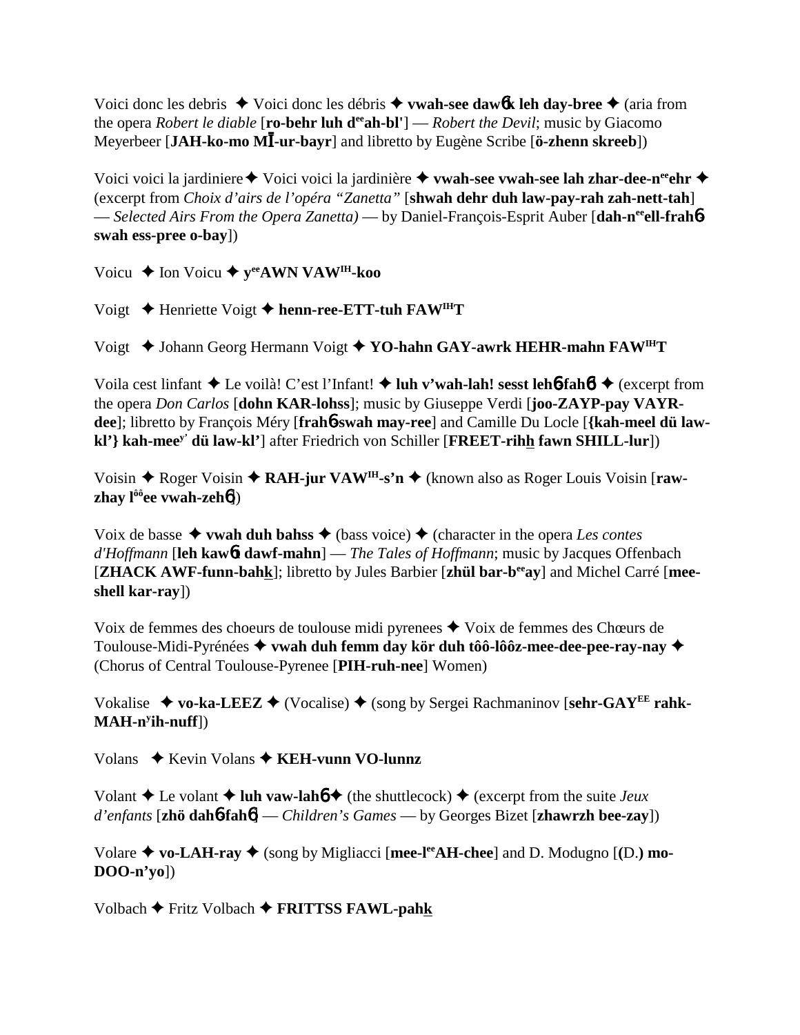Voici donc les debris ✦ Voici donc les débris ✦ **vwah-see dawɳk leh day-bree** ✦ (aria from the opera *Robert le diable* [**ro-behr luh d$^{ee}$ah-bl'**] — *Robert the Devil*; music by Giacomo Meyerbeer [**JAH-ko-mo MĪ-ur-bayr**] and libretto by Eugène Scribe [**ö-zhenn skreeb**])

Voici voici la jardiniere ✦ Voici voici la jardinière ✦ **vwah-see vwah-see lah zhar-dee-n$^{ee}$ehr** ✦ (excerpt from *Choix d'airs de l'opéra "Zanetta"* [**shwah dehr duh law-pay-rah zah-nett-tah**] — *Selected Airs From the Opera Zanetta)* — by Daniel-François-Esprit Auber [**dah-n$^{ee}$ell-frahɳ-swah ess-pree o-bay**])

Voicu ✦ Ion Voicu ✦ **y$^{ee}$AWN VAW$^{IH}$-koo**

Voigt ✦ Henriette Voigt ✦ **henn-ree-ETT-tuh FAW$^{IH}$T**

Voigt ✦ Johann Georg Hermann Voigt ✦ **YO-hahn GAY-awrk HEHR-mahn FAW$^{IH}$T**

Voila cest linfant ✦ Le voilà! C'est l'Infant! ✦ **luh v'wah-lah! sesst lehɳ-fahɳ** ✦ (excerpt from the opera *Don Carlos* [**dohn KAR-lohss**]; music by Giuseppe Verdi [**joo-ZAYP-pay VAYR-dee**]; libretto by François Méry [**frahɳ-swah may-ree**] and Camille Du Locle [**{kah-meel dü law-kl'} kah-mee$^{y'}$ dü law-kl'**] after Friedrich von Schiller [**FREET-rihh fawn SHILL-lur**])

Voisin ✦ Roger Voisin ✦ **RAH-jur VAW$^{IH}$-s'n** ✦ (known also as Roger Louis Voisin [**raw-zhay l$^{ôô}$ee vwah-zehɳ**])

Voix de basse ✦ **vwah duh bahss** ✦ (bass voice) ✦ (character in the opera *Les contes d'Hoffmann* [**leh kawɳt dawf-mahn**] — *The Tales of Hoffmann*; music by Jacques Offenbach [**ZHACK AWF-funn-bahk**]; libretto by Jules Barbier [**zhül bar-b$^{ee}$ay**] and Michel Carré [**mee-shell kar-ray**])

Voix de femmes des choeurs de toulouse midi pyrenees ✦ Voix de femmes des Chœurs de Toulouse-Midi-Pyrénées ✦ **vwah duh femm day kör duh tôô-lôôz-mee-dee-pee-ray-nay** ✦ (Chorus of Central Toulouse-Pyrenee [**PIH-ruh-nee**] Women)

Vokalise ✦ **vo-ka-LEEZ** ✦ (Vocalise) ✦ (song by Sergei Rachmaninov [**sehr-GAY$^{EE}$ rahk-MAH-n$^{y}$ih-nuff**])

Volans ✦ Kevin Volans ✦ **KEH-vunn VO-lunnz**

Volant ✦ Le volant ✦ **luh vaw-lahɳ** ✦ (the shuttlecock) ✦ (excerpt from the suite *Jeux d'enfants* [**zhö dahɳ-fahɳ**] — *Children's Games* — by Georges Bizet [**zhawrzh bee-zay**])

Volare ✦ **vo-LAH-ray** ✦ (song by Migliacci [**mee-l$^{ee}$AH-chee**] and D. Modugno [**(D.) mo-DOO-n'yo**])

Volbach ✦ Fritz Volbach ✦ **FRITTSS FAWL-pahk**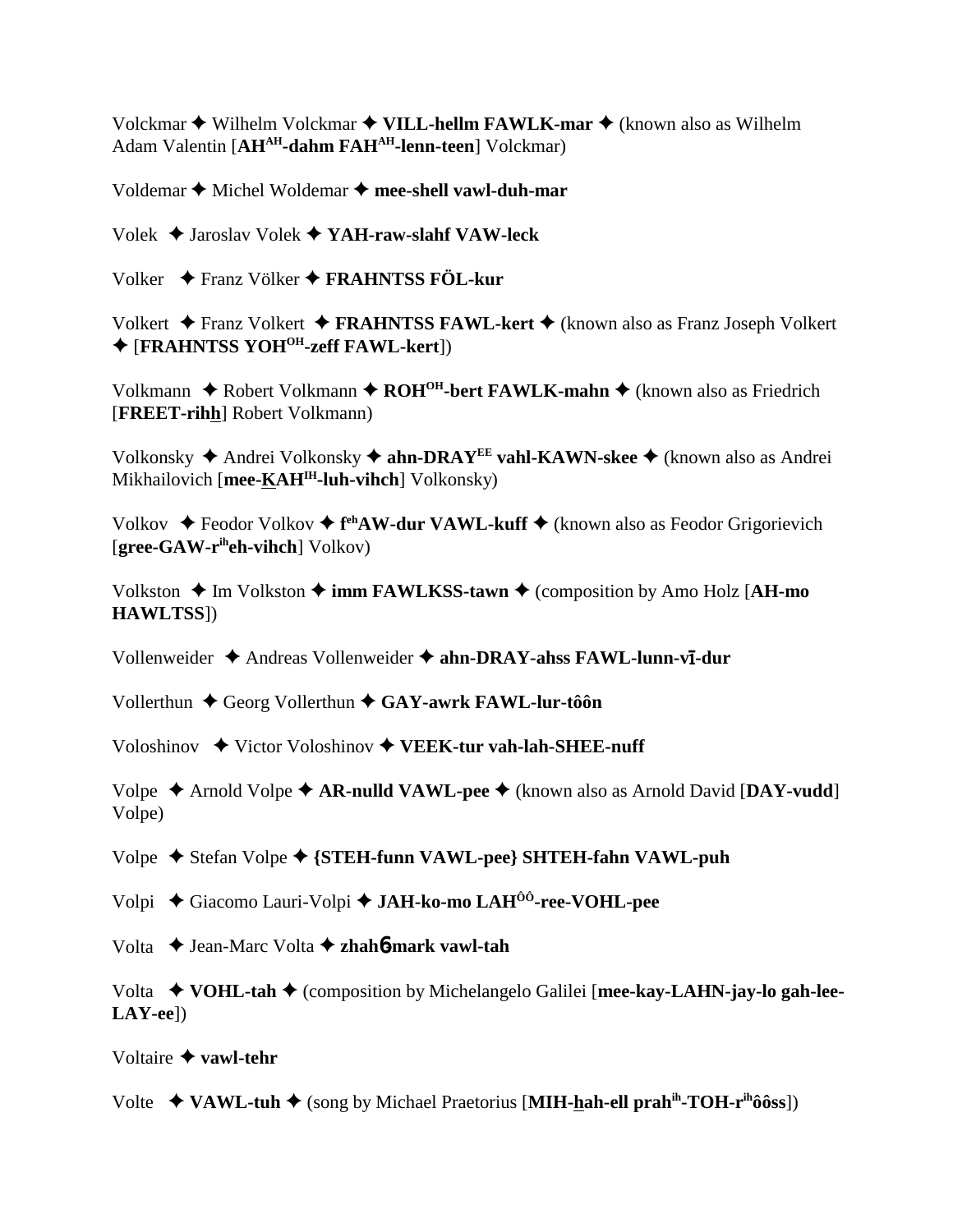Volckmar ✦ Wilhelm Volckmar ✦ **VILL-hellm FAWLK-mar** ✦ (known also as Wilhelm Adam Valentin [**AH**[AH]**-dahm FAH**[AH]**-lenn-teen**] Volckmar)

Voldemar ✦ Michel Woldemar ✦ **mee-shell vawl-duh-mar**

Volek ✦ Jaroslav Volek ✦ **YAH-raw-slahf VAW-leck**

Volker ✦ Franz Völker ✦ **FRAHNTSS FÖL-kur**

Volkert ✦ Franz Volkert ✦ **FRAHNTSS FAWL-kert** ✦ (known also as Franz Joseph Volkert ✦ [**FRAHNTSS YOH**[OH]**-zeff FAWL-kert**])

Volkmann ✦ Robert Volkmann ✦ **ROH**[OH]**-bert FAWLK-mahn** ✦ (known also as Friedrich [**FREET-rihh**] Robert Volkmann)

Volkonsky ✦ Andrei Volkonsky ✦ **ahn-DRAY**[EE] **vahl-KAWN-skee** ✦ (known also as Andrei Mikhailovich [**mee-KAH**[IH]**-luh-vihch**] Volkonsky)

Volkov ✦ Feodor Volkov ✦ **f**[eh]**AW-dur VAWL-kuff** ✦ (known also as Feodor Grigorievich [**gree-GAW-r**[ih]**eh-vihch**] Volkov)

Volkston ✦ Im Volkston ✦ **imm FAWLKSS-tawn** ✦ (composition by Amo Holz [**AH-mo HAWLTSS**])

Vollenweider ✦ Andreas Vollenweider ✦ **ahn-DRAY-ahss FAWL-lunn-vī-dur**

Vollerthun ✦ Georg Vollerthun ✦ **GAY-awrk FAWL-lur-tôôn**

Voloshinov ✦ Victor Voloshinov ✦ **VEEK-tur vah-lah-SHEE-nuff**

Volpe ✦ Arnold Volpe ✦ **AR-nulld VAWL-pee** ✦ (known also as Arnold David [**DAY-vudd**] Volpe)

Volpe ✦ Stefan Volpe ✦ **{STEH-funn VAWL-pee} SHTEH-fahn VAWL-puh**

Volpi ✦ Giacomo Lauri-Volpi ✦ **JAH-ko-mo LAH**[ÔÔ]**-ree-VOHL-pee**

Volta ✦ Jean-Marc Volta ✦ **zhahɓ mark vawl-tah**

Volta ✦ **VOHL-tah** ✦ (composition by Michelangelo Galilei [**mee-kay-LAHN-jay-lo gah-lee-LAY-ee**])

Voltaire ✦ **vawl-tehr**

Volte ✦ **VAWL-tuh** ✦ (song by Michael Praetorius [**MIH-hah-ell prah**[ih]**-TOH-r**[ih]**ôôss**])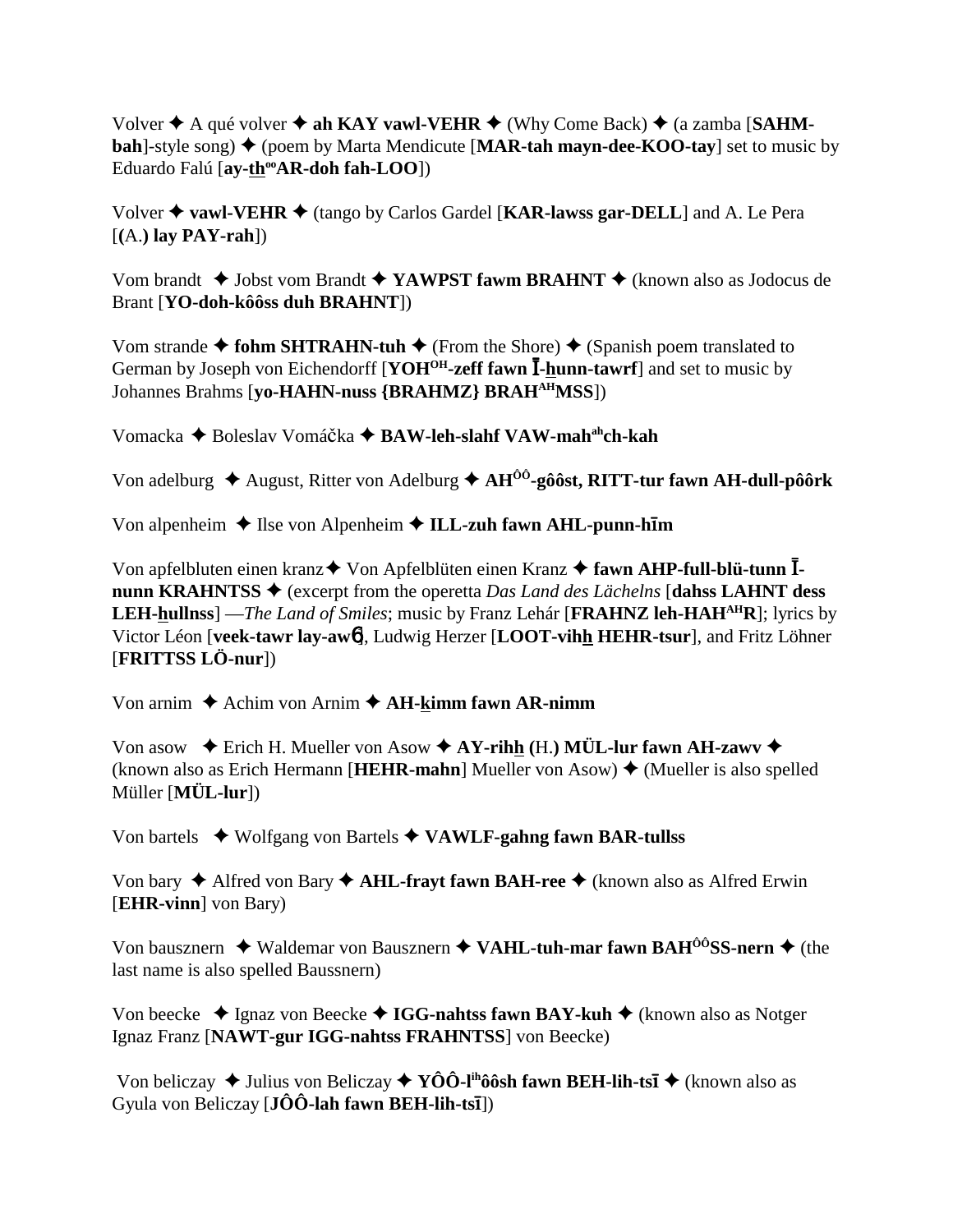Volver ✦ A qué volver ✦ **ah KAY vawl-VEHR** ✦ (Why Come Back) ✦ (a zamba [**SAHM-bah**]-style song) ✦ (poem by Marta Mendicute [**MAR-tah mayn-dee-KOO-tay**] set to music by Eduardo Falú [**ay-thººAR-doh fah-LOO**])

Volver ✦ **vawl-VEHR** ✦ (tango by Carlos Gardel [**KAR-lawss gar-DELL**] and A. Le Pera [(A.) **lay PAY-rah**])

Vom brandt ✦ Jobst vom Brandt ✦ **YAWPST fawm BRAHNT** ✦ (known also as Jodocus de Brant [**YO-doh-kôôss duh BRAHNT**])

Vom strande ✦ **fohm SHTRAHN-tuh** ✦ (From the Shore) ✦ (Spanish poem translated to German by Joseph von Eichendorff [**YOH**[OH]**-zeff fawn Ī-hunn-tawrf**] and set to music by Johannes Brahms [**yo-HAHN-nuss {BRAHMZ} BRAH**[AH]**MSS**])

Vomacka ✦ Boleslav Vomáčka ✦ **BAW-leh-slahf VAW-mah**[ah]**ch-kah**

Von adelburg ✦ August, Ritter von Adelburg ✦ **AH**[ÔÔ]**-gôôst, RITT-tur fawn AH-dull-pôôrk**

Von alpenheim ✦ Ilse von Alpenheim ✦ **ILL-zuh fawn AHL-punn-hīm**

Von apfelbluten einen kranz ✦ Von Apfelblüten einen Kranz ✦ **fawn AHP-full-blü-tunn Ī-nunn KRAHNTSS** ✦ (excerpt from the operetta *Das Land des Lächelns* [**dahss LAHNT dess LEH-hullnss**] —*The Land of Smiles*; music by Franz Lehár [**FRAHNZ leh-HAH**[AH]**R**]; lyrics by Victor Léon [**veek-tawr lay-awɲ**], Ludwig Herzer [**LOOT-vihh HEHR-tsur**], and Fritz Löhner [**FRITTSS LÖ-nur**])

Von arnim ✦ Achim von Arnim ✦ **AH-kimm fawn AR-nimm**

Von asow ✦ Erich H. Mueller von Asow ✦ **AY-rihh (**H.**) MÜL-lur fawn AH-zawv** ✦ (known also as Erich Hermann [**HEHR-mahn**] Mueller von Asow) ✦ (Mueller is also spelled Müller [**MÜL-lur**])

Von bartels ✦ Wolfgang von Bartels ✦ **VAWLF-gahng fawn BAR-tullss**

Von bary ✦ Alfred von Bary ✦ **AHL-frayt fawn BAH-ree** ✦ (known also as Alfred Erwin [**EHR-vinn**] von Bary)

Von bausznern ✦ Waldemar von Bausznern ✦ **VAHL-tuh-mar fawn BAH**[ÔÔ]**SS-nern** ✦ (the last name is also spelled Baussnern)

Von beecke ✦ Ignaz von Beecke ✦ **IGG-nahtss fawn BAY-kuh** ✦ (known also as Notger Ignaz Franz [**NAWT-gur IGG-nahtss FRAHNTSS**] von Beecke)

Von beliczay ✦ Julius von Beliczay ✦ **YÔÔ-l**[ih]**ôôsh fawn BEH-lih-tsī** ✦ (known also as Gyula von Beliczay [**JÔÔ-lah fawn BEH-lih-tsī**])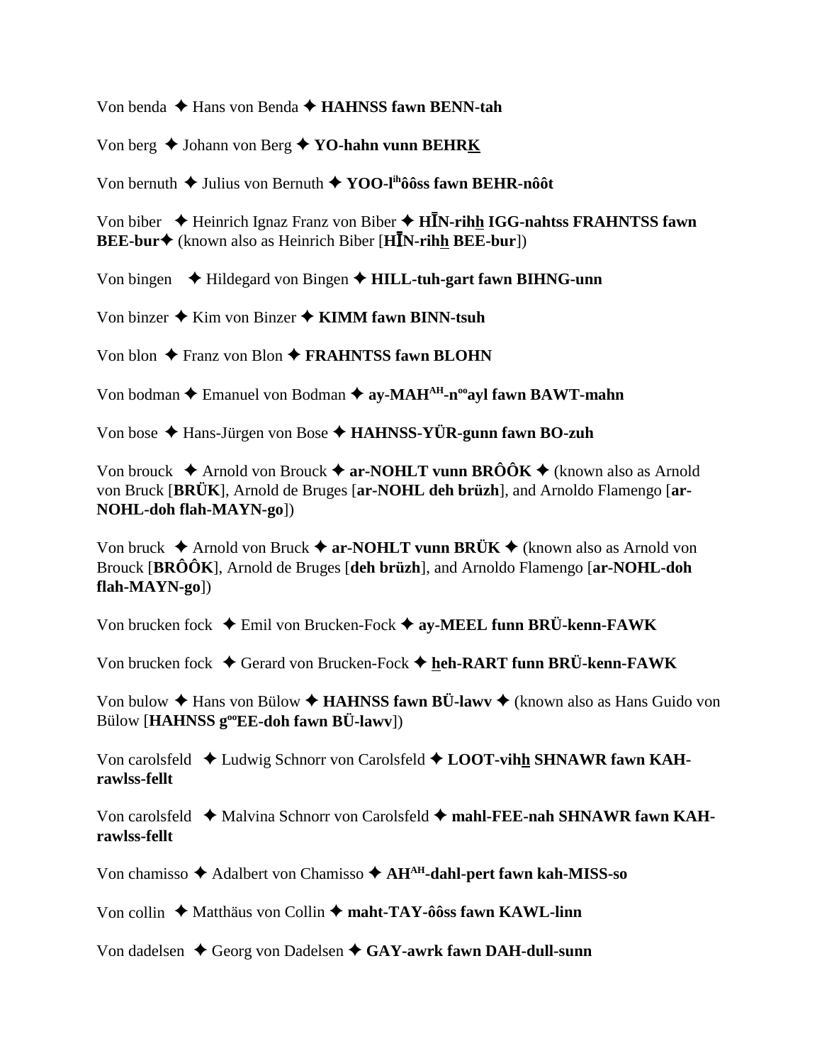Von benda ✦ Hans von Benda ✦ **HAHNSS fawn BENN-tah**

Von berg ✦ Johann von Berg ✦ **YO-hahn vunn BEHRK**

Von bernuth ✦ Julius von Bernuth ✦ **YOO-lihôôss fawn BEHR-nôôt**

Von biber ✦ Heinrich Ignaz Franz von Biber ✦ **HĪN-rihh IGG-nahtss FRAHNTSS fawn BEE-bur**✦ (known also as Heinrich Biber [**HĪN-rihh BEE-bur**])

Von bingen ✦ Hildegard von Bingen ✦ **HILL-tuh-gart fawn BIHNG-unn**

Von binzer ✦ Kim von Binzer ✦ **KIMM fawn BINN-tsuh**

Von blon ✦ Franz von Blon ✦ **FRAHNTSS fawn BLOHN**

Von bodman ✦ Emanuel von Bodman ✦ **ay-MAHAH-nooayl fawn BAWT-mahn**

Von bose ✦ Hans-Jürgen von Bose ✦ **HAHNSS-YÜR-gunn fawn BO-zuh**

Von brouck ✦ Arnold von Brouck ✦ **ar-NOHLT vunn BRÔÔK** ✦ (known also as Arnold von Bruck [**BRÜK**], Arnold de Bruges [**ar-NOHL deh brüzh**], and Arnoldo Flamengo [**ar-NOHL-doh flah-MAYN-go**])

Von bruck ✦ Arnold von Bruck ✦ **ar-NOHLT vunn BRÜK** ✦ (known also as Arnold von Brouck [**BRÔÔK**], Arnold de Bruges [**deh brüzh**], and Arnoldo Flamengo [**ar-NOHL-doh flah-MAYN-go**])

Von brucken fock ✦ Emil von Brucken-Fock ✦ **ay-MEEL funn BRÜ-kenn-FAWK**

Von brucken fock ✦ Gerard von Brucken-Fock ✦ **heh-RART funn BRÜ-kenn-FAWK**

Von bulow ✦ Hans von Bülow ✦ **HAHNSS fawn BÜ-lawv** ✦ (known also as Hans Guido von Bülow [**HAHNSS gooEE-doh fawn BÜ-lawv**])

Von carolsfeld ✦ Ludwig Schnorr von Carolsfeld ✦ **LOOT-vihh SHNAWR fawn KAH-rawlss-fellt**

Von carolsfeld ✦ Malvina Schnorr von Carolsfeld ✦ **mahl-FEE-nah SHNAWR fawn KAH-rawlss-fellt**

Von chamisso ✦ Adalbert von Chamisso ✦ **AHAH-dahl-pert fawn kah-MISS-so**

Von collin ✦ Matthäus von Collin ✦ **maht-TAY-ôôss fawn KAWL-linn**

Von dadelsen ✦ Georg von Dadelsen ✦ **GAY-awrk fawn DAH-dull-sunn**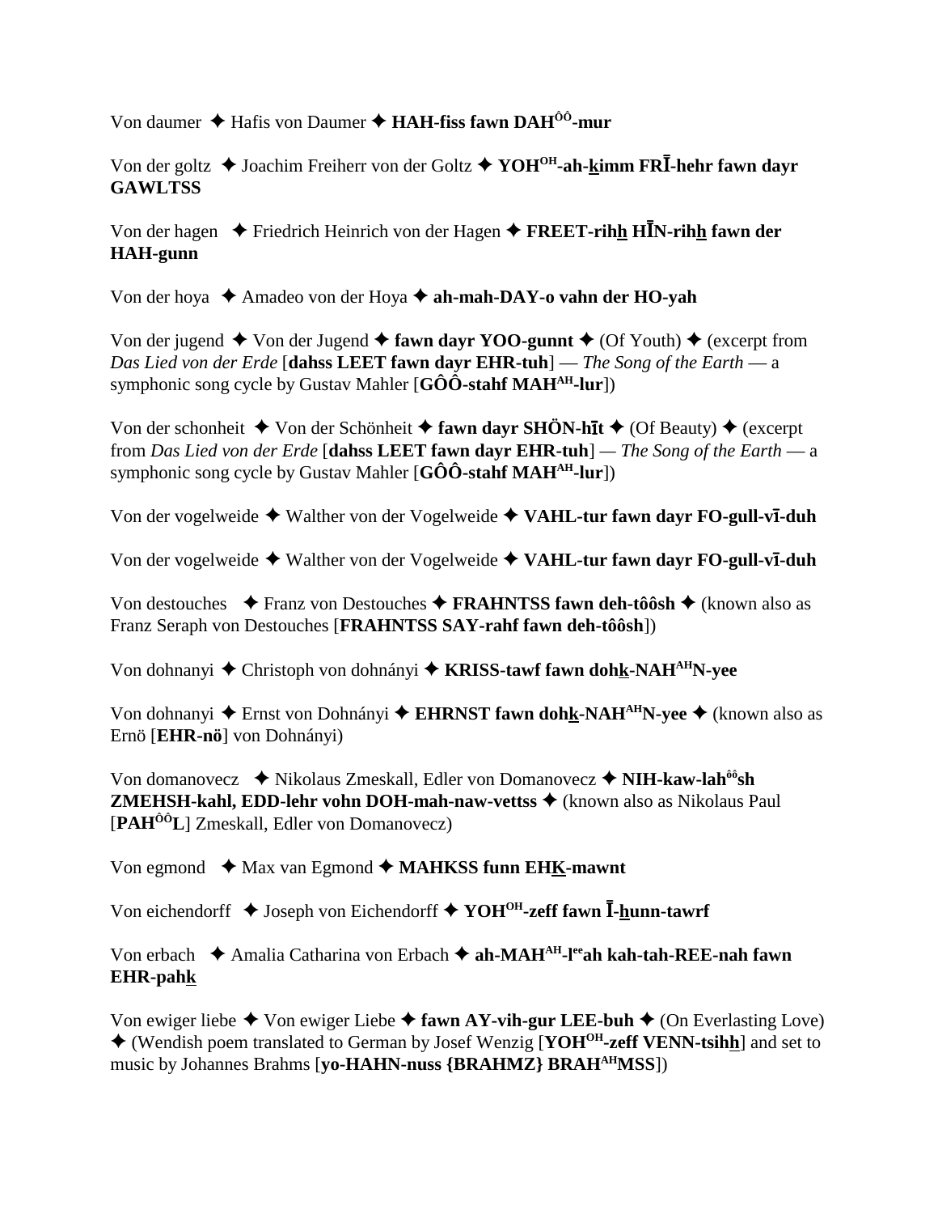Von daumer ✦ Hafis von Daumer ✦ **HAH-fiss fawn DAH^ÔÔ^-mur**

Von der goltz ✦ Joachim Freiherr von der Goltz ✦ **YOH^OH^-ah-k̲imm FRĪ-hehr fawn dayr GAWLTSS**

Von der hagen ✦ Friedrich Heinrich von der Hagen ✦ **FREET-rihh̲ HĪN-rihh̲ fawn der HAH-gunn**

Von der hoya ✦ Amadeo von der Hoya ✦ **ah-mah-DAY-o vahn der HO-yah**

Von der jugend ✦ Von der Jugend ✦ **fawn dayr YOO-gunnt** ✦ (Of Youth) ✦ (excerpt from *Das Lied von der Erde* [**dahss LEET fawn dayr EHR-tuh**] — *The Song of the Earth* — a symphonic song cycle by Gustav Mahler [**GÔÔ-stahf MAH^AH^-lur**])

Von der schonheit ✦ Von der Schönheit ✦ **fawn dayr SHÖN-hīt** ✦ (Of Beauty) ✦ (excerpt from *Das Lied von der Erde* [**dahss LEET fawn dayr EHR-tuh**] — *The Song of the Earth* — a symphonic song cycle by Gustav Mahler [**GÔÔ-stahf MAH^AH^-lur**])

Von der vogelweide ✦ Walther von der Vogelweide ✦ **VAHL-tur fawn dayr FO-gull-vī-duh**

Von der vogelweide ✦ Walther von der Vogelweide ✦ **VAHL-tur fawn dayr FO-gull-vī-duh**

Von destouches ✦ Franz von Destouches ✦ **FRAHNTSS fawn deh-tôôsh** ✦ (known also as Franz Seraph von Destouches [**FRAHNTSS SAY-rahf fawn deh-tôôsh**])

Von dohnanyi ✦ Christoph von dohnányi ✦ **KRISS-tawf fawn dohk̲-NAH^AH^N-yee**

Von dohnanyi ✦ Ernst von Dohnányi ✦ **EHRNST fawn dohk̲-NAH^AH^N-yee** ✦ (known also as Ernö [**EHR-nö**] von Dohnányi)

Von domanovecz ✦ Nikolaus Zmeskall, Edler von Domanovecz ✦ **NIH-kaw-lah^ôô^sh ZMEHSH-kahl, EDD-lehr vohn DOH-mah-naw-vettss** ✦ (known also as Nikolaus Paul [**PAH^ÔÔ^L**] Zmeskall, Edler von Domanovecz)

Von egmond ✦ Max van Egmond ✦ **MAHKSS funn EHK̲-mawnt**

Von eichendorff ✦ Joseph von Eichendorff ✦ **YOH^OH^-zeff fawn Ī-h̲unn-tawrf**

Von erbach ✦ Amalia Catharina von Erbach ✦ **ah-MAH^AH^-l^ee^ah kah-tah-REE-nah fawn EHR-pahk̲**

Von ewiger liebe ✦ Von ewiger Liebe ✦ **fawn AY-vih-gur LEE-buh** ✦ (On Everlasting Love) ✦ (Wendish poem translated to German by Josef Wenzig [**YOH^OH^-zeff VENN-tsihh̲**] and set to music by Johannes Brahms [**yo-HAHN-nuss {BRAHMZ} BRAH^AH^MSS**])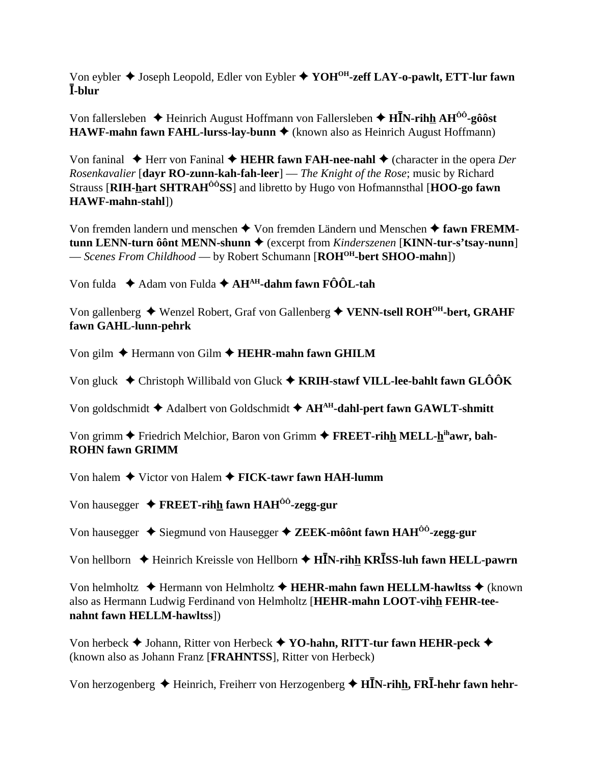Von eybler ✦ Joseph Leopold, Edler von Eybler ✦ **YOH^OH-zeff LAY-o-pawlt, ETT-lur fawn Ī-blur**

Von fallersleben ✦ Heinrich August Hoffmann von Fallersleben ✦ **HĪN-rihh AH^ÔÔ-gôôst HAWF-mahn fawn FAHL-lurss-lay-bunn** ✦ (known also as Heinrich August Hoffmann)

Von faninal ✦ Herr von Faninal ✦ **HEHR fawn FAH-nee-nahl** ✦ (character in the opera *Der Rosenkavalier* [**dayr RO-zunn-kah-fah-leer**] — *The Knight of the Rose*; music by Richard Strauss [**RIH-hart SHTRAH^ÔÔSS**] and libretto by Hugo von Hofmannsthal [**HOO-go fawn HAWF-mahn-stahl**])

Von fremden landern und menschen ✦ Von fremden Ländern und Menschen ✦ **fawn FREMM-tunn LENN-turn ôônt MENN-shunn** ✦ (excerpt from *Kinderszenen* [**KINN-tur-s'tsay-nunn**] — *Scenes From Childhood* — by Robert Schumann [**ROH^OH-bert SHOO-mahn**])

Von fulda ✦ Adam von Fulda ✦ **AH^AH-dahm fawn FÔÔL-tah**

Von gallenberg ✦ Wenzel Robert, Graf von Gallenberg ✦ **VENN-tsell ROH^OH-bert, GRAHF fawn GAHL-lunn-pehrk**

Von gilm ✦ Hermann von Gilm ✦ **HEHR-mahn fawn GHILM**

Von gluck ✦ Christoph Willibald von Gluck ✦ **KRIH-stawf VILL-lee-bahlt fawn GLÔÔK**

Von goldschmidt ✦ Adalbert von Goldschmidt ✦ **AH^AH-dahl-pert fawn GAWLT-shmitt**

Von grimm ✦ Friedrich Melchior, Baron von Grimm ✦ **FREET-rihh MELL-h^ih awr, bah-ROHN fawn GRIMM**

Von halem ✦ Victor von Halem ✦ **FICK-tawr fawn HAH-lumm**

Von hausegger ✦ **FREET-rihh fawn HAH^ÔÔ-zegg-gur**

Von hausegger ✦ Siegmund von Hausegger ✦ **ZEEK-môônt fawn HAH^ÔÔ-zegg-gur**

Von hellborn ✦ Heinrich Kreissle von Hellborn ✦ **HĪN-rihh KRĪSS-luh fawn HELL-pawrn**

Von helmholtz ✦ Hermann von Helmholtz ✦ **HEHR-mahn fawn HELLM-hawltss** ✦ (known also as Hermann Ludwig Ferdinand von Helmholtz [**HEHR-mahn LOOT-vihh FEHR-tee-nahnt fawn HELLM-hawltss**])

Von herbeck ✦ Johann, Ritter von Herbeck ✦ **YO-hahn, RITT-tur fawn HEHR-peck** ✦ (known also as Johann Franz [**FRAHNTSS**], Ritter von Herbeck)

Von herzogenberg ✦ Heinrich, Freiherr von Herzogenberg ✦ **HĪN-rihh, FRĪ-hehr fawn hehr-**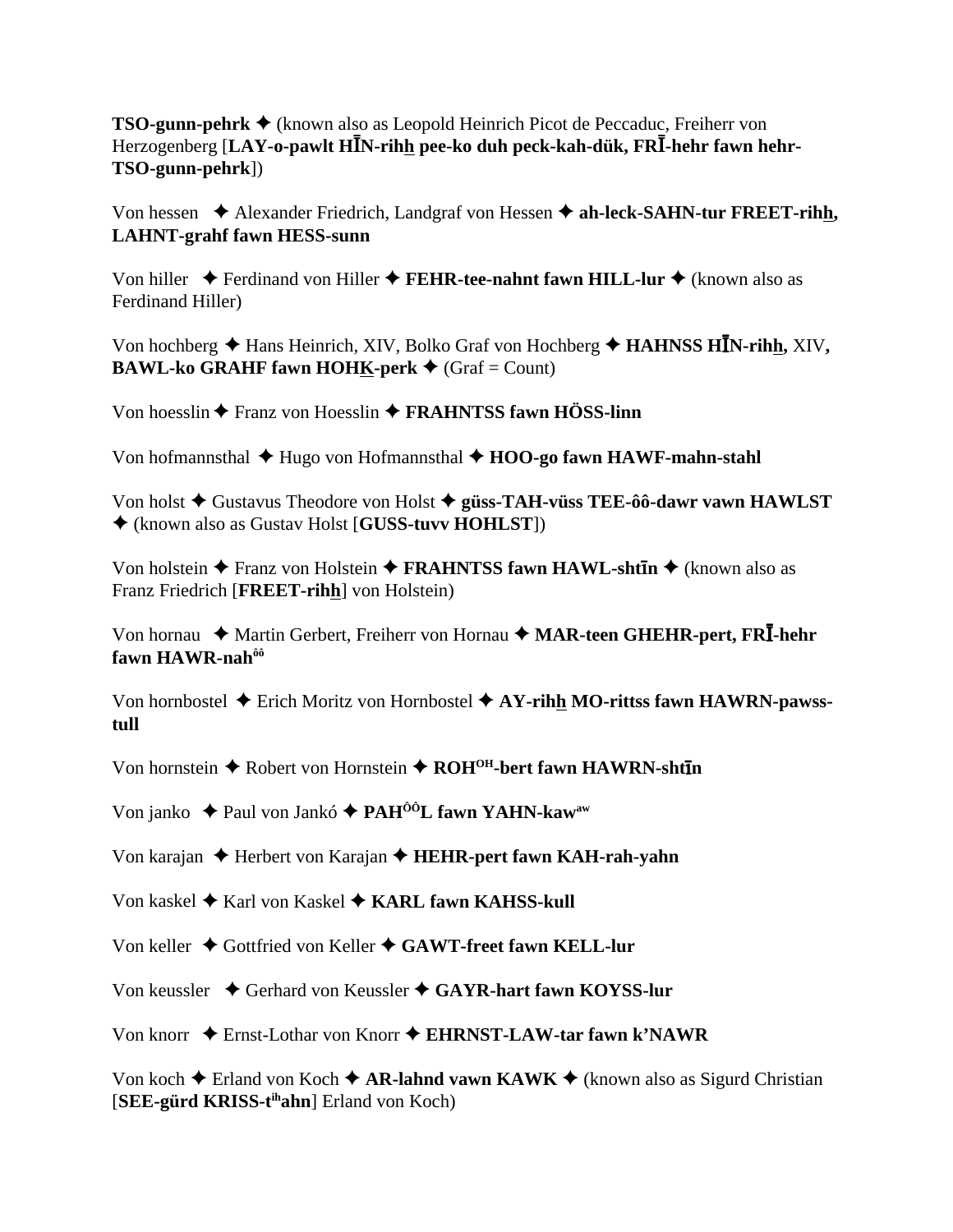**TSO-gunn-pehrk** ✦ (known also as Leopold Heinrich Picot de Peccaduc, Freiherr von Herzogenberg [**LAY-o-pawlt HĪN-rihh pee-ko duh peck-kah-dük, FRĪ-hehr fawn hehr-TSO-gunn-pehrk**])

Von hessen ✦ Alexander Friedrich, Landgraf von Hessen ✦ **ah-leck-SAHN-tur FREET-rihh, LAHNT-grahf fawn HESS-sunn**

Von hiller ✦ Ferdinand von Hiller ✦ **FEHR-tee-nahnt fawn HILL-lur** ✦ (known also as Ferdinand Hiller)

Von hochberg ✦ Hans Heinrich, XIV, Bolko Graf von Hochberg ✦ **HAHNSS HĪN-rihh,** XIV**, BAWL-ko GRAHF fawn HOHK-perk** ✦ (Graf = Count)

Von hoesslin ✦ Franz von Hoesslin ✦ **FRAHNTSS fawn HÖSS-linn**

Von hofmannsthal ✦ Hugo von Hofmannsthal ✦ **HOO-go fawn HAWF-mahn-stahl**

Von holst ✦ Gustavus Theodore von Holst ✦ **güss-TAH-vüss TEE-ôô-dawr vawn HAWLST** ✦ (known also as Gustav Holst [**GUSS-tuvv HOHLST**])

Von holstein ✦ Franz von Holstein ✦ **FRAHNTSS fawn HAWL-shtīn** ✦ (known also as Franz Friedrich [**FREET-rihh**] von Holstein)

Von hornau ✦ Martin Gerbert, Freiherr von Hornau ✦ **MAR-teen GHEHR-pert, FRĪ-hehr fawn HAWR-nah**[ôô]

Von hornbostel ✦ Erich Moritz von Hornbostel ✦ **AY-rihh MO-rittss fawn HAWRN-pawss-tull**

Von hornstein ✦ Robert von Hornstein ✦ **ROH**[OH]**-bert fawn HAWRN-shtīn**

Von janko ✦ Paul von Jankó ✦ **PAH**[ÔÔ]**L fawn YAHN-kaw**[aw]

Von karajan ✦ Herbert von Karajan ✦ **HEHR-pert fawn KAH-rah-yahn**

Von kaskel ✦ Karl von Kaskel ✦ **KARL fawn KAHSS-kull**

Von keller ✦ Gottfried von Keller ✦ **GAWT-freet fawn KELL-lur**

Von keussler ✦ Gerhard von Keussler ✦ **GAYR-hart fawn KOYSS-lur**

Von knorr ✦ Ernst-Lothar von Knorr ✦ **EHRNST-LAW-tar fawn k'NAWR**

Von koch ✦ Erland von Koch ✦ **AR-lahnd vawn KAWK** ✦ (known also as Sigurd Christian [**SEE-gürd KRISS-t**[ih]**ahn**] Erland von Koch)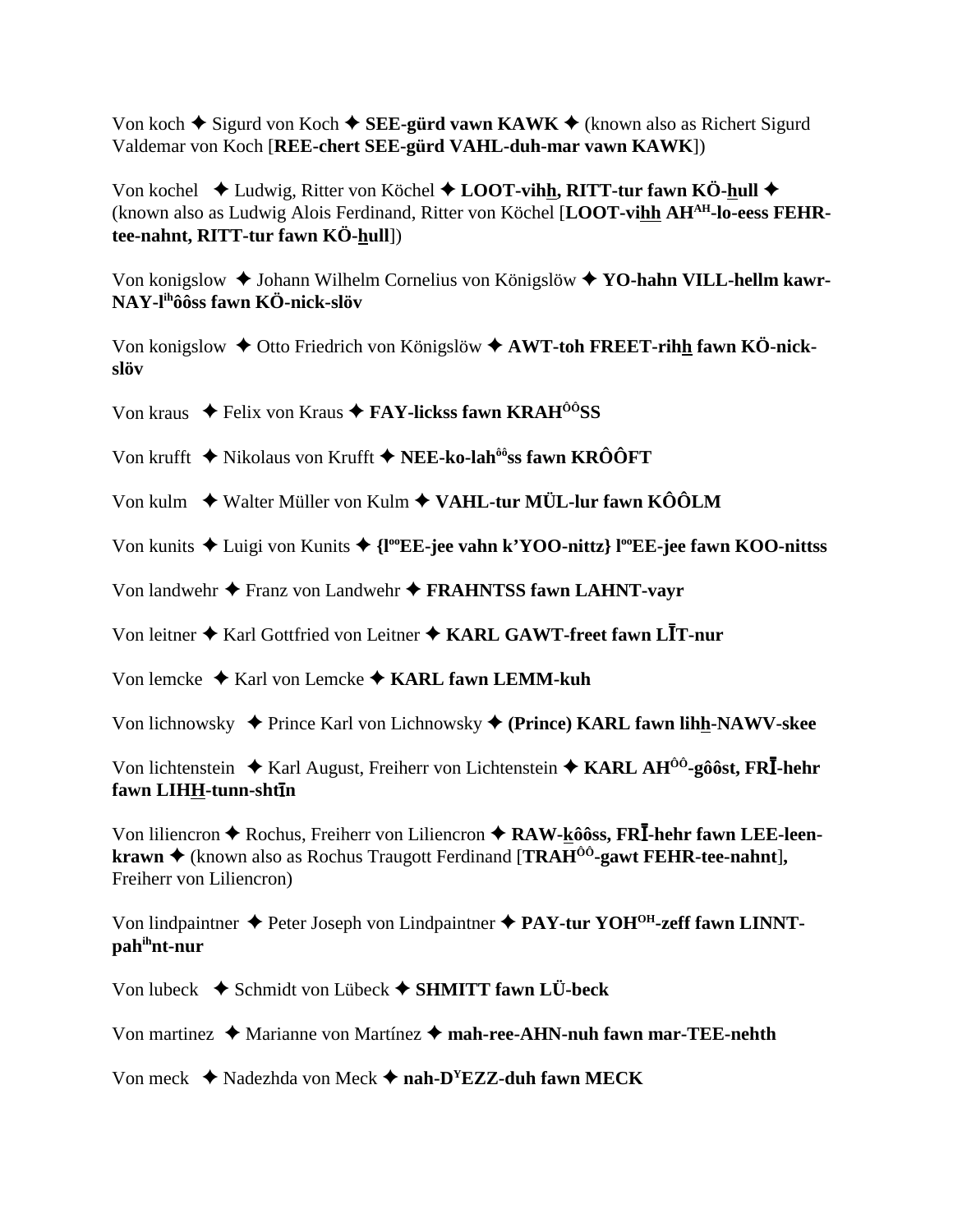Von koch ✦ Sigurd von Koch ✦ **SEE-gürd vawn KAWK** ✦ (known also as Richert Sigurd Valdemar von Koch [**REE-chert SEE-gürd VAHL-duh-mar vawn KAWK**])

Von kochel ✦ Ludwig, Ritter von Köchel ✦ **LOOT-vihh, RITT-tur fawn KÖ-hull** ✦ (known also as Ludwig Alois Ferdinand, Ritter von Köchel [**LOOT-vihh AH^AH-lo-eess FEHR-tee-nahnt, RITT-tur fawn KÖ-hull**])

Von konigslow ✦ Johann Wilhelm Cornelius von Königslöw ✦ **YO-hahn VILL-hellm kawr-NAY-l^ih ôôss fawn KÖ-nick-slöv**

Von konigslow ✦ Otto Friedrich von Königslöw ✦ **AWT-toh FREET-rihh fawn KÖ-nick-slöv**

Von kraus ✦ Felix von Kraus ✦ **FAY-lickss fawn KRAH^ÔÔSS**

Von krufft ✦ Nikolaus von Krufft ✦ **NEE-ko-lah^ôôss fawn KRÔÔFT**

Von kulm ✦ Walter Müller von Kulm ✦ **VAHL-tur MÜL-lur fawn KÔÔLM**

Von kunits ✦ Luigi von Kunits ✦ **{l^ooEE-jee vahn k'YOO-nittz} l^ooEE-jee fawn KOO-nittss**

Von landwehr ✦ Franz von Landwehr ✦ **FRAHNTSS fawn LAHNT-vayr**

Von leitner ✦ Karl Gottfried von Leitner ✦ **KARL GAWT-freet fawn LĪT-nur**

Von lemcke ✦ Karl von Lemcke ✦ **KARL fawn LEMM-kuh**

Von lichnowsky ✦ Prince Karl von Lichnowsky ✦ **(Prince) KARL fawn lihh-NAWV-skee**

Von lichtenstein ✦ Karl August, Freiherr von Lichtenstein ✦ **KARL AH^ÔÔ-gôôst, FRĪ-hehr fawn LIHH-tunn-shtīn**

Von liliencron ✦ Rochus, Freiherr von Liliencron ✦ **RAW-kôôss, FRĪ-hehr fawn LEE-leen-krawn** ✦ (known also as Rochus Traugott Ferdinand [**TRAH^ÔÔ-gawt FEHR-tee-nahnt**], Freiherr von Liliencron)

Von lindpaintner ✦ Peter Joseph von Lindpaintner ✦ **PAY-tur YOH^OH-zeff fawn LINNT-pah^ih nt-nur**

Von lubeck ✦ Schmidt von Lübeck ✦ **SHMITT fawn LÜ-beck**

Von martinez ✦ Marianne von Martínez ✦ **mah-ree-AHN-nuh fawn mar-TEE-nehth**

Von meck ✦ Nadezhda von Meck ✦ **nah-D^YEZZ-duh fawn MECK**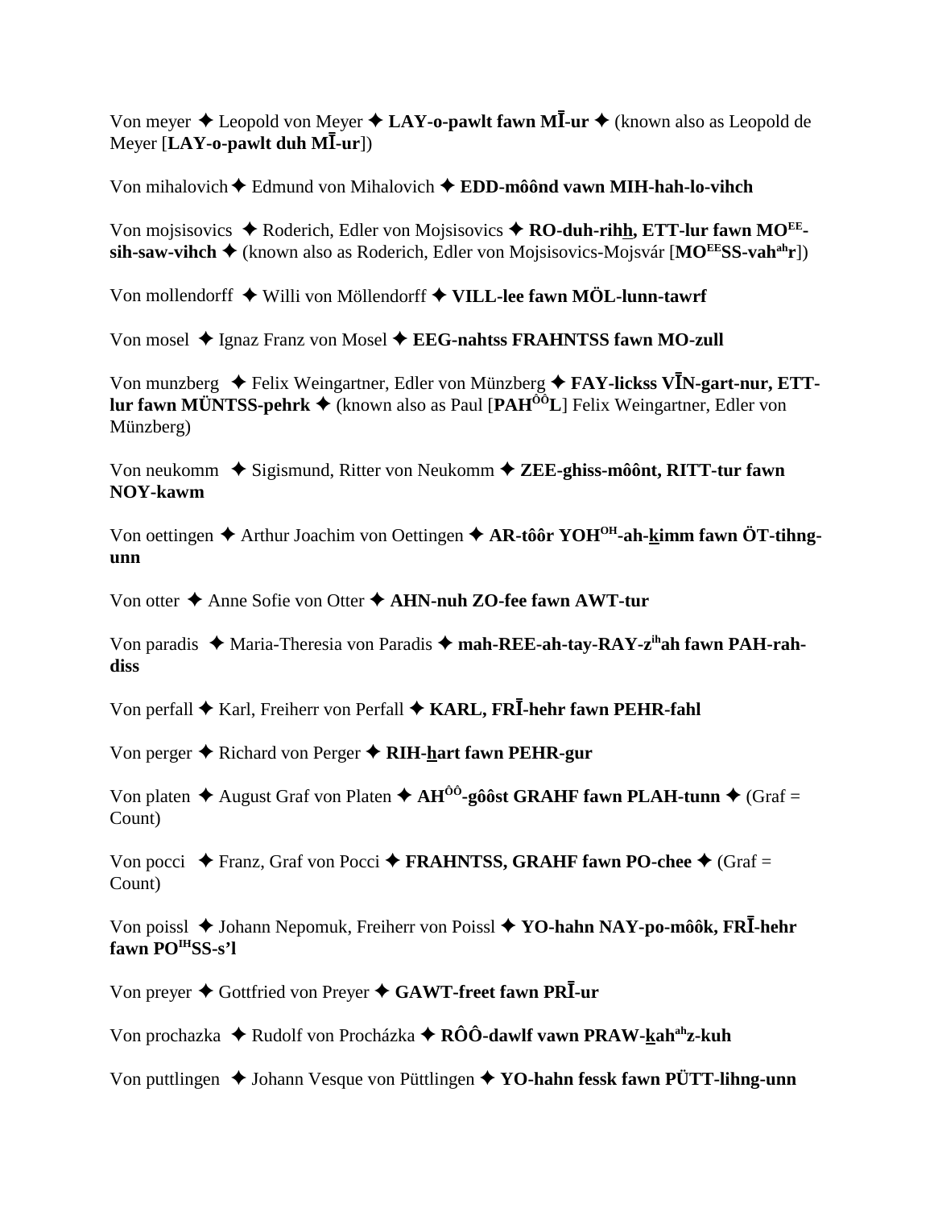Von meyer ✦ Leopold von Meyer ✦ **LAY-o-pawlt fawn MĪ-ur** ✦ (known also as Leopold de Meyer [**LAY-o-pawlt duh MĪ-ur**])

Von mihalovich ✦ Edmund von Mihalovich ✦ **EDD-môônd vawn MIH-hah-lo-vihch**

Von mojsisovics ✦ Roderich, Edler von Mojsisovics ✦ **RO-duh-rihh, ETT-lur fawn MO[EE]-sih-saw-vihch** ✦ (known also as Roderich, Edler von Mojsisovics-Mojsvár [**MO[EE]SS-vah[ah]r**])

Von mollendorff ✦ Willi von Möllendorff ✦ **VILL-lee fawn MÖL-lunn-tawrf**

Von mosel ✦ Ignaz Franz von Mosel ✦ **EEG-nahtss FRAHNTSS fawn MO-zull**

Von munzberg ✦ Felix Weingartner, Edler von Münzberg ✦ **FAY-lickss VĪN-gart-nur, ETT-lur fawn MÜNTSS-pehrk** ✦ (known also as Paul [**PAH[ÔÔ]L**] Felix Weingartner, Edler von Münzberg)

Von neukomm ✦ Sigismund, Ritter von Neukomm ✦ **ZEE-ghiss-môônt, RITT-tur fawn NOY-kawm**

Von oettingen ✦ Arthur Joachim von Oettingen ✦ **AR-tôôr YOH[OH]-ah-kimm fawn ÖT-tihng-unn**

Von otter ✦ Anne Sofie von Otter ✦ **AHN-nuh ZO-fee fawn AWT-tur**

Von paradis ✦ Maria-Theresia von Paradis ✦ **mah-REE-ah-tay-RAY-z[ih]ah fawn PAH-rah-diss**

Von perfall ✦ Karl, Freiherr von Perfall ✦ **KARL, FRĪ-hehr fawn PEHR-fahl**

Von perger ✦ Richard von Perger ✦ **RIH-hart fawn PEHR-gur**

Von platen ✦ August Graf von Platen ✦ **AH[ÔÔ]-gôôst GRAHF fawn PLAH-tunn** ✦ (Graf = Count)

Von pocci ✦ Franz, Graf von Pocci ✦ **FRAHNTSS, GRAHF fawn PO-chee** ✦ (Graf = Count)

Von poissl ✦ Johann Nepomuk, Freiherr von Poissl ✦ **YO-hahn NAY-po-môôk, FRĪ-hehr fawn PO[IH]SS-s'l**

Von preyer ✦ Gottfried von Preyer ✦ **GAWT-freet fawn PRĪ-ur**

Von prochazka ✦ Rudolf von Procházka ✦ **RÔÔ-dawlf vawn PRAW-kah[ah]z-kuh**

Von puttlingen ✦ Johann Vesque von Püttlingen ✦ **YO-hahn fessk fawn PÜTT-lihng-unn**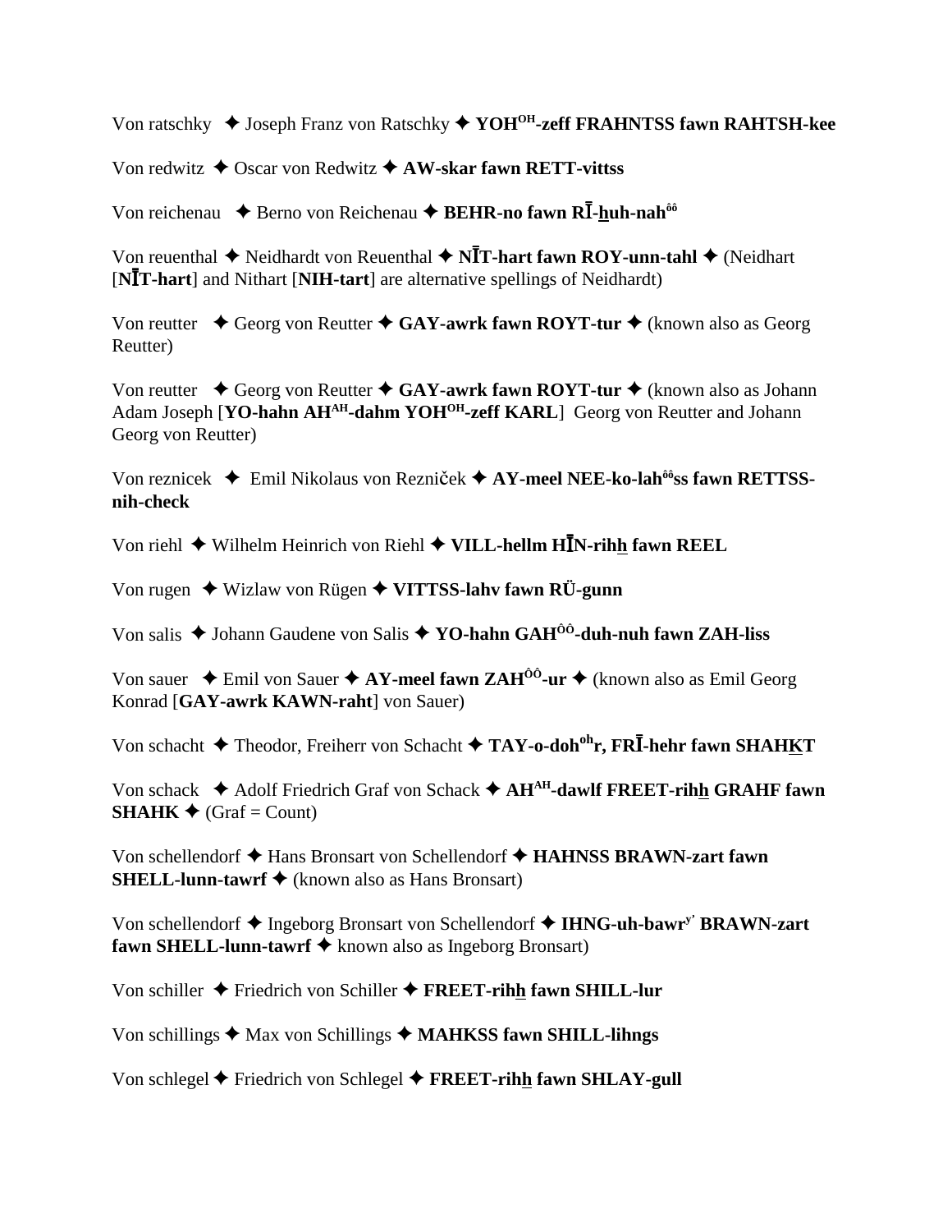Von ratschky ✦ Joseph Franz von Ratschky ✦ **YOH**[OH]**-zeff FRAHNTSS fawn RAHTSH-kee**

Von redwitz ✦ Oscar von Redwitz ✦ **AW-skar fawn RETT-vittss**

Von reichenau ✦ Berno von Reichenau ✦ **BEHR-no fawn RĪ-huh-nah**[ôô]

Von reuenthal ✦ Neidhardt von Reuenthal ✦ **NĪT-hart fawn ROY-unn-tahl** ✦ (Neidhart [**NĪT-hart**] and Nithart [**NIH-tart**] are alternative spellings of Neidhardt)

Von reutter ✦ Georg von Reutter ✦ **GAY-awrk fawn ROYT-tur** ✦ (known also as Georg Reutter)

Von reutter ✦ Georg von Reutter ✦ **GAY-awrk fawn ROYT-tur** ✦ (known also as Johann Adam Joseph [**YO-hahn AH**[AH]**-dahm YOH**[OH]**-zeff KARL**] Georg von Reutter and Johann Georg von Reutter)

Von reznicek ✦ Emil Nikolaus von Rezniček ✦ **AY-meel NEE-ko-lah**[ôô]**ss fawn RETTSS-nih-check**

Von riehl ✦ Wilhelm Heinrich von Riehl ✦ **VILL-hellm HĪN-rihh fawn REEL**

Von rugen ✦ Wizlaw von Rügen ✦ **VITTSS-lahv fawn RÜ-gunn**

Von salis ✦ Johann Gaudene von Salis ✦ **YO-hahn GAH**[ÔÔ]**-duh-nuh fawn ZAH-liss**

Von sauer ✦ Emil von Sauer ✦ **AY-meel fawn ZAH**[ÔÔ]**-ur** ✦ (known also as Emil Georg Konrad [**GAY-awrk KAWN-raht**] von Sauer)

Von schacht ✦ Theodor, Freiherr von Schacht ✦ **TAY-o-doh**[oh]**r, FRĪ-hehr fawn SHAHKT**

Von schack ✦ Adolf Friedrich Graf von Schack ✦ **AH**[AH]**-dawlf FREET-rihh GRAHF fawn SHAHK** ✦ (Graf = Count)

Von schellendorf ✦ Hans Bronsart von Schellendorf ✦ **HAHNSS BRAWN-zart fawn SHELL-lunn-tawrf** ✦ (known also as Hans Bronsart)

Von schellendorf ✦ Ingeborg Bronsart von Schellendorf ✦ **IHNG-uh-bawr**[y']**BRAWN-zart fawn SHELL-lunn-tawrf** ✦ known also as Ingeborg Bronsart)

Von schiller ✦ Friedrich von Schiller ✦ **FREET-rihh fawn SHILL-lur**

Von schillings ✦ Max von Schillings ✦ **MAHKSS fawn SHILL-lihngs**

Von schlegel ✦ Friedrich von Schlegel ✦ **FREET-rihh fawn SHLAY-gull**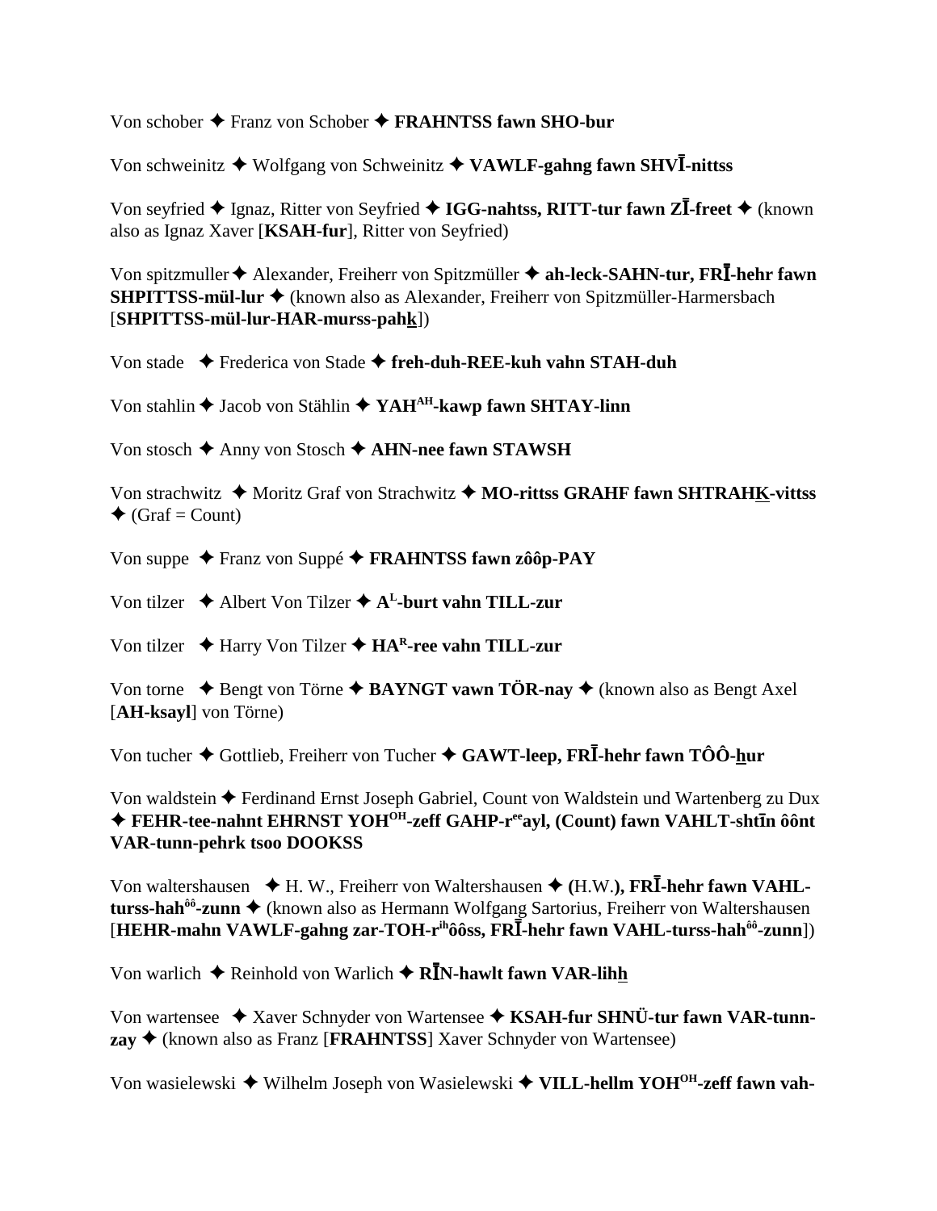Von schober ✦ Franz von Schober ✦ **FRAHNTSS fawn SHO-bur**

Von schweinitz ✦ Wolfgang von Schweinitz ✦ **VAWLF-gahng fawn SHVĪ-nittss**

Von seyfried ✦ Ignaz, Ritter von Seyfried ✦ **IGG-nahtss, RITT-tur fawn ZĪ-freet** ✦ (known also as Ignaz Xaver [**KSAH-fur**], Ritter von Seyfried)

Von spitzmuller ✦ Alexander, Freiherr von Spitzmüller ✦ **ah-leck-SAHN-tur, FRĪ-hehr fawn SHPITTSS-mül-lur** ✦ (known also as Alexander, Freiherr von Spitzmüller-Harmersbach [**SHPITTSS-mül-lur-HAR-murss-pahk**])

Von stade ✦ Frederica von Stade ✦ **freh-duh-REE-kuh vahn STAH-duh**

Von stahlin ✦ Jacob von Stählin ✦ **YAH$^{AH}$-kawp fawn SHTAY-linn**

Von stosch ✦ Anny von Stosch ✦ **AHN-nee fawn STAWSH**

Von strachwitz ✦ Moritz Graf von Strachwitz ✦ **MO-rittss GRAHF fawn SHTRAHK-vittss** ✦ (Graf = Count)

Von suppe ✦ Franz von Suppé ✦ **FRAHNTSS fawn zôôp-PAY**

Von tilzer ✦ Albert Von Tilzer ✦ **A$^{L}$-burt vahn TILL-zur**

Von tilzer ✦ Harry Von Tilzer ✦ **HA$^{R}$-ree vahn TILL-zur**

Von torne ✦ Bengt von Törne ✦ **BAYNGT vawn TÖR-nay** ✦ (known also as Bengt Axel [**AH-ksayl**] von Törne)

Von tucher ✦ Gottlieb, Freiherr von Tucher ✦ **GAWT-leep, FRĪ-hehr fawn TÔÔ-hur**

Von waldstein ✦ Ferdinand Ernst Joseph Gabriel, Count von Waldstein und Wartenberg zu Dux ✦ **FEHR-tee-nahnt EHRNST YOH$^{OH}$-zeff GAHP-r$^{ee}$ayl, (Count) fawn VAHLT-shtīn ôônt VAR-tunn-pehrk tsoo DOOKSS**

Von waltershausen ✦ H. W., Freiherr von Waltershausen ✦ **(H.W.), FRĪ-hehr fawn VAHL-turss-hah$^{ôô}$-zunn** ✦ (known also as Hermann Wolfgang Sartorius, Freiherr von Waltershausen [**HEHR-mahn VAWLF-gahng zar-TOH-r$^{ih}$ôôss, FRĪ-hehr fawn VAHL-turss-hah$^{ôô}$-zunn**])

Von warlich ✦ Reinhold von Warlich ✦ **RĪN-hawlt fawn VAR-lihh**

Von wartensee ✦ Xaver Schnyder von Wartensee ✦ **KSAH-fur SHNÜ-tur fawn VAR-tunn-zay** ✦ (known also as Franz [**FRAHNTSS**] Xaver Schnyder von Wartensee)

Von wasielewski ✦ Wilhelm Joseph von Wasielewski ✦ **VILL-hellm YOH$^{OH}$-zeff fawn vah-**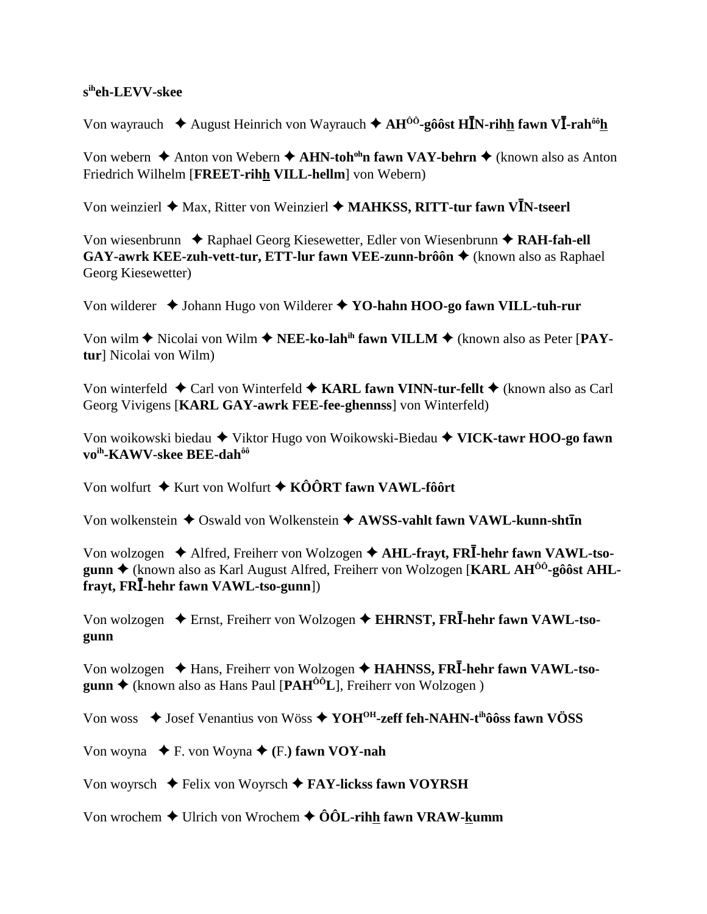**s^ih eh-LEVV-skee**

Von wayrauch ✦ August Heinrich von Wayrauch ✦ **AH^ÔÔ-gôôst HĪN-rihh fawn VĪ-rah^ôôh**

Von webern ✦ Anton von Webern ✦ **AHN-toh^oh n fawn VAY-behrn** ✦ (known also as Anton Friedrich Wilhelm [**FREET-rihh VILL-hellm**] von Webern)

Von weinzierl ✦ Max, Ritter von Weinzierl ✦ **MAHKSS, RITT-tur fawn VĪN-tseerl**

Von wiesenbrunn ✦ Raphael Georg Kiesewetter, Edler von Wiesenbrunn ✦ **RAH-fah-ell GAY-awrk KEE-zuh-vett-tur, ETT-lur fawn VEE-zunn-brôôn** ✦ (known also as Raphael Georg Kiesewetter)

Von wilderer ✦ Johann Hugo von Wilderer ✦ **YO-hahn HOO-go fawn VILL-tuh-rur**

Von wilm ✦ Nicolai von Wilm ✦ **NEE-ko-lah^ih fawn VILLM** ✦ (known also as Peter [**PAY-tur**] Nicolai von Wilm)

Von winterfeld ✦ Carl von Winterfeld ✦ **KARL fawn VINN-tur-fellt** ✦ (known also as Carl Georg Vivigens [**KARL GAY-awrk FEE-fee-ghennss**] von Winterfeld)

Von woikowski biedau ✦ Viktor Hugo von Woikowski-Biedau ✦ **VICK-tawr HOO-go fawn vo^ih-KAWV-skee BEE-dah^ôô**

Von wolfurt ✦ Kurt von Wolfurt ✦ **KÔÔRT fawn VAWL-fôôrt**

Von wolkenstein ✦ Oswald von Wolkenstein ✦ **AWSS-vahlt fawn VAWL-kunn-shtīn**

Von wolzogen ✦ Alfred, Freiherr von Wolzogen ✦ **AHL-frayt, FRĪ-hehr fawn VAWL-tso-gunn** ✦ (known also as Karl August Alfred, Freiherr von Wolzogen [**KARL AH^ÔÔ-gôôst AHL-frayt, FRĪ-hehr fawn VAWL-tso-gunn**])

Von wolzogen ✦ Ernst, Freiherr von Wolzogen ✦ **EHRNST, FRĪ-hehr fawn VAWL-tso-gunn**

Von wolzogen ✦ Hans, Freiherr von Wolzogen ✦ **HAHNSS, FRĪ-hehr fawn VAWL-tso-gunn** ✦ (known also as Hans Paul [**PAH^ÔÔL**], Freiherr von Wolzogen )

Von woss ✦ Josef Venantius von Wöss ✦ **YOH^OH-zeff feh-NAHN-t^ih ôôss fawn VÖSS**

Von woyna ✦ F. von Woyna ✦ **(**F.**) fawn VOY-nah**

Von woyrsch ✦ Felix von Woyrsch ✦ **FAY-lickss fawn VOYRSH**

Von wrochem ✦ Ulrich von Wrochem ✦ **ÔÔL-rihh fawn VRAW-kumm**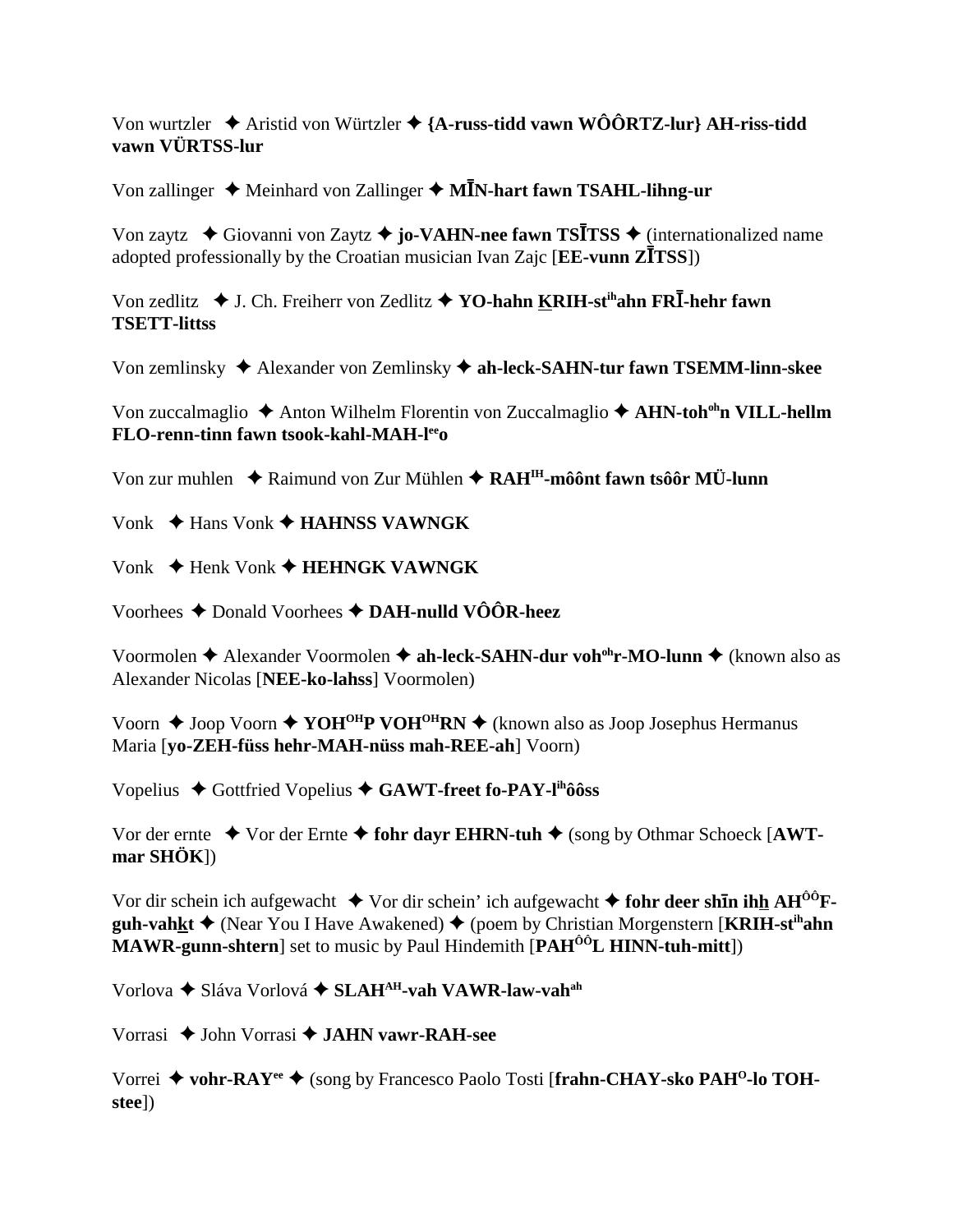Von wurtzler ✦ Aristid von Würtzler ✦ **{A-russ-tidd vawn WÔÔRTZ-lur} AH-riss-tidd vawn VÜRTSS-lur**

Von zallinger ✦ Meinhard von Zallinger ✦ **MĪN-hart fawn TSAHL-lihng-ur**

Von zaytz ✦ Giovanni von Zaytz ✦ **jo-VAHN-nee fawn TSĪTSS** ✦ (internationalized name adopted professionally by the Croatian musician Ivan Zajc [**EE-vunn ZĪTSS**])

Von zedlitz ✦ J. Ch. Freiherr von Zedlitz ✦ **YO-hahn KRIH-st**[ih]**ahn FRĪ-hehr fawn TSETT-littss**

Von zemlinsky ✦ Alexander von Zemlinsky ✦ **ah-leck-SAHN-tur fawn TSEMM-linn-skee**

Von zuccalmaglio ✦ Anton Wilhelm Florentin von Zuccalmaglio ✦ **AHN-toh**[oh]**n VILL-hellm FLO-renn-tinn fawn tsook-kahl-MAH-l**[ee]**o**

Von zur muhlen ✦ Raimund von Zur Mühlen ✦ **RAH**[IH]**-môônt fawn tsôôr MÜ-lunn**

Vonk ✦ Hans Vonk ✦ **HAHNSS VAWNGK**

Vonk ✦ Henk Vonk ✦ **HEHNGK VAWNGK**

Voorhees ✦ Donald Voorhees ✦ **DAH-nulld VÔÔR-heez**

Voormolen ✦ Alexander Voormolen ✦ **ah-leck-SAHN-dur voh**[oh]**r-MO-lunn** ✦ (known also as Alexander Nicolas [**NEE-ko-lahss**] Voormolen)

Voorn ✦ Joop Voorn ✦ **YOH**[OH]**P VOH**[OH]**RN** ✦ (known also as Joop Josephus Hermanus Maria [**yo-ZEH-füss hehr-MAH-nüss mah-REE-ah**] Voorn)

Vopelius ✦ Gottfried Vopelius ✦ **GAWT-freet fo-PAY-l**[ih]**ôôss**

Vor der ernte ✦ Vor der Ernte ✦ **fohr dayr EHRN-tuh** ✦ (song by Othmar Schoeck [**AWT-mar SHÖK**])

Vor dir schein ich aufgewacht ✦ Vor dir schein' ich aufgewacht ✦ **fohr deer shīn ihh AH**[ÔÔ]**F-guh-vahkt** ✦ (Near You I Have Awakened) ✦ (poem by Christian Morgenstern [**KRIH-st**[ih]**ahn MAWR-gunn-shtern**] set to music by Paul Hindemith [**PAH**[ÔÔ]**L HINN-tuh-mitt**])

Vorlova ✦ Sláva Vorlová ✦ **SLAH**[AH]**-vah VAWR-law-vah**[ah]

Vorrasi ✦ John Vorrasi ✦ **JAHN vawr-RAH-see**

Vorrei ✦ **vohr-RAY**[ee] ✦ (song by Francesco Paolo Tosti [**frahn-CHAY-sko PAH**[O]**-lo TOH-stee**])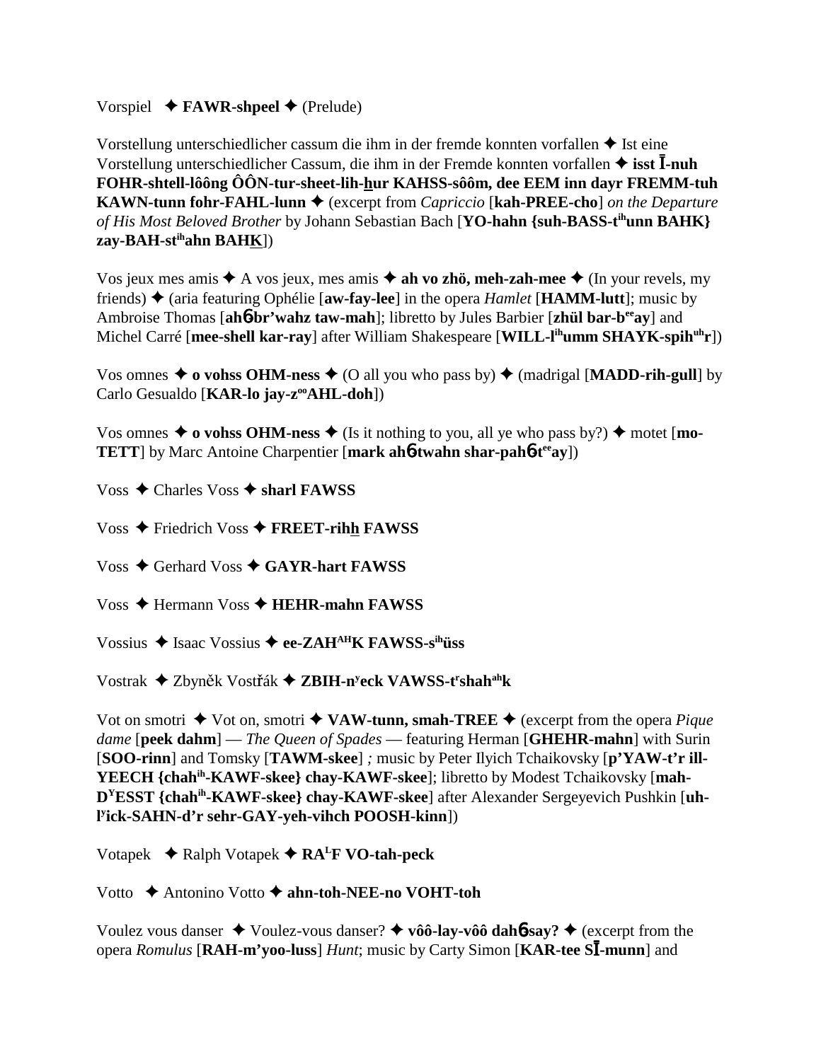Vorspiel ✦ **FAWR-shpeel** ✦ (Prelude)

Vorstellung unterschiedlicher cassum die ihm in der fremde konnten vorfallen ✦ Ist eine Vorstellung unterschiedlicher Cassum, die ihm in der Fremde konnten vorfallen ✦ **isst Ī-nuh FOHR-shtell-lôông ÔÔN-tur-sheet-lih-hur KAHSS-sôôm, dee EEM inn dayr FREMM-tuh KAWN-tunn fohr-FAHL-lunn** ✦ (excerpt from *Capriccio* [**kah-PREE-cho**] *on the Departure of His Most Beloved Brother* by Johann Sebastian Bach [**YO-hahn {suh-BASS-t^ih^unn BAHK} zay-BAH-st^ih^ahn BAHK**])

Vos jeux mes amis ✦ A vos jeux, mes amis ✦ **ah vo zhö, meh-zah-mee** ✦ (In your revels, my friends) ✦ (aria featuring Ophélie [**aw-fay-lee**] in the opera *Hamlet* [**HAMM-lutt**]; music by Ambroise Thomas [**ahɓ-br'wahz taw-mah**]; libretto by Jules Barbier [**zhül bar-b^ee^ay**] and Michel Carré [**mee-shell kar-ray**] after William Shakespeare [**WILL-l^ih^umm SHAYK-spih^uh^r**])

Vos omnes ✦ **o vohss OHM-ness** ✦ (O all you who pass by) ✦ (madrigal [**MADD-rih-gull**] by Carlo Gesualdo [**KAR-lo jay-z^oo^AHL-doh**])

Vos omnes ✦ **o vohss OHM-ness** ✦ (Is it nothing to you, all ye who pass by?) ✦ motet [**mo-TETT**] by Marc Antoine Charpentier [**mark ahɓ-twahn shar-pahɓ-t^ee^ay**])

Voss ✦ Charles Voss ✦ **sharl FAWSS**

Voss ✦ Friedrich Voss ✦ **FREET-rihh FAWSS**

Voss ✦ Gerhard Voss ✦ **GAYR-hart FAWSS**

Voss ✦ Hermann Voss ✦ **HEHR-mahn FAWSS**

Vossius ✦ Isaac Vossius ✦ **ee-ZAH^AH^K FAWSS-s^ih^üss**

Vostrak ✦ Zbyněk Vostřák ✦ **ZBIH-n^y^eck VAWSS-t^r^shah^ah^k**

Vot on smotri ✦ Vot on, smotri ✦ **VAW-tunn, smah-TREE** ✦ (excerpt from the opera *Pique dame* [**peek dahm**] — *The Queen of Spades* — featuring Herman [**GHEHR-mahn**] with Surin [**SOO-rinn**] and Tomsky [**TAWM-skee**] *;* music by Peter Ilyich Tchaikovsky [**p'YAW-t'r ill-YEECH {chah^ih^-KAWF-skee} chay-KAWF-skee**]; libretto by Modest Tchaikovsky [**mah-D^Y^ESST {chah^ih^-KAWF-skee} chay-KAWF-skee**] after Alexander Sergeyevich Pushkin [**uh-l^y^ick-SAHN-d'r sehr-GAY-yeh-vihch POOSH-kinn**])

Votapek ✦ Ralph Votapek ✦ **RA^L^F VO-tah-peck**

Votto ✦ Antonino Votto ✦ **ahn-toh-NEE-no VOHT-toh**

Voulez vous danser ✦ Voulez-vous danser? ✦ **vôô-lay-vôô dahɓ-say?** ✦ (excerpt from the opera *Romulus* [**RAH-m'yoo-luss**] *Hunt*; music by Carty Simon [**KAR-tee SĪ-munn**] and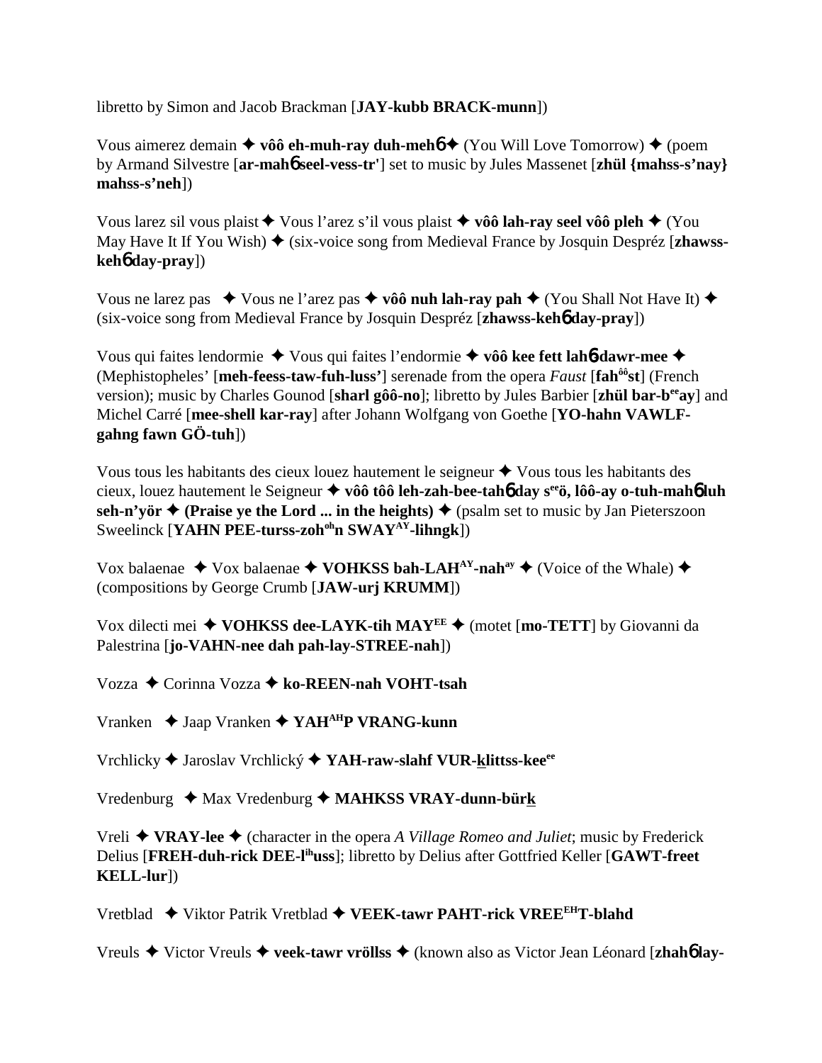libretto by Simon and Jacob Brackman [**JAY-kubb BRACK-munn**])

Vous aimerez demain ✦ **vôô eh-muh-ray duh-meh6** ✦ (You Will Love Tomorrow) ✦ (poem by Armand Silvestre [**ar-mah6 seel-vess-tr'**] set to music by Jules Massenet [**zhül {mahss-s'nay} mahss-s'neh**])

Vous larez sil vous plaist ✦ Vous l'arez s'il vous plaist ✦ **vôô lah-ray seel vôô pleh** ✦ (You May Have It If You Wish) ✦ (six-voice song from Medieval France by Josquin Despréz [**zhawss-keh6 day-pray**])

Vous ne larez pas ✦ Vous ne l'arez pas ✦ **vôô nuh lah-ray pah** ✦ (You Shall Not Have It) ✦ (six-voice song from Medieval France by Josquin Despréz [**zhawss-keh6 day-pray**])

Vous qui faites lendormie ✦ Vous qui faites l'endormie ✦ **vôô kee fett lah6 dawr-mee** ✦ (Mephistopheles' [**meh-feess-taw-fuh-luss'**] serenade from the opera *Faust* [**fah**[ôô]**st**] (French version); music by Charles Gounod [**sharl gôô-no**]; libretto by Jules Barbier [**zhül bar-b**[ee]**ay**] and Michel Carré [**mee-shell kar-ray**] after Johann Wolfgang von Goethe [**YO-hahn VAWLF-gahng fawn GÖ-tuh**])

Vous tous les habitants des cieux louez hautement le seigneur ✦ Vous tous les habitants des cieux, louez hautement le Seigneur ✦ **vôô tôô leh-zah-bee-tah6 day s**[ee]**ö, lôô-ay o-tuh-mah6 luh seh-n'yör** ✦ **(Praise ye the Lord ... in the heights)** ✦ (psalm set to music by Jan Pieterszoon Sweelinck [**YAHN PEE-turss-zoh**[oh]**n SWAY**[AY]**-lihngk**])

Vox balaenae ✦ Vox balaenae ✦ **VOHKSS bah-LAH**[AY]**-nah**[ay] ✦ (Voice of the Whale) ✦ (compositions by George Crumb [**JAW-urj KRUMM**])

Vox dilecti mei ✦ **VOHKSS dee-LAYK-tih MAY**[EE] ✦ (motet [**mo-TETT**] by Giovanni da Palestrina [**jo-VAHN-nee dah pah-lay-STREE-nah**])

Vozza ✦ Corinna Vozza ✦ **ko-REEN-nah VOHT-tsah**

Vranken ✦ Jaap Vranken ✦ **YAH**[AH]**P VRANG-kunn**

Vrchlicky ✦ Jaroslav Vrchlický ✦ **YAH-raw-slahf VUR-klittss-kee**[ee]

Vredenburg ✦ Max Vredenburg ✦ **MAHKSS VRAY-dunn-bürk**

Vreli ✦ **VRAY-lee** ✦ (character in the opera *A Village Romeo and Juliet*; music by Frederick Delius [**FREH-duh-rick DEE-l**[ih]**uss**]; libretto by Delius after Gottfried Keller [**GAWT-freet KELL-lur**])

Vretblad ✦ Viktor Patrik Vretblad ✦ **VEEK-tawr PAHT-rick VREE**[EH]**T-blahd**

Vreuls ✦ Victor Vreuls ✦ **veek-tawr vröllss** ✦ (known also as Victor Jean Léonard [**zhah6 lay-**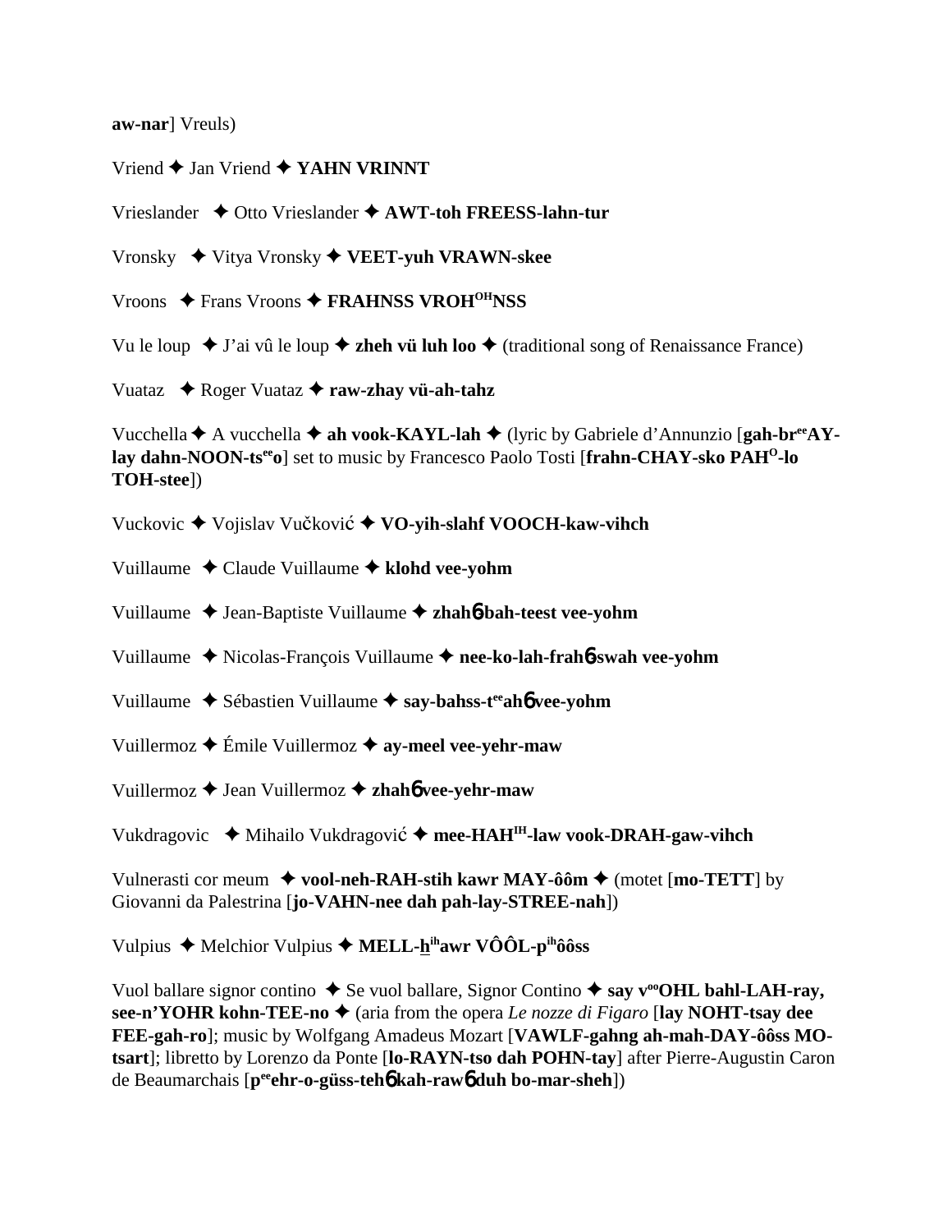**aw-nar**] Vreuls)

Vriend ✦ Jan Vriend ✦ **YAHN VRINNT**

Vrieslander ✦ Otto Vrieslander ✦ **AWT-toh FREESS-lahn-tur**

Vronsky ✦ Vitya Vronsky ✦ **VEET-yuh VRAWN-skee**

Vroons ✦ Frans Vroons ✦ **FRAHNSS VROH[OH]NSS**

Vu le loup ✦ J'ai vû le loup ✦ **zheh vü luh loo** ✦ (traditional song of Renaissance France)

Vuataz ✦ Roger Vuataz ✦ **raw-zhay vü-ah-tahz**

Vucchella ✦ A vucchella ✦ **ah vook-KAYL-lah** ✦ (lyric by Gabriele d'Annunzio [**gah-br[ee]AY-lay dahn-NOON-ts[ee]o**] set to music by Francesco Paolo Tosti [**frahn-CHAY-sko PAH[O]-lo TOH-stee**])

Vuckovic ✦ Vojislav Vučković ✦ **VO-yih-slahf VOOCH-kaw-vihch**

Vuillaume ✦ Claude Vuillaume ✦ **klohd vee-yohm**

Vuillaume ✦ Jean-Baptiste Vuillaume ✦ **zhahɓ-bah-teest vee-yohm**

Vuillaume ✦ Nicolas-François Vuillaume ✦ **nee-ko-lah-frahɓ-swah vee-yohm**

Vuillaume ✦ Sébastien Vuillaume ✦ **say-bahss-t[ee]ahɓ vee-yohm**

Vuillermoz ✦ Émile Vuillermoz ✦ **ay-meel vee-yehr-maw**

Vuillermoz ✦ Jean Vuillermoz ✦ **zhahɓ vee-yehr-maw**

Vukdragovic ✦ Mihailo Vukdragović ✦ **mee-HAH[IH]-law vook-DRAH-gaw-vihch**

Vulnerasti cor meum ✦ **vool-neh-RAH-stih kawr MAY-ôôm** ✦ (motet [**mo-TETT**] by Giovanni da Palestrina [**jo-VAHN-nee dah pah-lay-STREE-nah**])

Vulpius ✦ Melchior Vulpius ✦ **MELL-h[ih]awr VÔÔL-p[ih]ôôss**

Vuol ballare signor contino ✦ Se vuol ballare, Signor Contino ✦ **say v[oo]OHL bahl-LAH-ray, see-n'YOHR kohn-TEE-no** ✦ (aria from the opera *Le nozze di Figaro* [**lay NOHT-tsay dee FEE-gah-ro**]; music by Wolfgang Amadeus Mozart [**VAWLF-gahng ah-mah-DAY-ôôss MO-tsart**]; libretto by Lorenzo da Ponte [**lo-RAYN-tso dah POHN-tay**] after Pierre-Augustin Caron de Beaumarchais [**p[ee]ehr-o-güss-tehɓ kah-rawɓ duh bo-mar-sheh**])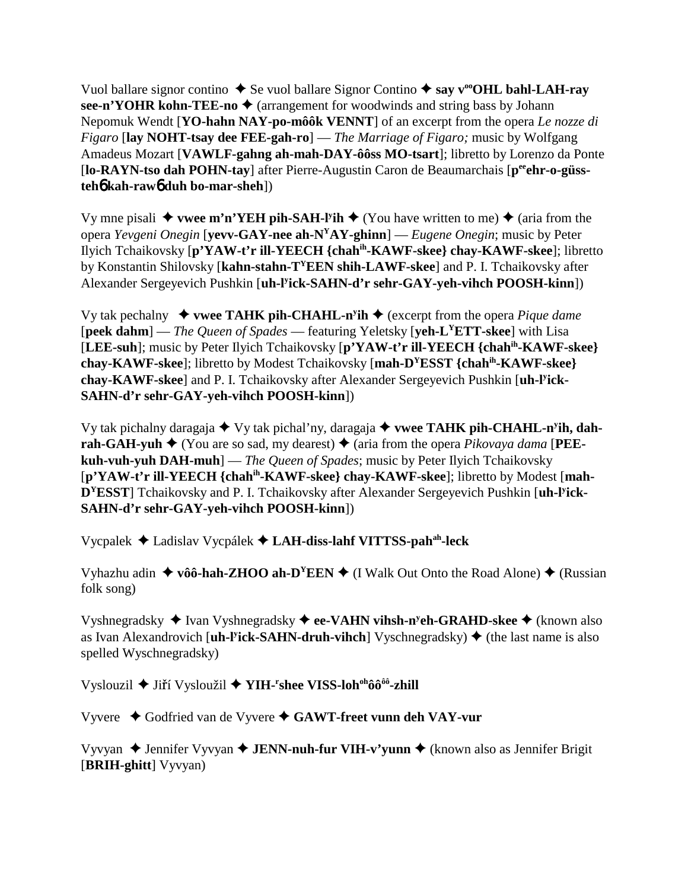Vuol ballare signor contino ✦ Se vuol ballare Signor Contino ✦ **say v[oo]OHL bahl-LAH-ray see-n'YOHR kohn-TEE-no** ✦ (arrangement for woodwinds and string bass by Johann Nepomuk Wendt [**YO-hahn NAY-po-môôk VENNT**] of an excerpt from the opera *Le nozze di Figaro* [**lay NOHT-tsay dee FEE-gah-ro**] — *The Marriage of Figaro;* music by Wolfgang Amadeus Mozart [**VAWLF-gahng ah-mah-DAY-ôôss MO-tsart**]; libretto by Lorenzo da Ponte [**lo-RAYN-tso dah POHN-tay**] after Pierre-Augustin Caron de Beaumarchais [**p[ee]ehr-o-güss-tehɓ kah-rawɓ duh bo-mar-sheh**])

Vy mne pisali ✦ **vwee m'n'YEH pih-SAH-l[y]ih** ✦ (You have written to me) ✦ (aria from the opera *Yevgeni Onegin* [**yevv-GAY-nee ah-N[Y]AY-ghinn**] — *Eugene Onegin*; music by Peter Ilyich Tchaikovsky [**p'YAW-t'r ill-YEECH {chah[ih]-KAWF-skee} chay-KAWF-skee**]; libretto by Konstantin Shilovsky [**kahn-stahn-T[Y]EEN shih-LAWF-skee**] and P. I. Tchaikovsky after Alexander Sergeyevich Pushkin [**uh-l[y]ick-SAHN-d'r sehr-GAY-yeh-vihch POOSH-kinn**])

Vy tak pechalny ✦ **vwee TAHK pih-CHAHL-n[y]ih** ✦ (excerpt from the opera *Pique dame* [**peek dahm**] — *The Queen of Spades* — featuring Yeletsky [**yeh-L[Y]ETT-skee**] with Lisa [**LEE-suh**]; music by Peter Ilyich Tchaikovsky [**p'YAW-t'r ill-YEECH {chah[ih]-KAWF-skee} chay-KAWF-skee**]; libretto by Modest Tchaikovsky [**mah-D[Y]ESST {chah[ih]-KAWF-skee} chay-KAWF-skee**] and P. I. Tchaikovsky after Alexander Sergeyevich Pushkin [**uh-l[y]ick-SAHN-d'r sehr-GAY-yeh-vihch POOSH-kinn**])

Vy tak pichalny daragaja ✦ Vy tak pichal'ny, daragaja ✦ **vwee TAHK pih-CHAHL-n[y]ih, dah-rah-GAH-yuh** ✦ (You are so sad, my dearest) ✦ (aria from the opera *Pikovaya dama* [**PEE-kuh-vuh-yuh DAH-muh**] — *The Queen of Spades*; music by Peter Ilyich Tchaikovsky [**p'YAW-t'r ill-YEECH {chah[ih]-KAWF-skee} chay-KAWF-skee**]; libretto by Modest [**mah-D[Y]ESST**] Tchaikovsky and P. I. Tchaikovsky after Alexander Sergeyevich Pushkin [**uh-l[y]ick-SAHN-d'r sehr-GAY-yeh-vihch POOSH-kinn**])

Vycpalek ✦ Ladislav Vycpálek ✦ **LAH-diss-lahf VITTSS-pah[ah]-leck**

Vyhazhu adin ✦ **vôô-hah-ZHOO ah-D[Y]EEN** ✦ (I Walk Out Onto the Road Alone) ✦ (Russian folk song)

Vyshnegradsky ✦ Ivan Vyshnegradsky ✦ **ee-VAHN vihsh-n[y]eh-GRAHD-skee** ✦ (known also as Ivan Alexandrovich [**uh-l[y]ick-SAHN-druh-vihch**] Vyschnegradsky) ✦ (the last name is also spelled Wyschnegradsky)

Vyslouzil ✦ Jiří Vysloužil ✦ **YIH-[r]shee VISS-loh[oh]ôô[ôô]-zhill**

Vyvere ✦ Godfried van de Vyvere ✦ **GAWT-freet vunn deh VAY-vur**

Vyvyan ✦ Jennifer Vyvyan ✦ **JENN-nuh-fur VIH-v'yunn** ✦ (known also as Jennifer Brigit [**BRIH-ghitt**] Vyvyan)